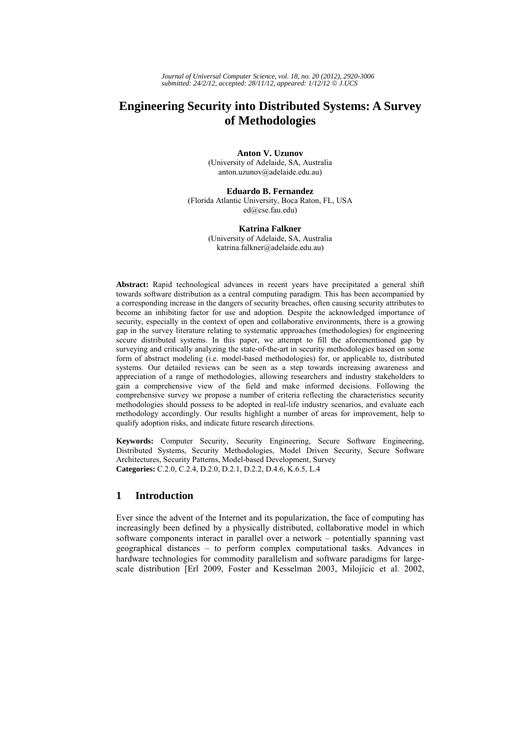# Engineering Security into Distributed Systems: A Survey of Methodologies

**Anton V. Uzunov**
(University of Adelaide, SA, Australia
anton.uzunov@adelaide.edu.au)

**Eduardo B. Fernandez**
(Florida Atlantic University, Boca Raton, FL, USA
ed@cse.fau.edu)

**Katrina Falkner**
(University of Adelaide, SA, Australia
katrina.falkner@adelaide.edu.au)

**Abstract:** Rapid technological advances in recent years have precipitated a general shift towards software distribution as a central computing paradigm. This has been accompanied by a corresponding increase in the dangers of security breaches, often causing security attributes to become an inhibiting factor for use and adoption. Despite the acknowledged importance of security, especially in the context of open and collaborative environments, there is a growing gap in the survey literature relating to systematic approaches (methodologies) for engineering secure distributed systems. In this paper, we attempt to fill the aforementioned gap by surveying and critically analyzing the state-of-the-art in security methodologies based on some form of abstract modeling (i.e. model-based methodologies) for, or applicable to, distributed systems. Our detailed reviews can be seen as a step towards increasing awareness and appreciation of a range of methodologies, allowing researchers and industry stakeholders to gain a comprehensive view of the field and make informed decisions. Following the comprehensive survey we propose a number of criteria reflecting the characteristics security methodologies should possess to be adopted in real-life industry scenarios, and evaluate each methodology accordingly. Our results highlight a number of areas for improvement, help to qualify adoption risks, and indicate future research directions.

**Keywords:** Computer Security, Security Engineering, Secure Software Engineering, Distributed Systems, Security Methodologies, Model Driven Security, Secure Software Architectures, Security Patterns, Model-based Development, Survey
**Categories:** C.2.0, C.2.4, D.2.0, D.2.1, D.2.2, D.4.6, K.6.5, L.4

## 1 Introduction

Ever since the advent of the Internet and its popularization, the face of computing has increasingly been defined by a physically distributed, collaborative model in which software components interact in parallel over a network – potentially spanning vast geographical distances – to perform complex computational tasks. Advances in hardware technologies for commodity parallelism and software paradigms for large-scale distribution [Erl 2009, Foster and Kesselman 2003, Milojicic et al. 2002,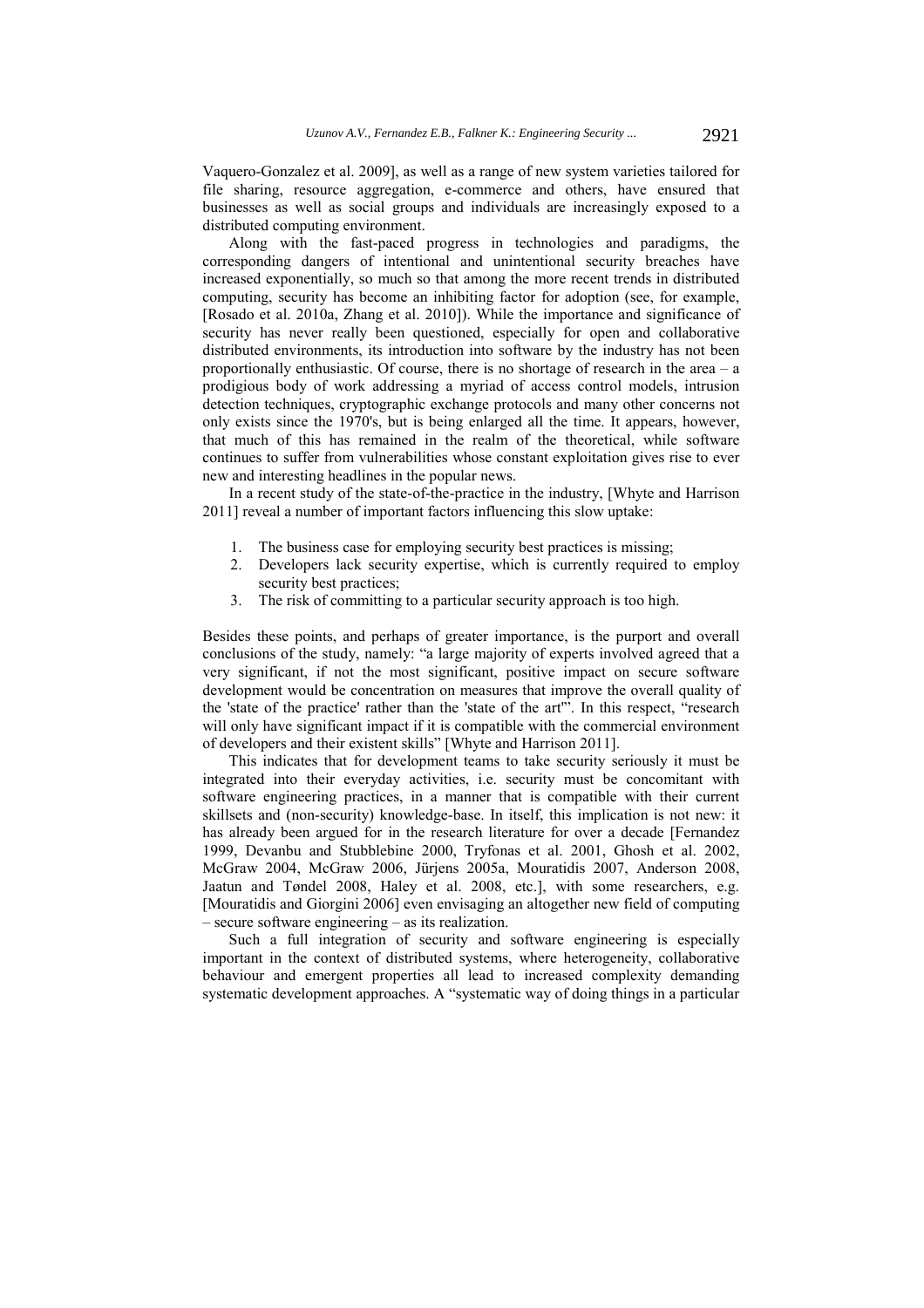Vaquero-Gonzalez et al. 2009], as well as a range of new system varieties tailored for file sharing, resource aggregation, e-commerce and others, have ensured that businesses as well as social groups and individuals are increasingly exposed to a distributed computing environment.

Along with the fast-paced progress in technologies and paradigms, the corresponding dangers of intentional and unintentional security breaches have increased exponentially, so much so that among the more recent trends in distributed computing, security has become an inhibiting factor for adoption (see, for example, [Rosado et al. 2010a, Zhang et al. 2010]). While the importance and significance of security has never really been questioned, especially for open and collaborative distributed environments, its introduction into software by the industry has not been proportionally enthusiastic. Of course, there is no shortage of research in the area – a prodigious body of work addressing a myriad of access control models, intrusion detection techniques, cryptographic exchange protocols and many other concerns not only exists since the 1970's, but is being enlarged all the time. It appears, however, that much of this has remained in the realm of the theoretical, while software continues to suffer from vulnerabilities whose constant exploitation gives rise to ever new and interesting headlines in the popular news.

In a recent study of the state-of-the-practice in the industry, [Whyte and Harrison 2011] reveal a number of important factors influencing this slow uptake:

1. The business case for employing security best practices is missing;
2. Developers lack security expertise, which is currently required to employ security best practices;
3. The risk of committing to a particular security approach is too high.

Besides these points, and perhaps of greater importance, is the purport and overall conclusions of the study, namely: "a large majority of experts involved agreed that a very significant, if not the most significant, positive impact on secure software development would be concentration on measures that improve the overall quality of the 'state of the practice' rather than the 'state of the art'". In this respect, "research will only have significant impact if it is compatible with the commercial environment of developers and their existent skills" [Whyte and Harrison 2011].

This indicates that for development teams to take security seriously it must be integrated into their everyday activities, i.e. security must be concomitant with software engineering practices, in a manner that is compatible with their current skillsets and (non-security) knowledge-base. In itself, this implication is not new: it has already been argued for in the research literature for over a decade [Fernandez 1999, Devanbu and Stubblebine 2000, Tryfonas et al. 2001, Ghosh et al. 2002, McGraw 2004, McGraw 2006, Jürjens 2005a, Mouratidis 2007, Anderson 2008, Jaatun and Tøndel 2008, Haley et al. 2008, etc.], with some researchers, e.g. [Mouratidis and Giorgini 2006] even envisaging an altogether new field of computing – secure software engineering – as its realization.

Such a full integration of security and software engineering is especially important in the context of distributed systems, where heterogeneity, collaborative behaviour and emergent properties all lead to increased complexity demanding systematic development approaches. A "systematic way of doing things in a particular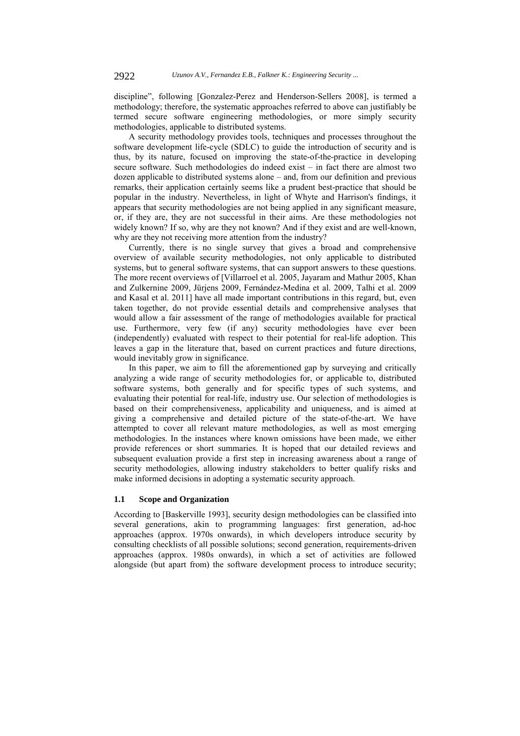discipline", following [Gonzalez-Perez and Henderson-Sellers 2008], is termed a methodology; therefore, the systematic approaches referred to above can justifiably be termed secure software engineering methodologies, or more simply security methodologies, applicable to distributed systems.

A security methodology provides tools, techniques and processes throughout the software development life-cycle (SDLC) to guide the introduction of security and is thus, by its nature, focused on improving the state-of-the-practice in developing secure software. Such methodologies do indeed exist – in fact there are almost two dozen applicable to distributed systems alone – and, from our definition and previous remarks, their application certainly seems like a prudent best-practice that should be popular in the industry. Nevertheless, in light of Whyte and Harrison's findings, it appears that security methodologies are not being applied in any significant measure, or, if they are, they are not successful in their aims. Are these methodologies not widely known? If so, why are they not known? And if they exist and are well-known, why are they not receiving more attention from the industry?

Currently, there is no single survey that gives a broad and comprehensive overview of available security methodologies, not only applicable to distributed systems, but to general software systems, that can support answers to these questions. The more recent overviews of [Villarroel et al. 2005, Jayaram and Mathur 2005, Khan and Zulkernine 2009, Jürjens 2009, Fernández-Medina et al. 2009, Talhi et al. 2009 and Kasal et al. 2011] have all made important contributions in this regard, but, even taken together, do not provide essential details and comprehensive analyses that would allow a fair assessment of the range of methodologies available for practical use. Furthermore, very few (if any) security methodologies have ever been (independently) evaluated with respect to their potential for real-life adoption. This leaves a gap in the literature that, based on current practices and future directions, would inevitably grow in significance.

In this paper, we aim to fill the aforementioned gap by surveying and critically analyzing a wide range of security methodologies for, or applicable to, distributed software systems, both generally and for specific types of such systems, and evaluating their potential for real-life, industry use. Our selection of methodologies is based on their comprehensiveness, applicability and uniqueness, and is aimed at giving a comprehensive and detailed picture of the state-of-the-art. We have attempted to cover all relevant mature methodologies, as well as most emerging methodologies. In the instances where known omissions have been made, we either provide references or short summaries. It is hoped that our detailed reviews and subsequent evaluation provide a first step in increasing awareness about a range of security methodologies, allowing industry stakeholders to better qualify risks and make informed decisions in adopting a systematic security approach.

### 1.1 Scope and Organization

According to [Baskerville 1993], security design methodologies can be classified into several generations, akin to programming languages: first generation, ad-hoc approaches (approx. 1970s onwards), in which developers introduce security by consulting checklists of all possible solutions; second generation, requirements-driven approaches (approx. 1980s onwards), in which a set of activities are followed alongside (but apart from) the software development process to introduce security;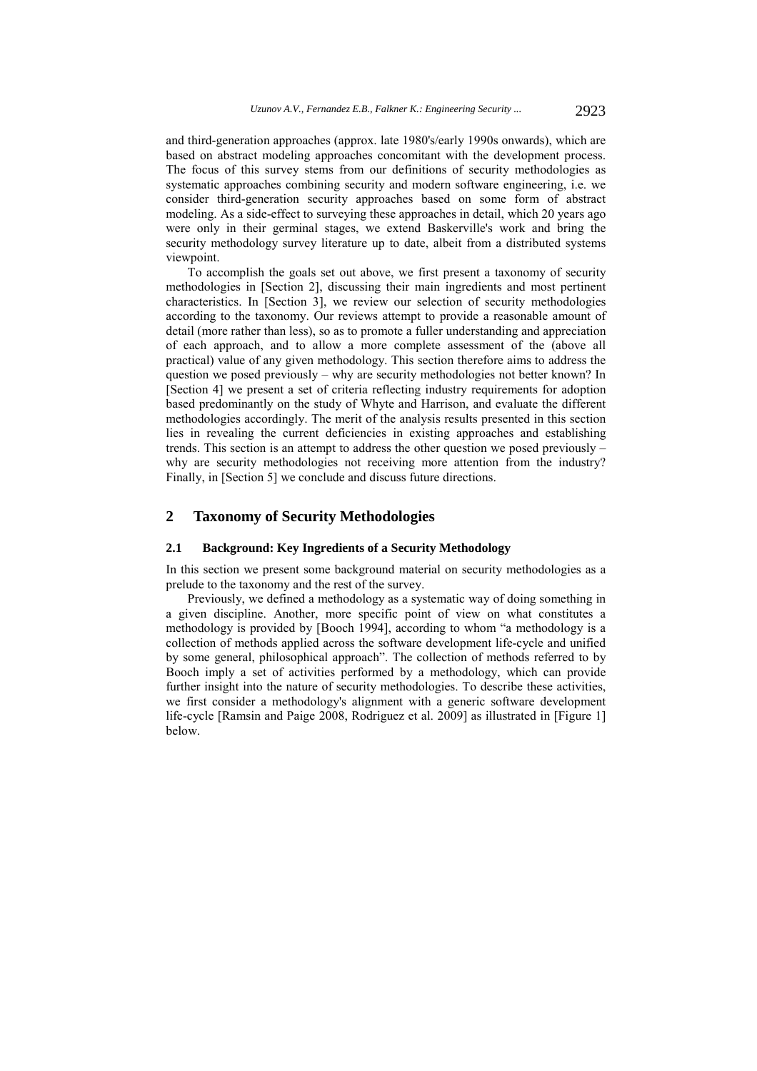and third-generation approaches (approx. late 1980's/early 1990s onwards), which are based on abstract modeling approaches concomitant with the development process. The focus of this survey stems from our definitions of security methodologies as systematic approaches combining security and modern software engineering, i.e. we consider third-generation security approaches based on some form of abstract modeling. As a side-effect to surveying these approaches in detail, which 20 years ago were only in their germinal stages, we extend Baskerville's work and bring the security methodology survey literature up to date, albeit from a distributed systems viewpoint.

To accomplish the goals set out above, we first present a taxonomy of security methodologies in [Section 2], discussing their main ingredients and most pertinent characteristics. In [Section 3], we review our selection of security methodologies according to the taxonomy. Our reviews attempt to provide a reasonable amount of detail (more rather than less), so as to promote a fuller understanding and appreciation of each approach, and to allow a more complete assessment of the (above all practical) value of any given methodology. This section therefore aims to address the question we posed previously – why are security methodologies not better known? In [Section 4] we present a set of criteria reflecting industry requirements for adoption based predominantly on the study of Whyte and Harrison, and evaluate the different methodologies accordingly. The merit of the analysis results presented in this section lies in revealing the current deficiencies in existing approaches and establishing trends. This section is an attempt to address the other question we posed previously – why are security methodologies not receiving more attention from the industry? Finally, in [Section 5] we conclude and discuss future directions.

## 2 Taxonomy of Security Methodologies

### 2.1 Background: Key Ingredients of a Security Methodology

In this section we present some background material on security methodologies as a prelude to the taxonomy and the rest of the survey.

Previously, we defined a methodology as a systematic way of doing something in a given discipline. Another, more specific point of view on what constitutes a methodology is provided by [Booch 1994], according to whom "a methodology is a collection of methods applied across the software development life-cycle and unified by some general, philosophical approach". The collection of methods referred to by Booch imply a set of activities performed by a methodology, which can provide further insight into the nature of security methodologies. To describe these activities, we first consider a methodology's alignment with a generic software development life-cycle [Ramsin and Paige 2008, Rodriguez et al. 2009] as illustrated in [Figure 1] below.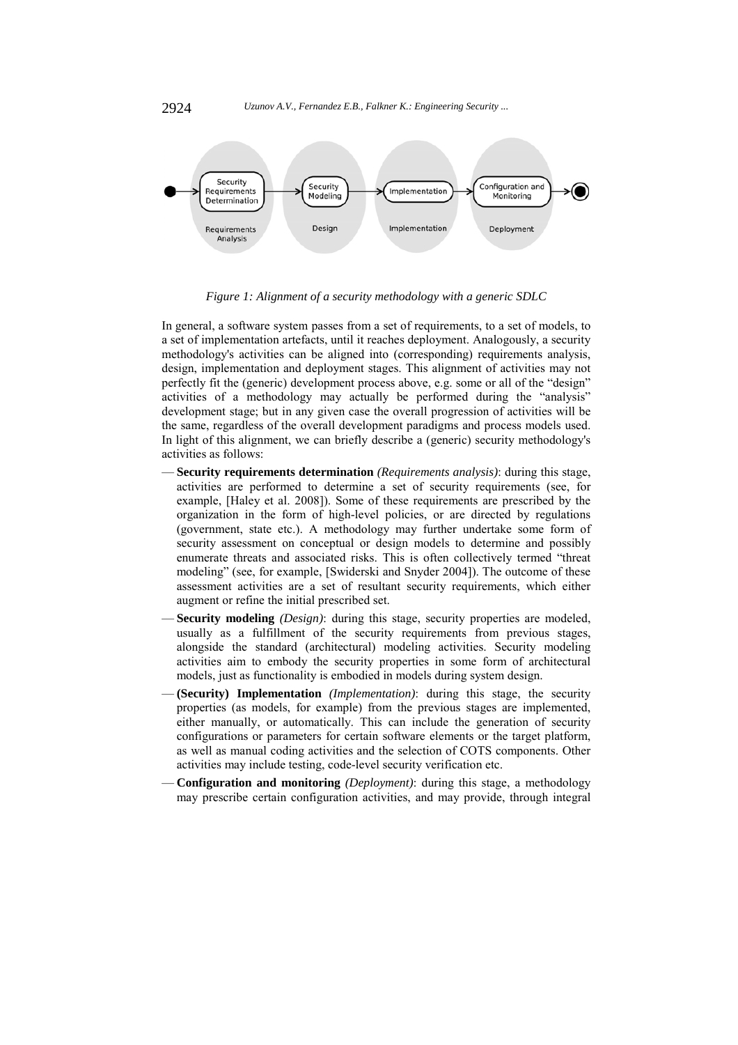*Figure 1: Alignment of a security methodology with a generic SDLC*

In general, a software system passes from a set of requirements, to a set of models, to a set of implementation artefacts, until it reaches deployment. Analogously, a security methodology's activities can be aligned into (corresponding) requirements analysis, design, implementation and deployment stages. This alignment of activities may not perfectly fit the (generic) development process above, e.g. some or all of the "design" activities of a methodology may actually be performed during the "analysis" development stage; but in any given case the overall progression of activities will be the same, regardless of the overall development paradigms and process models used. In light of this alignment, we can briefly describe a (generic) security methodology's activities as follows:

- **Security requirements determination** *(Requirements analysis)*: during this stage, activities are performed to determine a set of security requirements (see, for example, [Haley et al. 2008]). Some of these requirements are prescribed by the organization in the form of high-level policies, or are directed by regulations (government, state etc.). A methodology may further undertake some form of security assessment on conceptual or design models to determine and possibly enumerate threats and associated risks. This is often collectively termed "threat modeling" (see, for example, [Swiderski and Snyder 2004]). The outcome of these assessment activities are a set of resultant security requirements, which either augment or refine the initial prescribed set.
- **Security modeling** *(Design)*: during this stage, security properties are modeled, usually as a fulfillment of the security requirements from previous stages, alongside the standard (architectural) modeling activities. Security modeling activities aim to embody the security properties in some form of architectural models, just as functionality is embodied in models during system design.
- **(Security) Implementation** *(Implementation)*: during this stage, the security properties (as models, for example) from the previous stages are implemented, either manually, or automatically. This can include the generation of security configurations or parameters for certain software elements or the target platform, as well as manual coding activities and the selection of COTS components. Other activities may include testing, code-level security verification etc.
- **Configuration and monitoring** *(Deployment)*: during this stage, a methodology may prescribe certain configuration activities, and may provide, through integral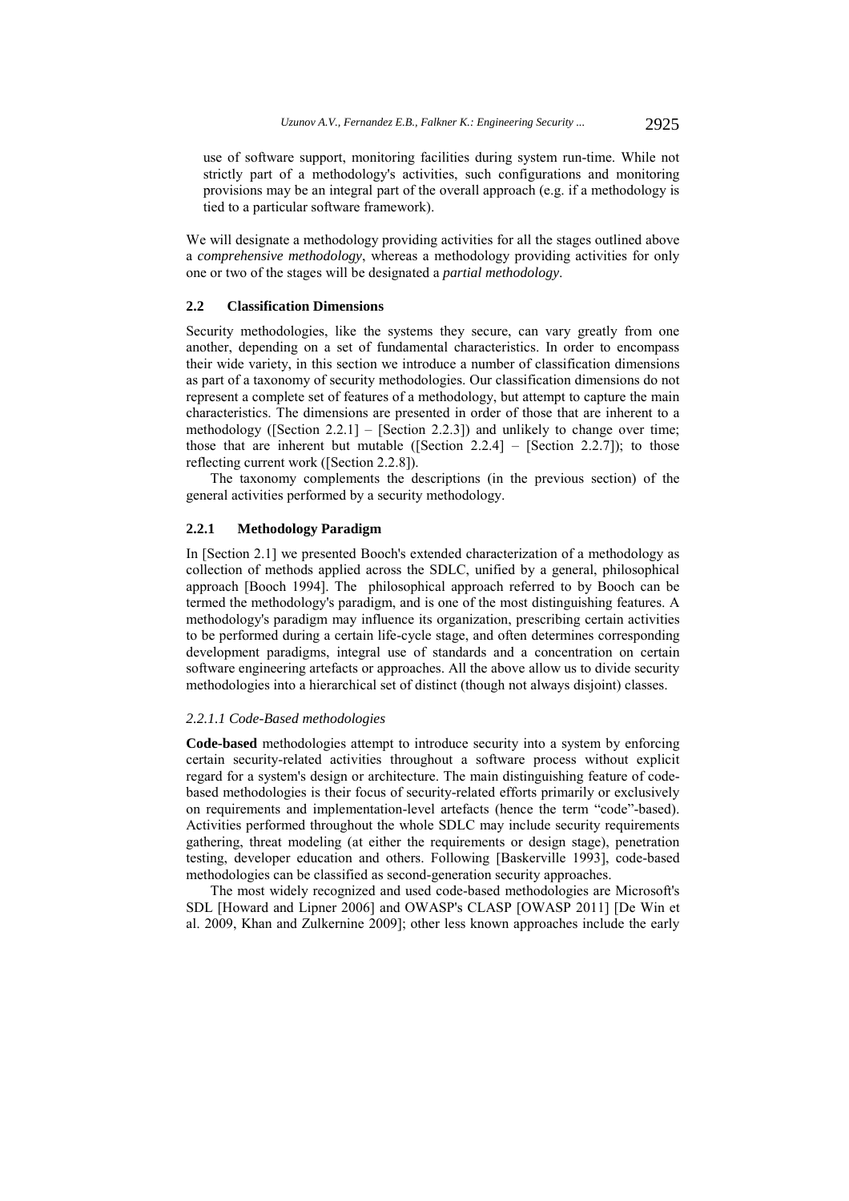use of software support, monitoring facilities during system run-time. While not strictly part of a methodology's activities, such configurations and monitoring provisions may be an integral part of the overall approach (e.g. if a methodology is tied to a particular software framework).

We will designate a methodology providing activities for all the stages outlined above a *comprehensive methodology*, whereas a methodology providing activities for only one or two of the stages will be designated a *partial methodology*.

### 2.2 Classification Dimensions

Security methodologies, like the systems they secure, can vary greatly from one another, depending on a set of fundamental characteristics. In order to encompass their wide variety, in this section we introduce a number of classification dimensions as part of a taxonomy of security methodologies. Our classification dimensions do not represent a complete set of features of a methodology, but attempt to capture the main characteristics. The dimensions are presented in order of those that are inherent to a methodology ([Section 2.2.1] – [Section 2.2.3]) and unlikely to change over time; those that are inherent but mutable ([Section 2.2.4] – [Section 2.2.7]); to those reflecting current work ([Section 2.2.8]).

The taxonomy complements the descriptions (in the previous section) of the general activities performed by a security methodology.

#### 2.2.1 Methodology Paradigm

In [Section 2.1] we presented Booch's extended characterization of a methodology as collection of methods applied across the SDLC, unified by a general, philosophical approach [Booch 1994]. The philosophical approach referred to by Booch can be termed the methodology's paradigm, and is one of the most distinguishing features. A methodology's paradigm may influence its organization, prescribing certain activities to be performed during a certain life-cycle stage, and often determines corresponding development paradigms, integral use of standards and a concentration on certain software engineering artefacts or approaches. All the above allow us to divide security methodologies into a hierarchical set of distinct (though not always disjoint) classes.

*2.2.1.1 Code-Based methodologies*

**Code-based** methodologies attempt to introduce security into a system by enforcing certain security-related activities throughout a software process without explicit regard for a system's design or architecture. The main distinguishing feature of code-based methodologies is their focus of security-related efforts primarily or exclusively on requirements and implementation-level artefacts (hence the term "code"-based). Activities performed throughout the whole SDLC may include security requirements gathering, threat modeling (at either the requirements or design stage), penetration testing, developer education and others. Following [Baskerville 1993], code-based methodologies can be classified as second-generation security approaches.

The most widely recognized and used code-based methodologies are Microsoft's SDL [Howard and Lipner 2006] and OWASP's CLASP [OWASP 2011] [De Win et al. 2009, Khan and Zulkernine 2009]; other less known approaches include the early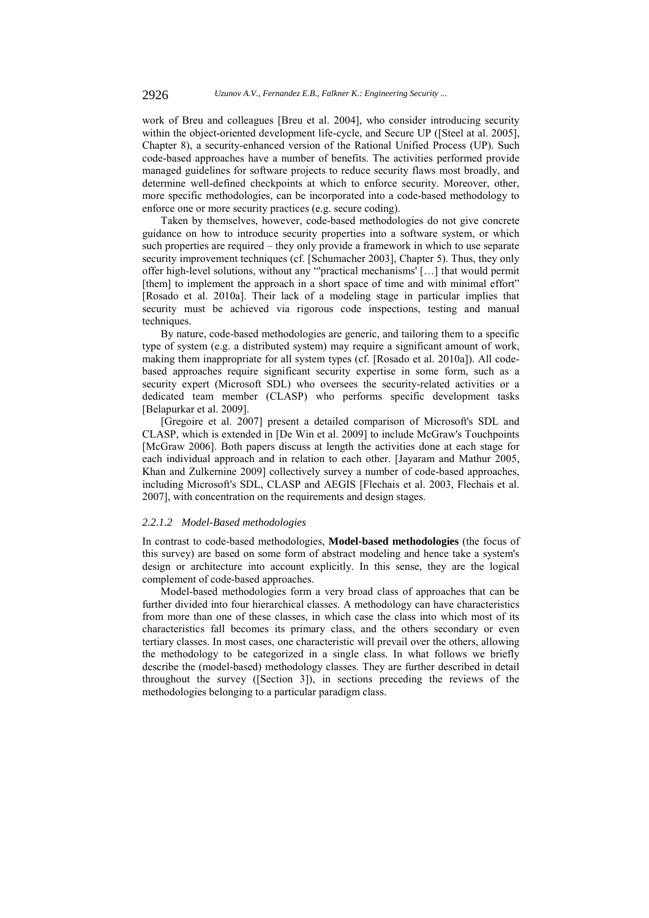work of Breu and colleagues [Breu et al. 2004], who consider introducing security within the object-oriented development life-cycle, and Secure UP ([Steel at al. 2005], Chapter 8), a security-enhanced version of the Rational Unified Process (UP). Such code-based approaches have a number of benefits. The activities performed provide managed guidelines for software projects to reduce security flaws most broadly, and determine well-defined checkpoints at which to enforce security. Moreover, other, more specific methodologies, can be incorporated into a code-based methodology to enforce one or more security practices (e.g. secure coding).

Taken by themselves, however, code-based methodologies do not give concrete guidance on how to introduce security properties into a software system, or which such properties are required – they only provide a framework in which to use separate security improvement techniques (cf. [Schumacher 2003], Chapter 5). Thus, they only offer high-level solutions, without any "'practical mechanisms' […] that would permit [them] to implement the approach in a short space of time and with minimal effort" [Rosado et al. 2010a]. Their lack of a modeling stage in particular implies that security must be achieved via rigorous code inspections, testing and manual techniques.

By nature, code-based methodologies are generic, and tailoring them to a specific type of system (e.g. a distributed system) may require a significant amount of work, making them inappropriate for all system types (cf. [Rosado et al. 2010a]). All code-based approaches require significant security expertise in some form, such as a security expert (Microsoft SDL) who oversees the security-related activities or a dedicated team member (CLASP) who performs specific development tasks [Belapurkar et al. 2009].

[Gregoire et al. 2007] present a detailed comparison of Microsoft's SDL and CLASP, which is extended in [De Win et al. 2009] to include McGraw's Touchpoints [McGraw 2006]. Both papers discuss at length the activities done at each stage for each individual approach and in relation to each other. [Jayaram and Mathur 2005, Khan and Zulkernine 2009] collectively survey a number of code-based approaches, including Microsoft's SDL, CLASP and AEGIS [Flechais et al. 2003, Flechais et al. 2007], with concentration on the requirements and design stages.

#### *2.2.1.2 Model-Based methodologies*

In contrast to code-based methodologies, **Model-based methodologies** (the focus of this survey) are based on some form of abstract modeling and hence take a system's design or architecture into account explicitly. In this sense, they are the logical complement of code-based approaches.

Model-based methodologies form a very broad class of approaches that can be further divided into four hierarchical classes. A methodology can have characteristics from more than one of these classes, in which case the class into which most of its characteristics fall becomes its primary class, and the others secondary or even tertiary classes. In most cases, one characteristic will prevail over the others, allowing the methodology to be categorized in a single class. In what follows we briefly describe the (model-based) methodology classes. They are further described in detail throughout the survey ([Section 3]), in sections preceding the reviews of the methodologies belonging to a particular paradigm class.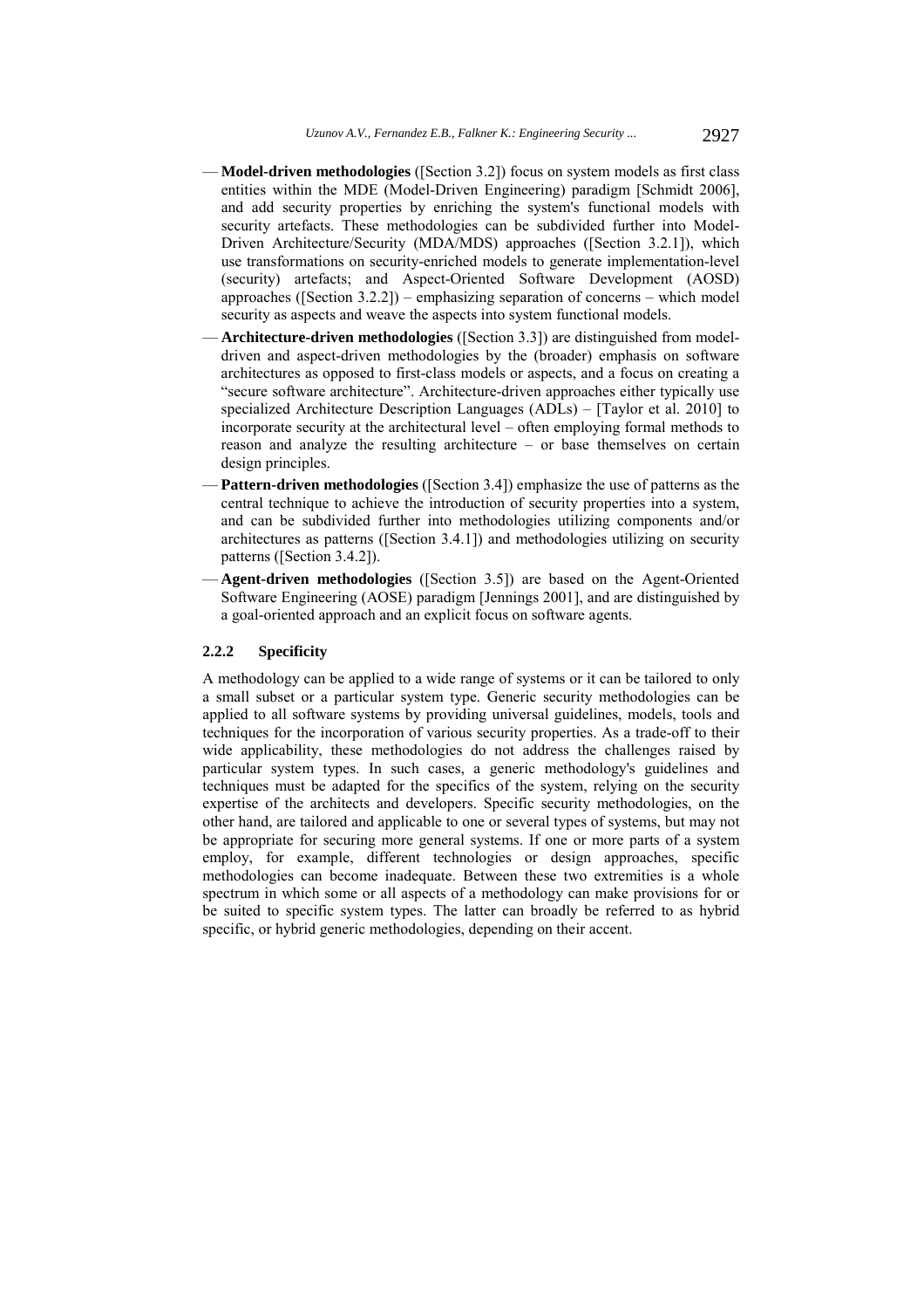- **Model-driven methodologies** ([Section 3.2]) focus on system models as first class entities within the MDE (Model-Driven Engineering) paradigm [Schmidt 2006], and add security properties by enriching the system's functional models with security artefacts. These methodologies can be subdivided further into Model-Driven Architecture/Security (MDA/MDS) approaches ([Section 3.2.1]), which use transformations on security-enriched models to generate implementation-level (security) artefacts; and Aspect-Oriented Software Development (AOSD) approaches ([Section 3.2.2]) – emphasizing separation of concerns – which model security as aspects and weave the aspects into system functional models.
- **Architecture-driven methodologies** ([Section 3.3]) are distinguished from model-driven and aspect-driven methodologies by the (broader) emphasis on software architectures as opposed to first-class models or aspects, and a focus on creating a "secure software architecture". Architecture-driven approaches either typically use specialized Architecture Description Languages (ADLs) – [Taylor et al. 2010] to incorporate security at the architectural level – often employing formal methods to reason and analyze the resulting architecture – or base themselves on certain design principles.
- **Pattern-driven methodologies** ([Section 3.4]) emphasize the use of patterns as the central technique to achieve the introduction of security properties into a system, and can be subdivided further into methodologies utilizing components and/or architectures as patterns ([Section 3.4.1]) and methodologies utilizing on security patterns ([Section 3.4.2]).
- **Agent-driven methodologies** ([Section 3.5]) are based on the Agent-Oriented Software Engineering (AOSE) paradigm [Jennings 2001], and are distinguished by a goal-oriented approach and an explicit focus on software agents.

### 2.2.2 Specificity

A methodology can be applied to a wide range of systems or it can be tailored to only a small subset or a particular system type. Generic security methodologies can be applied to all software systems by providing universal guidelines, models, tools and techniques for the incorporation of various security properties. As a trade-off to their wide applicability, these methodologies do not address the challenges raised by particular system types. In such cases, a generic methodology's guidelines and techniques must be adapted for the specifics of the system, relying on the security expertise of the architects and developers. Specific security methodologies, on the other hand, are tailored and applicable to one or several types of systems, but may not be appropriate for securing more general systems. If one or more parts of a system employ, for example, different technologies or design approaches, specific methodologies can become inadequate. Between these two extremities is a whole spectrum in which some or all aspects of a methodology can make provisions for or be suited to specific system types. The latter can broadly be referred to as hybrid specific, or hybrid generic methodologies, depending on their accent.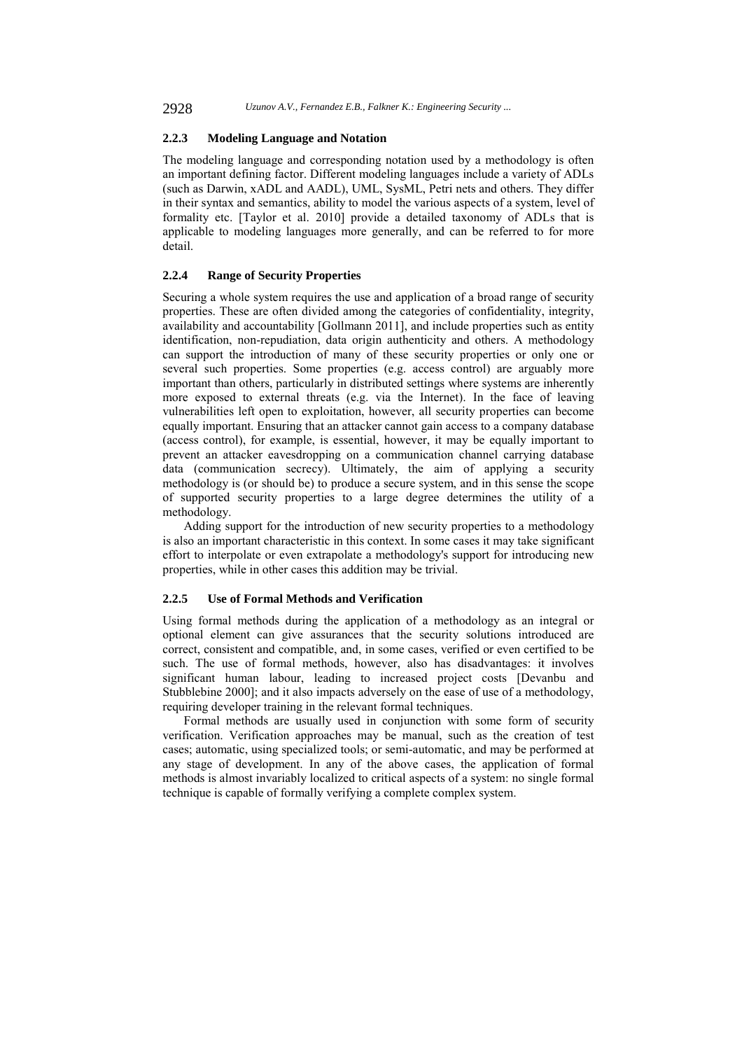#### 2.2.3 Modeling Language and Notation

The modeling language and corresponding notation used by a methodology is often an important defining factor. Different modeling languages include a variety of ADLs (such as Darwin, xADL and AADL), UML, SysML, Petri nets and others. They differ in their syntax and semantics, ability to model the various aspects of a system, level of formality etc. [Taylor et al. 2010] provide a detailed taxonomy of ADLs that is applicable to modeling languages more generally, and can be referred to for more detail.

#### 2.2.4 Range of Security Properties

Securing a whole system requires the use and application of a broad range of security properties. These are often divided among the categories of confidentiality, integrity, availability and accountability [Gollmann 2011], and include properties such as entity identification, non-repudiation, data origin authenticity and others. A methodology can support the introduction of many of these security properties or only one or several such properties. Some properties (e.g. access control) are arguably more important than others, particularly in distributed settings where systems are inherently more exposed to external threats (e.g. via the Internet). In the face of leaving vulnerabilities left open to exploitation, however, all security properties can become equally important. Ensuring that an attacker cannot gain access to a company database (access control), for example, is essential, however, it may be equally important to prevent an attacker eavesdropping on a communication channel carrying database data (communication secrecy). Ultimately, the aim of applying a security methodology is (or should be) to produce a secure system, and in this sense the scope of supported security properties to a large degree determines the utility of a methodology.

Adding support for the introduction of new security properties to a methodology is also an important characteristic in this context. In some cases it may take significant effort to interpolate or even extrapolate a methodology's support for introducing new properties, while in other cases this addition may be trivial.

#### 2.2.5 Use of Formal Methods and Verification

Using formal methods during the application of a methodology as an integral or optional element can give assurances that the security solutions introduced are correct, consistent and compatible, and, in some cases, verified or even certified to be such. The use of formal methods, however, also has disadvantages: it involves significant human labour, leading to increased project costs [Devanbu and Stubblebine 2000]; and it also impacts adversely on the ease of use of a methodology, requiring developer training in the relevant formal techniques.

Formal methods are usually used in conjunction with some form of security verification. Verification approaches may be manual, such as the creation of test cases; automatic, using specialized tools; or semi-automatic, and may be performed at any stage of development. In any of the above cases, the application of formal methods is almost invariably localized to critical aspects of a system: no single formal technique is capable of formally verifying a complete complex system.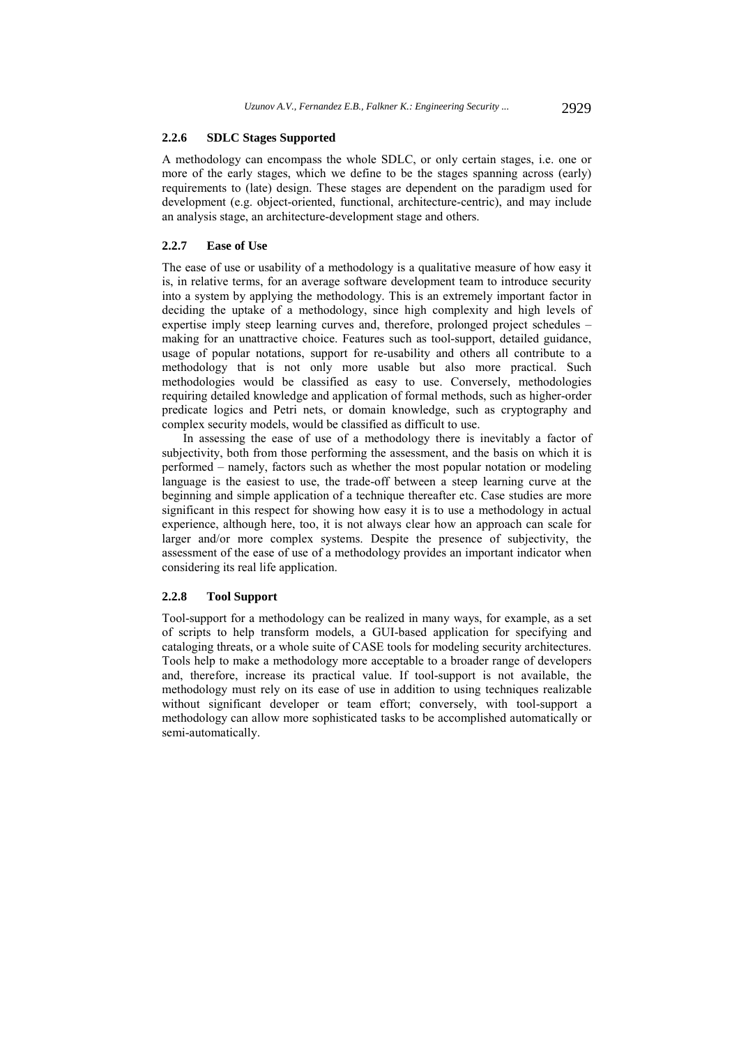### 2.2.6 SDLC Stages Supported

A methodology can encompass the whole SDLC, or only certain stages, i.e. one or more of the early stages, which we define to be the stages spanning across (early) requirements to (late) design. These stages are dependent on the paradigm used for development (e.g. object-oriented, functional, architecture-centric), and may include an analysis stage, an architecture-development stage and others.

### 2.2.7 Ease of Use

The ease of use or usability of a methodology is a qualitative measure of how easy it is, in relative terms, for an average software development team to introduce security into a system by applying the methodology. This is an extremely important factor in deciding the uptake of a methodology, since high complexity and high levels of expertise imply steep learning curves and, therefore, prolonged project schedules – making for an unattractive choice. Features such as tool-support, detailed guidance, usage of popular notations, support for re-usability and others all contribute to a methodology that is not only more usable but also more practical. Such methodologies would be classified as easy to use. Conversely, methodologies requiring detailed knowledge and application of formal methods, such as higher-order predicate logics and Petri nets, or domain knowledge, such as cryptography and complex security models, would be classified as difficult to use.

In assessing the ease of use of a methodology there is inevitably a factor of subjectivity, both from those performing the assessment, and the basis on which it is performed – namely, factors such as whether the most popular notation or modeling language is the easiest to use, the trade-off between a steep learning curve at the beginning and simple application of a technique thereafter etc. Case studies are more significant in this respect for showing how easy it is to use a methodology in actual experience, although here, too, it is not always clear how an approach can scale for larger and/or more complex systems. Despite the presence of subjectivity, the assessment of the ease of use of a methodology provides an important indicator when considering its real life application.

### 2.2.8 Tool Support

Tool-support for a methodology can be realized in many ways, for example, as a set of scripts to help transform models, a GUI-based application for specifying and cataloging threats, or a whole suite of CASE tools for modeling security architectures. Tools help to make a methodology more acceptable to a broader range of developers and, therefore, increase its practical value. If tool-support is not available, the methodology must rely on its ease of use in addition to using techniques realizable without significant developer or team effort; conversely, with tool-support a methodology can allow more sophisticated tasks to be accomplished automatically or semi-automatically.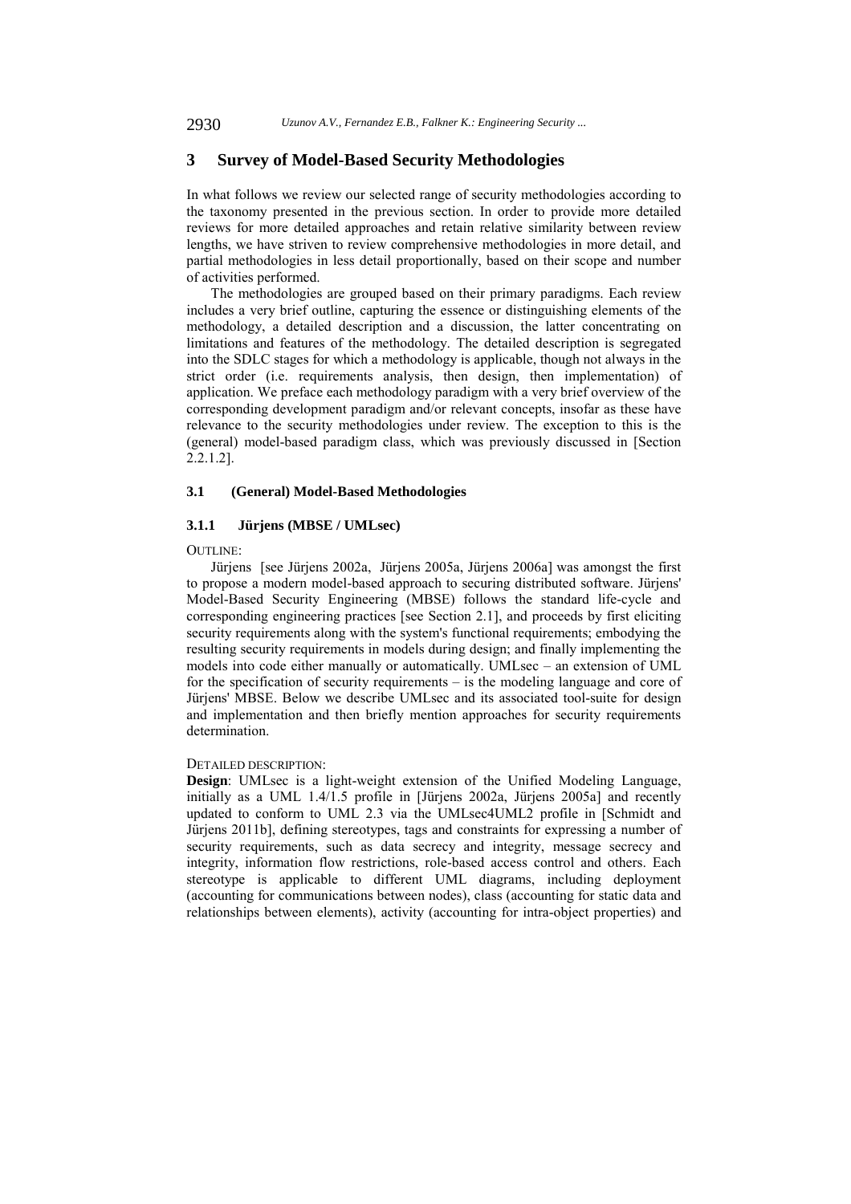# 3 Survey of Model-Based Security Methodologies

In what follows we review our selected range of security methodologies according to the taxonomy presented in the previous section. In order to provide more detailed reviews for more detailed approaches and retain relative similarity between review lengths, we have striven to review comprehensive methodologies in more detail, and partial methodologies in less detail proportionally, based on their scope and number of activities performed.

The methodologies are grouped based on their primary paradigms. Each review includes a very brief outline, capturing the essence or distinguishing elements of the methodology, a detailed description and a discussion, the latter concentrating on limitations and features of the methodology. The detailed description is segregated into the SDLC stages for which a methodology is applicable, though not always in the strict order (i.e. requirements analysis, then design, then implementation) of application. We preface each methodology paradigm with a very brief overview of the corresponding development paradigm and/or relevant concepts, insofar as these have relevance to the security methodologies under review. The exception to this is the (general) model-based paradigm class, which was previously discussed in [Section 2.2.1.2].

## 3.1 (General) Model-Based Methodologies

### 3.1.1 Jürjens (MBSE / UMLsec)

OUTLINE:

Jürjens [see Jürjens 2002a, Jürjens 2005a, Jürjens 2006a] was amongst the first to propose a modern model-based approach to securing distributed software. Jürjens' Model-Based Security Engineering (MBSE) follows the standard life-cycle and corresponding engineering practices [see Section 2.1], and proceeds by first eliciting security requirements along with the system's functional requirements; embodying the resulting security requirements in models during design; and finally implementing the models into code either manually or automatically. UMLsec – an extension of UML for the specification of security requirements – is the modeling language and core of Jürjens' MBSE. Below we describe UMLsec and its associated tool-suite for design and implementation and then briefly mention approaches for security requirements determination.

DETAILED DESCRIPTION:

**Design**: UMLsec is a light-weight extension of the Unified Modeling Language, initially as a UML 1.4/1.5 profile in [Jürjens 2002a, Jürjens 2005a] and recently updated to conform to UML 2.3 via the UMLsec4UML2 profile in [Schmidt and Jürjens 2011b], defining stereotypes, tags and constraints for expressing a number of security requirements, such as data secrecy and integrity, message secrecy and integrity, information flow restrictions, role-based access control and others. Each stereotype is applicable to different UML diagrams, including deployment (accounting for communications between nodes), class (accounting for static data and relationships between elements), activity (accounting for intra-object properties) and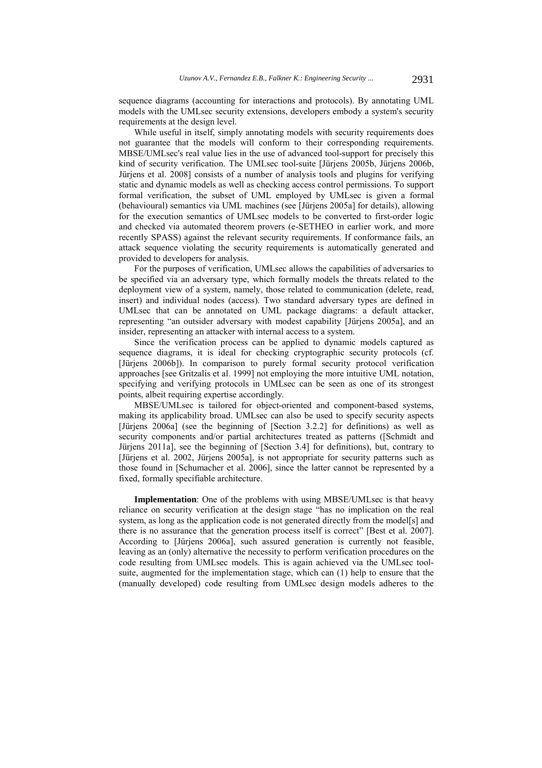sequence diagrams (accounting for interactions and protocols). By annotating UML models with the UMLsec security extensions, developers embody a system's security requirements at the design level.

While useful in itself, simply annotating models with security requirements does not guarantee that the models will conform to their corresponding requirements. MBSE/UMLsec's real value lies in the use of advanced tool-support for precisely this kind of security verification. The UMLsec tool-suite [Jürjens 2005b, Jürjens 2006b, Jürjens et al. 2008] consists of a number of analysis tools and plugins for verifying static and dynamic models as well as checking access control permissions. To support formal verification, the subset of UML employed by UMLsec is given a formal (behavioural) semantics via UML machines (see [Jürjens 2005a] for details), allowing for the execution semantics of UMLsec models to be converted to first-order logic and checked via automated theorem provers (e-SETHEO in earlier work, and more recently SPASS) against the relevant security requirements. If conformance fails, an attack sequence violating the security requirements is automatically generated and provided to developers for analysis.

For the purposes of verification, UMLsec allows the capabilities of adversaries to be specified via an adversary type, which formally models the threats related to the deployment view of a system, namely, those related to communication (delete, read, insert) and individual nodes (access). Two standard adversary types are defined in UMLsec that can be annotated on UML package diagrams: a default attacker, representing "an outsider adversary with modest capability [Jürjens 2005a], and an insider, representing an attacker with internal access to a system.

Since the verification process can be applied to dynamic models captured as sequence diagrams, it is ideal for checking cryptographic security protocols (cf. [Jürjens 2006b]). In comparison to purely formal security protocol verification approaches [see Gritzalis et al. 1999] not employing the more intuitive UML notation, specifying and verifying protocols in UMLsec can be seen as one of its strongest points, albeit requiring expertise accordingly.

MBSE/UMLsec is tailored for object-oriented and component-based systems, making its applicability broad. UMLsec can also be used to specify security aspects [Jürjens 2006a] (see the beginning of [Section 3.2.2] for definitions) as well as security components and/or partial architectures treated as patterns ([Schmidt and Jürjens 2011a], see the beginning of [Section 3.4] for definitions), but, contrary to [Jürjens et al. 2002, Jürjens 2005a], is not appropriate for security patterns such as those found in [Schumacher et al. 2006], since the latter cannot be represented by a fixed, formally specifiable architecture.

**Implementation**: One of the problems with using MBSE/UMLsec is that heavy reliance on security verification at the design stage "has no implication on the real system, as long as the application code is not generated directly from the model[s] and there is no assurance that the generation process itself is correct" [Best et al. 2007]. According to [Jürjens 2006a], such assured generation is currently not feasible, leaving as an (only) alternative the necessity to perform verification procedures on the code resulting from UMLsec models. This is again achieved via the UMLsec tool-suite, augmented for the implementation stage, which can (1) help to ensure that the (manually developed) code resulting from UMLsec design models adheres to the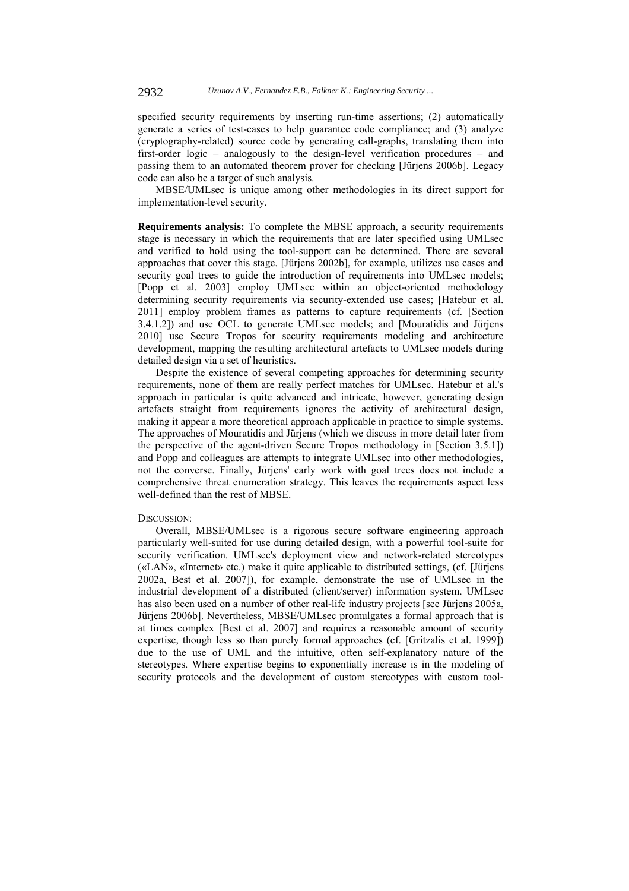specified security requirements by inserting run-time assertions; (2) automatically generate a series of test-cases to help guarantee code compliance; and (3) analyze (cryptography-related) source code by generating call-graphs, translating them into first-order logic – analogously to the design-level verification procedures – and passing them to an automated theorem prover for checking [Jürjens 2006b]. Legacy code can also be a target of such analysis.

MBSE/UMLsec is unique among other methodologies in its direct support for implementation-level security.

**Requirements analysis:** To complete the MBSE approach, a security requirements stage is necessary in which the requirements that are later specified using UMLsec and verified to hold using the tool-support can be determined. There are several approaches that cover this stage. [Jürjens 2002b], for example, utilizes use cases and security goal trees to guide the introduction of requirements into UMLsec models; [Popp et al. 2003] employ UMLsec within an object-oriented methodology determining security requirements via security-extended use cases; [Hatebur et al. 2011] employ problem frames as patterns to capture requirements (cf. [Section 3.4.1.2]) and use OCL to generate UMLsec models; and [Mouratidis and Jürjens 2010] use Secure Tropos for security requirements modeling and architecture development, mapping the resulting architectural artefacts to UMLsec models during detailed design via a set of heuristics.

Despite the existence of several competing approaches for determining security requirements, none of them are really perfect matches for UMLsec. Hatebur et al.'s approach in particular is quite advanced and intricate, however, generating design artefacts straight from requirements ignores the activity of architectural design, making it appear a more theoretical approach applicable in practice to simple systems. The approaches of Mouratidis and Jürjens (which we discuss in more detail later from the perspective of the agent-driven Secure Tropos methodology in [Section 3.5.1]) and Popp and colleagues are attempts to integrate UMLsec into other methodologies, not the converse. Finally, Jürjens' early work with goal trees does not include a comprehensive threat enumeration strategy. This leaves the requirements aspect less well-defined than the rest of MBSE.

DISCUSSION:

Overall, MBSE/UMLsec is a rigorous secure software engineering approach particularly well-suited for use during detailed design, with a powerful tool-suite for security verification. UMLsec's deployment view and network-related stereotypes («LAN», «Internet» etc.) make it quite applicable to distributed settings, (cf. [Jürjens 2002a, Best et al. 2007]), for example, demonstrate the use of UMLsec in the industrial development of a distributed (client/server) information system. UMLsec has also been used on a number of other real-life industry projects [see Jürjens 2005a, Jürjens 2006b]. Nevertheless, MBSE/UMLsec promulgates a formal approach that is at times complex [Best et al. 2007] and requires a reasonable amount of security expertise, though less so than purely formal approaches (cf. [Gritzalis et al. 1999]) due to the use of UML and the intuitive, often self-explanatory nature of the stereotypes. Where expertise begins to exponentially increase is in the modeling of security protocols and the development of custom stereotypes with custom tool-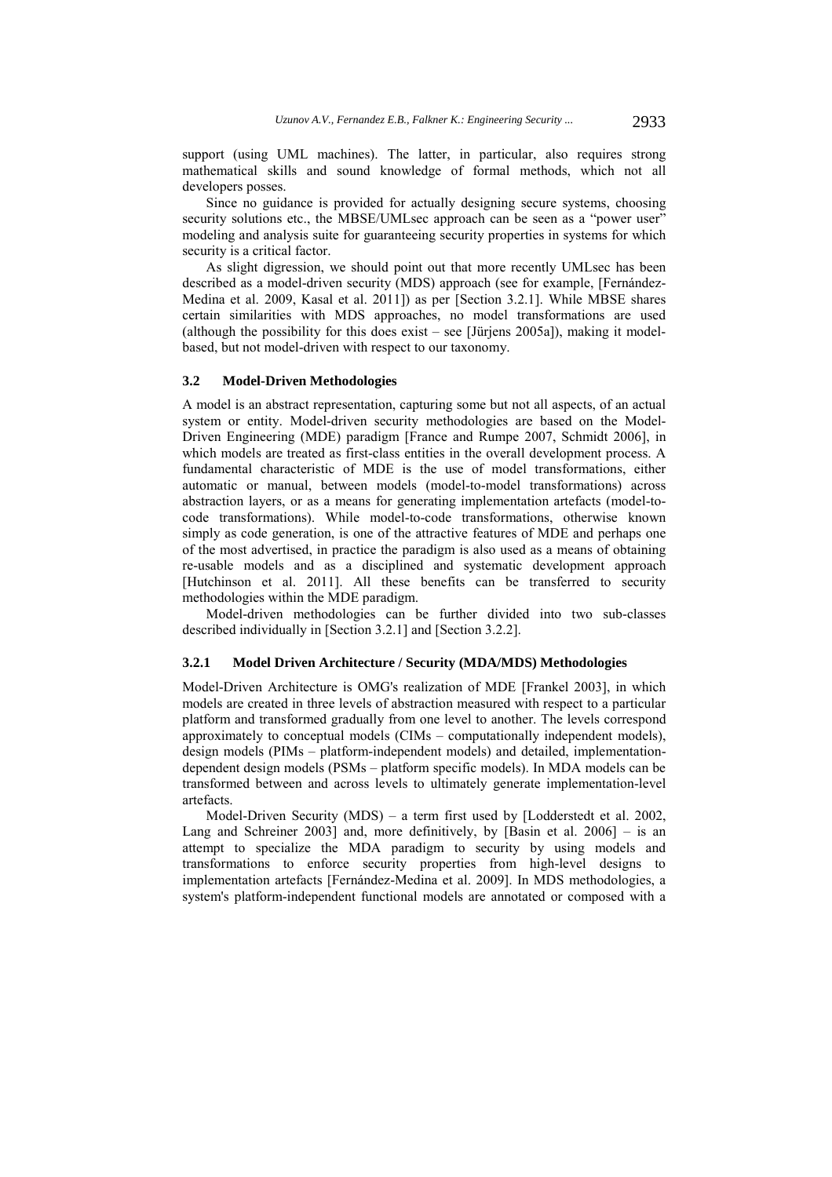support (using UML machines). The latter, in particular, also requires strong mathematical skills and sound knowledge of formal methods, which not all developers posses.

Since no guidance is provided for actually designing secure systems, choosing security solutions etc., the MBSE/UMLsec approach can be seen as a "power user" modeling and analysis suite for guaranteeing security properties in systems for which security is a critical factor.

As slight digression, we should point out that more recently UMLsec has been described as a model-driven security (MDS) approach (see for example, [Fernández-Medina et al. 2009, Kasal et al. 2011]) as per [Section 3.2.1]. While MBSE shares certain similarities with MDS approaches, no model transformations are used (although the possibility for this does exist – see [Jürjens 2005a]), making it model-based, but not model-driven with respect to our taxonomy.

### 3.2 Model-Driven Methodologies

A model is an abstract representation, capturing some but not all aspects, of an actual system or entity. Model-driven security methodologies are based on the Model-Driven Engineering (MDE) paradigm [France and Rumpe 2007, Schmidt 2006], in which models are treated as first-class entities in the overall development process. A fundamental characteristic of MDE is the use of model transformations, either automatic or manual, between models (model-to-model transformations) across abstraction layers, or as a means for generating implementation artefacts (model-to-code transformations). While model-to-code transformations, otherwise known simply as code generation, is one of the attractive features of MDE and perhaps one of the most advertised, in practice the paradigm is also used as a means of obtaining re-usable models and as a disciplined and systematic development approach [Hutchinson et al. 2011]. All these benefits can be transferred to security methodologies within the MDE paradigm.

Model-driven methodologies can be further divided into two sub-classes described individually in [Section 3.2.1] and [Section 3.2.2].

#### 3.2.1 Model Driven Architecture / Security (MDA/MDS) Methodologies

Model-Driven Architecture is OMG's realization of MDE [Frankel 2003], in which models are created in three levels of abstraction measured with respect to a particular platform and transformed gradually from one level to another. The levels correspond approximately to conceptual models (CIMs – computationally independent models), design models (PIMs – platform-independent models) and detailed, implementation-dependent design models (PSMs – platform specific models). In MDA models can be transformed between and across levels to ultimately generate implementation-level artefacts.

Model-Driven Security (MDS) – a term first used by [Lodderstedt et al. 2002, Lang and Schreiner 2003] and, more definitively, by [Basin et al. 2006] – is an attempt to specialize the MDA paradigm to security by using models and transformations to enforce security properties from high-level designs to implementation artefacts [Fernández-Medina et al. 2009]. In MDS methodologies, a system's platform-independent functional models are annotated or composed with a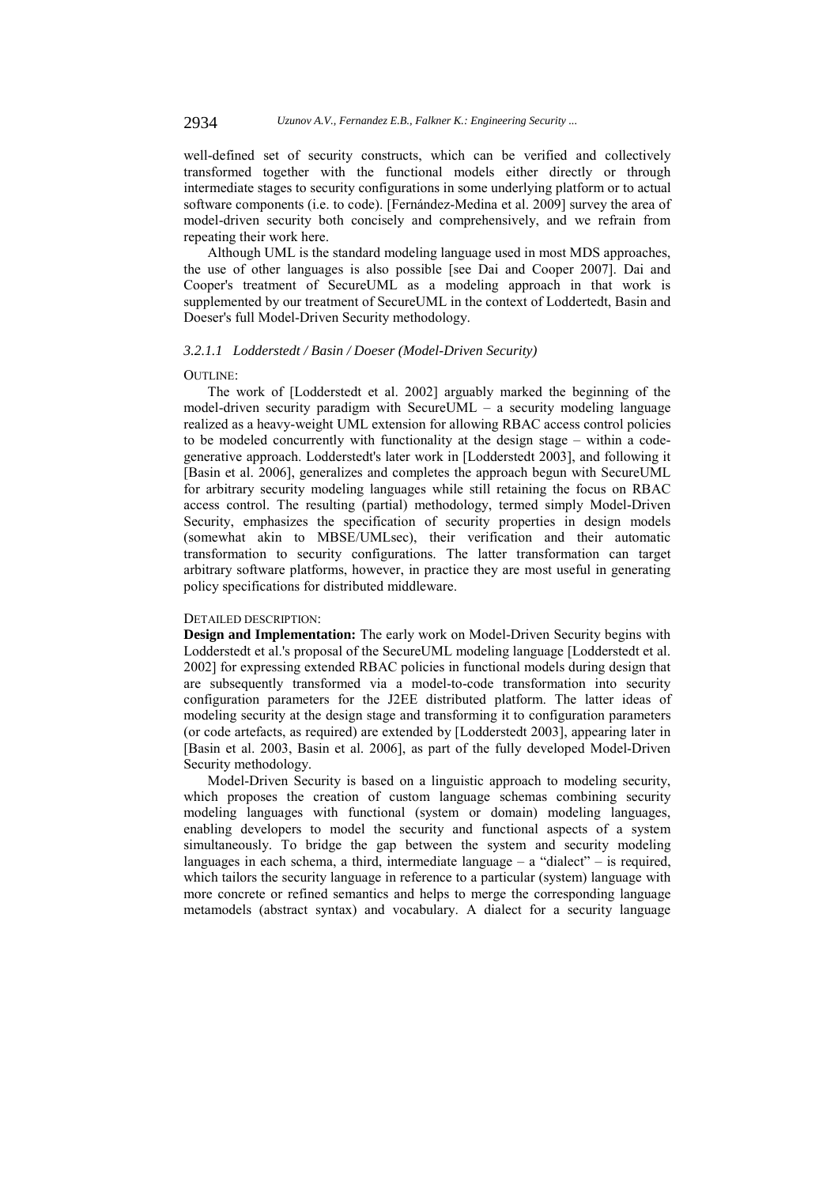well-defined set of security constructs, which can be verified and collectively transformed together with the functional models either directly or through intermediate stages to security configurations in some underlying platform or to actual software components (i.e. to code). [Fernández-Medina et al. 2009] survey the area of model-driven security both concisely and comprehensively, and we refrain from repeating their work here.

Although UML is the standard modeling language used in most MDS approaches, the use of other languages is also possible [see Dai and Cooper 2007]. Dai and Cooper's treatment of SecureUML as a modeling approach in that work is supplemented by our treatment of SecureUML in the context of Loddertedt, Basin and Doeser's full Model-Driven Security methodology.

#### *3.2.1.1 Lodderstedt / Basin / Doeser (Model-Driven Security)*

OUTLINE:

The work of [Lodderstedt et al. 2002] arguably marked the beginning of the model-driven security paradigm with SecureUML – a security modeling language realized as a heavy-weight UML extension for allowing RBAC access control policies to be modeled concurrently with functionality at the design stage – within a code-generative approach. Lodderstedt's later work in [Lodderstedt 2003], and following it [Basin et al. 2006], generalizes and completes the approach begun with SecureUML for arbitrary security modeling languages while still retaining the focus on RBAC access control. The resulting (partial) methodology, termed simply Model-Driven Security, emphasizes the specification of security properties in design models (somewhat akin to MBSE/UMLsec), their verification and their automatic transformation to security configurations. The latter transformation can target arbitrary software platforms, however, in practice they are most useful in generating policy specifications for distributed middleware.

DETAILED DESCRIPTION:

**Design and Implementation:** The early work on Model-Driven Security begins with Lodderstedt et al.'s proposal of the SecureUML modeling language [Lodderstedt et al. 2002] for expressing extended RBAC policies in functional models during design that are subsequently transformed via a model-to-code transformation into security configuration parameters for the J2EE distributed platform. The latter ideas of modeling security at the design stage and transforming it to configuration parameters (or code artefacts, as required) are extended by [Lodderstedt 2003], appearing later in [Basin et al. 2003, Basin et al. 2006], as part of the fully developed Model-Driven Security methodology.

Model-Driven Security is based on a linguistic approach to modeling security, which proposes the creation of custom language schemas combining security modeling languages with functional (system or domain) modeling languages, enabling developers to model the security and functional aspects of a system simultaneously. To bridge the gap between the system and security modeling languages in each schema, a third, intermediate language – a "dialect" – is required, which tailors the security language in reference to a particular (system) language with more concrete or refined semantics and helps to merge the corresponding language metamodels (abstract syntax) and vocabulary. A dialect for a security language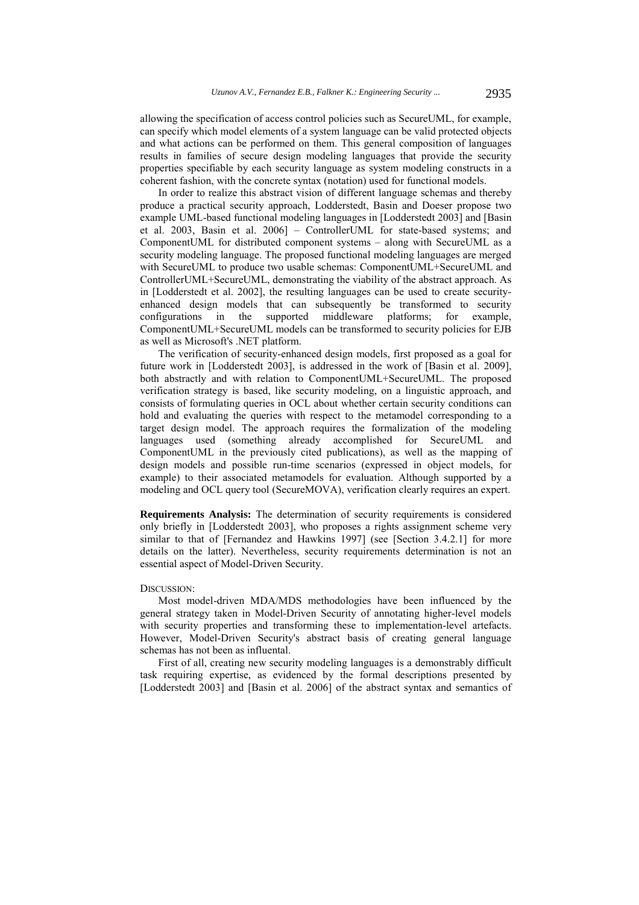allowing the specification of access control policies such as SecureUML, for example, can specify which model elements of a system language can be valid protected objects and what actions can be performed on them. This general composition of languages results in families of secure design modeling languages that provide the security properties specifiable by each security language as system modeling constructs in a coherent fashion, with the concrete syntax (notation) used for functional models.

In order to realize this abstract vision of different language schemas and thereby produce a practical security approach, Lodderstedt, Basin and Doeser propose two example UML-based functional modeling languages in [Lodderstedt 2003] and [Basin et al. 2003, Basin et al. 2006] – ControllerUML for state-based systems; and ComponentUML for distributed component systems – along with SecureUML as a security modeling language. The proposed functional modeling languages are merged with SecureUML to produce two usable schemas: ComponentUML+SecureUML and ControllerUML+SecureUML, demonstrating the viability of the abstract approach. As in [Lodderstedt et al. 2002], the resulting languages can be used to create security-enhanced design models that can subsequently be transformed to security configurations in the supported middleware platforms; for example, ComponentUML+SecureUML models can be transformed to security policies for EJB as well as Microsoft's .NET platform.

The verification of security-enhanced design models, first proposed as a goal for future work in [Lodderstedt 2003], is addressed in the work of [Basin et al. 2009], both abstractly and with relation to ComponentUML+SecureUML. The proposed verification strategy is based, like security modeling, on a linguistic approach, and consists of formulating queries in OCL about whether certain security conditions can hold and evaluating the queries with respect to the metamodel corresponding to a target design model. The approach requires the formalization of the modeling languages used (something already accomplished for SecureUML and ComponentUML in the previously cited publications), as well as the mapping of design models and possible run-time scenarios (expressed in object models, for example) to their associated metamodels for evaluation. Although supported by a modeling and OCL query tool (SecureMOVA), verification clearly requires an expert.

**Requirements Analysis:** The determination of security requirements is considered only briefly in [Lodderstedt 2003], who proposes a rights assignment scheme very similar to that of [Fernandez and Hawkins 1997] (see [Section 3.4.2.1] for more details on the latter). Nevertheless, security requirements determination is not an essential aspect of Model-Driven Security.

DISCUSSION:

Most model-driven MDA/MDS methodologies have been influenced by the general strategy taken in Model-Driven Security of annotating higher-level models with security properties and transforming these to implementation-level artefacts. However, Model-Driven Security's abstract basis of creating general language schemas has not been as influential.

First of all, creating new security modeling languages is a demonstrably difficult task requiring expertise, as evidenced by the formal descriptions presented by [Lodderstedt 2003] and [Basin et al. 2006] of the abstract syntax and semantics of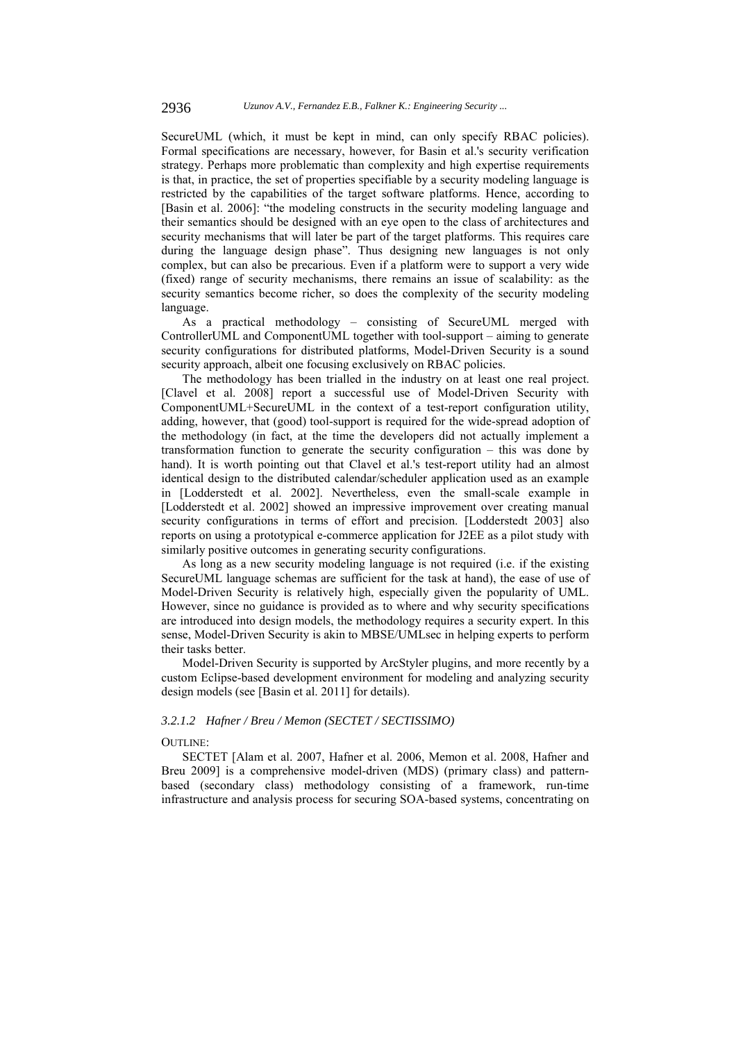SecureUML (which, it must be kept in mind, can only specify RBAC policies). Formal specifications are necessary, however, for Basin et al.'s security verification strategy. Perhaps more problematic than complexity and high expertise requirements is that, in practice, the set of properties specifiable by a security modeling language is restricted by the capabilities of the target software platforms. Hence, according to [Basin et al. 2006]: "the modeling constructs in the security modeling language and their semantics should be designed with an eye open to the class of architectures and security mechanisms that will later be part of the target platforms. This requires care during the language design phase". Thus designing new languages is not only complex, but can also be precarious. Even if a platform were to support a very wide (fixed) range of security mechanisms, there remains an issue of scalability: as the security semantics become richer, so does the complexity of the security modeling language.

As a practical methodology – consisting of SecureUML merged with ControllerUML and ComponentUML together with tool-support – aiming to generate security configurations for distributed platforms, Model-Driven Security is a sound security approach, albeit one focusing exclusively on RBAC policies.

The methodology has been trialled in the industry on at least one real project. [Clavel et al. 2008] report a successful use of Model-Driven Security with ComponentUML+SecureUML in the context of a test-report configuration utility, adding, however, that (good) tool-support is required for the wide-spread adoption of the methodology (in fact, at the time the developers did not actually implement a transformation function to generate the security configuration – this was done by hand). It is worth pointing out that Clavel et al.'s test-report utility had an almost identical design to the distributed calendar/scheduler application used as an example in [Lodderstedt et al. 2002]. Nevertheless, even the small-scale example in [Lodderstedt et al. 2002] showed an impressive improvement over creating manual security configurations in terms of effort and precision. [Lodderstedt 2003] also reports on using a prototypical e-commerce application for J2EE as a pilot study with similarly positive outcomes in generating security configurations.

As long as a new security modeling language is not required (i.e. if the existing SecureUML language schemas are sufficient for the task at hand), the ease of use of Model-Driven Security is relatively high, especially given the popularity of UML. However, since no guidance is provided as to where and why security specifications are introduced into design models, the methodology requires a security expert. In this sense, Model-Driven Security is akin to MBSE/UMLsec in helping experts to perform their tasks better.

Model-Driven Security is supported by ArcStyler plugins, and more recently by a custom Eclipse-based development environment for modeling and analyzing security design models (see [Basin et al. 2011] for details).

#### *3.2.1.2 Hafner / Breu / Memon (SECTET / SECTISSIMO)*

OUTLINE:

SECTET [Alam et al. 2007, Hafner et al. 2006, Memon et al. 2008, Hafner and Breu 2009] is a comprehensive model-driven (MDS) (primary class) and pattern-based (secondary class) methodology consisting of a framework, run-time infrastructure and analysis process for securing SOA-based systems, concentrating on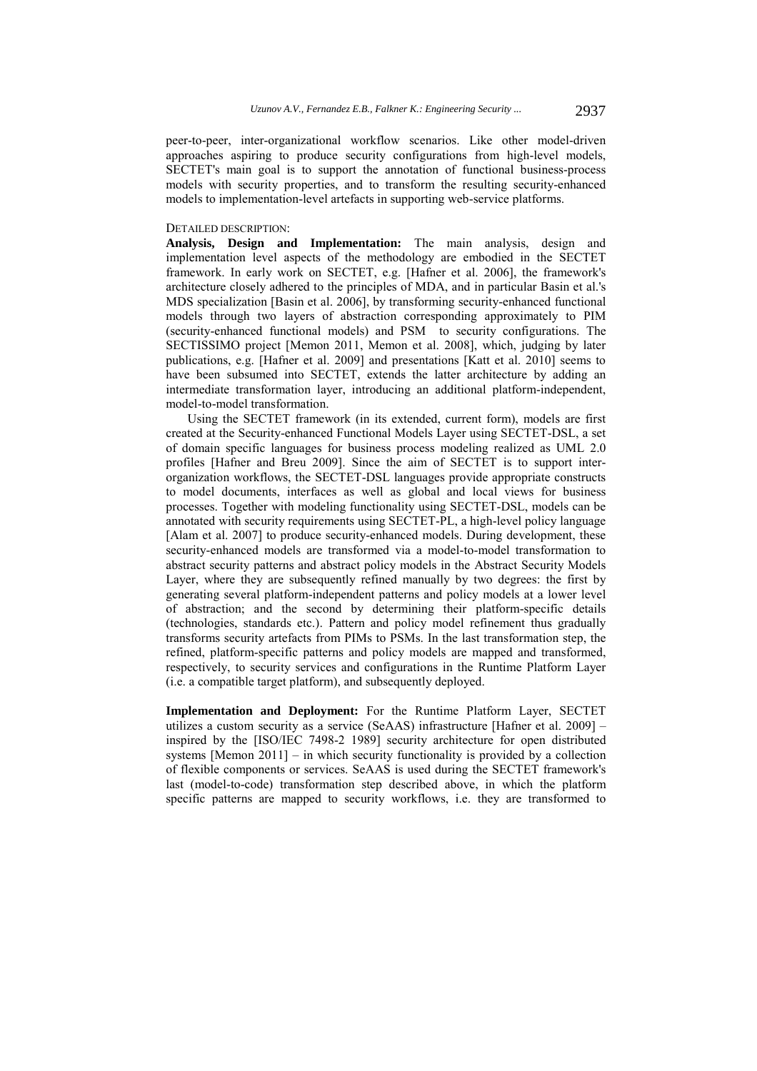peer-to-peer, inter-organizational workflow scenarios. Like other model-driven approaches aspiring to produce security configurations from high-level models, SECTET's main goal is to support the annotation of functional business-process models with security properties, and to transform the resulting security-enhanced models to implementation-level artefacts in supporting web-service platforms.

DETAILED DESCRIPTION:

**Analysis, Design and Implementation:** The main analysis, design and implementation level aspects of the methodology are embodied in the SECTET framework. In early work on SECTET, e.g. [Hafner et al. 2006], the framework's architecture closely adhered to the principles of MDA, and in particular Basin et al.'s MDS specialization [Basin et al. 2006], by transforming security-enhanced functional models through two layers of abstraction corresponding approximately to PIM (security-enhanced functional models) and PSM to security configurations. The SECTISSIMO project [Memon 2011, Memon et al. 2008], which, judging by later publications, e.g. [Hafner et al. 2009] and presentations [Katt et al. 2010] seems to have been subsumed into SECTET, extends the latter architecture by adding an intermediate transformation layer, introducing an additional platform-independent, model-to-model transformation.

Using the SECTET framework (in its extended, current form), models are first created at the Security-enhanced Functional Models Layer using SECTET-DSL, a set of domain specific languages for business process modeling realized as UML 2.0 profiles [Hafner and Breu 2009]. Since the aim of SECTET is to support inter-organization workflows, the SECTET-DSL languages provide appropriate constructs to model documents, interfaces as well as global and local views for business processes. Together with modeling functionality using SECTET-DSL, models can be annotated with security requirements using SECTET-PL, a high-level policy language [Alam et al. 2007] to produce security-enhanced models. During development, these security-enhanced models are transformed via a model-to-model transformation to abstract security patterns and abstract policy models in the Abstract Security Models Layer, where they are subsequently refined manually by two degrees: the first by generating several platform-independent patterns and policy models at a lower level of abstraction; and the second by determining their platform-specific details (technologies, standards etc.). Pattern and policy model refinement thus gradually transforms security artefacts from PIMs to PSMs. In the last transformation step, the refined, platform-specific patterns and policy models are mapped and transformed, respectively, to security services and configurations in the Runtime Platform Layer (i.e. a compatible target platform), and subsequently deployed.

**Implementation and Deployment:** For the Runtime Platform Layer, SECTET utilizes a custom security as a service (SeAAS) infrastructure [Hafner et al. 2009] – inspired by the [ISO/IEC 7498-2 1989] security architecture for open distributed systems [Memon 2011] – in which security functionality is provided by a collection of flexible components or services. SeAAS is used during the SECTET framework's last (model-to-code) transformation step described above, in which the platform specific patterns are mapped to security workflows, i.e. they are transformed to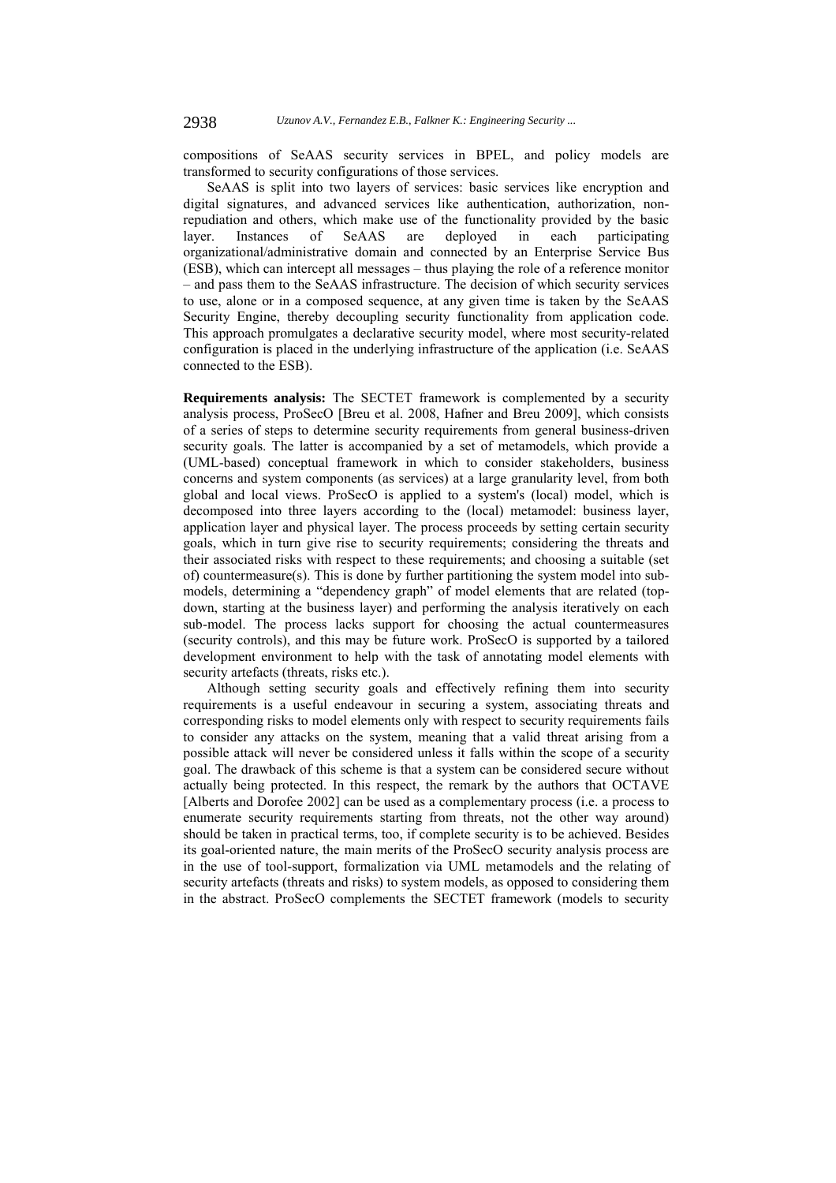compositions of SeAAS security services in BPEL, and policy models are transformed to security configurations of those services.

SeAAS is split into two layers of services: basic services like encryption and digital signatures, and advanced services like authentication, authorization, non-repudiation and others, which make use of the functionality provided by the basic layer. Instances of SeAAS are deployed in each participating organizational/administrative domain and connected by an Enterprise Service Bus (ESB), which can intercept all messages – thus playing the role of a reference monitor – and pass them to the SeAAS infrastructure. The decision of which security services to use, alone or in a composed sequence, at any given time is taken by the SeAAS Security Engine, thereby decoupling security functionality from application code. This approach promulgates a declarative security model, where most security-related configuration is placed in the underlying infrastructure of the application (i.e. SeAAS connected to the ESB).

**Requirements analysis:** The SECTET framework is complemented by a security analysis process, ProSecO [Breu et al. 2008, Hafner and Breu 2009], which consists of a series of steps to determine security requirements from general business-driven security goals. The latter is accompanied by a set of metamodels, which provide a (UML-based) conceptual framework in which to consider stakeholders, business concerns and system components (as services) at a large granularity level, from both global and local views. ProSecO is applied to a system's (local) model, which is decomposed into three layers according to the (local) metamodel: business layer, application layer and physical layer. The process proceeds by setting certain security goals, which in turn give rise to security requirements; considering the threats and their associated risks with respect to these requirements; and choosing a suitable (set of) countermeasure(s). This is done by further partitioning the system model into sub-models, determining a "dependency graph" of model elements that are related (top-down, starting at the business layer) and performing the analysis iteratively on each sub-model. The process lacks support for choosing the actual countermeasures (security controls), and this may be future work. ProSecO is supported by a tailored development environment to help with the task of annotating model elements with security artefacts (threats, risks etc.).

Although setting security goals and effectively refining them into security requirements is a useful endeavour in securing a system, associating threats and corresponding risks to model elements only with respect to security requirements fails to consider any attacks on the system, meaning that a valid threat arising from a possible attack will never be considered unless it falls within the scope of a security goal. The drawback of this scheme is that a system can be considered secure without actually being protected. In this respect, the remark by the authors that OCTAVE [Alberts and Dorofee 2002] can be used as a complementary process (i.e. a process to enumerate security requirements starting from threats, not the other way around) should be taken in practical terms, too, if complete security is to be achieved. Besides its goal-oriented nature, the main merits of the ProSecO security analysis process are in the use of tool-support, formalization via UML metamodels and the relating of security artefacts (threats and risks) to system models, as opposed to considering them in the abstract. ProSecO complements the SECTET framework (models to security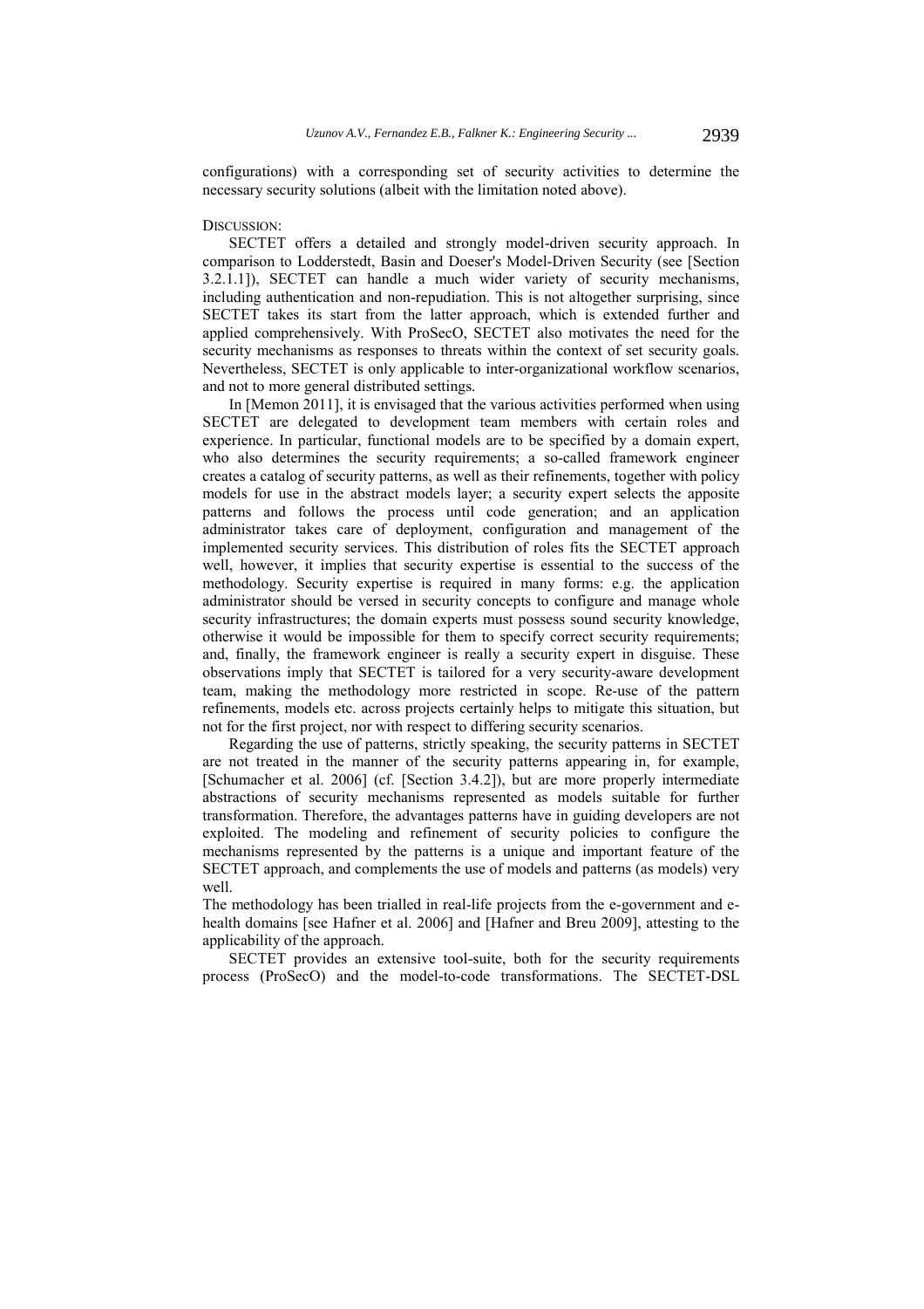configurations) with a corresponding set of security activities to determine the necessary security solutions (albeit with the limitation noted above).

DISCUSSION:

SECTET offers a detailed and strongly model-driven security approach. In comparison to Lodderstedt, Basin and Doeser's Model-Driven Security (see [Section 3.2.1.1]), SECTET can handle a much wider variety of security mechanisms, including authentication and non-repudiation. This is not altogether surprising, since SECTET takes its start from the latter approach, which is extended further and applied comprehensively. With ProSecO, SECTET also motivates the need for the security mechanisms as responses to threats within the context of set security goals. Nevertheless, SECTET is only applicable to inter-organizational workflow scenarios, and not to more general distributed settings.

In [Memon 2011], it is envisaged that the various activities performed when using SECTET are delegated to development team members with certain roles and experience. In particular, functional models are to be specified by a domain expert, who also determines the security requirements; a so-called framework engineer creates a catalog of security patterns, as well as their refinements, together with policy models for use in the abstract models layer; a security expert selects the apposite patterns and follows the process until code generation; and an application administrator takes care of deployment, configuration and management of the implemented security services. This distribution of roles fits the SECTET approach well, however, it implies that security expertise is essential to the success of the methodology. Security expertise is required in many forms: e.g. the application administrator should be versed in security concepts to configure and manage whole security infrastructures; the domain experts must possess sound security knowledge, otherwise it would be impossible for them to specify correct security requirements; and, finally, the framework engineer is really a security expert in disguise. These observations imply that SECTET is tailored for a very security-aware development team, making the methodology more restricted in scope. Re-use of the pattern refinements, models etc. across projects certainly helps to mitigate this situation, but not for the first project, nor with respect to differing security scenarios.

Regarding the use of patterns, strictly speaking, the security patterns in SECTET are not treated in the manner of the security patterns appearing in, for example, [Schumacher et al. 2006] (cf. [Section 3.4.2]), but are more properly intermediate abstractions of security mechanisms represented as models suitable for further transformation. Therefore, the advantages patterns have in guiding developers are not exploited. The modeling and refinement of security policies to configure the mechanisms represented by the patterns is a unique and important feature of the SECTET approach, and complements the use of models and patterns (as models) very well.

The methodology has been trialled in real-life projects from the e-government and e-health domains [see Hafner et al. 2006] and [Hafner and Breu 2009], attesting to the applicability of the approach.

SECTET provides an extensive tool-suite, both for the security requirements process (ProSecO) and the model-to-code transformations. The SECTET-DSL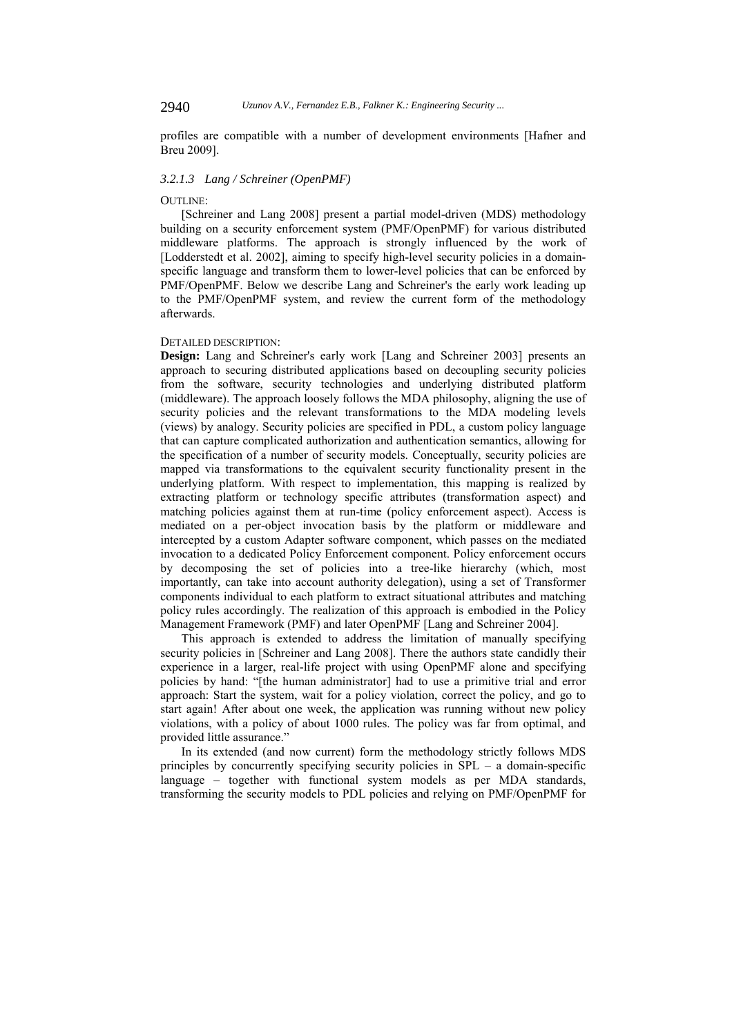profiles are compatible with a number of development environments [Hafner and Breu 2009].

#### *3.2.1.3 Lang / Schreiner (OpenPMF)*

OUTLINE:

[Schreiner and Lang 2008] present a partial model-driven (MDS) methodology building on a security enforcement system (PMF/OpenPMF) for various distributed middleware platforms. The approach is strongly influenced by the work of [Lodderstedt et al. 2002], aiming to specify high-level security policies in a domain-specific language and transform them to lower-level policies that can be enforced by PMF/OpenPMF. Below we describe Lang and Schreiner's the early work leading up to the PMF/OpenPMF system, and review the current form of the methodology afterwards.

DETAILED DESCRIPTION:

**Design:** Lang and Schreiner's early work [Lang and Schreiner 2003] presents an approach to securing distributed applications based on decoupling security policies from the software, security technologies and underlying distributed platform (middleware). The approach loosely follows the MDA philosophy, aligning the use of security policies and the relevant transformations to the MDA modeling levels (views) by analogy. Security policies are specified in PDL, a custom policy language that can capture complicated authorization and authentication semantics, allowing for the specification of a number of security models. Conceptually, security policies are mapped via transformations to the equivalent security functionality present in the underlying platform. With respect to implementation, this mapping is realized by extracting platform or technology specific attributes (transformation aspect) and matching policies against them at run-time (policy enforcement aspect). Access is mediated on a per-object invocation basis by the platform or middleware and intercepted by a custom Adapter software component, which passes on the mediated invocation to a dedicated Policy Enforcement component. Policy enforcement occurs by decomposing the set of policies into a tree-like hierarchy (which, most importantly, can take into account authority delegation), using a set of Transformer components individual to each platform to extract situational attributes and matching policy rules accordingly. The realization of this approach is embodied in the Policy Management Framework (PMF) and later OpenPMF [Lang and Schreiner 2004].

This approach is extended to address the limitation of manually specifying security policies in [Schreiner and Lang 2008]. There the authors state candidly their experience in a larger, real-life project with using OpenPMF alone and specifying policies by hand: "[the human administrator] had to use a primitive trial and error approach: Start the system, wait for a policy violation, correct the policy, and go to start again! After about one week, the application was running without new policy violations, with a policy of about 1000 rules. The policy was far from optimal, and provided little assurance."

In its extended (and now current) form the methodology strictly follows MDS principles by concurrently specifying security policies in SPL – a domain-specific language – together with functional system models as per MDA standards, transforming the security models to PDL policies and relying on PMF/OpenPMF for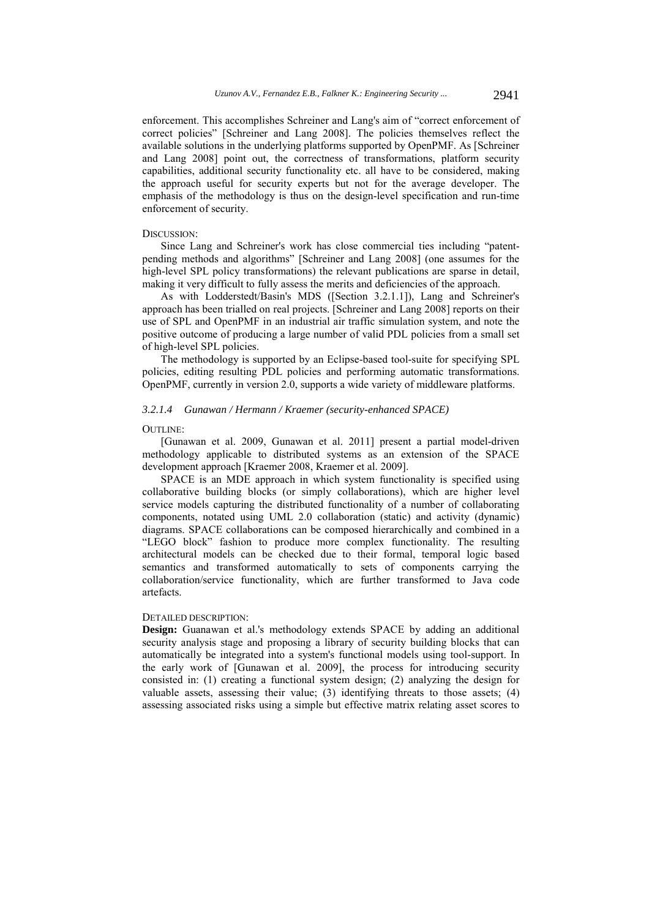enforcement. This accomplishes Schreiner and Lang's aim of "correct enforcement of correct policies" [Schreiner and Lang 2008]. The policies themselves reflect the available solutions in the underlying platforms supported by OpenPMF. As [Schreiner and Lang 2008] point out, the correctness of transformations, platform security capabilities, additional security functionality etc. all have to be considered, making the approach useful for security experts but not for the average developer. The emphasis of the methodology is thus on the design-level specification and run-time enforcement of security.

DISCUSSION:

Since Lang and Schreiner's work has close commercial ties including "patent-pending methods and algorithms" [Schreiner and Lang 2008] (one assumes for the high-level SPL policy transformations) the relevant publications are sparse in detail, making it very difficult to fully assess the merits and deficiencies of the approach.

As with Lodderstedt/Basin's MDS ([Section 3.2.1.1]), Lang and Schreiner's approach has been trialled on real projects. [Schreiner and Lang 2008] reports on their use of SPL and OpenPMF in an industrial air traffic simulation system, and note the positive outcome of producing a large number of valid PDL policies from a small set of high-level SPL policies.

The methodology is supported by an Eclipse-based tool-suite for specifying SPL policies, editing resulting PDL policies and performing automatic transformations. OpenPMF, currently in version 2.0, supports a wide variety of middleware platforms.

#### *3.2.1.4 Gunawan / Hermann / Kraemer (security-enhanced SPACE)*

OUTLINE:

[Gunawan et al. 2009, Gunawan et al. 2011] present a partial model-driven methodology applicable to distributed systems as an extension of the SPACE development approach [Kraemer 2008, Kraemer et al. 2009].

SPACE is an MDE approach in which system functionality is specified using collaborative building blocks (or simply collaborations), which are higher level service models capturing the distributed functionality of a number of collaborating components, notated using UML 2.0 collaboration (static) and activity (dynamic) diagrams. SPACE collaborations can be composed hierarchically and combined in a "LEGO block" fashion to produce more complex functionality. The resulting architectural models can be checked due to their formal, temporal logic based semantics and transformed automatically to sets of components carrying the collaboration/service functionality, which are further transformed to Java code artefacts.

DETAILED DESCRIPTION:

**Design:** Guanawan et al.'s methodology extends SPACE by adding an additional security analysis stage and proposing a library of security building blocks that can automatically be integrated into a system's functional models using tool-support. In the early work of [Gunawan et al. 2009], the process for introducing security consisted in: (1) creating a functional system design; (2) analyzing the design for valuable assets, assessing their value; (3) identifying threats to those assets; (4) assessing associated risks using a simple but effective matrix relating asset scores to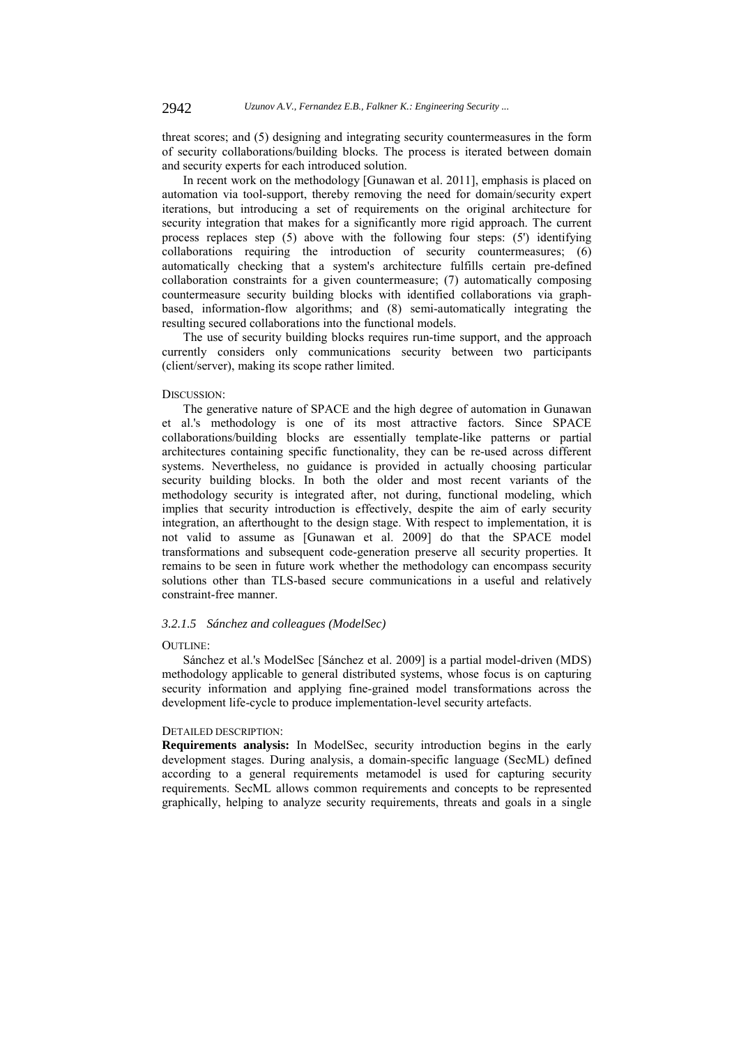threat scores; and (5) designing and integrating security countermeasures in the form of security collaborations/building blocks. The process is iterated between domain and security experts for each introduced solution.

In recent work on the methodology [Gunawan et al. 2011], emphasis is placed on automation via tool-support, thereby removing the need for domain/security expert iterations, but introducing a set of requirements on the original architecture for security integration that makes for a significantly more rigid approach. The current process replaces step (5) above with the following four steps: (5') identifying collaborations requiring the introduction of security countermeasures; (6) automatically checking that a system's architecture fulfills certain pre-defined collaboration constraints for a given countermeasure; (7) automatically composing countermeasure security building blocks with identified collaborations via graph-based, information-flow algorithms; and (8) semi-automatically integrating the resulting secured collaborations into the functional models.

The use of security building blocks requires run-time support, and the approach currently considers only communications security between two participants (client/server), making its scope rather limited.

DISCUSSION:

The generative nature of SPACE and the high degree of automation in Gunawan et al.'s methodology is one of its most attractive factors. Since SPACE collaborations/building blocks are essentially template-like patterns or partial architectures containing specific functionality, they can be re-used across different systems. Nevertheless, no guidance is provided in actually choosing particular security building blocks. In both the older and most recent variants of the methodology security is integrated after, not during, functional modeling, which implies that security introduction is effectively, despite the aim of early security integration, an afterthought to the design stage. With respect to implementation, it is not valid to assume as [Gunawan et al. 2009] do that the SPACE model transformations and subsequent code-generation preserve all security properties. It remains to be seen in future work whether the methodology can encompass security solutions other than TLS-based secure communications in a useful and relatively constraint-free manner.

#### *3.2.1.5 Sánchez and colleagues (ModelSec)*

OUTLINE:

Sánchez et al.'s ModelSec [Sánchez et al. 2009] is a partial model-driven (MDS) methodology applicable to general distributed systems, whose focus is on capturing security information and applying fine-grained model transformations across the development life-cycle to produce implementation-level security artefacts.

DETAILED DESCRIPTION:

**Requirements analysis:** In ModelSec, security introduction begins in the early development stages. During analysis, a domain-specific language (SecML) defined according to a general requirements metamodel is used for capturing security requirements. SecML allows common requirements and concepts to be represented graphically, helping to analyze security requirements, threats and goals in a single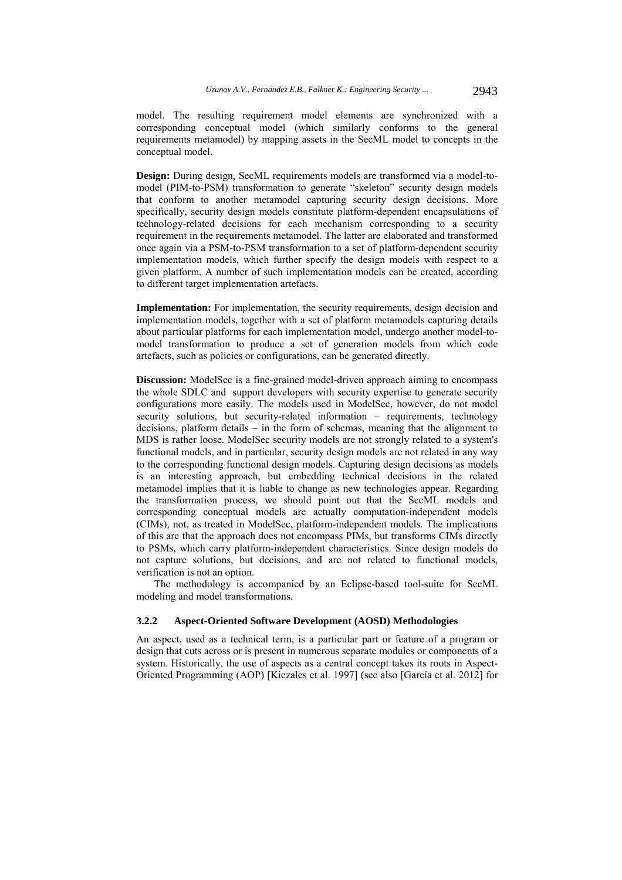model. The resulting requirement model elements are synchronized with a corresponding conceptual model (which similarly conforms to the general requirements metamodel) by mapping assets in the SecML model to concepts in the conceptual model.

**Design:** During design, SecML requirements models are transformed via a model-to-model (PIM-to-PSM) transformation to generate "skeleton" security design models that conform to another metamodel capturing security design decisions. More specifically, security design models constitute platform-dependent encapsulations of technology-related decisions for each mechanism corresponding to a security requirement in the requirements metamodel. The latter are elaborated and transformed once again via a PSM-to-PSM transformation to a set of platform-dependent security implementation models, which further specify the design models with respect to a given platform. A number of such implementation models can be created, according to different target implementation artefacts.

**Implementation:** For implementation, the security requirements, design decision and implementation models, together with a set of platform metamodels capturing details about particular platforms for each implementation model, undergo another model-to-model transformation to produce a set of generation models from which code artefacts, such as policies or configurations, can be generated directly.

**Discussion:** ModelSec is a fine-grained model-driven approach aiming to encompass the whole SDLC and support developers with security expertise to generate security configurations more easily. The models used in ModelSec, however, do not model security solutions, but security-related information – requirements, technology decisions, platform details – in the form of schemas, meaning that the alignment to MDS is rather loose. ModelSec security models are not strongly related to a system's functional models, and in particular, security design models are not related in any way to the corresponding functional design models. Capturing design decisions as models is an interesting approach, but embedding technical decisions in the related metamodel implies that it is liable to change as new technologies appear. Regarding the transformation process, we should point out that the SecML models and corresponding conceptual models are actually computation-independent models (CIMs), not, as treated in ModelSec, platform-independent models. The implications of this are that the approach does not encompass PIMs, but transforms CIMs directly to PSMs, which carry platform-independent characteristics. Since design models do not capture solutions, but decisions, and are not related to functional models, verification is not an option.

The methodology is accompanied by an Eclipse-based tool-suite for SecML modeling and model transformations.

### 3.2.2 Aspect-Oriented Software Development (AOSD) Methodologies

An aspect, used as a technical term, is a particular part or feature of a program or design that cuts across or is present in numerous separate modules or components of a system. Historically, the use of aspects as a central concept takes its roots in Aspect-Oriented Programming (AOP) [Kiczales et al. 1997] (see also [García et al. 2012] for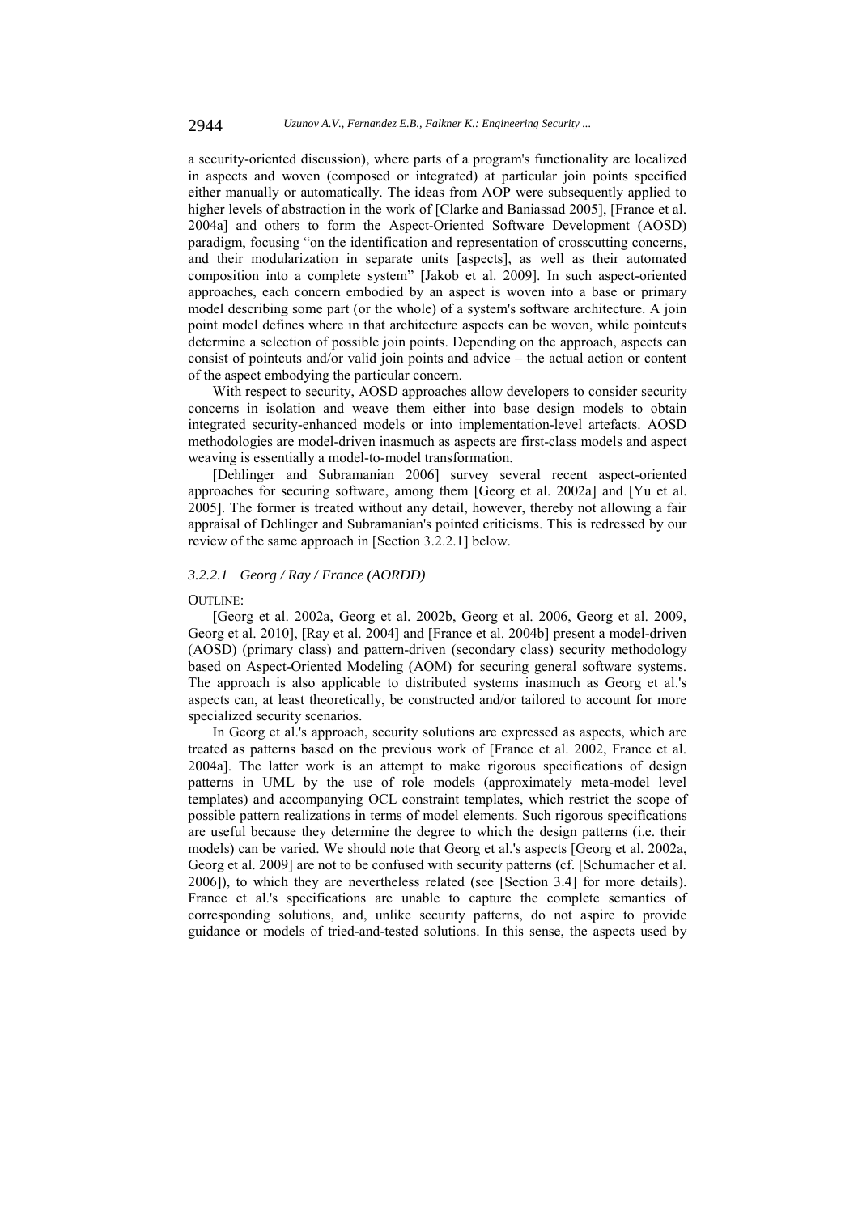a security-oriented discussion), where parts of a program's functionality are localized in aspects and woven (composed or integrated) at particular join points specified either manually or automatically. The ideas from AOP were subsequently applied to higher levels of abstraction in the work of [Clarke and Baniassad 2005], [France et al. 2004a] and others to form the Aspect-Oriented Software Development (AOSD) paradigm, focusing "on the identification and representation of crosscutting concerns, and their modularization in separate units [aspects], as well as their automated composition into a complete system" [Jakob et al. 2009]. In such aspect-oriented approaches, each concern embodied by an aspect is woven into a base or primary model describing some part (or the whole) of a system's software architecture. A join point model defines where in that architecture aspects can be woven, while pointcuts determine a selection of possible join points. Depending on the approach, aspects can consist of pointcuts and/or valid join points and advice – the actual action or content of the aspect embodying the particular concern.

With respect to security, AOSD approaches allow developers to consider security concerns in isolation and weave them either into base design models to obtain integrated security-enhanced models or into implementation-level artefacts. AOSD methodologies are model-driven inasmuch as aspects are first-class models and aspect weaving is essentially a model-to-model transformation.

[Dehlinger and Subramanian 2006] survey several recent aspect-oriented approaches for securing software, among them [Georg et al. 2002a] and [Yu et al. 2005]. The former is treated without any detail, however, thereby not allowing a fair appraisal of Dehlinger and Subramanian's pointed criticisms. This is redressed by our review of the same approach in [Section 3.2.2.1] below.

#### *3.2.2.1 Georg / Ray / France (AORDD)*

OUTLINE:

[Georg et al. 2002a, Georg et al. 2002b, Georg et al. 2006, Georg et al. 2009, Georg et al. 2010], [Ray et al. 2004] and [France et al. 2004b] present a model-driven (AOSD) (primary class) and pattern-driven (secondary class) security methodology based on Aspect-Oriented Modeling (AOM) for securing general software systems. The approach is also applicable to distributed systems inasmuch as Georg et al.'s aspects can, at least theoretically, be constructed and/or tailored to account for more specialized security scenarios.

In Georg et al.'s approach, security solutions are expressed as aspects, which are treated as patterns based on the previous work of [France et al. 2002, France et al. 2004a]. The latter work is an attempt to make rigorous specifications of design patterns in UML by the use of role models (approximately meta-model level templates) and accompanying OCL constraint templates, which restrict the scope of possible pattern realizations in terms of model elements. Such rigorous specifications are useful because they determine the degree to which the design patterns (i.e. their models) can be varied. We should note that Georg et al.'s aspects [Georg et al. 2002a, Georg et al. 2009] are not to be confused with security patterns (cf. [Schumacher et al. 2006]), to which they are nevertheless related (see [Section 3.4] for more details). France et al.'s specifications are unable to capture the complete semantics of corresponding solutions, and, unlike security patterns, do not aspire to provide guidance or models of tried-and-tested solutions. In this sense, the aspects used by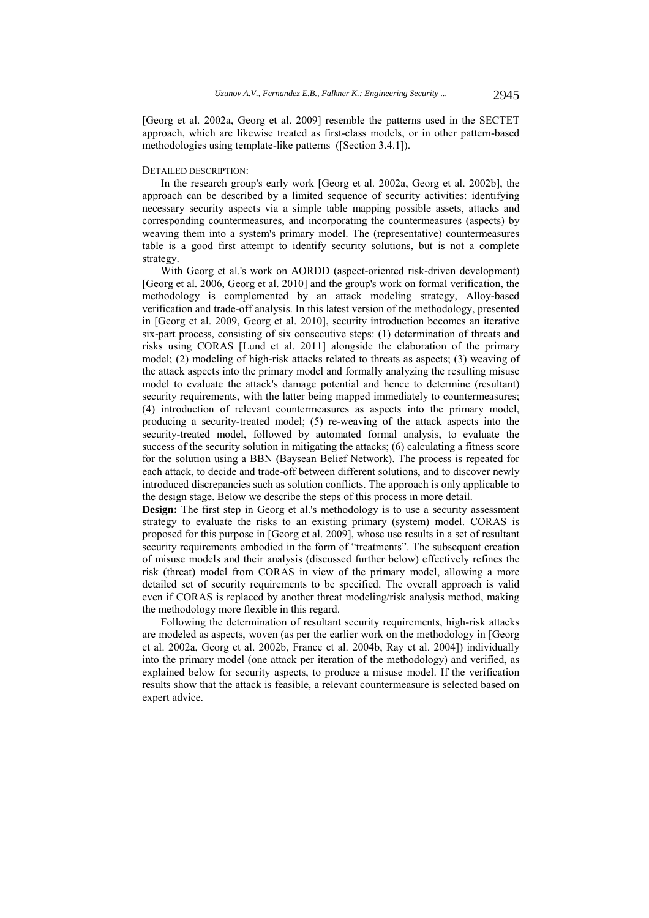[Georg et al. 2002a, Georg et al. 2009] resemble the patterns used in the SECTET approach, which are likewise treated as first-class models, or in other pattern-based methodologies using template-like patterns ([Section 3.4.1]).

DETAILED DESCRIPTION:

In the research group's early work [Georg et al. 2002a, Georg et al. 2002b], the approach can be described by a limited sequence of security activities: identifying necessary security aspects via a simple table mapping possible assets, attacks and corresponding countermeasures, and incorporating the countermeasures (aspects) by weaving them into a system's primary model. The (representative) countermeasures table is a good first attempt to identify security solutions, but is not a complete strategy.

With Georg et al.'s work on AORDD (aspect-oriented risk-driven development) [Georg et al. 2006, Georg et al. 2010] and the group's work on formal verification, the methodology is complemented by an attack modeling strategy, Alloy-based verification and trade-off analysis. In this latest version of the methodology, presented in [Georg et al. 2009, Georg et al. 2010], security introduction becomes an iterative six-part process, consisting of six consecutive steps: (1) determination of threats and risks using CORAS [Lund et al. 2011] alongside the elaboration of the primary model; (2) modeling of high-risk attacks related to threats as aspects; (3) weaving of the attack aspects into the primary model and formally analyzing the resulting misuse model to evaluate the attack's damage potential and hence to determine (resultant) security requirements, with the latter being mapped immediately to countermeasures; (4) introduction of relevant countermeasures as aspects into the primary model, producing a security-treated model; (5) re-weaving of the attack aspects into the security-treated model, followed by automated formal analysis, to evaluate the success of the security solution in mitigating the attacks; (6) calculating a fitness score for the solution using a BBN (Baysean Belief Network). The process is repeated for each attack, to decide and trade-off between different solutions, and to discover newly introduced discrepancies such as solution conflicts. The approach is only applicable to the design stage. Below we describe the steps of this process in more detail.

**Design:** The first step in Georg et al.'s methodology is to use a security assessment strategy to evaluate the risks to an existing primary (system) model. CORAS is proposed for this purpose in [Georg et al. 2009], whose use results in a set of resultant security requirements embodied in the form of "treatments". The subsequent creation of misuse models and their analysis (discussed further below) effectively refines the risk (threat) model from CORAS in view of the primary model, allowing a more detailed set of security requirements to be specified. The overall approach is valid even if CORAS is replaced by another threat modeling/risk analysis method, making the methodology more flexible in this regard.

Following the determination of resultant security requirements, high-risk attacks are modeled as aspects, woven (as per the earlier work on the methodology in [Georg et al. 2002a, Georg et al. 2002b, France et al. 2004b, Ray et al. 2004]) individually into the primary model (one attack per iteration of the methodology) and verified, as explained below for security aspects, to produce a misuse model. If the verification results show that the attack is feasible, a relevant countermeasure is selected based on expert advice.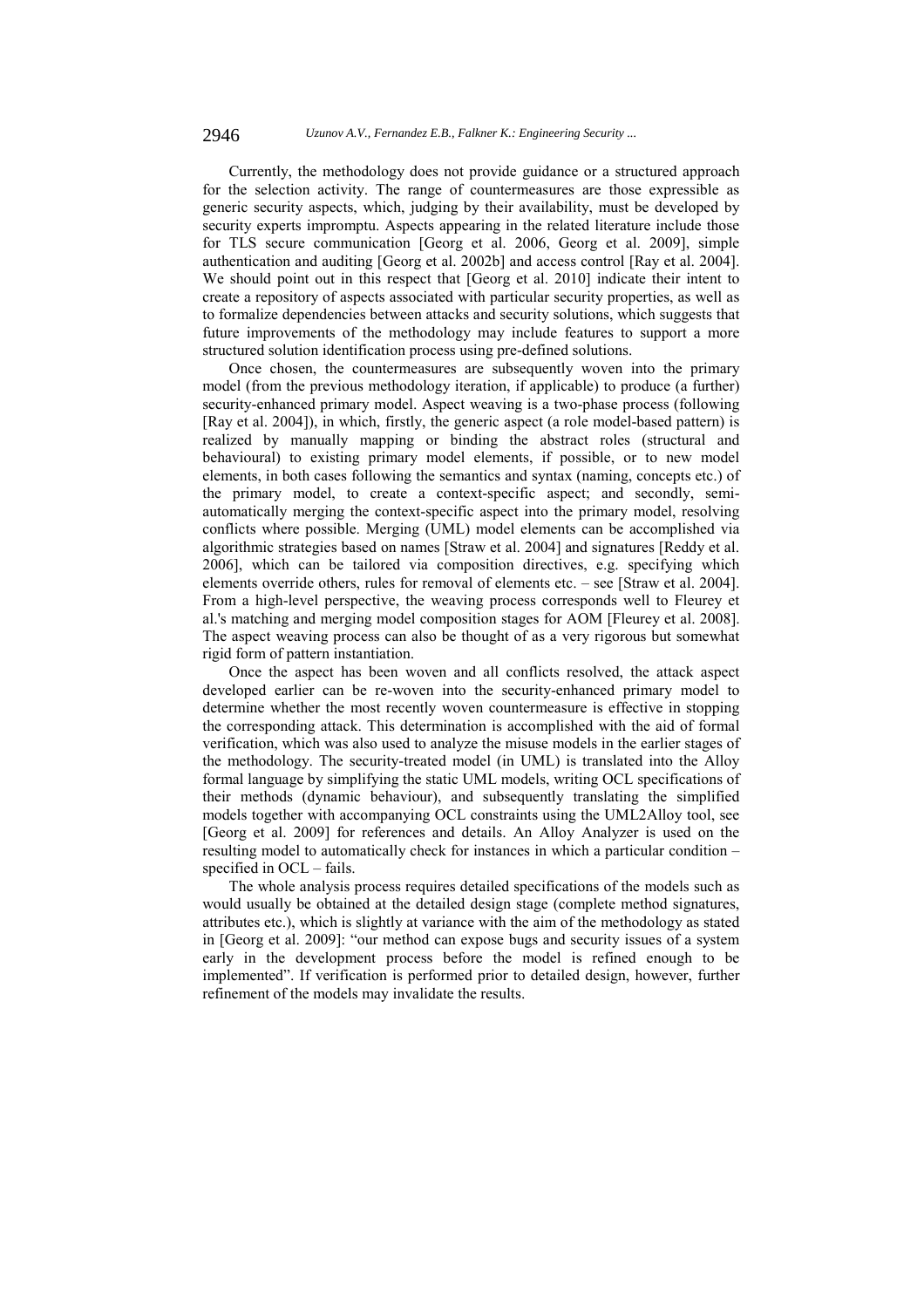Currently, the methodology does not provide guidance or a structured approach for the selection activity. The range of countermeasures are those expressible as generic security aspects, which, judging by their availability, must be developed by security experts impromptu. Aspects appearing in the related literature include those for TLS secure communication [Georg et al. 2006, Georg et al. 2009], simple authentication and auditing [Georg et al. 2002b] and access control [Ray et al. 2004]. We should point out in this respect that [Georg et al. 2010] indicate their intent to create a repository of aspects associated with particular security properties, as well as to formalize dependencies between attacks and security solutions, which suggests that future improvements of the methodology may include features to support a more structured solution identification process using pre-defined solutions.

Once chosen, the countermeasures are subsequently woven into the primary model (from the previous methodology iteration, if applicable) to produce (a further) security-enhanced primary model. Aspect weaving is a two-phase process (following [Ray et al. 2004]), in which, firstly, the generic aspect (a role model-based pattern) is realized by manually mapping or binding the abstract roles (structural and behavioural) to existing primary model elements, if possible, or to new model elements, in both cases following the semantics and syntax (naming, concepts etc.) of the primary model, to create a context-specific aspect; and secondly, semi-automatically merging the context-specific aspect into the primary model, resolving conflicts where possible. Merging (UML) model elements can be accomplished via algorithmic strategies based on names [Straw et al. 2004] and signatures [Reddy et al. 2006], which can be tailored via composition directives, e.g. specifying which elements override others, rules for removal of elements etc. – see [Straw et al. 2004]. From a high-level perspective, the weaving process corresponds well to Fleurey et al.'s matching and merging model composition stages for AOM [Fleurey et al. 2008]. The aspect weaving process can also be thought of as a very rigorous but somewhat rigid form of pattern instantiation.

Once the aspect has been woven and all conflicts resolved, the attack aspect developed earlier can be re-woven into the security-enhanced primary model to determine whether the most recently woven countermeasure is effective in stopping the corresponding attack. This determination is accomplished with the aid of formal verification, which was also used to analyze the misuse models in the earlier stages of the methodology. The security-treated model (in UML) is translated into the Alloy formal language by simplifying the static UML models, writing OCL specifications of their methods (dynamic behaviour), and subsequently translating the simplified models together with accompanying OCL constraints using the UML2Alloy tool, see [Georg et al. 2009] for references and details. An Alloy Analyzer is used on the resulting model to automatically check for instances in which a particular condition – specified in OCL – fails.

The whole analysis process requires detailed specifications of the models such as would usually be obtained at the detailed design stage (complete method signatures, attributes etc.), which is slightly at variance with the aim of the methodology as stated in [Georg et al. 2009]: "our method can expose bugs and security issues of a system early in the development process before the model is refined enough to be implemented". If verification is performed prior to detailed design, however, further refinement of the models may invalidate the results.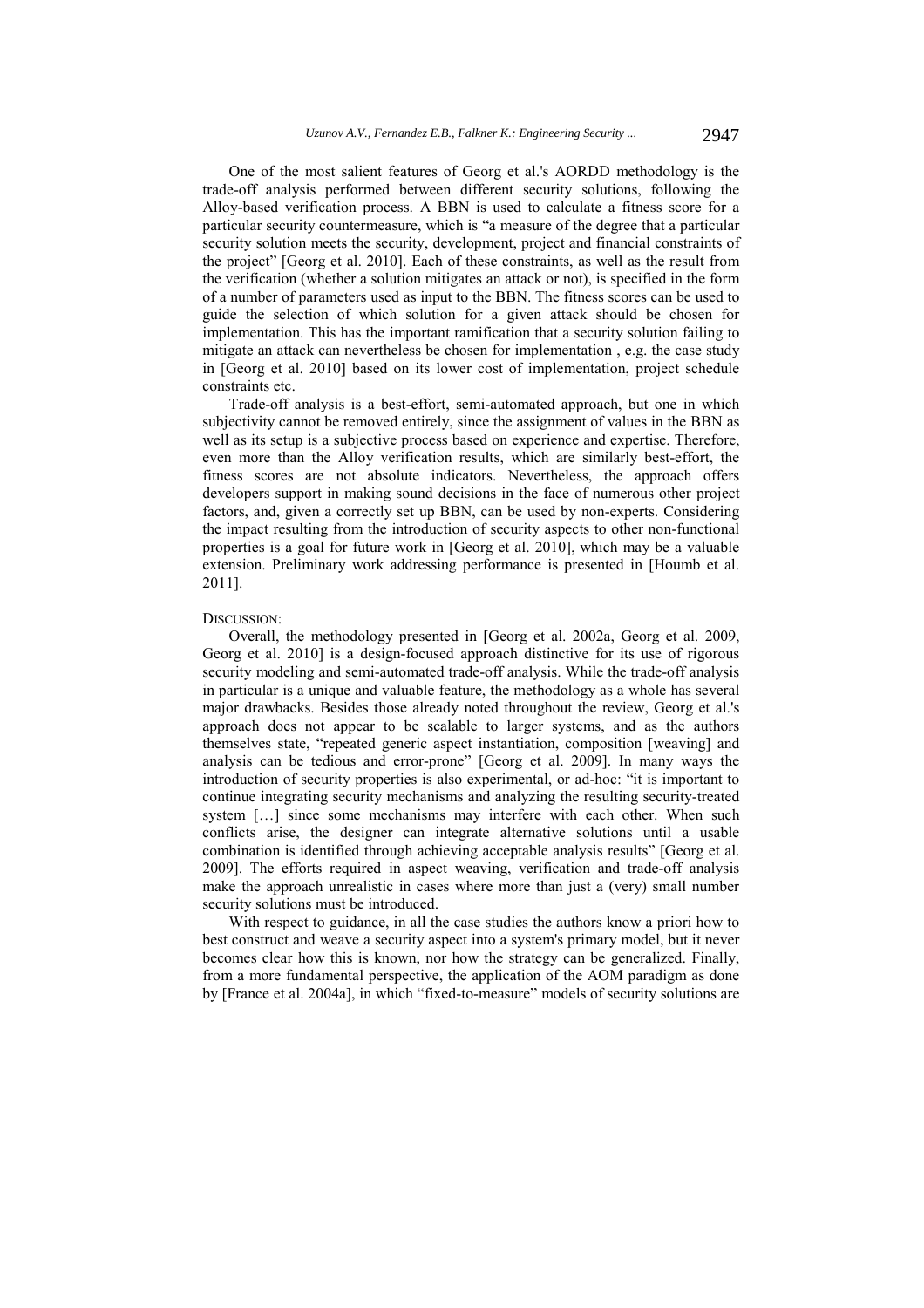One of the most salient features of Georg et al.'s AORDD methodology is the trade-off analysis performed between different security solutions, following the Alloy-based verification process. A BBN is used to calculate a fitness score for a particular security countermeasure, which is "a measure of the degree that a particular security solution meets the security, development, project and financial constraints of the project" [Georg et al. 2010]. Each of these constraints, as well as the result from the verification (whether a solution mitigates an attack or not), is specified in the form of a number of parameters used as input to the BBN. The fitness scores can be used to guide the selection of which solution for a given attack should be chosen for implementation. This has the important ramification that a security solution failing to mitigate an attack can nevertheless be chosen for implementation , e.g. the case study in [Georg et al. 2010] based on its lower cost of implementation, project schedule constraints etc.

Trade-off analysis is a best-effort, semi-automated approach, but one in which subjectivity cannot be removed entirely, since the assignment of values in the BBN as well as its setup is a subjective process based on experience and expertise. Therefore, even more than the Alloy verification results, which are similarly best-effort, the fitness scores are not absolute indicators. Nevertheless, the approach offers developers support in making sound decisions in the face of numerous other project factors, and, given a correctly set up BBN, can be used by non-experts. Considering the impact resulting from the introduction of security aspects to other non-functional properties is a goal for future work in [Georg et al. 2010], which may be a valuable extension. Preliminary work addressing performance is presented in [Houmb et al. 2011].

DISCUSSION:

Overall, the methodology presented in [Georg et al. 2002a, Georg et al. 2009, Georg et al. 2010] is a design-focused approach distinctive for its use of rigorous security modeling and semi-automated trade-off analysis. While the trade-off analysis in particular is a unique and valuable feature, the methodology as a whole has several major drawbacks. Besides those already noted throughout the review, Georg et al.'s approach does not appear to be scalable to larger systems, and as the authors themselves state, "repeated generic aspect instantiation, composition [weaving] and analysis can be tedious and error-prone" [Georg et al. 2009]. In many ways the introduction of security properties is also experimental, or ad-hoc: "it is important to continue integrating security mechanisms and analyzing the resulting security-treated system […] since some mechanisms may interfere with each other. When such conflicts arise, the designer can integrate alternative solutions until a usable combination is identified through achieving acceptable analysis results" [Georg et al. 2009]. The efforts required in aspect weaving, verification and trade-off analysis make the approach unrealistic in cases where more than just a (very) small number security solutions must be introduced.

With respect to guidance, in all the case studies the authors know a priori how to best construct and weave a security aspect into a system's primary model, but it never becomes clear how this is known, nor how the strategy can be generalized. Finally, from a more fundamental perspective, the application of the AOM paradigm as done by [France et al. 2004a], in which "fixed-to-measure" models of security solutions are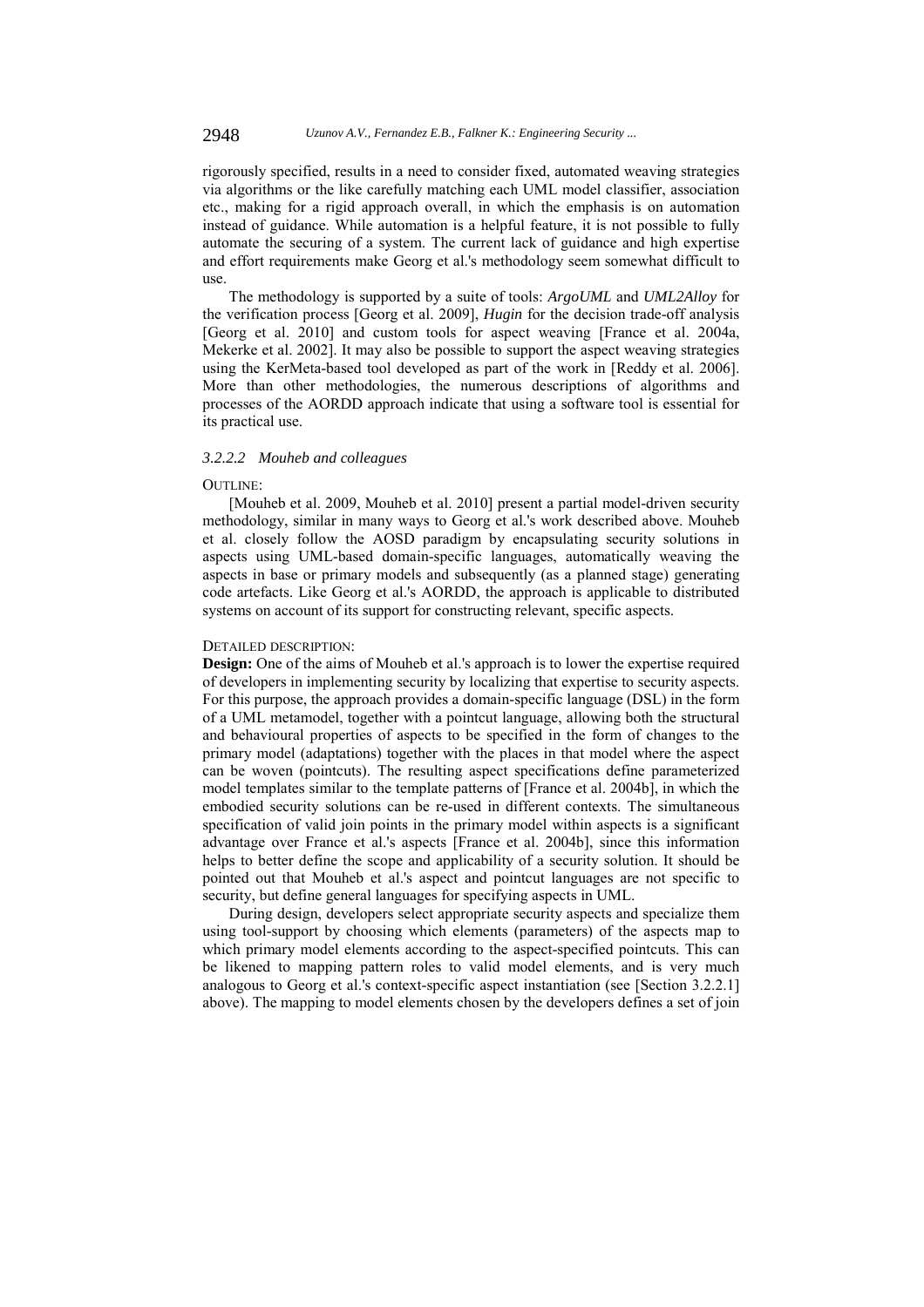rigorously specified, results in a need to consider fixed, automated weaving strategies via algorithms or the like carefully matching each UML model classifier, association etc., making for a rigid approach overall, in which the emphasis is on automation instead of guidance. While automation is a helpful feature, it is not possible to fully automate the securing of a system. The current lack of guidance and high expertise and effort requirements make Georg et al.'s methodology seem somewhat difficult to use.

The methodology is supported by a suite of tools: *ArgoUML* and *UML2Alloy* for the verification process [Georg et al. 2009], *Hugin* for the decision trade-off analysis [Georg et al. 2010] and custom tools for aspect weaving [France et al. 2004a, Mekerke et al. 2002]. It may also be possible to support the aspect weaving strategies using the KerMeta-based tool developed as part of the work in [Reddy et al. 2006]. More than other methodologies, the numerous descriptions of algorithms and processes of the AORDD approach indicate that using a software tool is essential for its practical use.

#### *3.2.2.2 Mouheb and colleagues*

OUTLINE:

[Mouheb et al. 2009, Mouheb et al. 2010] present a partial model-driven security methodology, similar in many ways to Georg et al.'s work described above. Mouheb et al. closely follow the AOSD paradigm by encapsulating security solutions in aspects using UML-based domain-specific languages, automatically weaving the aspects in base or primary models and subsequently (as a planned stage) generating code artefacts. Like Georg et al.'s AORDD, the approach is applicable to distributed systems on account of its support for constructing relevant, specific aspects.

DETAILED DESCRIPTION:

**Design:** One of the aims of Mouheb et al.'s approach is to lower the expertise required of developers in implementing security by localizing that expertise to security aspects. For this purpose, the approach provides a domain-specific language (DSL) in the form of a UML metamodel, together with a pointcut language, allowing both the structural and behavioural properties of aspects to be specified in the form of changes to the primary model (adaptations) together with the places in that model where the aspect can be woven (pointcuts). The resulting aspect specifications define parameterized model templates similar to the template patterns of [France et al. 2004b], in which the embodied security solutions can be re-used in different contexts. The simultaneous specification of valid join points in the primary model within aspects is a significant advantage over France et al.'s aspects [France et al. 2004b], since this information helps to better define the scope and applicability of a security solution. It should be pointed out that Mouheb et al.'s aspect and pointcut languages are not specific to security, but define general languages for specifying aspects in UML.

During design, developers select appropriate security aspects and specialize them using tool-support by choosing which elements (parameters) of the aspects map to which primary model elements according to the aspect-specified pointcuts. This can be likened to mapping pattern roles to valid model elements, and is very much analogous to Georg et al.'s context-specific aspect instantiation (see [Section 3.2.2.1] above). The mapping to model elements chosen by the developers defines a set of join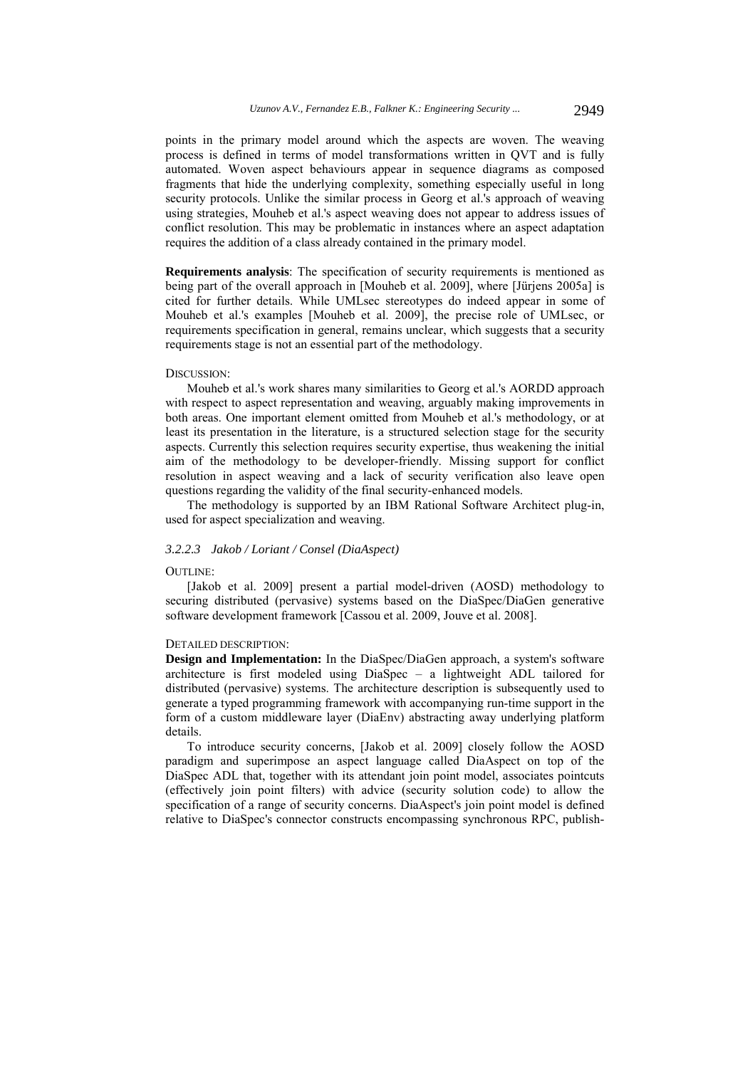points in the primary model around which the aspects are woven. The weaving process is defined in terms of model transformations written in QVT and is fully automated. Woven aspect behaviours appear in sequence diagrams as composed fragments that hide the underlying complexity, something especially useful in long security protocols. Unlike the similar process in Georg et al.'s approach of weaving using strategies, Mouheb et al.'s aspect weaving does not appear to address issues of conflict resolution. This may be problematic in instances where an aspect adaptation requires the addition of a class already contained in the primary model.

**Requirements analysis**: The specification of security requirements is mentioned as being part of the overall approach in [Mouheb et al. 2009], where [Jürjens 2005a] is cited for further details. While UMLsec stereotypes do indeed appear in some of Mouheb et al.'s examples [Mouheb et al. 2009], the precise role of UMLsec, or requirements specification in general, remains unclear, which suggests that a security requirements stage is not an essential part of the methodology.

DISCUSSION:

Mouheb et al.'s work shares many similarities to Georg et al.'s AORDD approach with respect to aspect representation and weaving, arguably making improvements in both areas. One important element omitted from Mouheb et al.'s methodology, or at least its presentation in the literature, is a structured selection stage for the security aspects. Currently this selection requires security expertise, thus weakening the initial aim of the methodology to be developer-friendly. Missing support for conflict resolution in aspect weaving and a lack of security verification also leave open questions regarding the validity of the final security-enhanced models.

The methodology is supported by an IBM Rational Software Architect plug-in, used for aspect specialization and weaving.

#### *3.2.2.3 Jakob / Loriant / Consel (DiaAspect)*

OUTLINE:

[Jakob et al. 2009] present a partial model-driven (AOSD) methodology to securing distributed (pervasive) systems based on the DiaSpec/DiaGen generative software development framework [Cassou et al. 2009, Jouve et al. 2008].

DETAILED DESCRIPTION:

**Design and Implementation:** In the DiaSpec/DiaGen approach, a system's software architecture is first modeled using DiaSpec – a lightweight ADL tailored for distributed (pervasive) systems. The architecture description is subsequently used to generate a typed programming framework with accompanying run-time support in the form of a custom middleware layer (DiaEnv) abstracting away underlying platform details.

To introduce security concerns, [Jakob et al. 2009] closely follow the AOSD paradigm and superimpose an aspect language called DiaAspect on top of the DiaSpec ADL that, together with its attendant join point model, associates pointcuts (effectively join point filters) with advice (security solution code) to allow the specification of a range of security concerns. DiaAspect's join point model is defined relative to DiaSpec's connector constructs encompassing synchronous RPC, publish-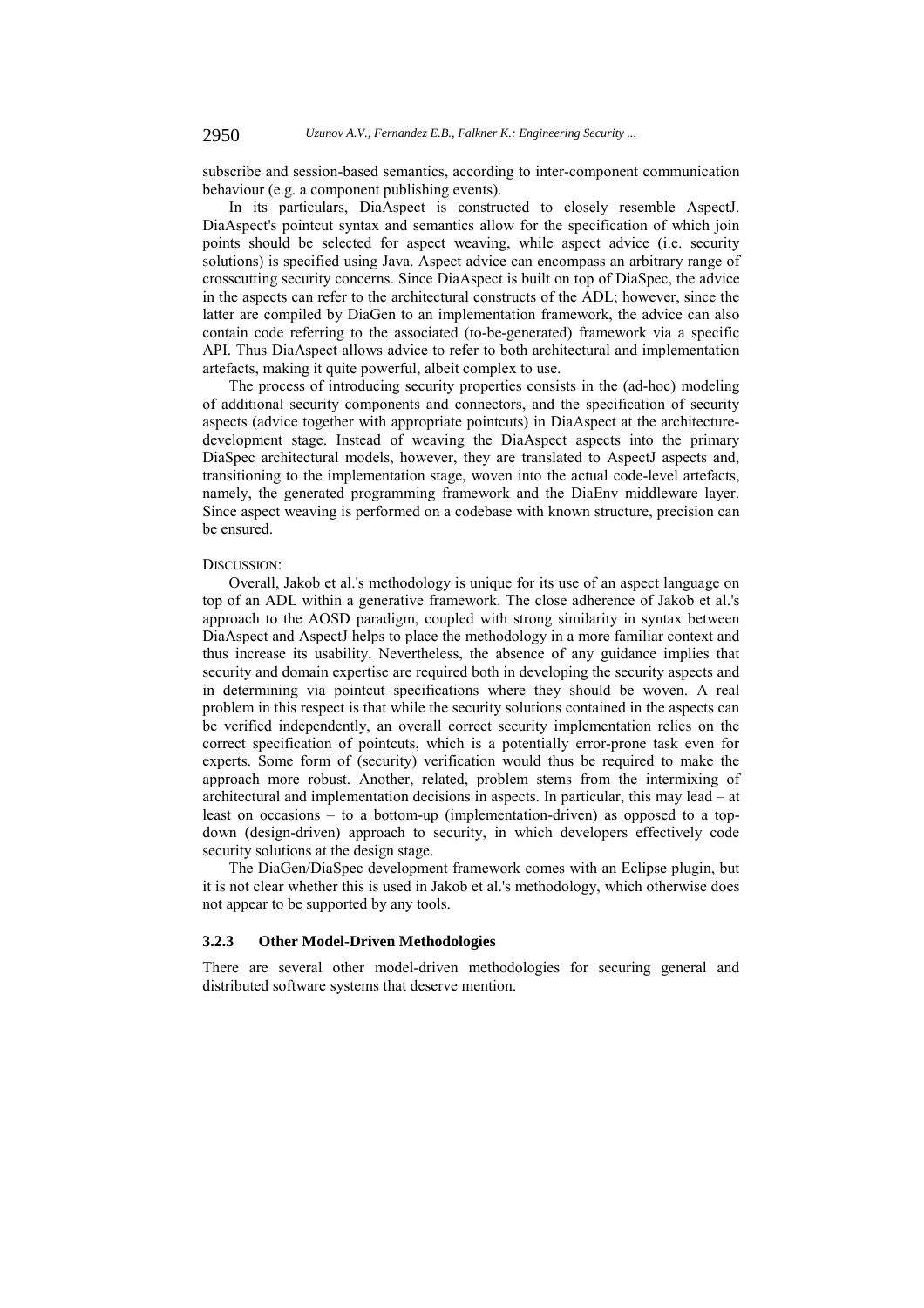subscribe and session-based semantics, according to inter-component communication behaviour (e.g. a component publishing events).

In its particulars, DiaAspect is constructed to closely resemble AspectJ. DiaAspect's pointcut syntax and semantics allow for the specification of which join points should be selected for aspect weaving, while aspect advice (i.e. security solutions) is specified using Java. Aspect advice can encompass an arbitrary range of crosscutting security concerns. Since DiaAspect is built on top of DiaSpec, the advice in the aspects can refer to the architectural constructs of the ADL; however, since the latter are compiled by DiaGen to an implementation framework, the advice can also contain code referring to the associated (to-be-generated) framework via a specific API. Thus DiaAspect allows advice to refer to both architectural and implementation artefacts, making it quite powerful, albeit complex to use.

The process of introducing security properties consists in the (ad-hoc) modeling of additional security components and connectors, and the specification of security aspects (advice together with appropriate pointcuts) in DiaAspect at the architecture-development stage. Instead of weaving the DiaAspect aspects into the primary DiaSpec architectural models, however, they are translated to AspectJ aspects and, transitioning to the implementation stage, woven into the actual code-level artefacts, namely, the generated programming framework and the DiaEnv middleware layer. Since aspect weaving is performed on a codebase with known structure, precision can be ensured.

DISCUSSION:

Overall, Jakob et al.'s methodology is unique for its use of an aspect language on top of an ADL within a generative framework. The close adherence of Jakob et al.'s approach to the AOSD paradigm, coupled with strong similarity in syntax between DiaAspect and AspectJ helps to place the methodology in a more familiar context and thus increase its usability. Nevertheless, the absence of any guidance implies that security and domain expertise are required both in developing the security aspects and in determining via pointcut specifications where they should be woven. A real problem in this respect is that while the security solutions contained in the aspects can be verified independently, an overall correct security implementation relies on the correct specification of pointcuts, which is a potentially error-prone task even for experts. Some form of (security) verification would thus be required to make the approach more robust. Another, related, problem stems from the intermixing of architectural and implementation decisions in aspects. In particular, this may lead – at least on occasions – to a bottom-up (implementation-driven) as opposed to a top-down (design-driven) approach to security, in which developers effectively code security solutions at the design stage.

The DiaGen/DiaSpec development framework comes with an Eclipse plugin, but it is not clear whether this is used in Jakob et al.'s methodology, which otherwise does not appear to be supported by any tools.

### 3.2.3 Other Model-Driven Methodologies

There are several other model-driven methodologies for securing general and distributed software systems that deserve mention.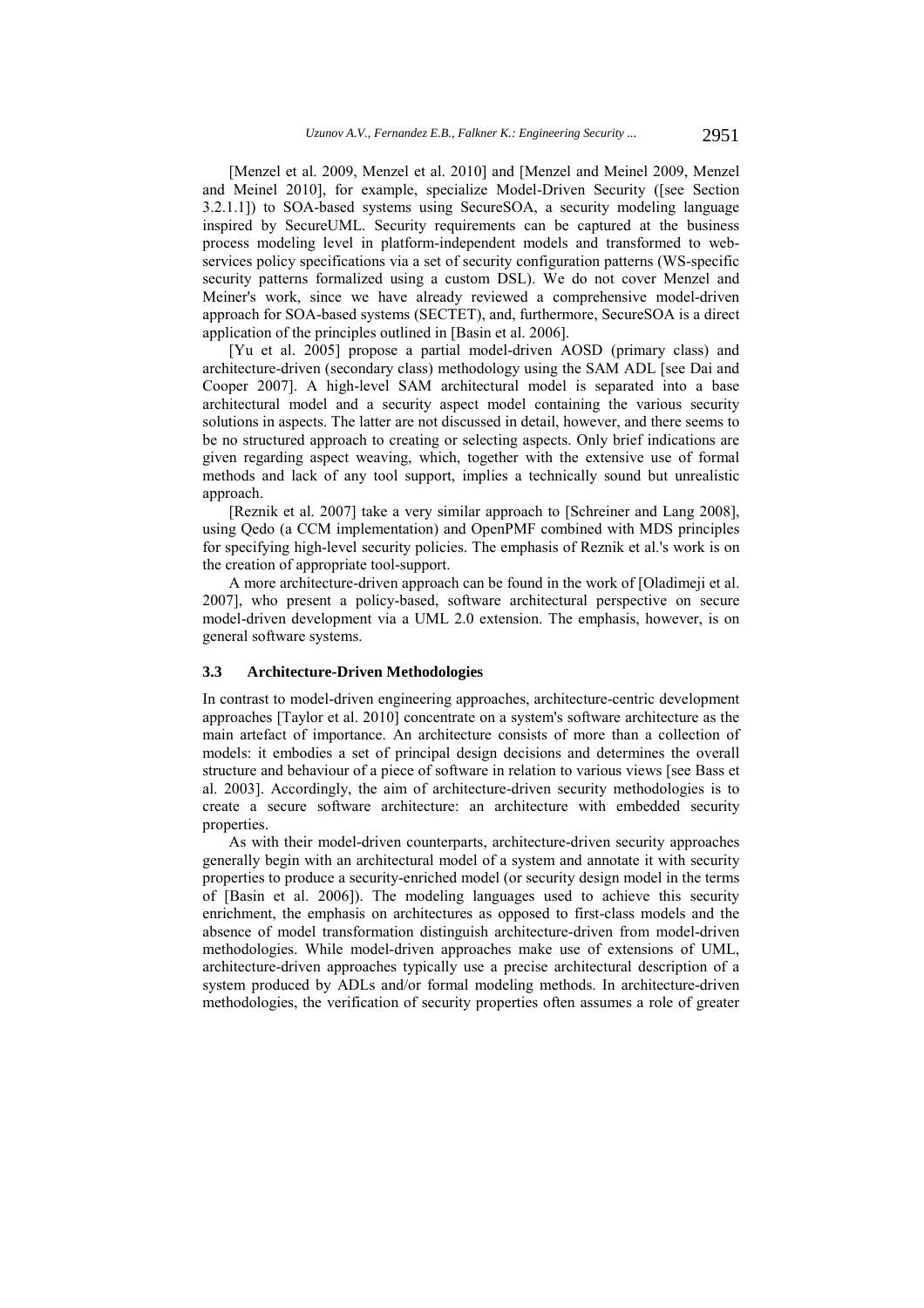[Menzel et al. 2009, Menzel et al. 2010] and [Menzel and Meinel 2009, Menzel and Meinel 2010], for example, specialize Model-Driven Security ([see Section 3.2.1.1]) to SOA-based systems using SecureSOA, a security modeling language inspired by SecureUML. Security requirements can be captured at the business process modeling level in platform-independent models and transformed to web-services policy specifications via a set of security configuration patterns (WS-specific security patterns formalized using a custom DSL). We do not cover Menzel and Meiner's work, since we have already reviewed a comprehensive model-driven approach for SOA-based systems (SECTET), and, furthermore, SecureSOA is a direct application of the principles outlined in [Basin et al. 2006].

[Yu et al. 2005] propose a partial model-driven AOSD (primary class) and architecture-driven (secondary class) methodology using the SAM ADL [see Dai and Cooper 2007]. A high-level SAM architectural model is separated into a base architectural model and a security aspect model containing the various security solutions in aspects. The latter are not discussed in detail, however, and there seems to be no structured approach to creating or selecting aspects. Only brief indications are given regarding aspect weaving, which, together with the extensive use of formal methods and lack of any tool support, implies a technically sound but unrealistic approach.

[Reznik et al. 2007] take a very similar approach to [Schreiner and Lang 2008], using Qedo (a CCM implementation) and OpenPMF combined with MDS principles for specifying high-level security policies. The emphasis of Reznik et al.'s work is on the creation of appropriate tool-support.

A more architecture-driven approach can be found in the work of [Oladimeji et al. 2007], who present a policy-based, software architectural perspective on secure model-driven development via a UML 2.0 extension. The emphasis, however, is on general software systems.

### 3.3 Architecture-Driven Methodologies

In contrast to model-driven engineering approaches, architecture-centric development approaches [Taylor et al. 2010] concentrate on a system's software architecture as the main artefact of importance. An architecture consists of more than a collection of models: it embodies a set of principal design decisions and determines the overall structure and behaviour of a piece of software in relation to various views [see Bass et al. 2003]. Accordingly, the aim of architecture-driven security methodologies is to create a secure software architecture: an architecture with embedded security properties.

As with their model-driven counterparts, architecture-driven security approaches generally begin with an architectural model of a system and annotate it with security properties to produce a security-enriched model (or security design model in the terms of [Basin et al. 2006]). The modeling languages used to achieve this security enrichment, the emphasis on architectures as opposed to first-class models and the absence of model transformation distinguish architecture-driven from model-driven methodologies. While model-driven approaches make use of extensions of UML, architecture-driven approaches typically use a precise architectural description of a system produced by ADLs and/or formal modeling methods. In architecture-driven methodologies, the verification of security properties often assumes a role of greater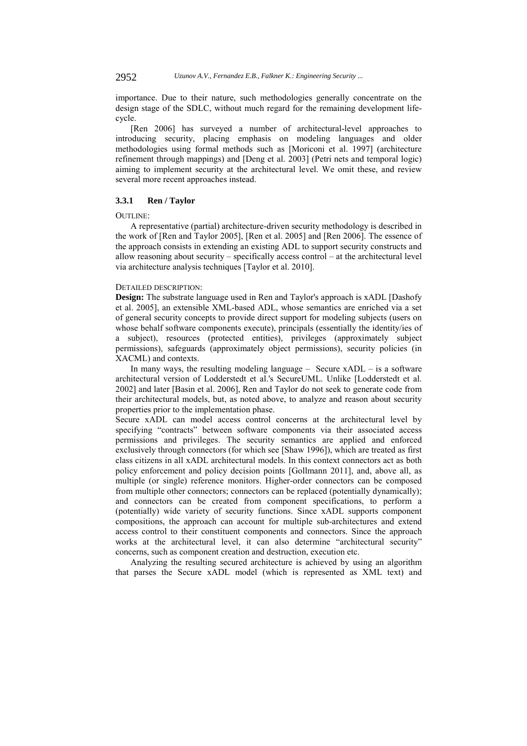importance. Due to their nature, such methodologies generally concentrate on the design stage of the SDLC, without much regard for the remaining development life-cycle.

[Ren 2006] has surveyed a number of architectural-level approaches to introducing security, placing emphasis on modeling languages and older methodologies using formal methods such as [Moriconi et al. 1997] (architecture refinement through mappings) and [Deng et al. 2003] (Petri nets and temporal logic) aiming to implement security at the architectural level. We omit these, and review several more recent approaches instead.

### 3.3.1 Ren / Taylor

OUTLINE:

A representative (partial) architecture-driven security methodology is described in the work of [Ren and Taylor 2005], [Ren et al. 2005] and [Ren 2006]. The essence of the approach consists in extending an existing ADL to support security constructs and allow reasoning about security – specifically access control – at the architectural level via architecture analysis techniques [Taylor et al. 2010].

DETAILED DESCRIPTION:

**Design:** The substrate language used in Ren and Taylor's approach is xADL [Dashofy et al. 2005], an extensible XML-based ADL, whose semantics are enriched via a set of general security concepts to provide direct support for modeling subjects (users on whose behalf software components execute), principals (essentially the identity/ies of a subject), resources (protected entities), privileges (approximately subject permissions), safeguards (approximately object permissions), security policies (in XACML) and contexts.

In many ways, the resulting modeling language – Secure xADL – is a software architectural version of Lodderstedt et al.'s SecureUML. Unlike [Lodderstedt et al. 2002] and later [Basin et al. 2006], Ren and Taylor do not seek to generate code from their architectural models, but, as noted above, to analyze and reason about security properties prior to the implementation phase.

Secure xADL can model access control concerns at the architectural level by specifying "contracts" between software components via their associated access permissions and privileges. The security semantics are applied and enforced exclusively through connectors (for which see [Shaw 1996]), which are treated as first class citizens in all xADL architectural models. In this context connectors act as both policy enforcement and policy decision points [Gollmann 2011], and, above all, as multiple (or single) reference monitors. Higher-order connectors can be composed from multiple other connectors; connectors can be replaced (potentially dynamically); and connectors can be created from component specifications, to perform a (potentially) wide variety of security functions. Since xADL supports component compositions, the approach can account for multiple sub-architectures and extend access control to their constituent components and connectors. Since the approach works at the architectural level, it can also determine "architectural security" concerns, such as component creation and destruction, execution etc.

Analyzing the resulting secured architecture is achieved by using an algorithm that parses the Secure xADL model (which is represented as XML text) and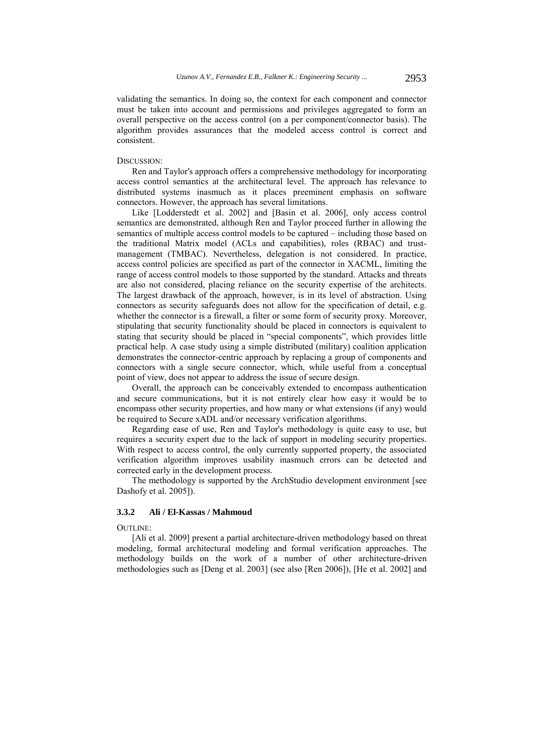validating the semantics. In doing so, the context for each component and connector must be taken into account and permissions and privileges aggregated to form an overall perspective on the access control (on a per component/connector basis). The algorithm provides assurances that the modeled access control is correct and consistent.

DISCUSSION:

Ren and Taylor's approach offers a comprehensive methodology for incorporating access control semantics at the architectural level. The approach has relevance to distributed systems inasmuch as it places preeminent emphasis on software connectors. However, the approach has several limitations.

Like [Lodderstedt et al. 2002] and [Basin et al. 2006], only access control semantics are demonstrated, although Ren and Taylor proceed further in allowing the semantics of multiple access control models to be captured – including those based on the traditional Matrix model (ACLs and capabilities), roles (RBAC) and trust-management (TMBAC). Nevertheless, delegation is not considered. In practice, access control policies are specified as part of the connector in XACML, limiting the range of access control models to those supported by the standard. Attacks and threats are also not considered, placing reliance on the security expertise of the architects. The largest drawback of the approach, however, is in its level of abstraction. Using connectors as security safeguards does not allow for the specification of detail, e.g. whether the connector is a firewall, a filter or some form of security proxy. Moreover, stipulating that security functionality should be placed in connectors is equivalent to stating that security should be placed in "special components", which provides little practical help. A case study using a simple distributed (military) coalition application demonstrates the connector-centric approach by replacing a group of components and connectors with a single secure connector, which, while useful from a conceptual point of view, does not appear to address the issue of secure design.

Overall, the approach can be conceivably extended to encompass authentication and secure communications, but it is not entirely clear how easy it would be to encompass other security properties, and how many or what extensions (if any) would be required to Secure xADL and/or necessary verification algorithms.

Regarding ease of use, Ren and Taylor's methodology is quite easy to use, but requires a security expert due to the lack of support in modeling security properties. With respect to access control, the only currently supported property, the associated verification algorithm improves usability inasmuch errors can be detected and corrected early in the development process.

The methodology is supported by the ArchStudio development environment [see Dashofy et al. 2005]).

### 3.3.2 Ali / El-Kassas / Mahmoud

OUTLINE:

[Ali et al. 2009] present a partial architecture-driven methodology based on threat modeling, formal architectural modeling and formal verification approaches. The methodology builds on the work of a number of other architecture-driven methodologies such as [Deng et al. 2003] (see also [Ren 2006]), [He et al. 2002] and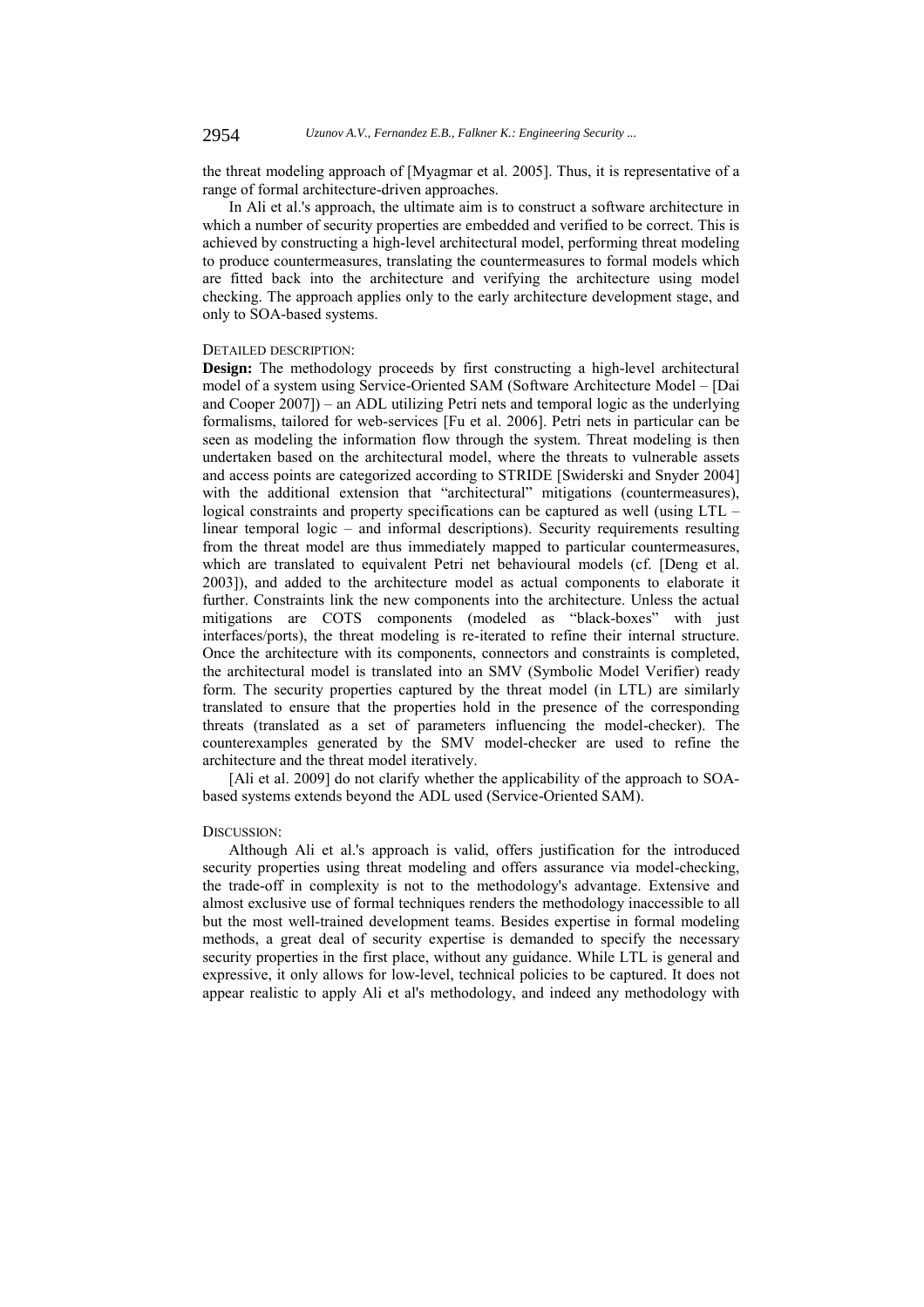the threat modeling approach of [Myagmar et al. 2005]. Thus, it is representative of a range of formal architecture-driven approaches.

In Ali et al.'s approach, the ultimate aim is to construct a software architecture in which a number of security properties are embedded and verified to be correct. This is achieved by constructing a high-level architectural model, performing threat modeling to produce countermeasures, translating the countermeasures to formal models which are fitted back into the architecture and verifying the architecture using model checking. The approach applies only to the early architecture development stage, and only to SOA-based systems.

DETAILED DESCRIPTION:

**Design:** The methodology proceeds by first constructing a high-level architectural model of a system using Service-Oriented SAM (Software Architecture Model – [Dai and Cooper 2007]) – an ADL utilizing Petri nets and temporal logic as the underlying formalisms, tailored for web-services [Fu et al. 2006]. Petri nets in particular can be seen as modeling the information flow through the system. Threat modeling is then undertaken based on the architectural model, where the threats to vulnerable assets and access points are categorized according to STRIDE [Swiderski and Snyder 2004] with the additional extension that "architectural" mitigations (countermeasures), logical constraints and property specifications can be captured as well (using LTL – linear temporal logic – and informal descriptions). Security requirements resulting from the threat model are thus immediately mapped to particular countermeasures, which are translated to equivalent Petri net behavioural models (cf. [Deng et al. 2003]), and added to the architecture model as actual components to elaborate it further. Constraints link the new components into the architecture. Unless the actual mitigations are COTS components (modeled as "black-boxes" with just interfaces/ports), the threat modeling is re-iterated to refine their internal structure. Once the architecture with its components, connectors and constraints is completed, the architectural model is translated into an SMV (Symbolic Model Verifier) ready form. The security properties captured by the threat model (in LTL) are similarly translated to ensure that the properties hold in the presence of the corresponding threats (translated as a set of parameters influencing the model-checker). The counterexamples generated by the SMV model-checker are used to refine the architecture and the threat model iteratively.

[Ali et al. 2009] do not clarify whether the applicability of the approach to SOA-based systems extends beyond the ADL used (Service-Oriented SAM).

DISCUSSION:

Although Ali et al.'s approach is valid, offers justification for the introduced security properties using threat modeling and offers assurance via model-checking, the trade-off in complexity is not to the methodology's advantage. Extensive and almost exclusive use of formal techniques renders the methodology inaccessible to all but the most well-trained development teams. Besides expertise in formal modeling methods, a great deal of security expertise is demanded to specify the necessary security properties in the first place, without any guidance. While LTL is general and expressive, it only allows for low-level, technical policies to be captured. It does not appear realistic to apply Ali et al's methodology, and indeed any methodology with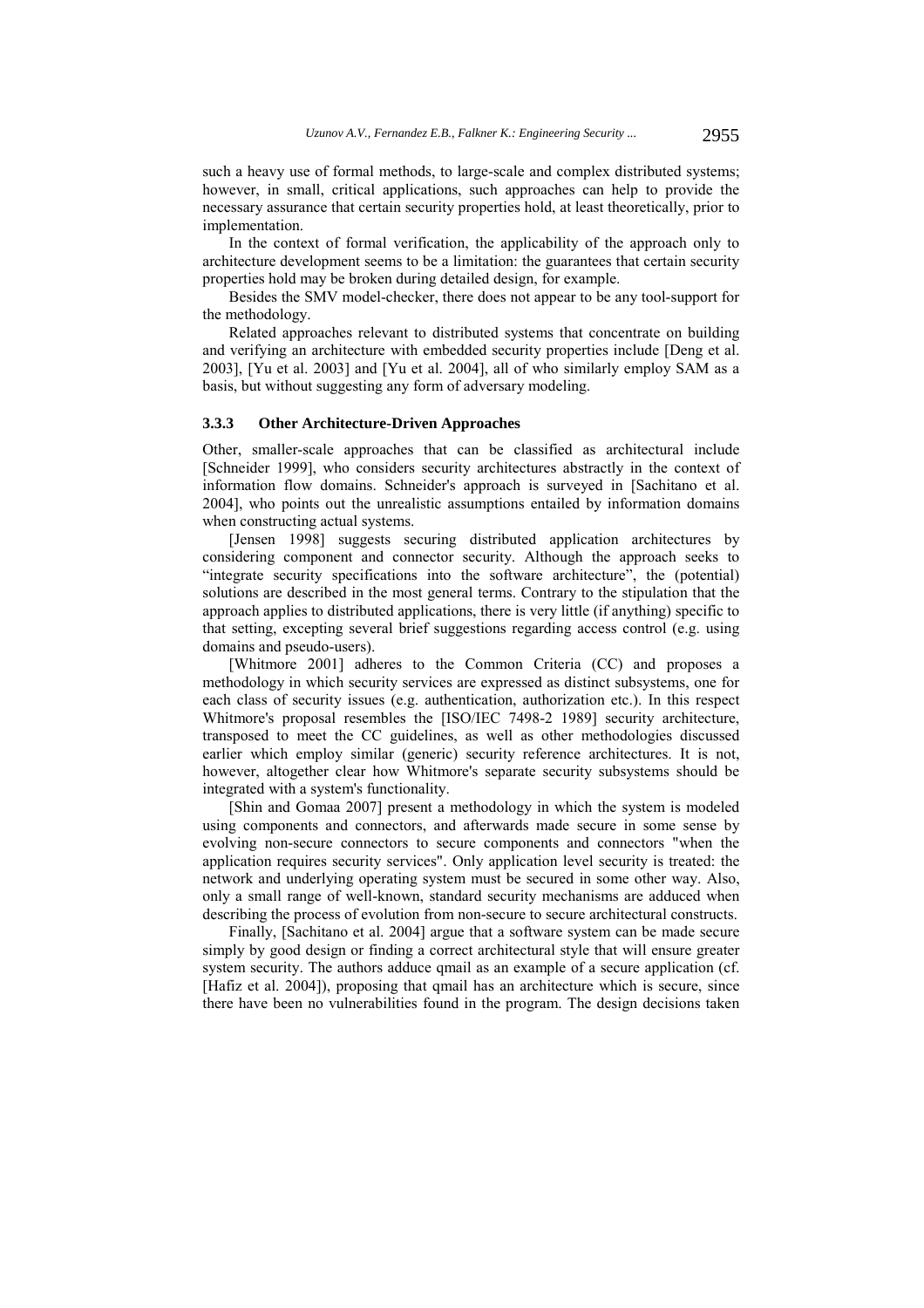such a heavy use of formal methods, to large-scale and complex distributed systems; however, in small, critical applications, such approaches can help to provide the necessary assurance that certain security properties hold, at least theoretically, prior to implementation.

In the context of formal verification, the applicability of the approach only to architecture development seems to be a limitation: the guarantees that certain security properties hold may be broken during detailed design, for example.

Besides the SMV model-checker, there does not appear to be any tool-support for the methodology.

Related approaches relevant to distributed systems that concentrate on building and verifying an architecture with embedded security properties include [Deng et al. 2003], [Yu et al. 2003] and [Yu et al. 2004], all of who similarly employ SAM as a basis, but without suggesting any form of adversary modeling.

#### 3.3.3 Other Architecture-Driven Approaches

Other, smaller-scale approaches that can be classified as architectural include [Schneider 1999], who considers security architectures abstractly in the context of information flow domains. Schneider's approach is surveyed in [Sachitano et al. 2004], who points out the unrealistic assumptions entailed by information domains when constructing actual systems.

[Jensen 1998] suggests securing distributed application architectures by considering component and connector security. Although the approach seeks to "integrate security specifications into the software architecture", the (potential) solutions are described in the most general terms. Contrary to the stipulation that the approach applies to distributed applications, there is very little (if anything) specific to that setting, excepting several brief suggestions regarding access control (e.g. using domains and pseudo-users).

[Whitmore 2001] adheres to the Common Criteria (CC) and proposes a methodology in which security services are expressed as distinct subsystems, one for each class of security issues (e.g. authentication, authorization etc.). In this respect Whitmore's proposal resembles the [ISO/IEC 7498-2 1989] security architecture, transposed to meet the CC guidelines, as well as other methodologies discussed earlier which employ similar (generic) security reference architectures. It is not, however, altogether clear how Whitmore's separate security subsystems should be integrated with a system's functionality.

[Shin and Gomaa 2007] present a methodology in which the system is modeled using components and connectors, and afterwards made secure in some sense by evolving non-secure connectors to secure components and connectors "when the application requires security services". Only application level security is treated: the network and underlying operating system must be secured in some other way. Also, only a small range of well-known, standard security mechanisms are adduced when describing the process of evolution from non-secure to secure architectural constructs.

Finally, [Sachitano et al. 2004] argue that a software system can be made secure simply by good design or finding a correct architectural style that will ensure greater system security. The authors adduce qmail as an example of a secure application (cf. [Hafiz et al. 2004]), proposing that qmail has an architecture which is secure, since there have been no vulnerabilities found in the program. The design decisions taken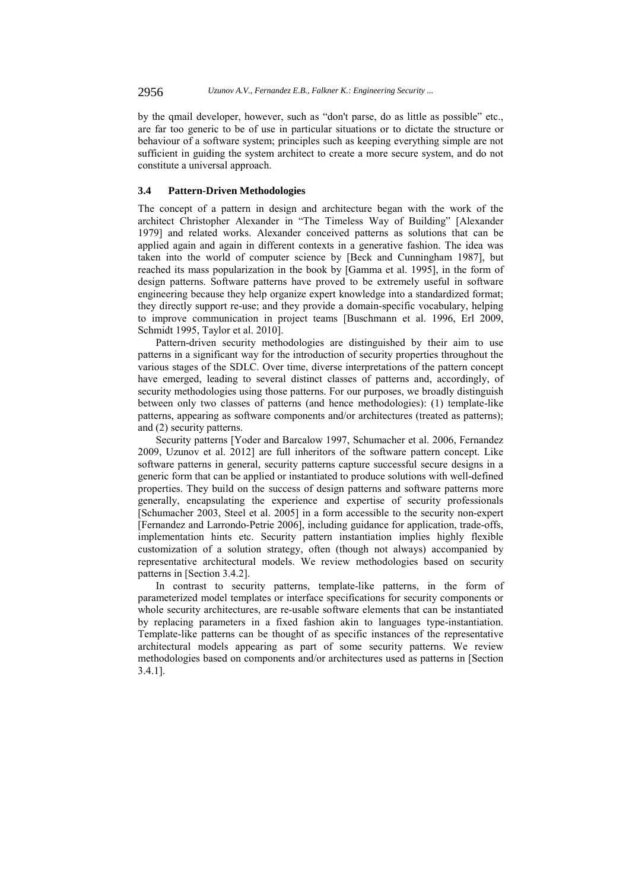by the qmail developer, however, such as "don't parse, do as little as possible" etc., are far too generic to be of use in particular situations or to dictate the structure or behaviour of a software system; principles such as keeping everything simple are not sufficient in guiding the system architect to create a more secure system, and do not constitute a universal approach.

### 3.4 Pattern-Driven Methodologies

The concept of a pattern in design and architecture began with the work of the architect Christopher Alexander in "The Timeless Way of Building" [Alexander 1979] and related works. Alexander conceived patterns as solutions that can be applied again and again in different contexts in a generative fashion. The idea was taken into the world of computer science by [Beck and Cunningham 1987], but reached its mass popularization in the book by [Gamma et al. 1995], in the form of design patterns. Software patterns have proved to be extremely useful in software engineering because they help organize expert knowledge into a standardized format; they directly support re-use; and they provide a domain-specific vocabulary, helping to improve communication in project teams [Buschmann et al. 1996, Erl 2009, Schmidt 1995, Taylor et al. 2010].

Pattern-driven security methodologies are distinguished by their aim to use patterns in a significant way for the introduction of security properties throughout the various stages of the SDLC. Over time, diverse interpretations of the pattern concept have emerged, leading to several distinct classes of patterns and, accordingly, of security methodologies using those patterns. For our purposes, we broadly distinguish between only two classes of patterns (and hence methodologies): (1) template-like patterns, appearing as software components and/or architectures (treated as patterns); and (2) security patterns.

Security patterns [Yoder and Barcalow 1997, Schumacher et al. 2006, Fernandez 2009, Uzunov et al. 2012] are full inheritors of the software pattern concept. Like software patterns in general, security patterns capture successful secure designs in a generic form that can be applied or instantiated to produce solutions with well-defined properties. They build on the success of design patterns and software patterns more generally, encapsulating the experience and expertise of security professionals [Schumacher 2003, Steel et al. 2005] in a form accessible to the security non-expert [Fernandez and Larrondo-Petrie 2006], including guidance for application, trade-offs, implementation hints etc. Security pattern instantiation implies highly flexible customization of a solution strategy, often (though not always) accompanied by representative architectural models. We review methodologies based on security patterns in [Section 3.4.2].

In contrast to security patterns, template-like patterns, in the form of parameterized model templates or interface specifications for security components or whole security architectures, are re-usable software elements that can be instantiated by replacing parameters in a fixed fashion akin to languages type-instantiation. Template-like patterns can be thought of as specific instances of the representative architectural models appearing as part of some security patterns. We review methodologies based on components and/or architectures used as patterns in [Section 3.4.1].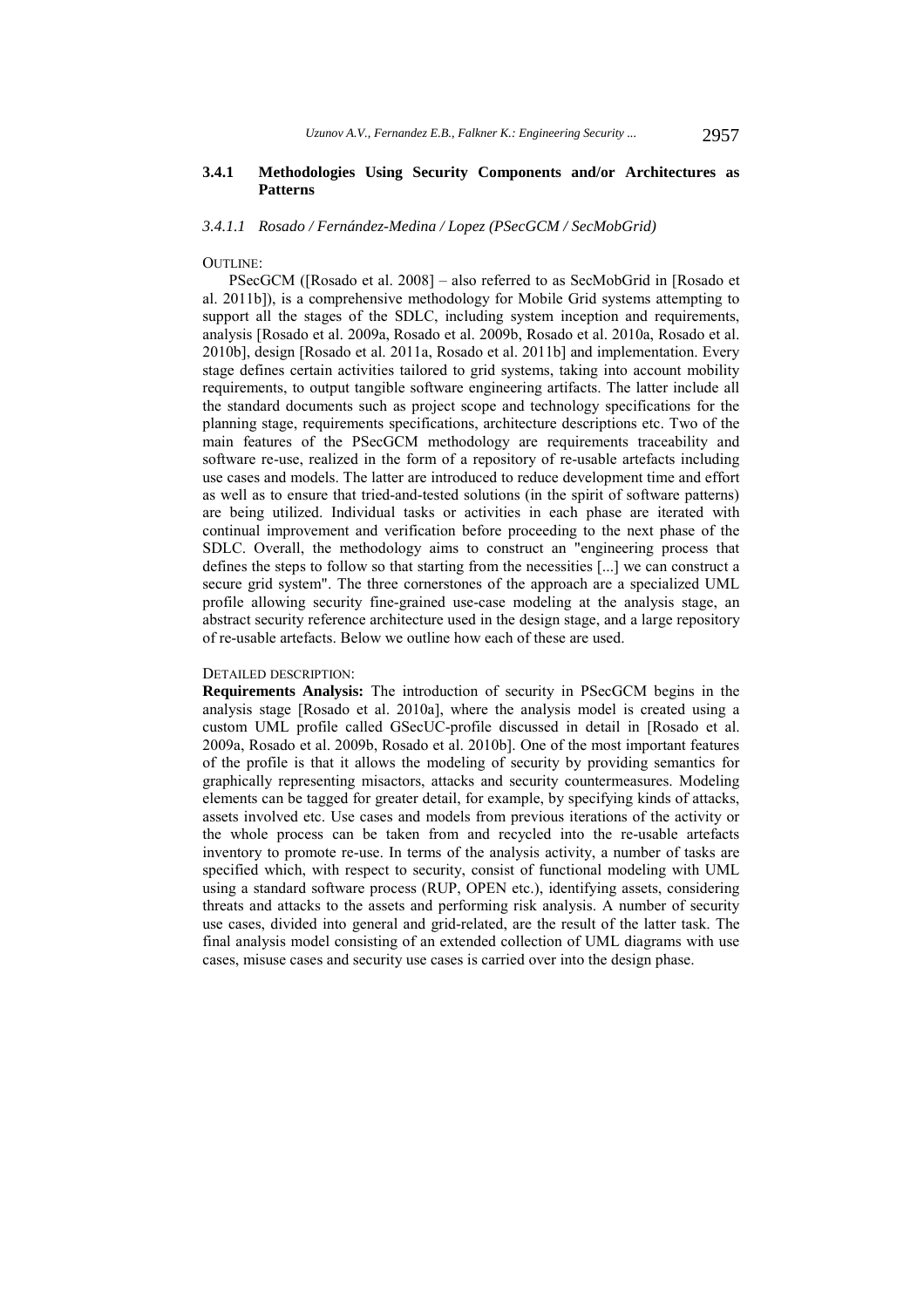### 3.4.1 Methodologies Using Security Components and/or Architectures as Patterns

#### *3.4.1.1 Rosado / Fernández-Medina / Lopez (PSecGCM / SecMobGrid)*

OUTLINE:

PSecGCM ([Rosado et al. 2008] – also referred to as SecMobGrid in [Rosado et al. 2011b]), is a comprehensive methodology for Mobile Grid systems attempting to support all the stages of the SDLC, including system inception and requirements, analysis [Rosado et al. 2009a, Rosado et al. 2009b, Rosado et al. 2010a, Rosado et al. 2010b], design [Rosado et al. 2011a, Rosado et al. 2011b] and implementation. Every stage defines certain activities tailored to grid systems, taking into account mobility requirements, to output tangible software engineering artifacts. The latter include all the standard documents such as project scope and technology specifications for the planning stage, requirements specifications, architecture descriptions etc. Two of the main features of the PSecGCM methodology are requirements traceability and software re-use, realized in the form of a repository of re-usable artefacts including use cases and models. The latter are introduced to reduce development time and effort as well as to ensure that tried-and-tested solutions (in the spirit of software patterns) are being utilized. Individual tasks or activities in each phase are iterated with continual improvement and verification before proceeding to the next phase of the SDLC. Overall, the methodology aims to construct an "engineering process that defines the steps to follow so that starting from the necessities [...] we can construct a secure grid system". The three cornerstones of the approach are a specialized UML profile allowing security fine-grained use-case modeling at the analysis stage, an abstract security reference architecture used in the design stage, and a large repository of re-usable artefacts. Below we outline how each of these are used.

DETAILED DESCRIPTION:

**Requirements Analysis:** The introduction of security in PSecGCM begins in the analysis stage [Rosado et al. 2010a], where the analysis model is created using a custom UML profile called GSecUC-profile discussed in detail in [Rosado et al. 2009a, Rosado et al. 2009b, Rosado et al. 2010b]. One of the most important features of the profile is that it allows the modeling of security by providing semantics for graphically representing misactors, attacks and security countermeasures. Modeling elements can be tagged for greater detail, for example, by specifying kinds of attacks, assets involved etc. Use cases and models from previous iterations of the activity or the whole process can be taken from and recycled into the re-usable artefacts inventory to promote re-use. In terms of the analysis activity, a number of tasks are specified which, with respect to security, consist of functional modeling with UML using a standard software process (RUP, OPEN etc.), identifying assets, considering threats and attacks to the assets and performing risk analysis. A number of security use cases, divided into general and grid-related, are the result of the latter task. The final analysis model consisting of an extended collection of UML diagrams with use cases, misuse cases and security use cases is carried over into the design phase.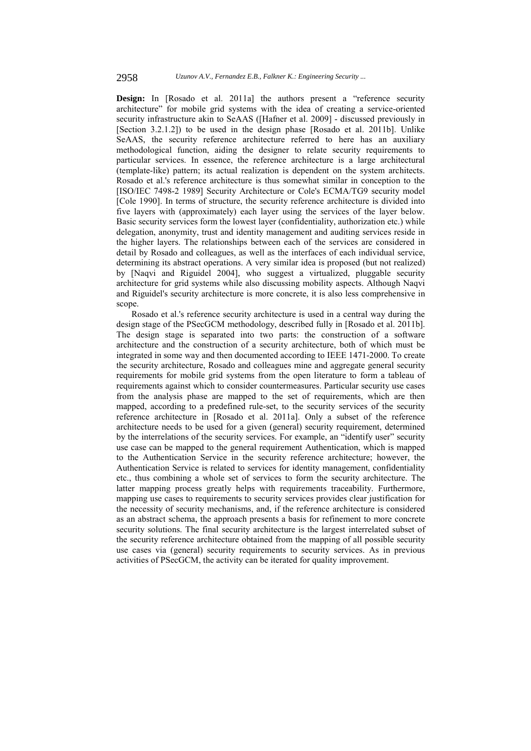**Design:** In [Rosado et al. 2011a] the authors present a "reference security architecture" for mobile grid systems with the idea of creating a service-oriented security infrastructure akin to SeAAS ([Hafner et al. 2009] - discussed previously in [Section 3.2.1.2]) to be used in the design phase [Rosado et al. 2011b]. Unlike SeAAS, the security reference architecture referred to here has an auxiliary methodological function, aiding the designer to relate security requirements to particular services. In essence, the reference architecture is a large architectural (template-like) pattern; its actual realization is dependent on the system architects. Rosado et al.'s reference architecture is thus somewhat similar in conception to the [ISO/IEC 7498-2 1989] Security Architecture or Cole's ECMA/TG9 security model [Cole 1990]. In terms of structure, the security reference architecture is divided into five layers with (approximately) each layer using the services of the layer below. Basic security services form the lowest layer (confidentiality, authorization etc.) while delegation, anonymity, trust and identity management and auditing services reside in the higher layers. The relationships between each of the services are considered in detail by Rosado and colleagues, as well as the interfaces of each individual service, determining its abstract operations. A very similar idea is proposed (but not realized) by [Naqvi and Riguidel 2004], who suggest a virtualized, pluggable security architecture for grid systems while also discussing mobility aspects. Although Naqvi and Riguidel's security architecture is more concrete, it is also less comprehensive in scope.

Rosado et al.'s reference security architecture is used in a central way during the design stage of the PSecGCM methodology, described fully in [Rosado et al. 2011b]. The design stage is separated into two parts: the construction of a software architecture and the construction of a security architecture, both of which must be integrated in some way and then documented according to IEEE 1471-2000. To create the security architecture, Rosado and colleagues mine and aggregate general security requirements for mobile grid systems from the open literature to form a tableau of requirements against which to consider countermeasures. Particular security use cases from the analysis phase are mapped to the set of requirements, which are then mapped, according to a predefined rule-set, to the security services of the security reference architecture in [Rosado et al. 2011a]. Only a subset of the reference architecture needs to be used for a given (general) security requirement, determined by the interrelations of the security services. For example, an "identify user" security use case can be mapped to the general requirement Authentication, which is mapped to the Authentication Service in the security reference architecture; however, the Authentication Service is related to services for identity management, confidentiality etc., thus combining a whole set of services to form the security architecture. The latter mapping process greatly helps with requirements traceability. Furthermore, mapping use cases to requirements to security services provides clear justification for the necessity of security mechanisms, and, if the reference architecture is considered as an abstract schema, the approach presents a basis for refinement to more concrete security solutions. The final security architecture is the largest interrelated subset of the security reference architecture obtained from the mapping of all possible security use cases via (general) security requirements to security services. As in previous activities of PSecGCM, the activity can be iterated for quality improvement.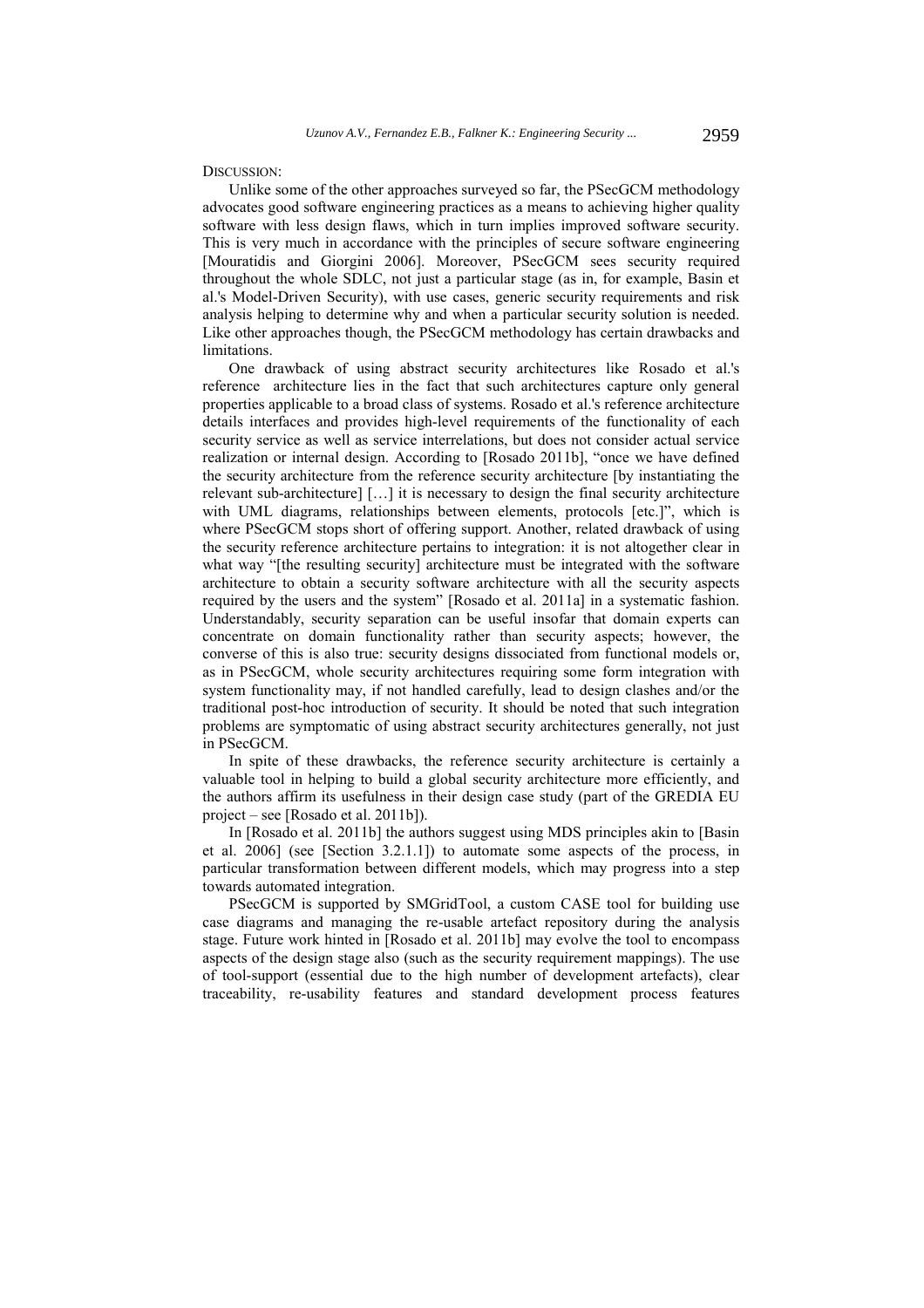DISCUSSION:

Unlike some of the other approaches surveyed so far, the PSecGCM methodology advocates good software engineering practices as a means to achieving higher quality software with less design flaws, which in turn implies improved software security. This is very much in accordance with the principles of secure software engineering [Mouratidis and Giorgini 2006]. Moreover, PSecGCM sees security required throughout the whole SDLC, not just a particular stage (as in, for example, Basin et al.'s Model-Driven Security), with use cases, generic security requirements and risk analysis helping to determine why and when a particular security solution is needed. Like other approaches though, the PSecGCM methodology has certain drawbacks and limitations.

One drawback of using abstract security architectures like Rosado et al.'s reference architecture lies in the fact that such architectures capture only general properties applicable to a broad class of systems. Rosado et al.'s reference architecture details interfaces and provides high-level requirements of the functionality of each security service as well as service interrelations, but does not consider actual service realization or internal design. According to [Rosado 2011b], "once we have defined the security architecture from the reference security architecture [by instantiating the relevant sub-architecture] […] it is necessary to design the final security architecture with UML diagrams, relationships between elements, protocols [etc.]", which is where PSecGCM stops short of offering support. Another, related drawback of using the security reference architecture pertains to integration: it is not altogether clear in what way "[the resulting security] architecture must be integrated with the software architecture to obtain a security software architecture with all the security aspects required by the users and the system" [Rosado et al. 2011a] in a systematic fashion. Understandably, security separation can be useful insofar that domain experts can concentrate on domain functionality rather than security aspects; however, the converse of this is also true: security designs dissociated from functional models or, as in PSecGCM, whole security architectures requiring some form integration with system functionality may, if not handled carefully, lead to design clashes and/or the traditional post-hoc introduction of security. It should be noted that such integration problems are symptomatic of using abstract security architectures generally, not just in PSecGCM.

In spite of these drawbacks, the reference security architecture is certainly a valuable tool in helping to build a global security architecture more efficiently, and the authors affirm its usefulness in their design case study (part of the GREDIA EU project – see [Rosado et al. 2011b]).

In [Rosado et al. 2011b] the authors suggest using MDS principles akin to [Basin et al. 2006] (see [Section 3.2.1.1]) to automate some aspects of the process, in particular transformation between different models, which may progress into a step towards automated integration.

PSecGCM is supported by SMGridTool, a custom CASE tool for building use case diagrams and managing the re-usable artefact repository during the analysis stage. Future work hinted in [Rosado et al. 2011b] may evolve the tool to encompass aspects of the design stage also (such as the security requirement mappings). The use of tool-support (essential due to the high number of development artefacts), clear traceability, re-usability features and standard development process features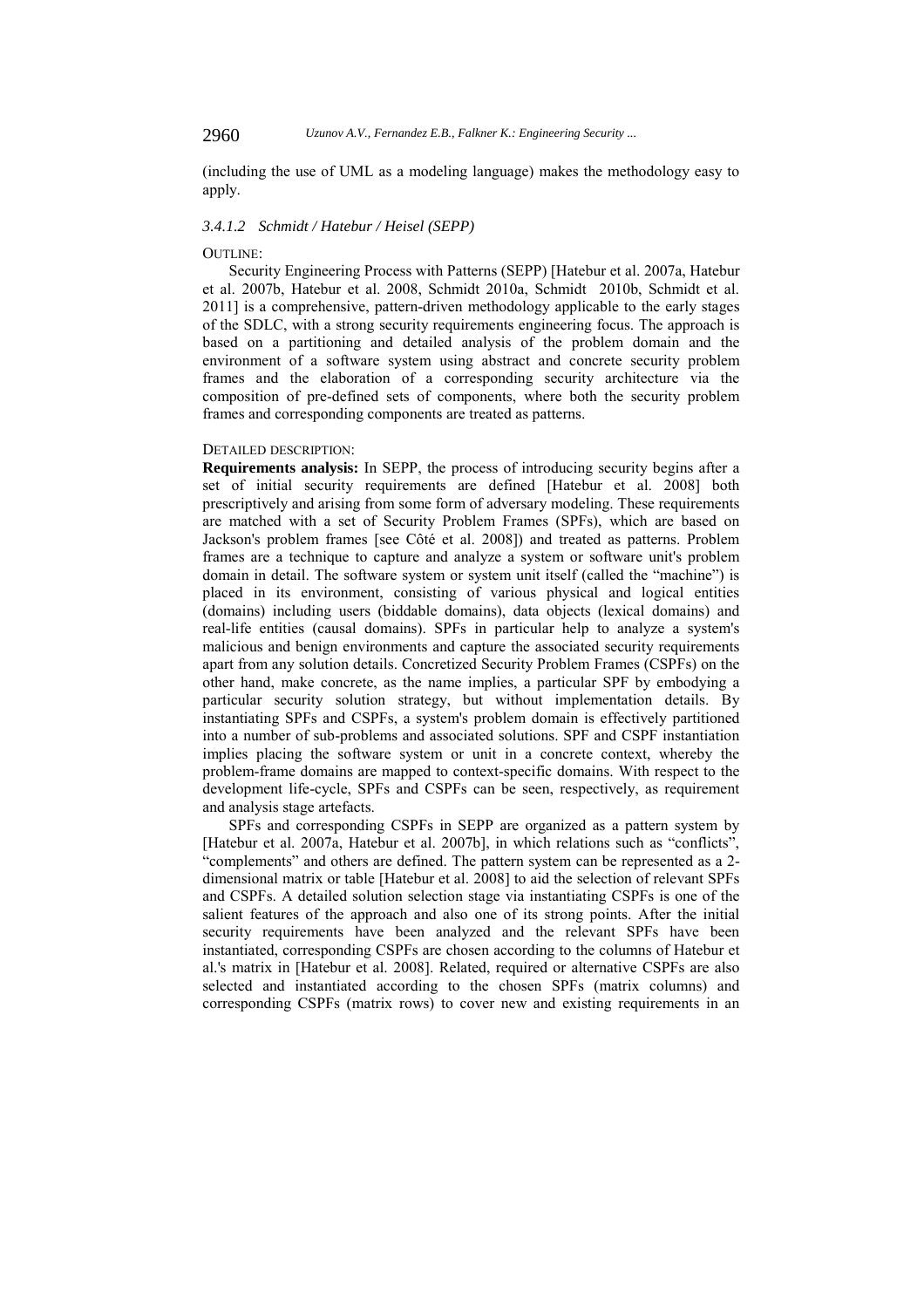(including the use of UML as a modeling language) makes the methodology easy to apply.

#### *3.4.1.2 Schmidt / Hatebur / Heisel (SEPP)*

OUTLINE:

Security Engineering Process with Patterns (SEPP) [Hatebur et al. 2007a, Hatebur et al. 2007b, Hatebur et al. 2008, Schmidt 2010a, Schmidt 2010b, Schmidt et al. 2011] is a comprehensive, pattern-driven methodology applicable to the early stages of the SDLC, with a strong security requirements engineering focus. The approach is based on a partitioning and detailed analysis of the problem domain and the environment of a software system using abstract and concrete security problem frames and the elaboration of a corresponding security architecture via the composition of pre-defined sets of components, where both the security problem frames and corresponding components are treated as patterns.

DETAILED DESCRIPTION:

**Requirements analysis:** In SEPP, the process of introducing security begins after a set of initial security requirements are defined [Hatebur et al. 2008] both prescriptively and arising from some form of adversary modeling. These requirements are matched with a set of Security Problem Frames (SPFs), which are based on Jackson's problem frames [see Côté et al. 2008]) and treated as patterns. Problem frames are a technique to capture and analyze a system or software unit's problem domain in detail. The software system or system unit itself (called the "machine") is placed in its environment, consisting of various physical and logical entities (domains) including users (biddable domains), data objects (lexical domains) and real-life entities (causal domains). SPFs in particular help to analyze a system's malicious and benign environments and capture the associated security requirements apart from any solution details. Concretized Security Problem Frames (CSPFs) on the other hand, make concrete, as the name implies, a particular SPF by embodying a particular security solution strategy, but without implementation details. By instantiating SPFs and CSPFs, a system's problem domain is effectively partitioned into a number of sub-problems and associated solutions. SPF and CSPF instantiation implies placing the software system or unit in a concrete context, whereby the problem-frame domains are mapped to context-specific domains. With respect to the development life-cycle, SPFs and CSPFs can be seen, respectively, as requirement and analysis stage artefacts.

SPFs and corresponding CSPFs in SEPP are organized as a pattern system by [Hatebur et al. 2007a, Hatebur et al. 2007b], in which relations such as "conflicts", "complements" and others are defined. The pattern system can be represented as a 2-dimensional matrix or table [Hatebur et al. 2008] to aid the selection of relevant SPFs and CSPFs. A detailed solution selection stage via instantiating CSPFs is one of the salient features of the approach and also one of its strong points. After the initial security requirements have been analyzed and the relevant SPFs have been instantiated, corresponding CSPFs are chosen according to the columns of Hatebur et al.'s matrix in [Hatebur et al. 2008]. Related, required or alternative CSPFs are also selected and instantiated according to the chosen SPFs (matrix columns) and corresponding CSPFs (matrix rows) to cover new and existing requirements in an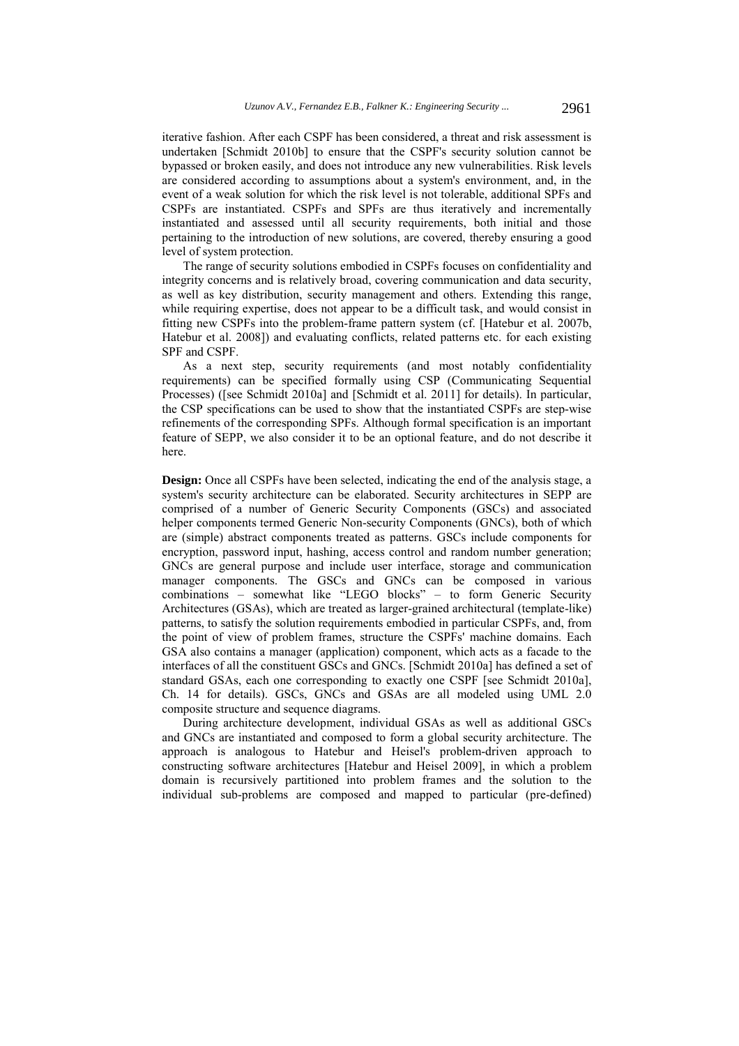iterative fashion. After each CSPF has been considered, a threat and risk assessment is undertaken [Schmidt 2010b] to ensure that the CSPF's security solution cannot be bypassed or broken easily, and does not introduce any new vulnerabilities. Risk levels are considered according to assumptions about a system's environment, and, in the event of a weak solution for which the risk level is not tolerable, additional SPFs and CSPFs are instantiated. CSPFs and SPFs are thus iteratively and incrementally instantiated and assessed until all security requirements, both initial and those pertaining to the introduction of new solutions, are covered, thereby ensuring a good level of system protection.

The range of security solutions embodied in CSPFs focuses on confidentiality and integrity concerns and is relatively broad, covering communication and data security, as well as key distribution, security management and others. Extending this range, while requiring expertise, does not appear to be a difficult task, and would consist in fitting new CSPFs into the problem-frame pattern system (cf. [Hatebur et al. 2007b, Hatebur et al. 2008]) and evaluating conflicts, related patterns etc. for each existing SPF and CSPF.

As a next step, security requirements (and most notably confidentiality requirements) can be specified formally using CSP (Communicating Sequential Processes) ([see Schmidt 2010a] and [Schmidt et al. 2011] for details). In particular, the CSP specifications can be used to show that the instantiated CSPFs are step-wise refinements of the corresponding SPFs. Although formal specification is an important feature of SEPP, we also consider it to be an optional feature, and do not describe it here.

**Design:** Once all CSPFs have been selected, indicating the end of the analysis stage, a system's security architecture can be elaborated. Security architectures in SEPP are comprised of a number of Generic Security Components (GSCs) and associated helper components termed Generic Non-security Components (GNCs), both of which are (simple) abstract components treated as patterns. GSCs include components for encryption, password input, hashing, access control and random number generation; GNCs are general purpose and include user interface, storage and communication manager components. The GSCs and GNCs can be composed in various combinations – somewhat like "LEGO blocks" – to form Generic Security Architectures (GSAs), which are treated as larger-grained architectural (template-like) patterns, to satisfy the solution requirements embodied in particular CSPFs, and, from the point of view of problem frames, structure the CSPFs' machine domains. Each GSA also contains a manager (application) component, which acts as a facade to the interfaces of all the constituent GSCs and GNCs. [Schmidt 2010a] has defined a set of standard GSAs, each one corresponding to exactly one CSPF [see Schmidt 2010a], Ch. 14 for details). GSCs, GNCs and GSAs are all modeled using UML 2.0 composite structure and sequence diagrams.

During architecture development, individual GSAs as well as additional GSCs and GNCs are instantiated and composed to form a global security architecture. The approach is analogous to Hatebur and Heisel's problem-driven approach to constructing software architectures [Hatebur and Heisel 2009], in which a problem domain is recursively partitioned into problem frames and the solution to the individual sub-problems are composed and mapped to particular (pre-defined)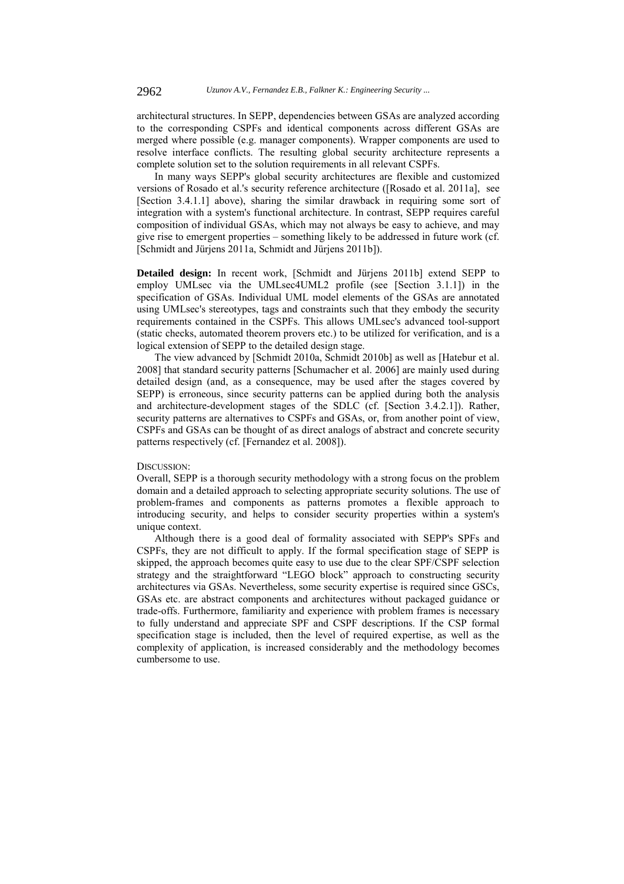architectural structures. In SEPP, dependencies between GSAs are analyzed according to the corresponding CSPFs and identical components across different GSAs are merged where possible (e.g. manager components). Wrapper components are used to resolve interface conflicts. The resulting global security architecture represents a complete solution set to the solution requirements in all relevant CSPFs.

In many ways SEPP's global security architectures are flexible and customized versions of Rosado et al.'s security reference architecture ([Rosado et al. 2011a], see [Section 3.4.1.1] above), sharing the similar drawback in requiring some sort of integration with a system's functional architecture. In contrast, SEPP requires careful composition of individual GSAs, which may not always be easy to achieve, and may give rise to emergent properties – something likely to be addressed in future work (cf. [Schmidt and Jürjens 2011a, Schmidt and Jürjens 2011b]).

**Detailed design:** In recent work, [Schmidt and Jürjens 2011b] extend SEPP to employ UMLsec via the UMLsec4UML2 profile (see [Section 3.1.1]) in the specification of GSAs. Individual UML model elements of the GSAs are annotated using UMLsec's stereotypes, tags and constraints such that they embody the security requirements contained in the CSPFs. This allows UMLsec's advanced tool-support (static checks, automated theorem provers etc.) to be utilized for verification, and is a logical extension of SEPP to the detailed design stage.

The view advanced by [Schmidt 2010a, Schmidt 2010b] as well as [Hatebur et al. 2008] that standard security patterns [Schumacher et al. 2006] are mainly used during detailed design (and, as a consequence, may be used after the stages covered by SEPP) is erroneous, since security patterns can be applied during both the analysis and architecture-development stages of the SDLC (cf. [Section 3.4.2.1]). Rather, security patterns are alternatives to CSPFs and GSAs, or, from another point of view, CSPFs and GSAs can be thought of as direct analogs of abstract and concrete security patterns respectively (cf. [Fernandez et al. 2008]).

DISCUSSION:

Overall, SEPP is a thorough security methodology with a strong focus on the problem domain and a detailed approach to selecting appropriate security solutions. The use of problem-frames and components as patterns promotes a flexible approach to introducing security, and helps to consider security properties within a system's unique context.

Although there is a good deal of formality associated with SEPP's SPFs and CSPFs, they are not difficult to apply. If the formal specification stage of SEPP is skipped, the approach becomes quite easy to use due to the clear SPF/CSPF selection strategy and the straightforward "LEGO block" approach to constructing security architectures via GSAs. Nevertheless, some security expertise is required since GSCs, GSAs etc. are abstract components and architectures without packaged guidance or trade-offs. Furthermore, familiarity and experience with problem frames is necessary to fully understand and appreciate SPF and CSPF descriptions. If the CSP formal specification stage is included, then the level of required expertise, as well as the complexity of application, is increased considerably and the methodology becomes cumbersome to use.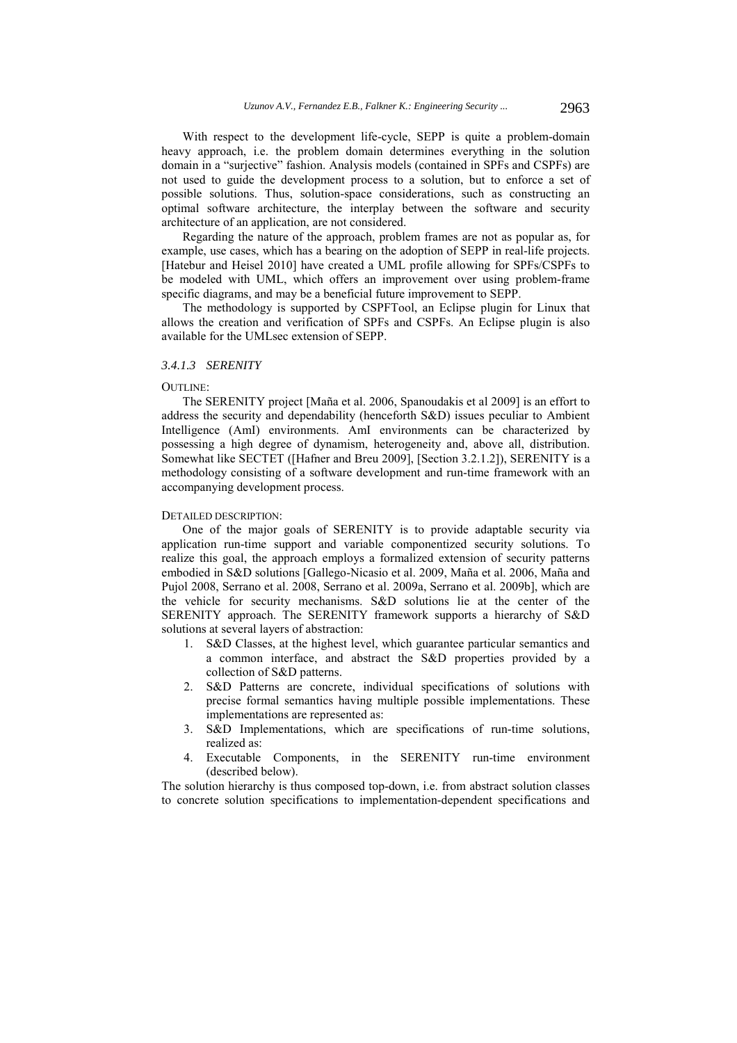With respect to the development life-cycle, SEPP is quite a problem-domain heavy approach, i.e. the problem domain determines everything in the solution domain in a "surjective" fashion. Analysis models (contained in SPFs and CSPFs) are not used to guide the development process to a solution, but to enforce a set of possible solutions. Thus, solution-space considerations, such as constructing an optimal software architecture, the interplay between the software and security architecture of an application, are not considered.

Regarding the nature of the approach, problem frames are not as popular as, for example, use cases, which has a bearing on the adoption of SEPP in real-life projects. [Hatebur and Heisel 2010] have created a UML profile allowing for SPFs/CSPFs to be modeled with UML, which offers an improvement over using problem-frame specific diagrams, and may be a beneficial future improvement to SEPP.

The methodology is supported by CSPFTool, an Eclipse plugin for Linux that allows the creation and verification of SPFs and CSPFs. An Eclipse plugin is also available for the UMLsec extension of SEPP.

#### *3.4.1.3 SERENITY*

OUTLINE:

The SERENITY project [Maña et al. 2006, Spanoudakis et al 2009] is an effort to address the security and dependability (henceforth S&D) issues peculiar to Ambient Intelligence (AmI) environments. AmI environments can be characterized by possessing a high degree of dynamism, heterogeneity and, above all, distribution. Somewhat like SECTET ([Hafner and Breu 2009], [Section 3.2.1.2]), SERENITY is a methodology consisting of a software development and run-time framework with an accompanying development process.

DETAILED DESCRIPTION:

One of the major goals of SERENITY is to provide adaptable security via application run-time support and variable componentized security solutions. To realize this goal, the approach employs a formalized extension of security patterns embodied in S&D solutions [Gallego-Nicasio et al. 2009, Maña et al. 2006, Maña and Pujol 2008, Serrano et al. 2008, Serrano et al. 2009a, Serrano et al. 2009b], which are the vehicle for security mechanisms. S&D solutions lie at the center of the SERENITY approach. The SERENITY framework supports a hierarchy of S&D solutions at several layers of abstraction:

1. S&D Classes, at the highest level, which guarantee particular semantics and a common interface, and abstract the S&D properties provided by a collection of S&D patterns.
2. S&D Patterns are concrete, individual specifications of solutions with precise formal semantics having multiple possible implementations. These implementations are represented as:
3. S&D Implementations, which are specifications of run-time solutions, realized as:
4. Executable Components, in the SERENITY run-time environment (described below).

The solution hierarchy is thus composed top-down, i.e. from abstract solution classes to concrete solution specifications to implementation-dependent specifications and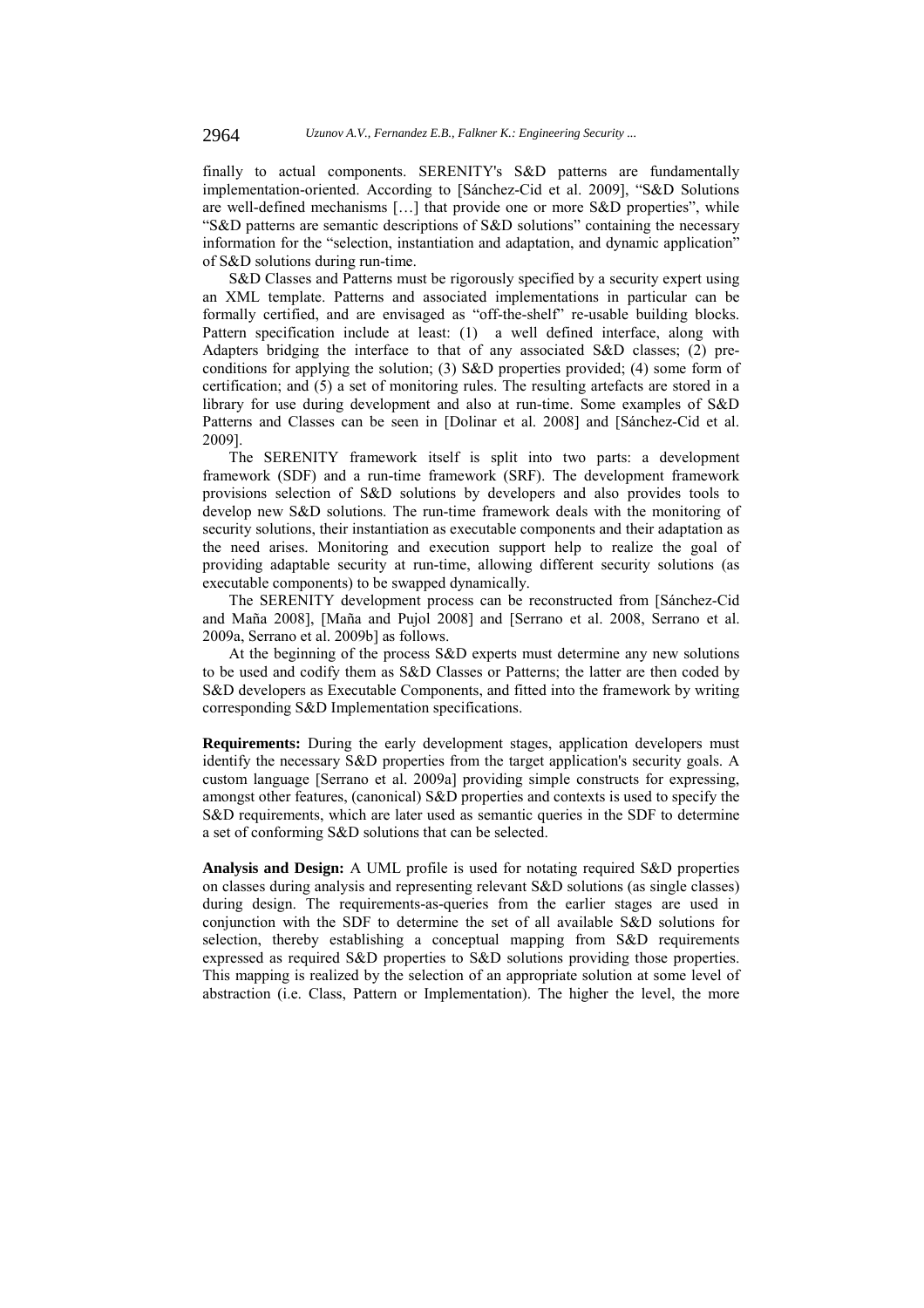finally to actual components. SERENITY's S&D patterns are fundamentally implementation-oriented. According to [Sánchez-Cid et al. 2009], "S&D Solutions are well-defined mechanisms […] that provide one or more S&D properties", while "S&D patterns are semantic descriptions of S&D solutions" containing the necessary information for the "selection, instantiation and adaptation, and dynamic application" of S&D solutions during run-time.

S&D Classes and Patterns must be rigorously specified by a security expert using an XML template. Patterns and associated implementations in particular can be formally certified, and are envisaged as "off-the-shelf" re-usable building blocks. Pattern specification include at least: (1) a well defined interface, along with Adapters bridging the interface to that of any associated S&D classes; (2) pre-conditions for applying the solution; (3) S&D properties provided; (4) some form of certification; and (5) a set of monitoring rules. The resulting artefacts are stored in a library for use during development and also at run-time. Some examples of S&D Patterns and Classes can be seen in [Dolinar et al. 2008] and [Sánchez-Cid et al. 2009].

The SERENITY framework itself is split into two parts: a development framework (SDF) and a run-time framework (SRF). The development framework provisions selection of S&D solutions by developers and also provides tools to develop new S&D solutions. The run-time framework deals with the monitoring of security solutions, their instantiation as executable components and their adaptation as the need arises. Monitoring and execution support help to realize the goal of providing adaptable security at run-time, allowing different security solutions (as executable components) to be swapped dynamically.

The SERENITY development process can be reconstructed from [Sánchez-Cid and Maña 2008], [Maña and Pujol 2008] and [Serrano et al. 2008, Serrano et al. 2009a, Serrano et al. 2009b] as follows.

At the beginning of the process S&D experts must determine any new solutions to be used and codify them as S&D Classes or Patterns; the latter are then coded by S&D developers as Executable Components, and fitted into the framework by writing corresponding S&D Implementation specifications.

**Requirements:** During the early development stages, application developers must identify the necessary S&D properties from the target application's security goals. A custom language [Serrano et al. 2009a] providing simple constructs for expressing, amongst other features, (canonical) S&D properties and contexts is used to specify the S&D requirements, which are later used as semantic queries in the SDF to determine a set of conforming S&D solutions that can be selected.

**Analysis and Design:** A UML profile is used for notating required S&D properties on classes during analysis and representing relevant S&D solutions (as single classes) during design. The requirements-as-queries from the earlier stages are used in conjunction with the SDF to determine the set of all available S&D solutions for selection, thereby establishing a conceptual mapping from S&D requirements expressed as required S&D properties to S&D solutions providing those properties. This mapping is realized by the selection of an appropriate solution at some level of abstraction (i.e. Class, Pattern or Implementation). The higher the level, the more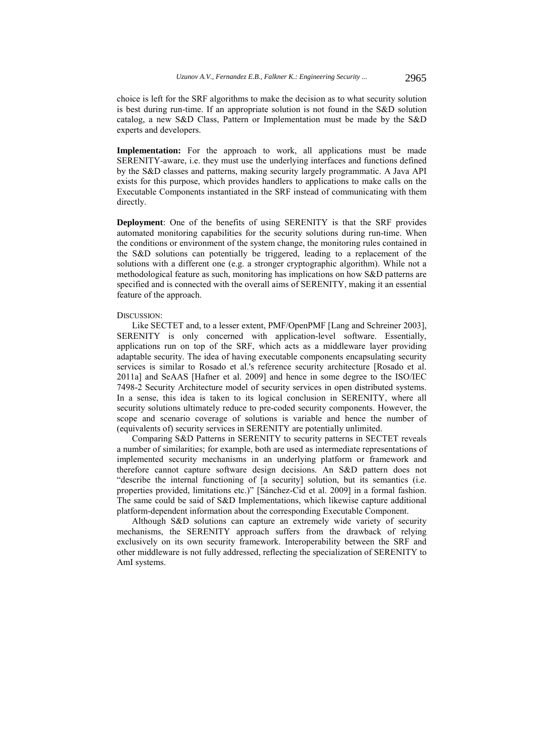choice is left for the SRF algorithms to make the decision as to what security solution is best during run-time. If an appropriate solution is not found in the S&D solution catalog, a new S&D Class, Pattern or Implementation must be made by the S&D experts and developers.

**Implementation:** For the approach to work, all applications must be made SERENITY-aware, i.e. they must use the underlying interfaces and functions defined by the S&D classes and patterns, making security largely programmatic. A Java API exists for this purpose, which provides handlers to applications to make calls on the Executable Components instantiated in the SRF instead of communicating with them directly.

**Deployment**: One of the benefits of using SERENITY is that the SRF provides automated monitoring capabilities for the security solutions during run-time. When the conditions or environment of the system change, the monitoring rules contained in the S&D solutions can potentially be triggered, leading to a replacement of the solutions with a different one (e.g. a stronger cryptographic algorithm). While not a methodological feature as such, monitoring has implications on how S&D patterns are specified and is connected with the overall aims of SERENITY, making it an essential feature of the approach.

DISCUSSION:

Like SECTET and, to a lesser extent, PMF/OpenPMF [Lang and Schreiner 2003], SERENITY is only concerned with application-level software. Essentially, applications run on top of the SRF, which acts as a middleware layer providing adaptable security. The idea of having executable components encapsulating security services is similar to Rosado et al.'s reference security architecture [Rosado et al. 2011a] and SeAAS [Hafner et al. 2009] and hence in some degree to the ISO/IEC 7498-2 Security Architecture model of security services in open distributed systems. In a sense, this idea is taken to its logical conclusion in SERENITY, where all security solutions ultimately reduce to pre-coded security components. However, the scope and scenario coverage of solutions is variable and hence the number of (equivalents of) security services in SERENITY are potentially unlimited.

Comparing S&D Patterns in SERENITY to security patterns in SECTET reveals a number of similarities; for example, both are used as intermediate representations of implemented security mechanisms in an underlying platform or framework and therefore cannot capture software design decisions. An S&D pattern does not "describe the internal functioning of [a security] solution, but its semantics (i.e. properties provided, limitations etc.)" [Sánchez-Cid et al. 2009] in a formal fashion. The same could be said of S&D Implementations, which likewise capture additional platform-dependent information about the corresponding Executable Component.

Although S&D solutions can capture an extremely wide variety of security mechanisms, the SERENITY approach suffers from the drawback of relying exclusively on its own security framework. Interoperability between the SRF and other middleware is not fully addressed, reflecting the specialization of SERENITY to AmI systems.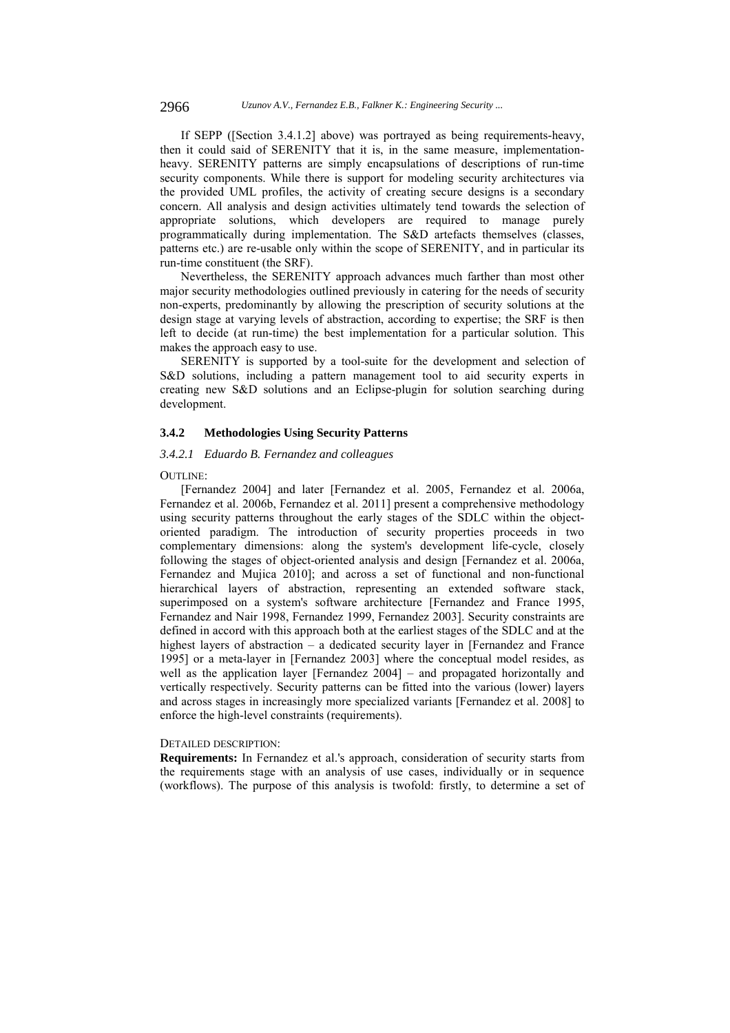If SEPP ([Section 3.4.1.2] above) was portrayed as being requirements-heavy, then it could said of SERENITY that it is, in the same measure, implementation-heavy. SERENITY patterns are simply encapsulations of descriptions of run-time security components. While there is support for modeling security architectures via the provided UML profiles, the activity of creating secure designs is a secondary concern. All analysis and design activities ultimately tend towards the selection of appropriate solutions, which developers are required to manage purely programmatically during implementation. The S&D artefacts themselves (classes, patterns etc.) are re-usable only within the scope of SERENITY, and in particular its run-time constituent (the SRF).

Nevertheless, the SERENITY approach advances much farther than most other major security methodologies outlined previously in catering for the needs of security non-experts, predominantly by allowing the prescription of security solutions at the design stage at varying levels of abstraction, according to expertise; the SRF is then left to decide (at run-time) the best implementation for a particular solution. This makes the approach easy to use.

SERENITY is supported by a tool-suite for the development and selection of S&D solutions, including a pattern management tool to aid security experts in creating new S&D solutions and an Eclipse-plugin for solution searching during development.

### 3.4.2 Methodologies Using Security Patterns

#### *3.4.2.1 Eduardo B. Fernandez and colleagues*

OUTLINE:

[Fernandez 2004] and later [Fernandez et al. 2005, Fernandez et al. 2006a, Fernandez et al. 2006b, Fernandez et al. 2011] present a comprehensive methodology using security patterns throughout the early stages of the SDLC within the object-oriented paradigm. The introduction of security properties proceeds in two complementary dimensions: along the system's development life-cycle, closely following the stages of object-oriented analysis and design [Fernandez et al. 2006a, Fernandez and Mujica 2010]; and across a set of functional and non-functional hierarchical layers of abstraction, representing an extended software stack, superimposed on a system's software architecture [Fernandez and France 1995, Fernandez and Nair 1998, Fernandez 1999, Fernandez 2003]. Security constraints are defined in accord with this approach both at the earliest stages of the SDLC and at the highest layers of abstraction – a dedicated security layer in [Fernandez and France 1995] or a meta-layer in [Fernandez 2003] where the conceptual model resides, as well as the application layer [Fernandez 2004] – and propagated horizontally and vertically respectively. Security patterns can be fitted into the various (lower) layers and across stages in increasingly more specialized variants [Fernandez et al. 2008] to enforce the high-level constraints (requirements).

DETAILED DESCRIPTION:

**Requirements:** In Fernandez et al.'s approach, consideration of security starts from the requirements stage with an analysis of use cases, individually or in sequence (workflows). The purpose of this analysis is twofold: firstly, to determine a set of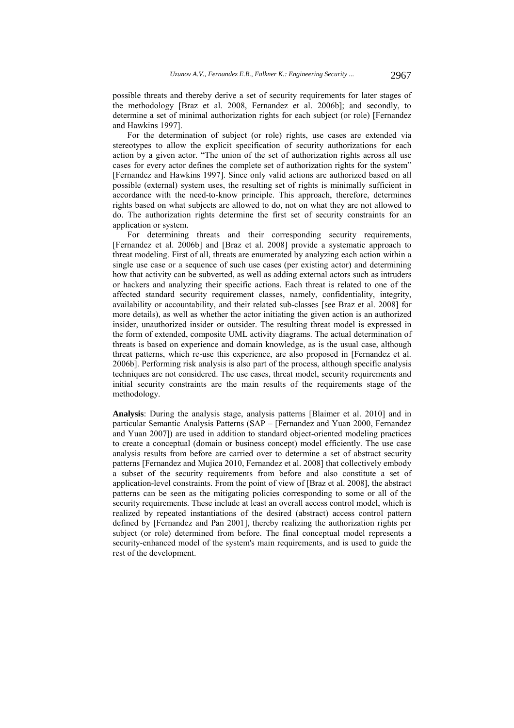possible threats and thereby derive a set of security requirements for later stages of the methodology [Braz et al. 2008, Fernandez et al. 2006b]; and secondly, to determine a set of minimal authorization rights for each subject (or role) [Fernandez and Hawkins 1997].

For the determination of subject (or role) rights, use cases are extended via stereotypes to allow the explicit specification of security authorizations for each action by a given actor. "The union of the set of authorization rights across all use cases for every actor defines the complete set of authorization rights for the system" [Fernandez and Hawkins 1997]. Since only valid actions are authorized based on all possible (external) system uses, the resulting set of rights is minimally sufficient in accordance with the need-to-know principle. This approach, therefore, determines rights based on what subjects are allowed to do, not on what they are not allowed to do. The authorization rights determine the first set of security constraints for an application or system.

For determining threats and their corresponding security requirements, [Fernandez et al. 2006b] and [Braz et al. 2008] provide a systematic approach to threat modeling. First of all, threats are enumerated by analyzing each action within a single use case or a sequence of such use cases (per existing actor) and determining how that activity can be subverted, as well as adding external actors such as intruders or hackers and analyzing their specific actions. Each threat is related to one of the affected standard security requirement classes, namely, confidentiality, integrity, availability or accountability, and their related sub-classes [see Braz et al. 2008] for more details), as well as whether the actor initiating the given action is an authorized insider, unauthorized insider or outsider. The resulting threat model is expressed in the form of extended, composite UML activity diagrams. The actual determination of threats is based on experience and domain knowledge, as is the usual case, although threat patterns, which re-use this experience, are also proposed in [Fernandez et al. 2006b]. Performing risk analysis is also part of the process, although specific analysis techniques are not considered. The use cases, threat model, security requirements and initial security constraints are the main results of the requirements stage of the methodology.

**Analysis**: During the analysis stage, analysis patterns [Blaimer et al. 2010] and in particular Semantic Analysis Patterns (SAP – [Fernandez and Yuan 2000, Fernandez and Yuan 2007]) are used in addition to standard object-oriented modeling practices to create a conceptual (domain or business concept) model efficiently. The use case analysis results from before are carried over to determine a set of abstract security patterns [Fernandez and Mujica 2010, Fernandez et al. 2008] that collectively embody a subset of the security requirements from before and also constitute a set of application-level constraints. From the point of view of [Braz et al. 2008], the abstract patterns can be seen as the mitigating policies corresponding to some or all of the security requirements. These include at least an overall access control model, which is realized by repeated instantiations of the desired (abstract) access control pattern defined by [Fernandez and Pan 2001], thereby realizing the authorization rights per subject (or role) determined from before. The final conceptual model represents a security-enhanced model of the system's main requirements, and is used to guide the rest of the development.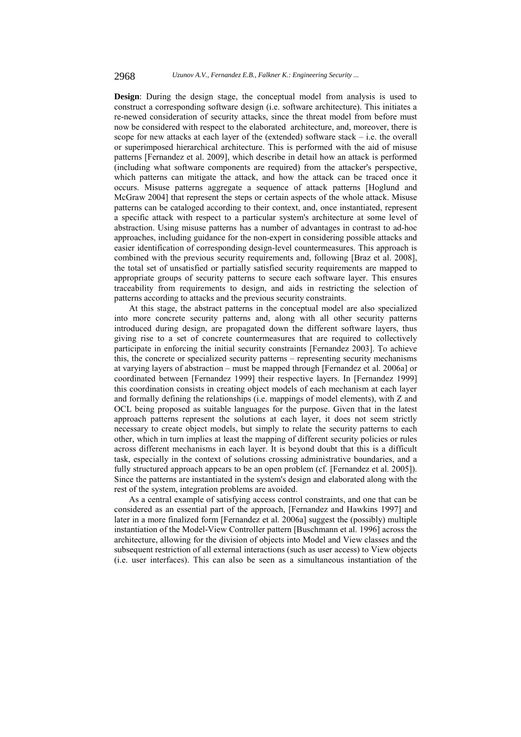**Design**: During the design stage, the conceptual model from analysis is used to construct a corresponding software design (i.e. software architecture). This initiates a re-newed consideration of security attacks, since the threat model from before must now be considered with respect to the elaborated architecture, and, moreover, there is scope for new attacks at each layer of the (extended) software stack – i.e. the overall or superimposed hierarchical architecture. This is performed with the aid of misuse patterns [Fernandez et al. 2009], which describe in detail how an attack is performed (including what software components are required) from the attacker's perspective, which patterns can mitigate the attack, and how the attack can be traced once it occurs. Misuse patterns aggregate a sequence of attack patterns [Hoglund and McGraw 2004] that represent the steps or certain aspects of the whole attack. Misuse patterns can be cataloged according to their context, and, once instantiated, represent a specific attack with respect to a particular system's architecture at some level of abstraction. Using misuse patterns has a number of advantages in contrast to ad-hoc approaches, including guidance for the non-expert in considering possible attacks and easier identification of corresponding design-level countermeasures. This approach is combined with the previous security requirements and, following [Braz et al. 2008], the total set of unsatisfied or partially satisfied security requirements are mapped to appropriate groups of security patterns to secure each software layer. This ensures traceability from requirements to design, and aids in restricting the selection of patterns according to attacks and the previous security constraints.

At this stage, the abstract patterns in the conceptual model are also specialized into more concrete security patterns and, along with all other security patterns introduced during design, are propagated down the different software layers, thus giving rise to a set of concrete countermeasures that are required to collectively participate in enforcing the initial security constraints [Fernandez 2003]. To achieve this, the concrete or specialized security patterns – representing security mechanisms at varying layers of abstraction – must be mapped through [Fernandez et al. 2006a] or coordinated between [Fernandez 1999] their respective layers. In [Fernandez 1999] this coordination consists in creating object models of each mechanism at each layer and formally defining the relationships (i.e. mappings of model elements), with Z and OCL being proposed as suitable languages for the purpose. Given that in the latest approach patterns represent the solutions at each layer, it does not seem strictly necessary to create object models, but simply to relate the security patterns to each other, which in turn implies at least the mapping of different security policies or rules across different mechanisms in each layer. It is beyond doubt that this is a difficult task, especially in the context of solutions crossing administrative boundaries, and a fully structured approach appears to be an open problem (cf. [Fernandez et al. 2005]). Since the patterns are instantiated in the system's design and elaborated along with the rest of the system, integration problems are avoided.

As a central example of satisfying access control constraints, and one that can be considered as an essential part of the approach, [Fernandez and Hawkins 1997] and later in a more finalized form [Fernandez et al. 2006a] suggest the (possibly) multiple instantiation of the Model-View Controller pattern [Buschmann et al. 1996] across the architecture, allowing for the division of objects into Model and View classes and the subsequent restriction of all external interactions (such as user access) to View objects (i.e. user interfaces). This can also be seen as a simultaneous instantiation of the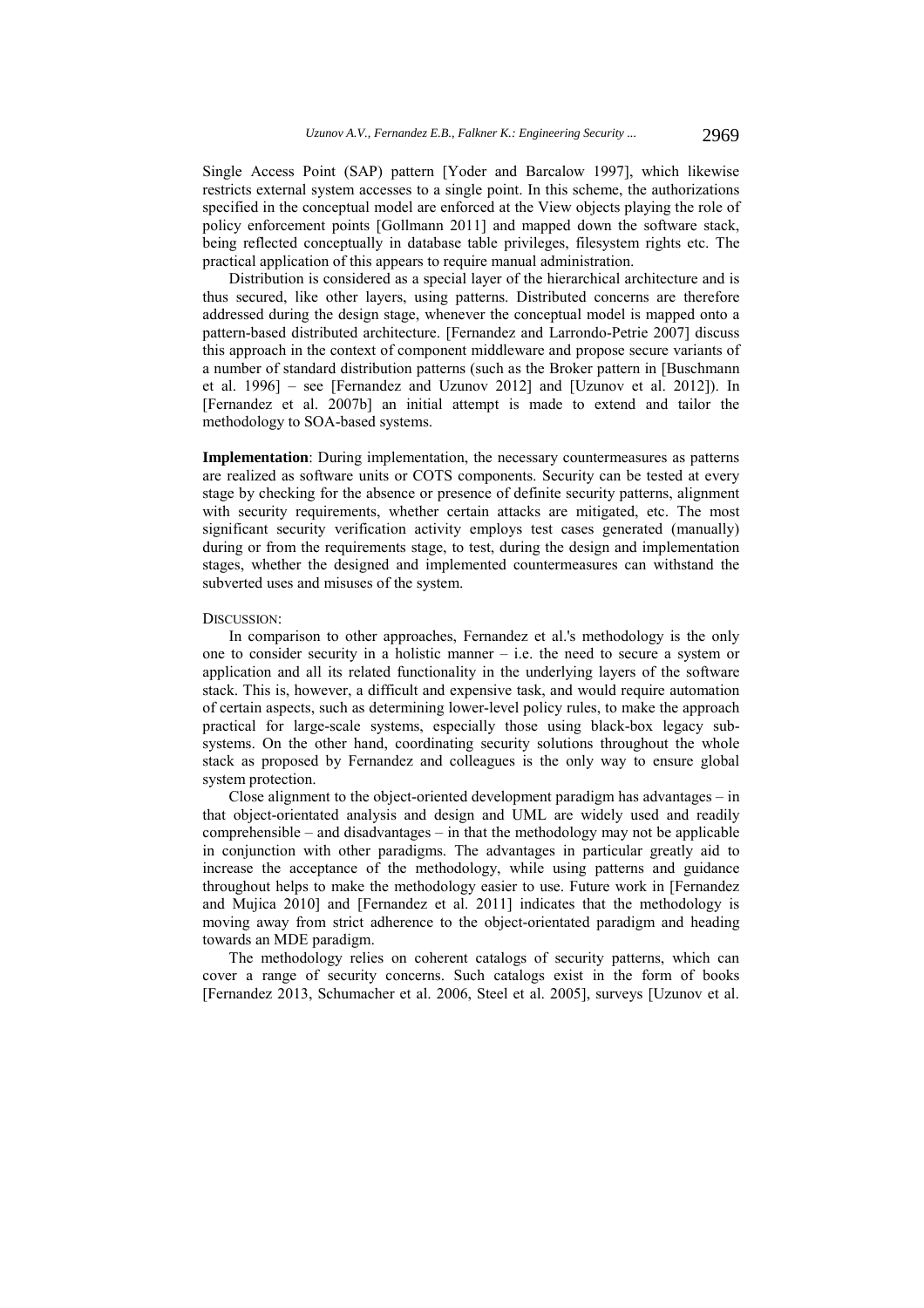Single Access Point (SAP) pattern [Yoder and Barcalow 1997], which likewise restricts external system accesses to a single point. In this scheme, the authorizations specified in the conceptual model are enforced at the View objects playing the role of policy enforcement points [Gollmann 2011] and mapped down the software stack, being reflected conceptually in database table privileges, filesystem rights etc. The practical application of this appears to require manual administration.

Distribution is considered as a special layer of the hierarchical architecture and is thus secured, like other layers, using patterns. Distributed concerns are therefore addressed during the design stage, whenever the conceptual model is mapped onto a pattern-based distributed architecture. [Fernandez and Larrondo-Petrie 2007] discuss this approach in the context of component middleware and propose secure variants of a number of standard distribution patterns (such as the Broker pattern in [Buschmann et al. 1996] – see [Fernandez and Uzunov 2012] and [Uzunov et al. 2012]). In [Fernandez et al. 2007b] an initial attempt is made to extend and tailor the methodology to SOA-based systems.

**Implementation**: During implementation, the necessary countermeasures as patterns are realized as software units or COTS components. Security can be tested at every stage by checking for the absence or presence of definite security patterns, alignment with security requirements, whether certain attacks are mitigated, etc. The most significant security verification activity employs test cases generated (manually) during or from the requirements stage, to test, during the design and implementation stages, whether the designed and implemented countermeasures can withstand the subverted uses and misuses of the system.

DISCUSSION:

In comparison to other approaches, Fernandez et al.'s methodology is the only one to consider security in a holistic manner – i.e. the need to secure a system or application and all its related functionality in the underlying layers of the software stack. This is, however, a difficult and expensive task, and would require automation of certain aspects, such as determining lower-level policy rules, to make the approach practical for large-scale systems, especially those using black-box legacy sub-systems. On the other hand, coordinating security solutions throughout the whole stack as proposed by Fernandez and colleagues is the only way to ensure global system protection.

Close alignment to the object-oriented development paradigm has advantages – in that object-orientated analysis and design and UML are widely used and readily comprehensible – and disadvantages – in that the methodology may not be applicable in conjunction with other paradigms. The advantages in particular greatly aid to increase the acceptance of the methodology, while using patterns and guidance throughout helps to make the methodology easier to use. Future work in [Fernandez and Mujica 2010] and [Fernandez et al. 2011] indicates that the methodology is moving away from strict adherence to the object-orientated paradigm and heading towards an MDE paradigm.

The methodology relies on coherent catalogs of security patterns, which can cover a range of security concerns. Such catalogs exist in the form of books [Fernandez 2013, Schumacher et al. 2006, Steel et al. 2005], surveys [Uzunov et al.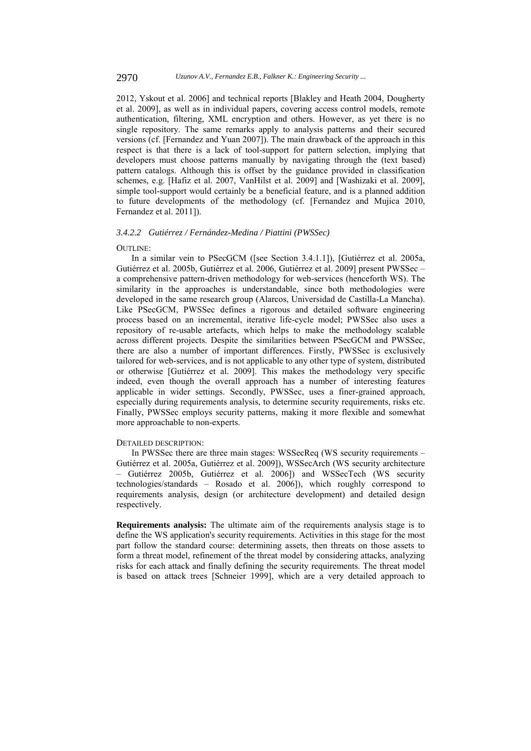2012, Yskout et al. 2006] and technical reports [Blakley and Heath 2004, Dougherty et al. 2009], as well as in individual papers, covering access control models, remote authentication, filtering, XML encryption and others. However, as yet there is no single repository. The same remarks apply to analysis patterns and their secured versions (cf. [Fernandez and Yuan 2007]). The main drawback of the approach in this respect is that there is a lack of tool-support for pattern selection, implying that developers must choose patterns manually by navigating through the (text based) pattern catalogs. Although this is offset by the guidance provided in classification schemes, e.g. [Hafiz et al. 2007, VanHilst et al. 2009] and [Washizaki et al. 2009], simple tool-support would certainly be a beneficial feature, and is a planned addition to future developments of the methodology (cf. [Fernandez and Mujica 2010, Fernandez et al. 2011]).

#### *3.4.2.2 Gutiérrez / Fernández-Medina / Piattini (PWSSec)*

OUTLINE:

In a similar vein to PSecGCM ([see Section 3.4.1.1]), [Gutiérrez et al. 2005a, Gutiérrez et al. 2005b, Gutiérrez et al. 2006, Gutiérrez et al. 2009] present PWSSec – a comprehensive pattern-driven methodology for web-services (henceforth WS). The similarity in the approaches is understandable, since both methodologies were developed in the same research group (Alarcos, Universidad de Castilla-La Mancha). Like PSecGCM, PWSSec defines a rigorous and detailed software engineering process based on an incremental, iterative life-cycle model; PWSSec also uses a repository of re-usable artefacts, which helps to make the methodology scalable across different projects. Despite the similarities between PSecGCM and PWSSec, there are also a number of important differences. Firstly, PWSSec is exclusively tailored for web-services, and is not applicable to any other type of system, distributed or otherwise [Gutiérrez et al. 2009]. This makes the methodology very specific indeed, even though the overall approach has a number of interesting features applicable in wider settings. Secondly, PWSSec, uses a finer-grained approach, especially during requirements analysis, to determine security requirements, risks etc. Finally, PWSSec employs security patterns, making it more flexible and somewhat more approachable to non-experts.

DETAILED DESCRIPTION:

In PWSSec there are three main stages: WSSecReq (WS security requirements – Gutiérrez et al. 2005a, Gutiérrez et al. 2009]), WSSecArch (WS security architecture – Gutiérrez 2005b, Gutiérrez et al. 2006]) and WSSecTech (WS security technologies/standards – Rosado et al. 2006]), which roughly correspond to requirements analysis, design (or architecture development) and detailed design respectively.

**Requirements analysis:** The ultimate aim of the requirements analysis stage is to define the WS application's security requirements. Activities in this stage for the most part follow the standard course: determining assets, then threats on those assets to form a threat model, refinement of the threat model by considering attacks, analyzing risks for each attack and finally defining the security requirements. The threat model is based on attack trees [Schneier 1999], which are a very detailed approach to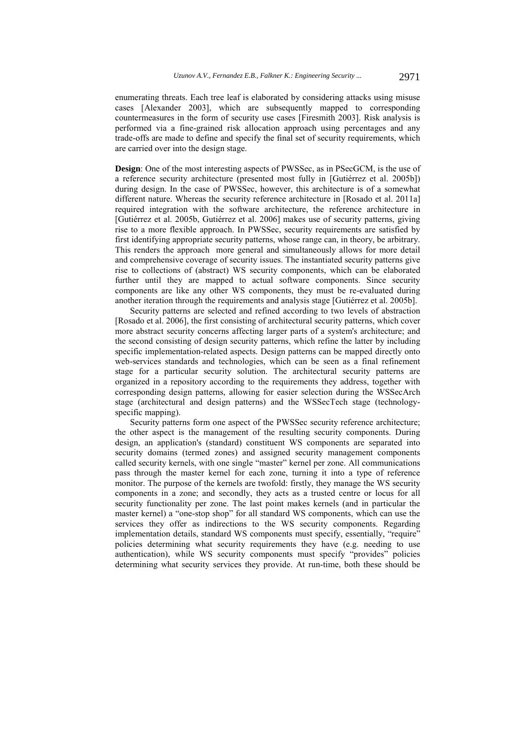enumerating threats. Each tree leaf is elaborated by considering attacks using misuse cases [Alexander 2003], which are subsequently mapped to corresponding countermeasures in the form of security use cases [Firesmith 2003]. Risk analysis is performed via a fine-grained risk allocation approach using percentages and any trade-offs are made to define and specify the final set of security requirements, which are carried over into the design stage.

**Design**: One of the most interesting aspects of PWSSec, as in PSecGCM, is the use of a reference security architecture (presented most fully in [Gutiérrez et al. 2005b]) during design. In the case of PWSSec, however, this architecture is of a somewhat different nature. Whereas the security reference architecture in [Rosado et al. 2011a] required integration with the software architecture, the reference architecture in [Gutiérrez et al. 2005b, Gutiérrez et al. 2006] makes use of security patterns, giving rise to a more flexible approach. In PWSSec, security requirements are satisfied by first identifying appropriate security patterns, whose range can, in theory, be arbitrary. This renders the approach more general and simultaneously allows for more detail and comprehensive coverage of security issues. The instantiated security patterns give rise to collections of (abstract) WS security components, which can be elaborated further until they are mapped to actual software components. Since security components are like any other WS components, they must be re-evaluated during another iteration through the requirements and analysis stage [Gutiérrez et al. 2005b].

Security patterns are selected and refined according to two levels of abstraction [Rosado et al. 2006], the first consisting of architectural security patterns, which cover more abstract security concerns affecting larger parts of a system's architecture; and the second consisting of design security patterns, which refine the latter by including specific implementation-related aspects. Design patterns can be mapped directly onto web-services standards and technologies, which can be seen as a final refinement stage for a particular security solution. The architectural security patterns are organized in a repository according to the requirements they address, together with corresponding design patterns, allowing for easier selection during the WSSecArch stage (architectural and design patterns) and the WSSecTech stage (technology-specific mapping).

Security patterns form one aspect of the PWSSec security reference architecture; the other aspect is the management of the resulting security components. During design, an application's (standard) constituent WS components are separated into security domains (termed zones) and assigned security management components called security kernels, with one single "master" kernel per zone. All communications pass through the master kernel for each zone, turning it into a type of reference monitor. The purpose of the kernels are twofold: firstly, they manage the WS security components in a zone; and secondly, they acts as a trusted centre or locus for all security functionality per zone. The last point makes kernels (and in particular the master kernel) a "one-stop shop" for all standard WS components, which can use the services they offer as indirections to the WS security components. Regarding implementation details, standard WS components must specify, essentially, "require" policies determining what security requirements they have (e.g. needing to use authentication), while WS security components must specify "provides" policies determining what security services they provide. At run-time, both these should be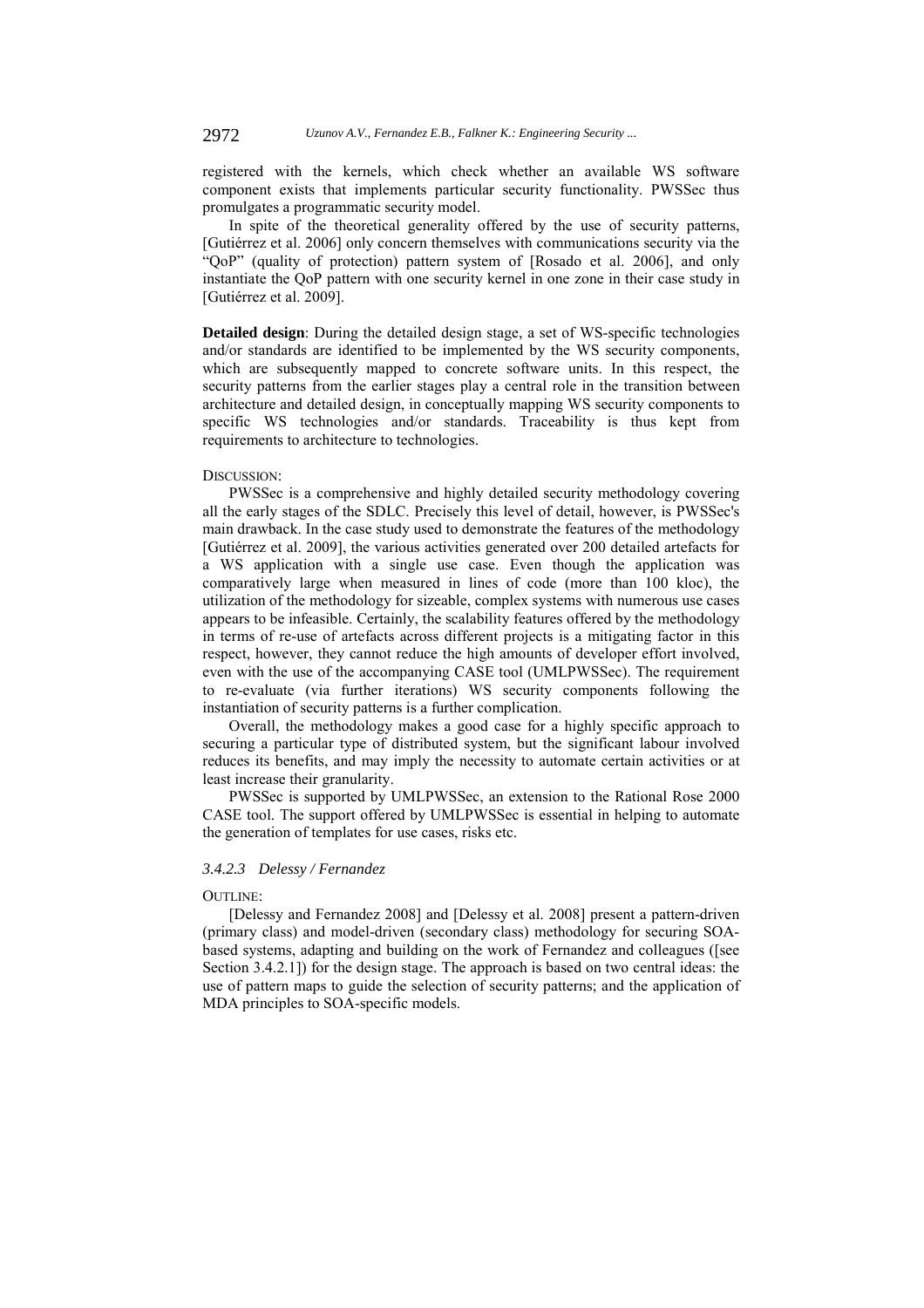registered with the kernels, which check whether an available WS software component exists that implements particular security functionality. PWSSec thus promulgates a programmatic security model.

In spite of the theoretical generality offered by the use of security patterns, [Gutiérrez et al. 2006] only concern themselves with communications security via the "QoP" (quality of protection) pattern system of [Rosado et al. 2006], and only instantiate the QoP pattern with one security kernel in one zone in their case study in [Gutiérrez et al. 2009].

**Detailed design**: During the detailed design stage, a set of WS-specific technologies and/or standards are identified to be implemented by the WS security components, which are subsequently mapped to concrete software units. In this respect, the security patterns from the earlier stages play a central role in the transition between architecture and detailed design, in conceptually mapping WS security components to specific WS technologies and/or standards. Traceability is thus kept from requirements to architecture to technologies.

DISCUSSION:

PWSSec is a comprehensive and highly detailed security methodology covering all the early stages of the SDLC. Precisely this level of detail, however, is PWSSec's main drawback. In the case study used to demonstrate the features of the methodology [Gutiérrez et al. 2009], the various activities generated over 200 detailed artefacts for a WS application with a single use case. Even though the application was comparatively large when measured in lines of code (more than 100 kloc), the utilization of the methodology for sizeable, complex systems with numerous use cases appears to be infeasible. Certainly, the scalability features offered by the methodology in terms of re-use of artefacts across different projects is a mitigating factor in this respect, however, they cannot reduce the high amounts of developer effort involved, even with the use of the accompanying CASE tool (UMLPWSSec). The requirement to re-evaluate (via further iterations) WS security components following the instantiation of security patterns is a further complication.

Overall, the methodology makes a good case for a highly specific approach to securing a particular type of distributed system, but the significant labour involved reduces its benefits, and may imply the necessity to automate certain activities or at least increase their granularity.

PWSSec is supported by UMLPWSSec, an extension to the Rational Rose 2000 CASE tool. The support offered by UMLPWSSec is essential in helping to automate the generation of templates for use cases, risks etc.

#### *3.4.2.3 Delessy / Fernandez*

OUTLINE:

[Delessy and Fernandez 2008] and [Delessy et al. 2008] present a pattern-driven (primary class) and model-driven (secondary class) methodology for securing SOA-based systems, adapting and building on the work of Fernandez and colleagues ([see Section 3.4.2.1]) for the design stage. The approach is based on two central ideas: the use of pattern maps to guide the selection of security patterns; and the application of MDA principles to SOA-specific models.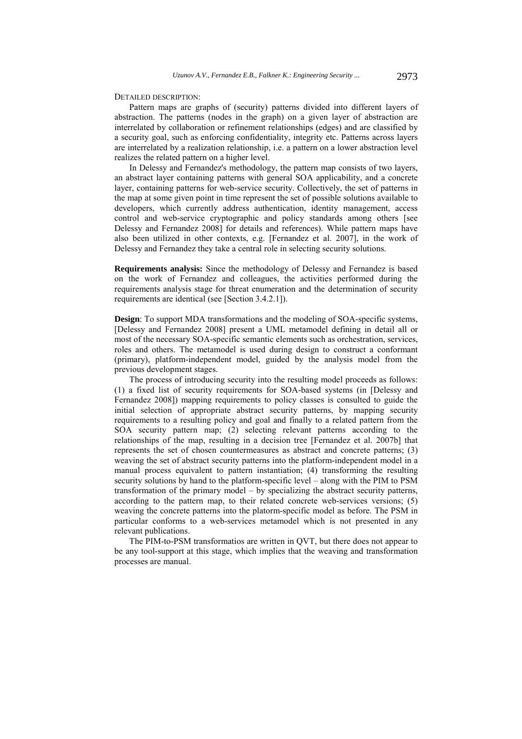DETAILED DESCRIPTION:

Pattern maps are graphs of (security) patterns divided into different layers of abstraction. The patterns (nodes in the graph) on a given layer of abstraction are interrelated by collaboration or refinement relationships (edges) and are classified by a security goal, such as enforcing confidentiality, integrity etc. Patterns across layers are interrelated by a realization relationship, i.e. a pattern on a lower abstraction level realizes the related pattern on a higher level.

In Delessy and Fernandez's methodology, the pattern map consists of two layers, an abstract layer containing patterns with general SOA applicability, and a concrete layer, containing patterns for web-service security. Collectively, the set of patterns in the map at some given point in time represent the set of possible solutions available to developers, which currently address authentication, identity management, access control and web-service cryptographic and policy standards among others [see Delessy and Fernandez 2008] for details and references). While pattern maps have also been utilized in other contexts, e.g. [Fernandez et al. 2007], in the work of Delessy and Fernandez they take a central role in selecting security solutions.

**Requirements analysis:** Since the methodology of Delessy and Fernandez is based on the work of Fernandez and colleagues, the activities performed during the requirements analysis stage for threat enumeration and the determination of security requirements are identical (see [Section 3.4.2.1]).

**Design**: To support MDA transformations and the modeling of SOA-specific systems, [Delessy and Fernandez 2008] present a UML metamodel defining in detail all or most of the necessary SOA-specific semantic elements such as orchestration, services, roles and others. The metamodel is used during design to construct a conformant (primary), platform-independent model, guided by the analysis model from the previous development stages.

The process of introducing security into the resulting model proceeds as follows: (1) a fixed list of security requirements for SOA-based systems (in [Delessy and Fernandez 2008]) mapping requirements to policy classes is consulted to guide the initial selection of appropriate abstract security patterns, by mapping security requirements to a resulting policy and goal and finally to a related pattern from the SOA security pattern map; (2) selecting relevant patterns according to the relationships of the map, resulting in a decision tree [Fernandez et al. 2007b] that represents the set of chosen countermeasures as abstract and concrete patterns; (3) weaving the set of abstract security patterns into the platform-independent model in a manual process equivalent to pattern instantiation; (4) transforming the resulting security solutions by hand to the platform-specific level – along with the PIM to PSM transformation of the primary model – by specializing the abstract security patterns, according to the pattern map, to their related concrete web-services versions; (5) weaving the concrete patterns into the platorm-specific model as before. The PSM in particular conforms to a web-services metamodel which is not presented in any relevant publications.

The PIM-to-PSM transformatios are written in QVT, but there does not appear to be any tool-support at this stage, which implies that the weaving and transformation processes are manual.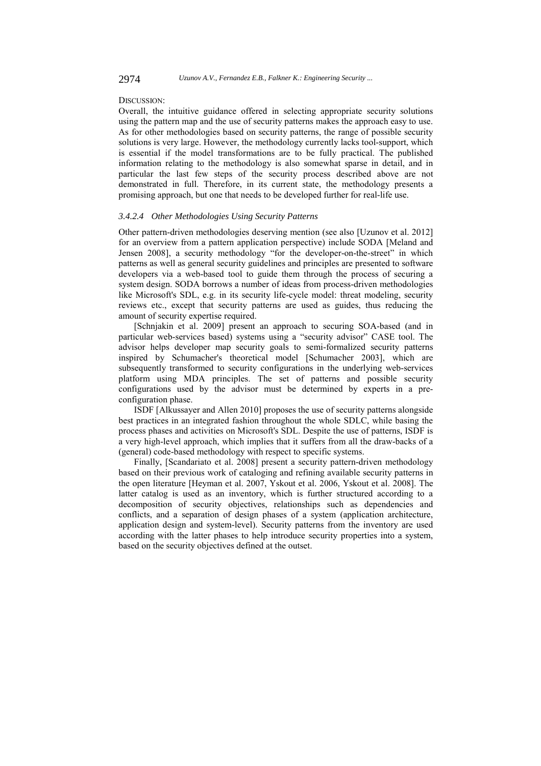DISCUSSION:

Overall, the intuitive guidance offered in selecting appropriate security solutions using the pattern map and the use of security patterns makes the approach easy to use. As for other methodologies based on security patterns, the range of possible security solutions is very large. However, the methodology currently lacks tool-support, which is essential if the model transformations are to be fully practical. The published information relating to the methodology is also somewhat sparse in detail, and in particular the last few steps of the security process described above are not demonstrated in full. Therefore, in its current state, the methodology presents a promising approach, but one that needs to be developed further for real-life use.

#### *3.4.2.4 Other Methodologies Using Security Patterns*

Other pattern-driven methodologies deserving mention (see also [Uzunov et al. 2012] for an overview from a pattern application perspective) include SODA [Meland and Jensen 2008], a security methodology "for the developer-on-the-street" in which patterns as well as general security guidelines and principles are presented to software developers via a web-based tool to guide them through the process of securing a system design. SODA borrows a number of ideas from process-driven methodologies like Microsoft's SDL, e.g. in its security life-cycle model: threat modeling, security reviews etc., except that security patterns are used as guides, thus reducing the amount of security expertise required.

[Schnjakin et al. 2009] present an approach to securing SOA-based (and in particular web-services based) systems using a "security advisor" CASE tool. The advisor helps developer map security goals to semi-formalized security patterns inspired by Schumacher's theoretical model [Schumacher 2003], which are subsequently transformed to security configurations in the underlying web-services platform using MDA principles. The set of patterns and possible security configurations used by the advisor must be determined by experts in a pre-configuration phase.

ISDF [Alkussayer and Allen 2010] proposes the use of security patterns alongside best practices in an integrated fashion throughout the whole SDLC, while basing the process phases and activities on Microsoft's SDL. Despite the use of patterns, ISDF is a very high-level approach, which implies that it suffers from all the draw-backs of a (general) code-based methodology with respect to specific systems.

Finally, [Scandariato et al. 2008] present a security pattern-driven methodology based on their previous work of cataloging and refining available security patterns in the open literature [Heyman et al. 2007, Yskout et al. 2006, Yskout et al. 2008]. The latter catalog is used as an inventory, which is further structured according to a decomposition of security objectives, relationships such as dependencies and conflicts, and a separation of design phases of a system (application architecture, application design and system-level). Security patterns from the inventory are used according with the latter phases to help introduce security properties into a system, based on the security objectives defined at the outset.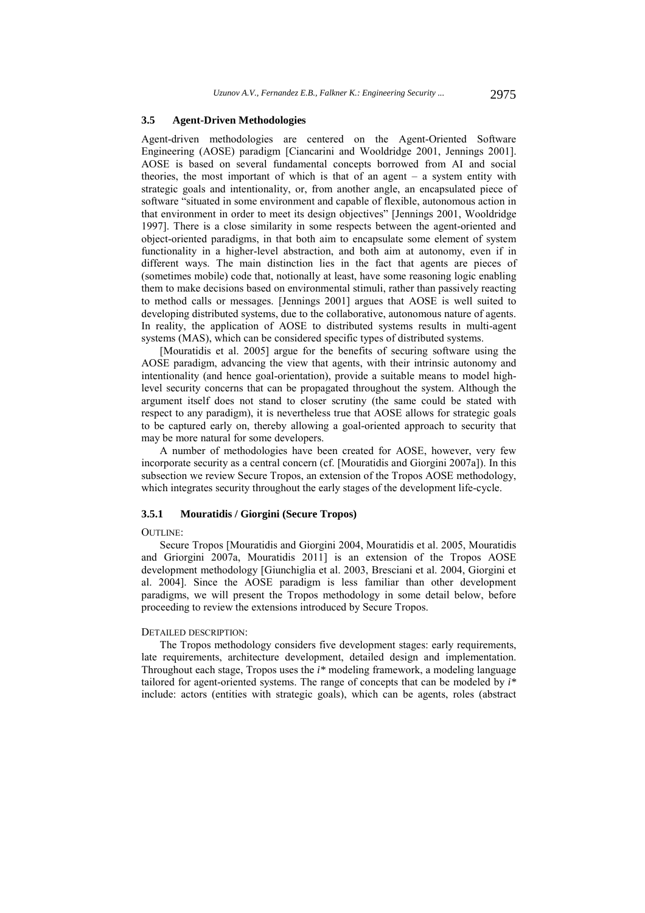### 3.5 Agent-Driven Methodologies

Agent-driven methodologies are centered on the Agent-Oriented Software Engineering (AOSE) paradigm [Ciancarini and Wooldridge 2001, Jennings 2001]. AOSE is based on several fundamental concepts borrowed from AI and social theories, the most important of which is that of an agent – a system entity with strategic goals and intentionality, or, from another angle, an encapsulated piece of software "situated in some environment and capable of flexible, autonomous action in that environment in order to meet its design objectives" [Jennings 2001, Wooldridge 1997]. There is a close similarity in some respects between the agent-oriented and object-oriented paradigms, in that both aim to encapsulate some element of system functionality in a higher-level abstraction, and both aim at autonomy, even if in different ways. The main distinction lies in the fact that agents are pieces of (sometimes mobile) code that, notionally at least, have some reasoning logic enabling them to make decisions based on environmental stimuli, rather than passively reacting to method calls or messages. [Jennings 2001] argues that AOSE is well suited to developing distributed systems, due to the collaborative, autonomous nature of agents. In reality, the application of AOSE to distributed systems results in multi-agent systems (MAS), which can be considered specific types of distributed systems.

[Mouratidis et al. 2005] argue for the benefits of securing software using the AOSE paradigm, advancing the view that agents, with their intrinsic autonomy and intentionality (and hence goal-orientation), provide a suitable means to model high-level security concerns that can be propagated throughout the system. Although the argument itself does not stand to closer scrutiny (the same could be stated with respect to any paradigm), it is nevertheless true that AOSE allows for strategic goals to be captured early on, thereby allowing a goal-oriented approach to security that may be more natural for some developers.

A number of methodologies have been created for AOSE, however, very few incorporate security as a central concern (cf. [Mouratidis and Giorgini 2007a]). In this subsection we review Secure Tropos, an extension of the Tropos AOSE methodology, which integrates security throughout the early stages of the development life-cycle.

#### 3.5.1 Mouratidis / Giorgini (Secure Tropos)

OUTLINE:

Secure Tropos [Mouratidis and Giorgini 2004, Mouratidis et al. 2005, Mouratidis and Griorgini 2007a, Mouratidis 2011] is an extension of the Tropos AOSE development methodology [Giunchiglia et al. 2003, Bresciani et al. 2004, Giorgini et al. 2004]. Since the AOSE paradigm is less familiar than other development paradigms, we will present the Tropos methodology in some detail below, before proceeding to review the extensions introduced by Secure Tropos.

DETAILED DESCRIPTION:

The Tropos methodology considers five development stages: early requirements, late requirements, architecture development, detailed design and implementation. Throughout each stage, Tropos uses the *i\** modeling framework, a modeling language tailored for agent-oriented systems. The range of concepts that can be modeled by *i\** include: actors (entities with strategic goals), which can be agents, roles (abstract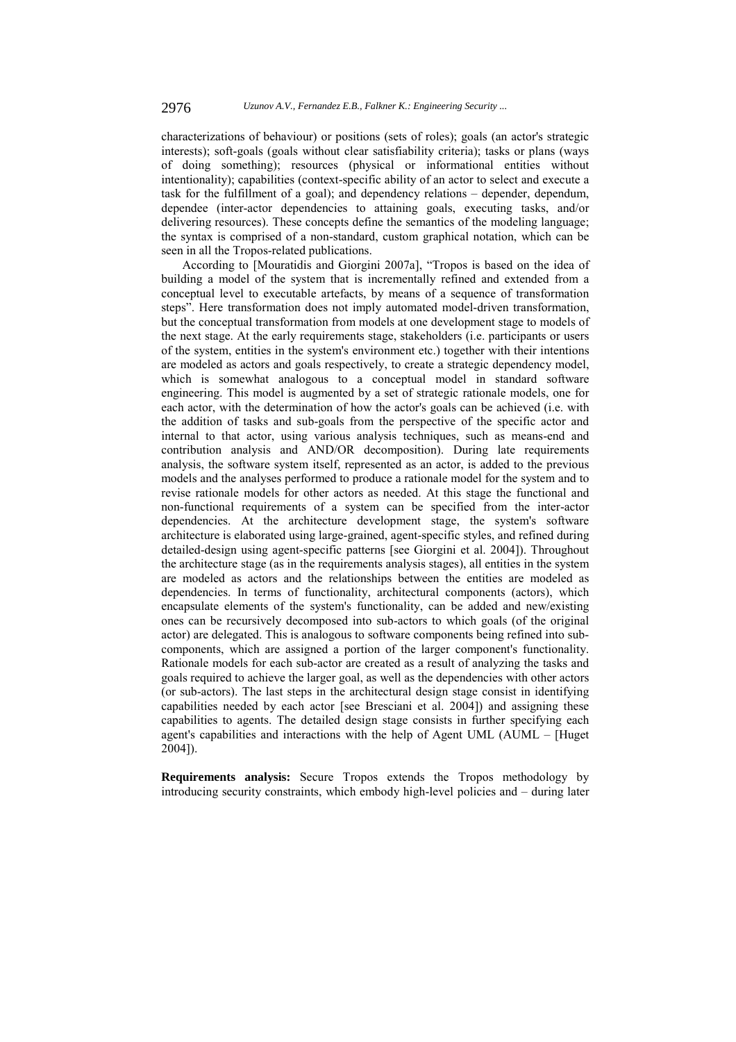characterizations of behaviour) or positions (sets of roles); goals (an actor's strategic interests); soft-goals (goals without clear satisfiability criteria); tasks or plans (ways of doing something); resources (physical or informational entities without intentionality); capabilities (context-specific ability of an actor to select and execute a task for the fulfillment of a goal); and dependency relations – depender, dependum, dependee (inter-actor dependencies to attaining goals, executing tasks, and/or delivering resources). These concepts define the semantics of the modeling language; the syntax is comprised of a non-standard, custom graphical notation, which can be seen in all the Tropos-related publications.

According to [Mouratidis and Giorgini 2007a], "Tropos is based on the idea of building a model of the system that is incrementally refined and extended from a conceptual level to executable artefacts, by means of a sequence of transformation steps". Here transformation does not imply automated model-driven transformation, but the conceptual transformation from models at one development stage to models of the next stage. At the early requirements stage, stakeholders (i.e. participants or users of the system, entities in the system's environment etc.) together with their intentions are modeled as actors and goals respectively, to create a strategic dependency model, which is somewhat analogous to a conceptual model in standard software engineering. This model is augmented by a set of strategic rationale models, one for each actor, with the determination of how the actor's goals can be achieved (i.e. with the addition of tasks and sub-goals from the perspective of the specific actor and internal to that actor, using various analysis techniques, such as means-end and contribution analysis and AND/OR decomposition). During late requirements analysis, the software system itself, represented as an actor, is added to the previous models and the analyses performed to produce a rationale model for the system and to revise rationale models for other actors as needed. At this stage the functional and non-functional requirements of a system can be specified from the inter-actor dependencies. At the architecture development stage, the system's software architecture is elaborated using large-grained, agent-specific styles, and refined during detailed-design using agent-specific patterns [see Giorgini et al. 2004]). Throughout the architecture stage (as in the requirements analysis stages), all entities in the system are modeled as actors and the relationships between the entities are modeled as dependencies. In terms of functionality, architectural components (actors), which encapsulate elements of the system's functionality, can be added and new/existing ones can be recursively decomposed into sub-actors to which goals (of the original actor) are delegated. This is analogous to software components being refined into sub-components, which are assigned a portion of the larger component's functionality. Rationale models for each sub-actor are created as a result of analyzing the tasks and goals required to achieve the larger goal, as well as the dependencies with other actors (or sub-actors). The last steps in the architectural design stage consist in identifying capabilities needed by each actor [see Bresciani et al. 2004]) and assigning these capabilities to agents. The detailed design stage consists in further specifying each agent's capabilities and interactions with the help of Agent UML (AUML – [Huget 2004]).

**Requirements analysis:** Secure Tropos extends the Tropos methodology by introducing security constraints, which embody high-level policies and – during later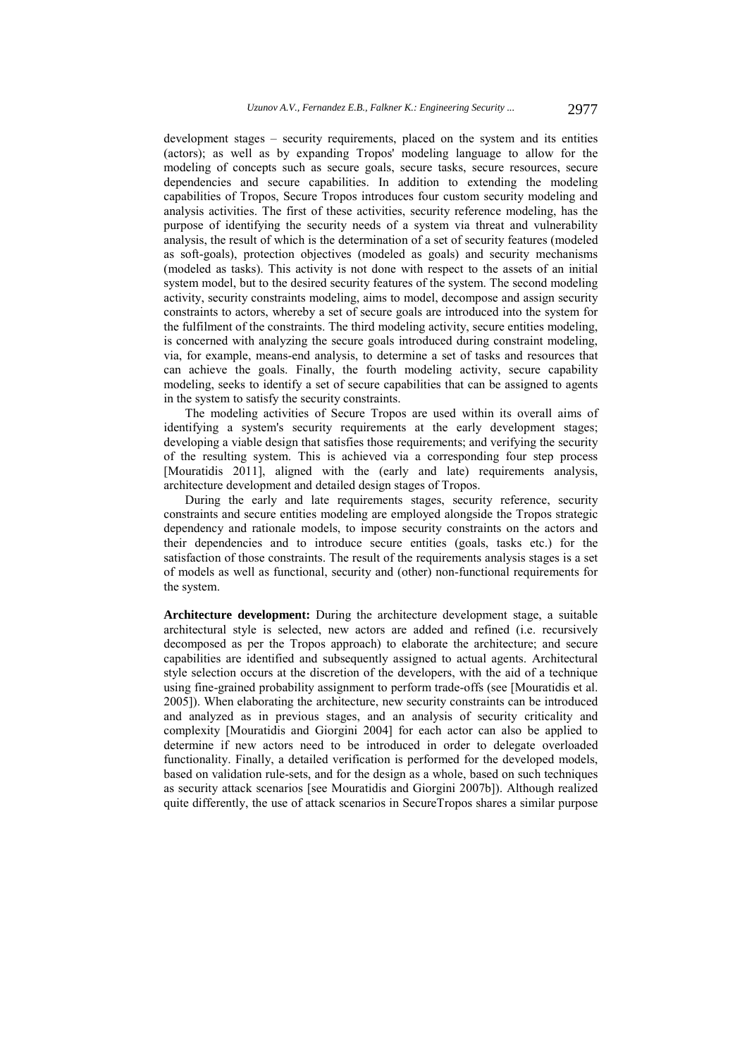development stages – security requirements, placed on the system and its entities (actors); as well as by expanding Tropos' modeling language to allow for the modeling of concepts such as secure goals, secure tasks, secure resources, secure dependencies and secure capabilities. In addition to extending the modeling capabilities of Tropos, Secure Tropos introduces four custom security modeling and analysis activities. The first of these activities, security reference modeling, has the purpose of identifying the security needs of a system via threat and vulnerability analysis, the result of which is the determination of a set of security features (modeled as soft-goals), protection objectives (modeled as goals) and security mechanisms (modeled as tasks). This activity is not done with respect to the assets of an initial system model, but to the desired security features of the system. The second modeling activity, security constraints modeling, aims to model, decompose and assign security constraints to actors, whereby a set of secure goals are introduced into the system for the fulfilment of the constraints. The third modeling activity, secure entities modeling, is concerned with analyzing the secure goals introduced during constraint modeling, via, for example, means-end analysis, to determine a set of tasks and resources that can achieve the goals. Finally, the fourth modeling activity, secure capability modeling, seeks to identify a set of secure capabilities that can be assigned to agents in the system to satisfy the security constraints.

The modeling activities of Secure Tropos are used within its overall aims of identifying a system's security requirements at the early development stages; developing a viable design that satisfies those requirements; and verifying the security of the resulting system. This is achieved via a corresponding four step process [Mouratidis 2011], aligned with the (early and late) requirements analysis, architecture development and detailed design stages of Tropos.

During the early and late requirements stages, security reference, security constraints and secure entities modeling are employed alongside the Tropos strategic dependency and rationale models, to impose security constraints on the actors and their dependencies and to introduce secure entities (goals, tasks etc.) for the satisfaction of those constraints. The result of the requirements analysis stages is a set of models as well as functional, security and (other) non-functional requirements for the system.

**Architecture development:** During the architecture development stage, a suitable architectural style is selected, new actors are added and refined (i.e. recursively decomposed as per the Tropos approach) to elaborate the architecture; and secure capabilities are identified and subsequently assigned to actual agents. Architectural style selection occurs at the discretion of the developers, with the aid of a technique using fine-grained probability assignment to perform trade-offs (see [Mouratidis et al. 2005]). When elaborating the architecture, new security constraints can be introduced and analyzed as in previous stages, and an analysis of security criticality and complexity [Mouratidis and Giorgini 2004] for each actor can also be applied to determine if new actors need to be introduced in order to delegate overloaded functionality. Finally, a detailed verification is performed for the developed models, based on validation rule-sets, and for the design as a whole, based on such techniques as security attack scenarios [see Mouratidis and Giorgini 2007b]). Although realized quite differently, the use of attack scenarios in SecureTropos shares a similar purpose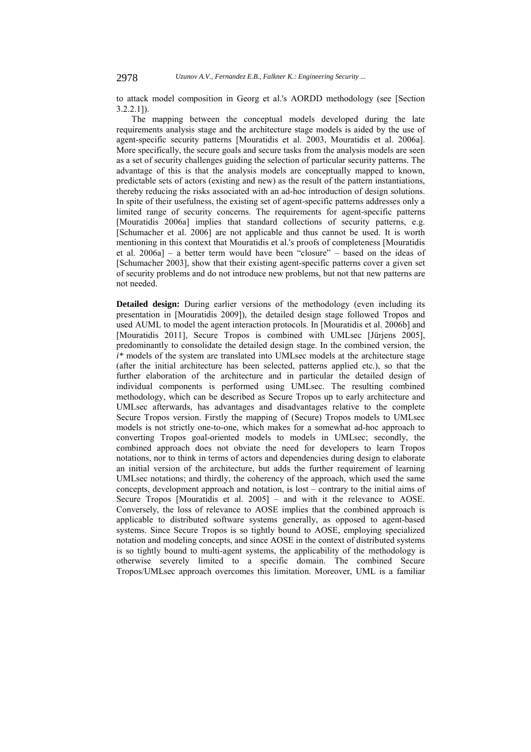to attack model composition in Georg et al.'s AORDD methodology (see [Section 3.2.2.1]).

The mapping between the conceptual models developed during the late requirements analysis stage and the architecture stage models is aided by the use of agent-specific security patterns [Mouratidis et al. 2003, Mouratidis et al. 2006a]. More specifically, the secure goals and secure tasks from the analysis models are seen as a set of security challenges guiding the selection of particular security patterns. The advantage of this is that the analysis models are conceptually mapped to known, predictable sets of actors (existing and new) as the result of the pattern instantiations, thereby reducing the risks associated with an ad-hoc introduction of design solutions. In spite of their usefulness, the existing set of agent-specific patterns addresses only a limited range of security concerns. The requirements for agent-specific patterns [Mouratidis 2006a] implies that standard collections of security patterns, e.g. [Schumacher et al. 2006] are not applicable and thus cannot be used. It is worth mentioning in this context that Mouratidis et al.'s proofs of completeness [Mouratidis et al. 2006a] – a better term would have been "closure" – based on the ideas of [Schumacher 2003], show that their existing agent-specific patterns cover a given set of security problems and do not introduce new problems, but not that new patterns are not needed.

**Detailed design:** During earlier versions of the methodology (even including its presentation in [Mouratidis 2009]), the detailed design stage followed Tropos and used AUML to model the agent interaction protocols. In [Mouratidis et al. 2006b] and [Mouratidis 2011], Secure Tropos is combined with UMLsec [Jürjens 2005], predominantly to consolidate the detailed design stage. In the combined version, the *i\** models of the system are translated into UMLsec models at the architecture stage (after the initial architecture has been selected, patterns applied etc.), so that the further elaboration of the architecture and in particular the detailed design of individual components is performed using UMLsec. The resulting combined methodology, which can be described as Secure Tropos up to early architecture and UMLsec afterwards, has advantages and disadvantages relative to the complete Secure Tropos version. Firstly the mapping of (Secure) Tropos models to UMLsec models is not strictly one-to-one, which makes for a somewhat ad-hoc approach to converting Tropos goal-oriented models to models in UMLsec; secondly, the combined approach does not obviate the need for developers to learn Tropos notations, nor to think in terms of actors and dependencies during design to elaborate an initial version of the architecture, but adds the further requirement of learning UMLsec notations; and thirdly, the coherency of the approach, which used the same concepts, development approach and notation, is lost – contrary to the initial aims of Secure Tropos [Mouratidis et al. 2005] – and with it the relevance to AOSE. Conversely, the loss of relevance to AOSE implies that the combined approach is applicable to distributed software systems generally, as opposed to agent-based systems. Since Secure Tropos is so tightly bound to AOSE, employing specialized notation and modeling concepts, and since AOSE in the context of distributed systems is so tightly bound to multi-agent systems, the applicability of the methodology is otherwise severely limited to a specific domain. The combined Secure Tropos/UMLsec approach overcomes this limitation. Moreover, UML is a familiar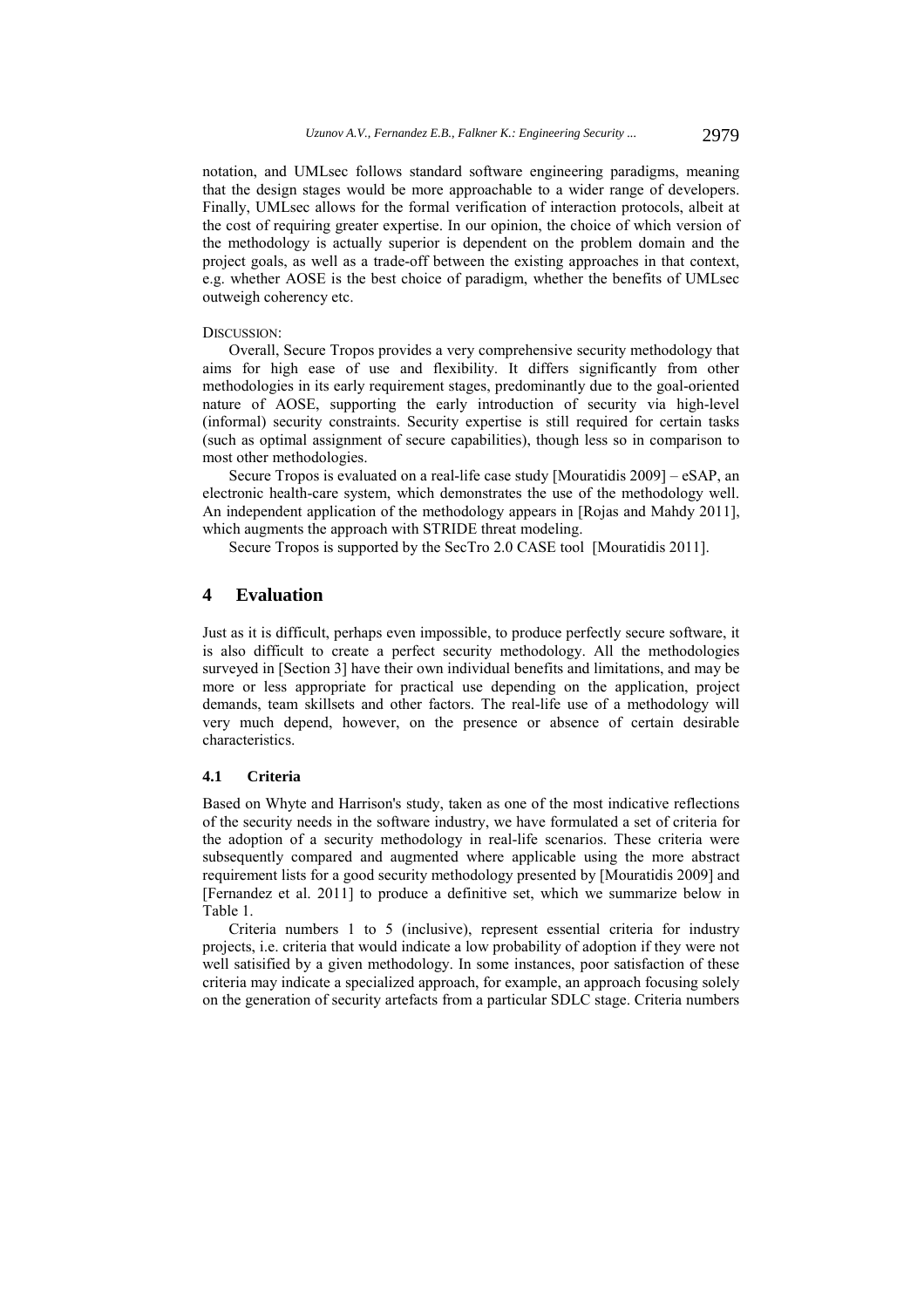notation, and UMLsec follows standard software engineering paradigms, meaning that the design stages would be more approachable to a wider range of developers. Finally, UMLsec allows for the formal verification of interaction protocols, albeit at the cost of requiring greater expertise. In our opinion, the choice of which version of the methodology is actually superior is dependent on the problem domain and the project goals, as well as a trade-off between the existing approaches in that context, e.g. whether AOSE is the best choice of paradigm, whether the benefits of UMLsec outweigh coherency etc.

DISCUSSION:

Overall, Secure Tropos provides a very comprehensive security methodology that aims for high ease of use and flexibility. It differs significantly from other methodologies in its early requirement stages, predominantly due to the goal-oriented nature of AOSE, supporting the early introduction of security via high-level (informal) security constraints. Security expertise is still required for certain tasks (such as optimal assignment of secure capabilities), though less so in comparison to most other methodologies.

Secure Tropos is evaluated on a real-life case study [Mouratidis 2009] – eSAP, an electronic health-care system, which demonstrates the use of the methodology well. An independent application of the methodology appears in [Rojas and Mahdy 2011], which augments the approach with STRIDE threat modeling.

Secure Tropos is supported by the SecTro 2.0 CASE tool [Mouratidis 2011].

## 4 Evaluation

Just as it is difficult, perhaps even impossible, to produce perfectly secure software, it is also difficult to create a perfect security methodology. All the methodologies surveyed in [Section 3] have their own individual benefits and limitations, and may be more or less appropriate for practical use depending on the application, project demands, team skillsets and other factors. The real-life use of a methodology will very much depend, however, on the presence or absence of certain desirable characteristics.

### 4.1 Criteria

Based on Whyte and Harrison's study, taken as one of the most indicative reflections of the security needs in the software industry, we have formulated a set of criteria for the adoption of a security methodology in real-life scenarios. These criteria were subsequently compared and augmented where applicable using the more abstract requirement lists for a good security methodology presented by [Mouratidis 2009] and [Fernandez et al. 2011] to produce a definitive set, which we summarize below in Table 1.

Criteria numbers 1 to 5 (inclusive), represent essential criteria for industry projects, i.e. criteria that would indicate a low probability of adoption if they were not well satisified by a given methodology. In some instances, poor satisfaction of these criteria may indicate a specialized approach, for example, an approach focusing solely on the generation of security artefacts from a particular SDLC stage. Criteria numbers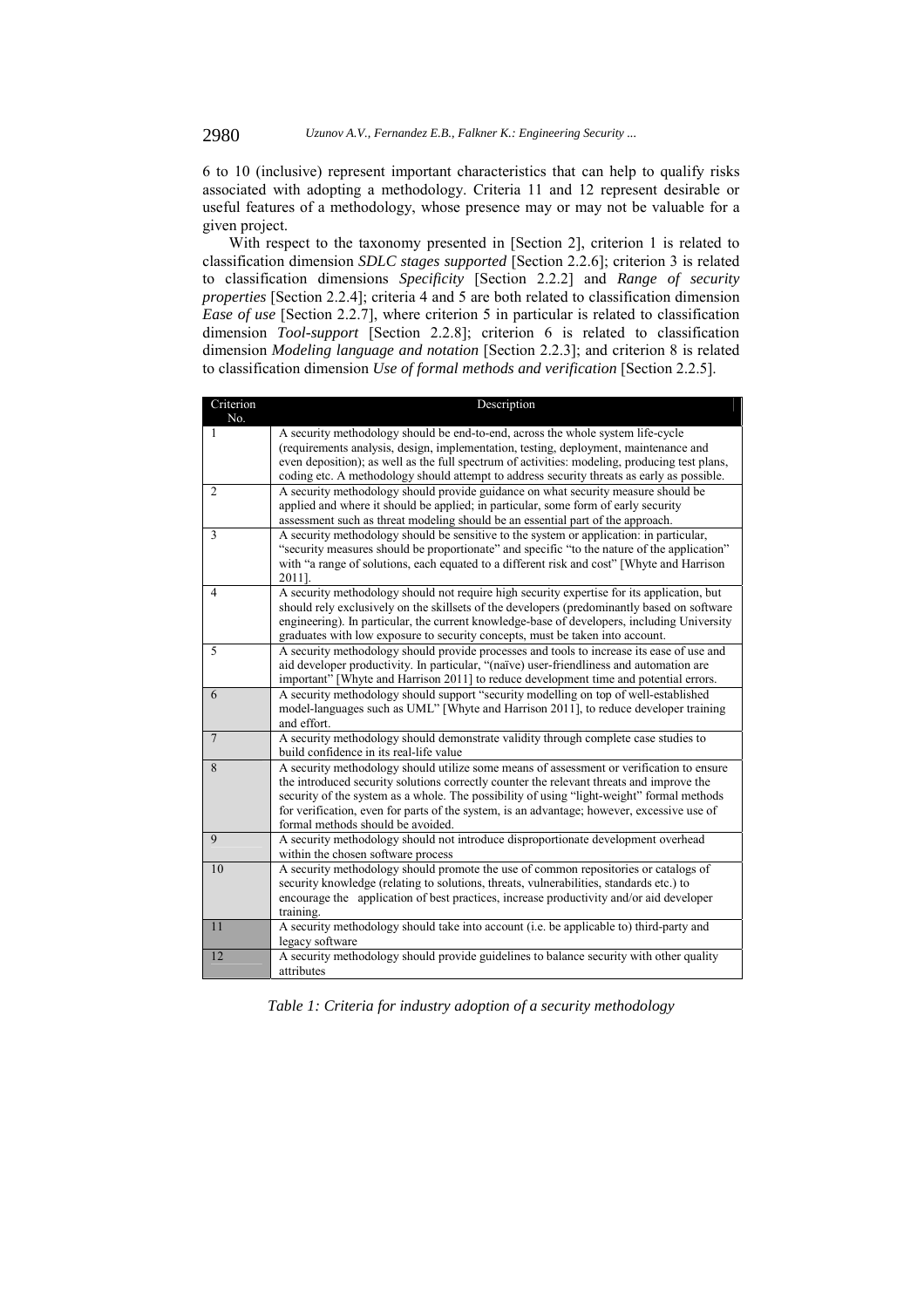6 to 10 (inclusive) represent important characteristics that can help to qualify risks associated with adopting a methodology. Criteria 11 and 12 represent desirable or useful features of a methodology, whose presence may or may not be valuable for a given project.

With respect to the taxonomy presented in [Section 2], criterion 1 is related to classification dimension *SDLC stages supported* [Section 2.2.6]; criterion 3 is related to classification dimensions *Specificity* [Section 2.2.2] and *Range of security properties* [Section 2.2.4]; criteria 4 and 5 are both related to classification dimension *Ease of use* [Section 2.2.7], where criterion 5 in particular is related to classification dimension *Tool-support* [Section 2.2.8]; criterion 6 is related to classification dimension *Modeling language and notation* [Section 2.2.3]; and criterion 8 is related to classification dimension *Use of formal methods and verification* [Section 2.2.5].

| Criterion No. | Description |
|---|---|
| 1 | A security methodology should be end-to-end, across the whole system life-cycle (requirements analysis, design, implementation, testing, deployment, maintenance and even deposition); as well as the full spectrum of activities: modeling, producing test plans, coding etc. A methodology should attempt to address security threats as early as possible. |
| 2 | A security methodology should provide guidance on what security measure should be applied and where it should be applied; in particular, some form of early security assessment such as threat modeling should be an essential part of the approach. |
| 3 | A security methodology should be sensitive to the system or application: in particular, "security measures should be proportionate" and specific "to the nature of the application" with "a range of solutions, each equated to a different risk and cost" [Whyte and Harrison 2011]. |
| 4 | A security methodology should not require high security expertise for its application, but should rely exclusively on the skillsets of the developers (predominantly based on software engineering). In particular, the current knowledge-base of developers, including University graduates with low exposure to security concepts, must be taken into account. |
| 5 | A security methodology should provide processes and tools to increase its ease of use and aid developer productivity. In particular, "(naïve) user-friendliness and automation are important" [Whyte and Harrison 2011] to reduce development time and potential errors. |
| 6 | A security methodology should support "security modelling on top of well-established model-languages such as UML" [Whyte and Harrison 2011], to reduce developer training and effort. |
| 7 | A security methodology should demonstrate validity through complete case studies to build confidence in its real-life value |
| 8 | A security methodology should utilize some means of assessment or verification to ensure the introduced security solutions correctly counter the relevant threats and improve the security of the system as a whole. The possibility of using "light-weight" formal methods for verification, even for parts of the system, is an advantage; however, excessive use of formal methods should be avoided. |
| 9 | A security methodology should not introduce disproportionate development overhead within the chosen software process |
| 10 | A security methodology should promote the use of common repositories or catalogs of security knowledge (relating to solutions, threats, vulnerabilities, standards etc.) to encourage the application of best practices, increase productivity and/or aid developer training. |
| 11 | A security methodology should take into account (i.e. be applicable to) third-party and legacy software |
| 12 | A security methodology should provide guidelines to balance security with other quality attributes |

*Table 1: Criteria for industry adoption of a security methodology*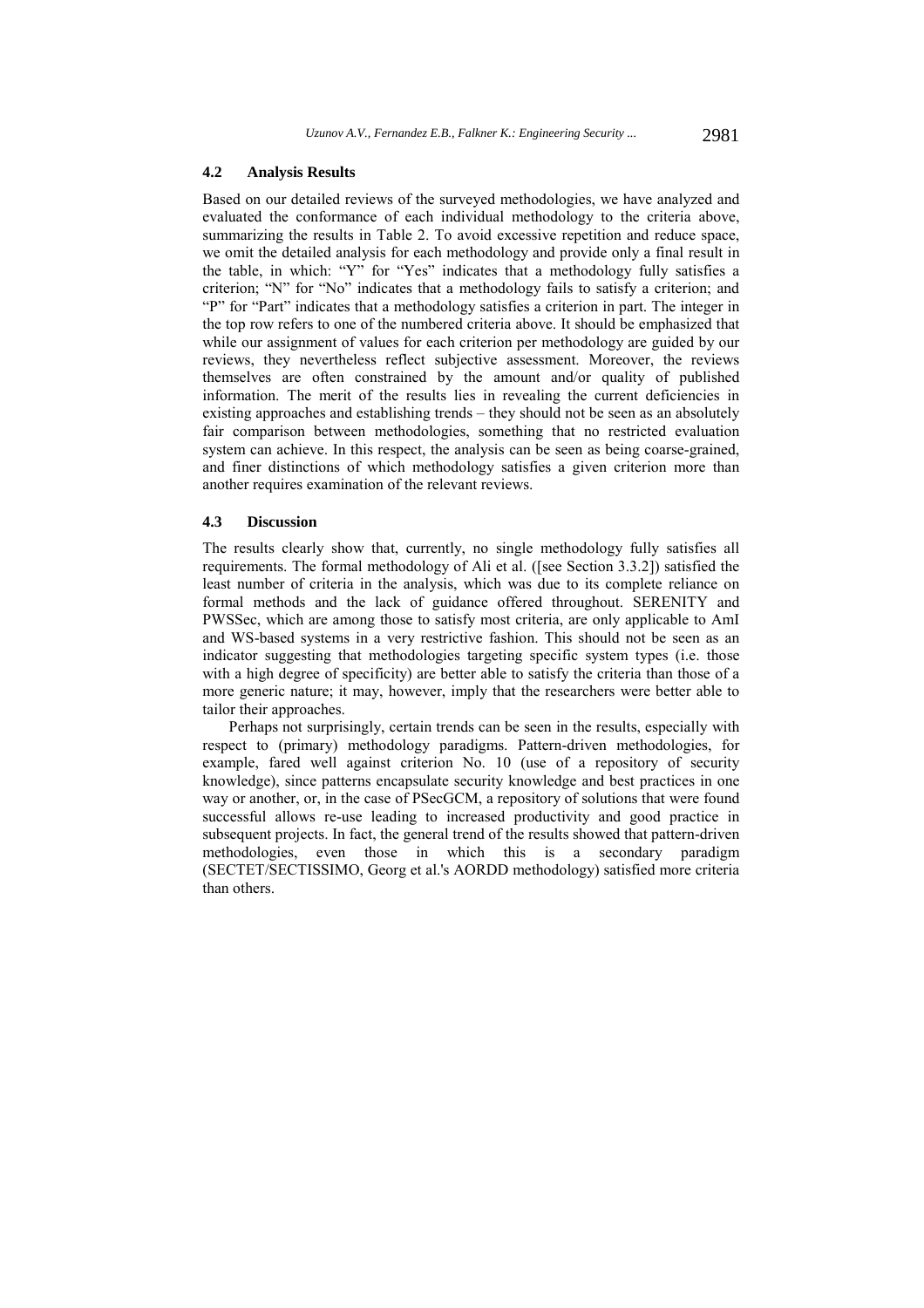### 4.2 Analysis Results

Based on our detailed reviews of the surveyed methodologies, we have analyzed and evaluated the conformance of each individual methodology to the criteria above, summarizing the results in Table 2. To avoid excessive repetition and reduce space, we omit the detailed analysis for each methodology and provide only a final result in the table, in which: "Y" for "Yes" indicates that a methodology fully satisfies a criterion; "N" for "No" indicates that a methodology fails to satisfy a criterion; and "P" for "Part" indicates that a methodology satisfies a criterion in part. The integer in the top row refers to one of the numbered criteria above. It should be emphasized that while our assignment of values for each criterion per methodology are guided by our reviews, they nevertheless reflect subjective assessment. Moreover, the reviews themselves are often constrained by the amount and/or quality of published information. The merit of the results lies in revealing the current deficiencies in existing approaches and establishing trends – they should not be seen as an absolutely fair comparison between methodologies, something that no restricted evaluation system can achieve. In this respect, the analysis can be seen as being coarse-grained, and finer distinctions of which methodology satisfies a given criterion more than another requires examination of the relevant reviews.

### 4.3 Discussion

The results clearly show that, currently, no single methodology fully satisfies all requirements. The formal methodology of Ali et al. ([see Section 3.3.2]) satisfied the least number of criteria in the analysis, which was due to its complete reliance on formal methods and the lack of guidance offered throughout. SERENITY and PWSSec, which are among those to satisfy most criteria, are only applicable to AmI and WS-based systems in a very restrictive fashion. This should not be seen as an indicator suggesting that methodologies targeting specific system types (i.e. those with a high degree of specificity) are better able to satisfy the criteria than those of a more generic nature; it may, however, imply that the researchers were better able to tailor their approaches.

Perhaps not surprisingly, certain trends can be seen in the results, especially with respect to (primary) methodology paradigms. Pattern-driven methodologies, for example, fared well against criterion No. 10 (use of a repository of security knowledge), since patterns encapsulate security knowledge and best practices in one way or another, or, in the case of PSecGCM, a repository of solutions that were found successful allows re-use leading to increased productivity and good practice in subsequent projects. In fact, the general trend of the results showed that pattern-driven methodologies, even those in which this is a secondary paradigm (SECTET/SECTISSIMO, Georg et al.'s AORDD methodology) satisfied more criteria than others.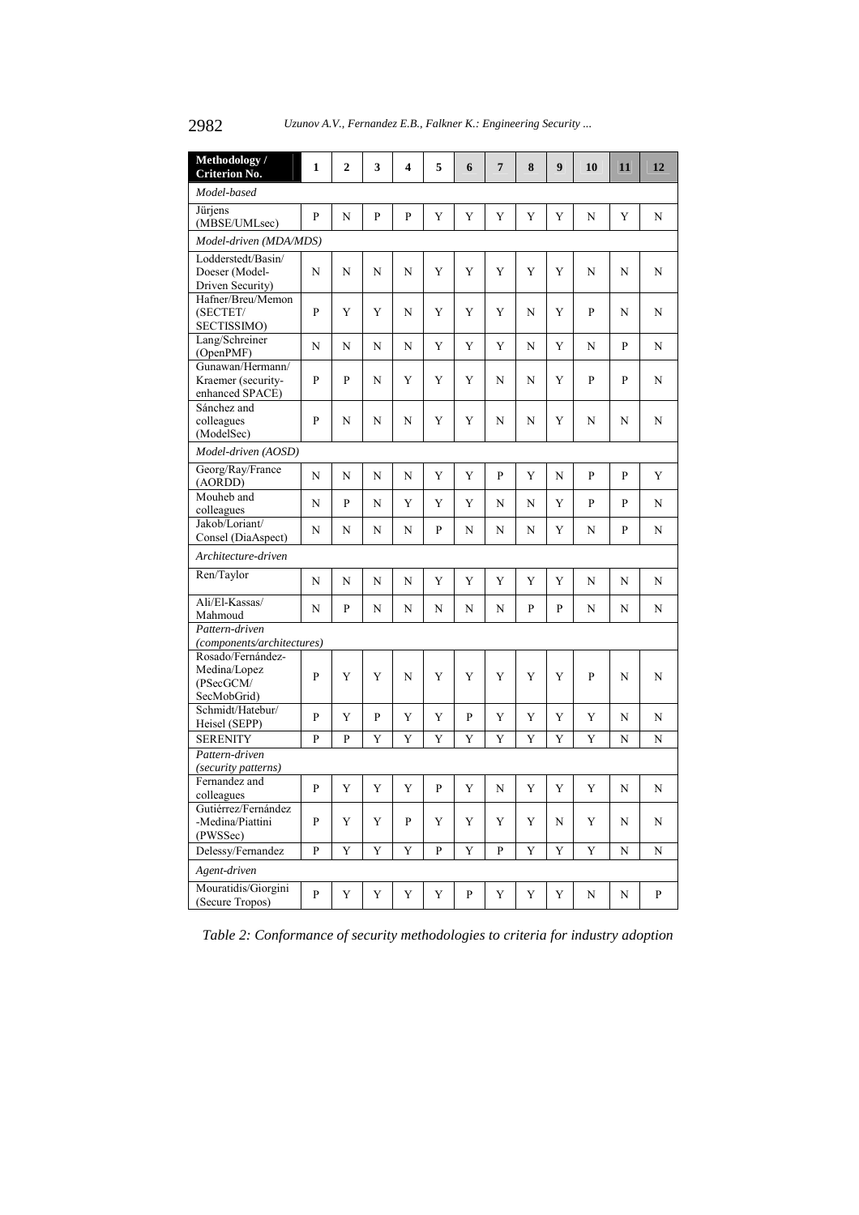| Methodology / Criterion No. | 1 | 2 | 3 | 4 | 5 | 6 | 7 | 8 | 9 | 10 | 11 | 12 |
|---|---|---|---|---|---|---|---|---|---|---|---|---|
| *Model-based* | | | | | | | | | | | | |
| Jürjens (MBSE/UMLsec) | P | N | P | P | Y | Y | Y | Y | Y | N | Y | N |
| *Model-driven (MDA/MDS)* | | | | | | | | | | | | |
| Lodderstedt/Basin/ Doeser (Model-Driven Security) | N | N | N | N | Y | Y | Y | Y | Y | N | N | N |
| Hafner/Breu/Memon (SECTET/ SECTISSIMO) | P | Y | Y | N | Y | Y | Y | N | Y | P | N | N |
| Lang/Schreiner (OpenPMF) | N | N | N | N | Y | Y | Y | N | Y | N | P | N |
| Gunawan/Hermann/ Kraemer (security-enhanced SPACE) | P | P | N | Y | Y | Y | N | N | Y | P | P | N |
| Sánchez and colleagues (ModelSec) | P | N | N | N | Y | Y | N | N | Y | N | N | N |
| *Model-driven (AOSD)* | | | | | | | | | | | | |
| Georg/Ray/France (AORDD) | N | N | N | N | Y | Y | P | Y | N | P | P | Y |
| Mouheb and colleagues | N | P | N | Y | Y | Y | N | N | Y | P | P | N |
| Jakob/Loriant/ Consel (DiaAspect) | N | N | N | N | P | N | N | N | Y | N | P | N |
| *Architecture-driven* | | | | | | | | | | | | |
| Ren/Taylor | N | N | N | N | Y | Y | Y | Y | Y | N | N | N |
| Ali/El-Kassas/ Mahmoud | N | P | N | N | N | N | N | P | P | N | N | N |
| *Pattern-driven (components/architectures)* | | | | | | | | | | | | |
| Rosado/Fernández-Medina/Lopez (PSecGCM/ SecMobGrid) | P | Y | Y | N | Y | Y | Y | Y | Y | P | N | N |
| Schmidt/Hatebur/ Heisel (SEPP) | P | Y | P | Y | Y | P | Y | Y | Y | Y | N | N |
| SERENITY | P | P | Y | Y | Y | Y | Y | Y | Y | Y | N | N |
| *Pattern-driven (security patterns)* | | | | | | | | | | | | |
| Fernandez and colleagues | P | Y | Y | Y | P | Y | N | Y | Y | Y | N | N |
| Gutiérrez/Fernández -Medina/Piattini (PWSSec) | P | Y | Y | P | Y | Y | Y | Y | N | Y | N | N |
| Delessy/Fernandez | P | Y | Y | Y | P | Y | P | Y | Y | Y | N | N |
| *Agent-driven* | | | | | | | | | | | | |
| Mouratidis/Giorgini (Secure Tropos) | P | Y | Y | Y | Y | P | Y | Y | Y | N | N | P |

*Table 2: Conformance of security methodologies to criteria for industry adoption*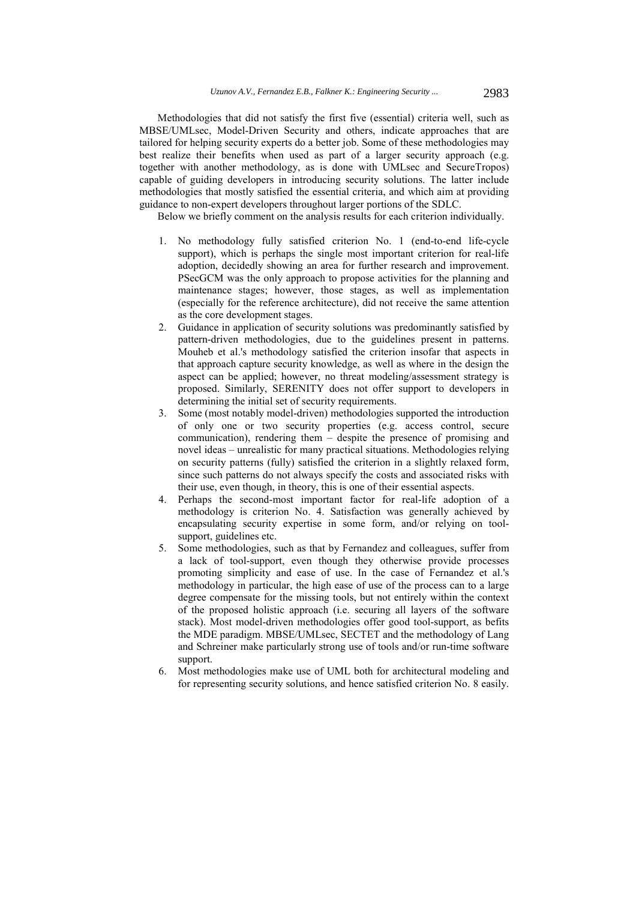Methodologies that did not satisfy the first five (essential) criteria well, such as MBSE/UMLsec, Model-Driven Security and others, indicate approaches that are tailored for helping security experts do a better job. Some of these methodologies may best realize their benefits when used as part of a larger security approach (e.g. together with another methodology, as is done with UMLsec and SecureTropos) capable of guiding developers in introducing security solutions. The latter include methodologies that mostly satisfied the essential criteria, and which aim at providing guidance to non-expert developers throughout larger portions of the SDLC.

Below we briefly comment on the analysis results for each criterion individually.

1. No methodology fully satisfied criterion No. 1 (end-to-end life-cycle support), which is perhaps the single most important criterion for real-life adoption, decidedly showing an area for further research and improvement. PSecGCM was the only approach to propose activities for the planning and maintenance stages; however, those stages, as well as implementation (especially for the reference architecture), did not receive the same attention as the core development stages.
2. Guidance in application of security solutions was predominantly satisfied by pattern-driven methodologies, due to the guidelines present in patterns. Mouheb et al.'s methodology satisfied the criterion insofar that aspects in that approach capture security knowledge, as well as where in the design the aspect can be applied; however, no threat modeling/assessment strategy is proposed. Similarly, SERENITY does not offer support to developers in determining the initial set of security requirements.
3. Some (most notably model-driven) methodologies supported the introduction of only one or two security properties (e.g. access control, secure communication), rendering them – despite the presence of promising and novel ideas – unrealistic for many practical situations. Methodologies relying on security patterns (fully) satisfied the criterion in a slightly relaxed form, since such patterns do not always specify the costs and associated risks with their use, even though, in theory, this is one of their essential aspects.
4. Perhaps the second-most important factor for real-life adoption of a methodology is criterion No. 4. Satisfaction was generally achieved by encapsulating security expertise in some form, and/or relying on tool-support, guidelines etc.
5. Some methodologies, such as that by Fernandez and colleagues, suffer from a lack of tool-support, even though they otherwise provide processes promoting simplicity and ease of use. In the case of Fernandez et al.'s methodology in particular, the high ease of use of the process can to a large degree compensate for the missing tools, but not entirely within the context of the proposed holistic approach (i.e. securing all layers of the software stack). Most model-driven methodologies offer good tool-support, as befits the MDE paradigm. MBSE/UMLsec, SECTET and the methodology of Lang and Schreiner make particularly strong use of tools and/or run-time software support.
6. Most methodologies make use of UML both for architectural modeling and for representing security solutions, and hence satisfied criterion No. 8 easily.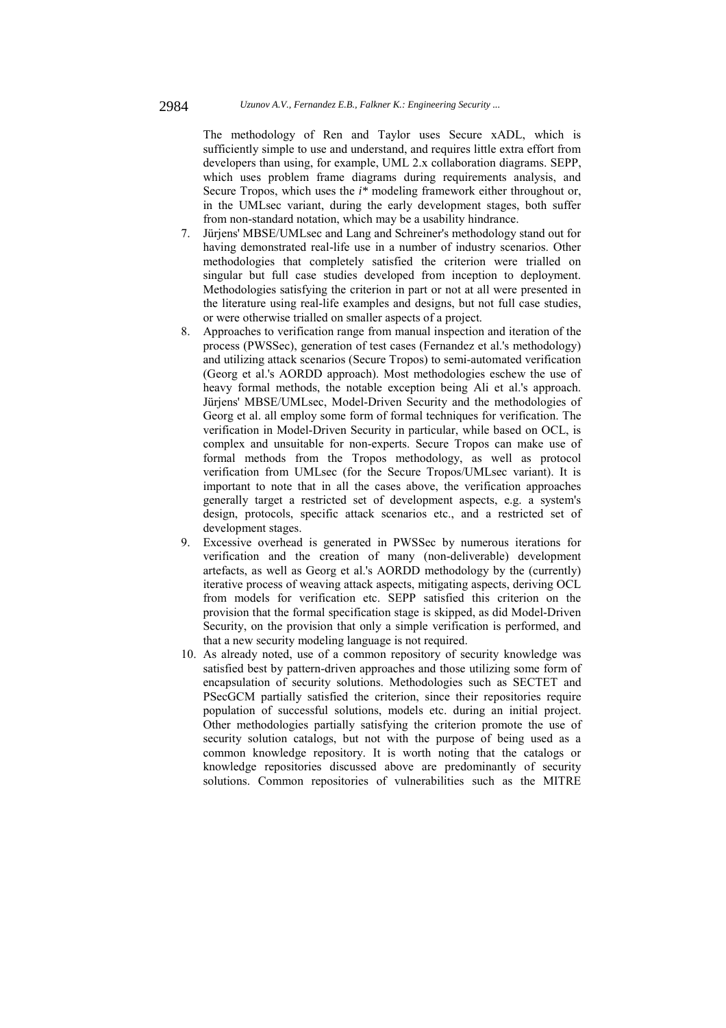The methodology of Ren and Taylor uses Secure xADL, which is sufficiently simple to use and understand, and requires little extra effort from developers than using, for example, UML 2.x collaboration diagrams. SEPP, which uses problem frame diagrams during requirements analysis, and Secure Tropos, which uses the *i** modeling framework either throughout or, in the UMLsec variant, during the early development stages, both suffer from non-standard notation, which may be a usability hindrance.

7. Jürjens' MBSE/UMLsec and Lang and Schreiner's methodology stand out for having demonstrated real-life use in a number of industry scenarios. Other methodologies that completely satisfied the criterion were trialled on singular but full case studies developed from inception to deployment. Methodologies satisfying the criterion in part or not at all were presented in the literature using real-life examples and designs, but not full case studies, or were otherwise trialled on smaller aspects of a project.
8. Approaches to verification range from manual inspection and iteration of the process (PWSSec), generation of test cases (Fernandez et al.'s methodology) and utilizing attack scenarios (Secure Tropos) to semi-automated verification (Georg et al.'s AORDD approach). Most methodologies eschew the use of heavy formal methods, the notable exception being Ali et al.'s approach. Jürjens' MBSE/UMLsec, Model-Driven Security and the methodologies of Georg et al. all employ some form of formal techniques for verification. The verification in Model-Driven Security in particular, while based on OCL, is complex and unsuitable for non-experts. Secure Tropos can make use of formal methods from the Tropos methodology, as well as protocol verification from UMLsec (for the Secure Tropos/UMLsec variant). It is important to note that in all the cases above, the verification approaches generally target a restricted set of development aspects, e.g. a system's design, protocols, specific attack scenarios etc., and a restricted set of development stages.
9. Excessive overhead is generated in PWSSec by numerous iterations for verification and the creation of many (non-deliverable) development artefacts, as well as Georg et al.'s AORDD methodology by the (currently) iterative process of weaving attack aspects, mitigating aspects, deriving OCL from models for verification etc. SEPP satisfied this criterion on the provision that the formal specification stage is skipped, as did Model-Driven Security, on the provision that only a simple verification is performed, and that a new security modeling language is not required.
10. As already noted, use of a common repository of security knowledge was satisfied best by pattern-driven approaches and those utilizing some form of encapsulation of security solutions. Methodologies such as SECTET and PSecGCM partially satisfied the criterion, since their repositories require population of successful solutions, models etc. during an initial project. Other methodologies partially satisfying the criterion promote the use of security solution catalogs, but not with the purpose of being used as a common knowledge repository. It is worth noting that the catalogs or knowledge repositories discussed above are predominantly of security solutions. Common repositories of vulnerabilities such as the MITRE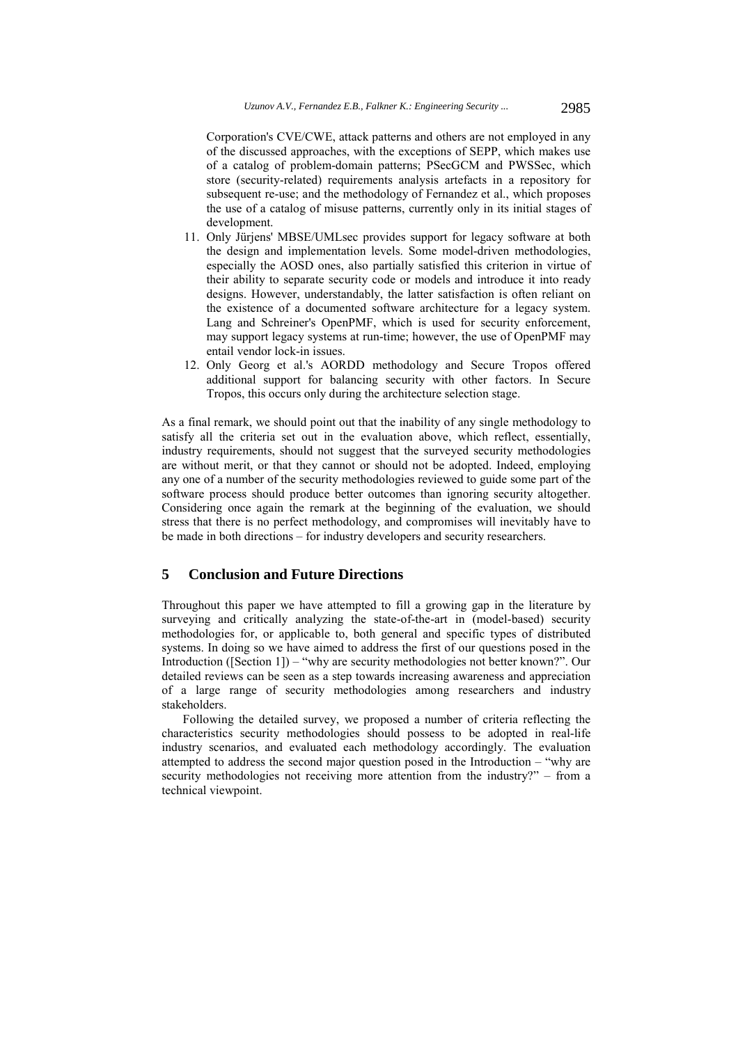Corporation's CVE/CWE, attack patterns and others are not employed in any of the discussed approaches, with the exceptions of SEPP, which makes use of a catalog of problem-domain patterns; PSecGCM and PWSSec, which store (security-related) requirements analysis artefacts in a repository for subsequent re-use; and the methodology of Fernandez et al., which proposes the use of a catalog of misuse patterns, currently only in its initial stages of development.

11. Only Jürjens' MBSE/UMLsec provides support for legacy software at both the design and implementation levels. Some model-driven methodologies, especially the AOSD ones, also partially satisfied this criterion in virtue of their ability to separate security code or models and introduce it into ready designs. However, understandably, the latter satisfaction is often reliant on the existence of a documented software architecture for a legacy system. Lang and Schreiner's OpenPMF, which is used for security enforcement, may support legacy systems at run-time; however, the use of OpenPMF may entail vendor lock-in issues.
12. Only Georg et al.'s AORDD methodology and Secure Tropos offered additional support for balancing security with other factors. In Secure Tropos, this occurs only during the architecture selection stage.

As a final remark, we should point out that the inability of any single methodology to satisfy all the criteria set out in the evaluation above, which reflect, essentially, industry requirements, should not suggest that the surveyed security methodologies are without merit, or that they cannot or should not be adopted. Indeed, employing any one of a number of the security methodologies reviewed to guide some part of the software process should produce better outcomes than ignoring security altogether. Considering once again the remark at the beginning of the evaluation, we should stress that there is no perfect methodology, and compromises will inevitably have to be made in both directions – for industry developers and security researchers.

## 5 Conclusion and Future Directions

Throughout this paper we have attempted to fill a growing gap in the literature by surveying and critically analyzing the state-of-the-art in (model-based) security methodologies for, or applicable to, both general and specific types of distributed systems. In doing so we have aimed to address the first of our questions posed in the Introduction ([Section 1]) – "why are security methodologies not better known?". Our detailed reviews can be seen as a step towards increasing awareness and appreciation of a large range of security methodologies among researchers and industry stakeholders.

Following the detailed survey, we proposed a number of criteria reflecting the characteristics security methodologies should possess to be adopted in real-life industry scenarios, and evaluated each methodology accordingly. The evaluation attempted to address the second major question posed in the Introduction – "why are security methodologies not receiving more attention from the industry?" – from a technical viewpoint.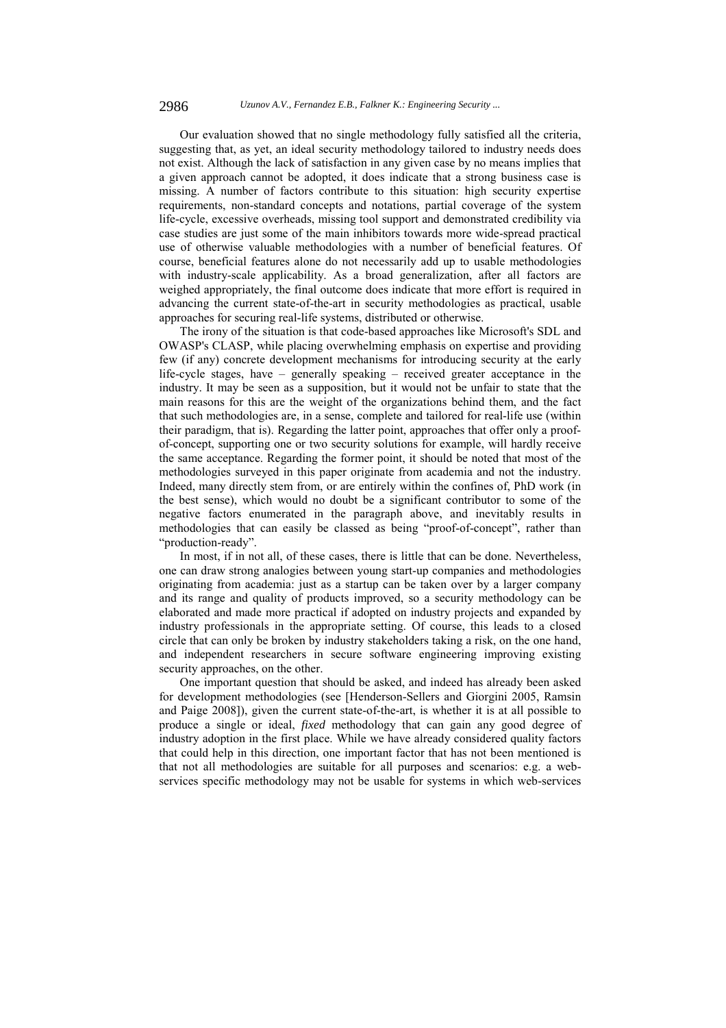Our evaluation showed that no single methodology fully satisfied all the criteria, suggesting that, as yet, an ideal security methodology tailored to industry needs does not exist. Although the lack of satisfaction in any given case by no means implies that a given approach cannot be adopted, it does indicate that a strong business case is missing. A number of factors contribute to this situation: high security expertise requirements, non-standard concepts and notations, partial coverage of the system life-cycle, excessive overheads, missing tool support and demonstrated credibility via case studies are just some of the main inhibitors towards more wide-spread practical use of otherwise valuable methodologies with a number of beneficial features. Of course, beneficial features alone do not necessarily add up to usable methodologies with industry-scale applicability. As a broad generalization, after all factors are weighed appropriately, the final outcome does indicate that more effort is required in advancing the current state-of-the-art in security methodologies as practical, usable approaches for securing real-life systems, distributed or otherwise.

The irony of the situation is that code-based approaches like Microsoft's SDL and OWASP's CLASP, while placing overwhelming emphasis on expertise and providing few (if any) concrete development mechanisms for introducing security at the early life-cycle stages, have – generally speaking – received greater acceptance in the industry. It may be seen as a supposition, but it would not be unfair to state that the main reasons for this are the weight of the organizations behind them, and the fact that such methodologies are, in a sense, complete and tailored for real-life use (within their paradigm, that is). Regarding the latter point, approaches that offer only a proof-of-concept, supporting one or two security solutions for example, will hardly receive the same acceptance. Regarding the former point, it should be noted that most of the methodologies surveyed in this paper originate from academia and not the industry. Indeed, many directly stem from, or are entirely within the confines of, PhD work (in the best sense), which would no doubt be a significant contributor to some of the negative factors enumerated in the paragraph above, and inevitably results in methodologies that can easily be classed as being "proof-of-concept", rather than "production-ready".

In most, if in not all, of these cases, there is little that can be done. Nevertheless, one can draw strong analogies between young start-up companies and methodologies originating from academia: just as a startup can be taken over by a larger company and its range and quality of products improved, so a security methodology can be elaborated and made more practical if adopted on industry projects and expanded by industry professionals in the appropriate setting. Of course, this leads to a closed circle that can only be broken by industry stakeholders taking a risk, on the one hand, and independent researchers in secure software engineering improving existing security approaches, on the other.

One important question that should be asked, and indeed has already been asked for development methodologies (see [Henderson-Sellers and Giorgini 2005, Ramsin and Paige 2008]), given the current state-of-the-art, is whether it is at all possible to produce a single or ideal, *fixed* methodology that can gain any good degree of industry adoption in the first place. While we have already considered quality factors that could help in this direction, one important factor that has not been mentioned is that not all methodologies are suitable for all purposes and scenarios: e.g. a web-services specific methodology may not be usable for systems in which web-services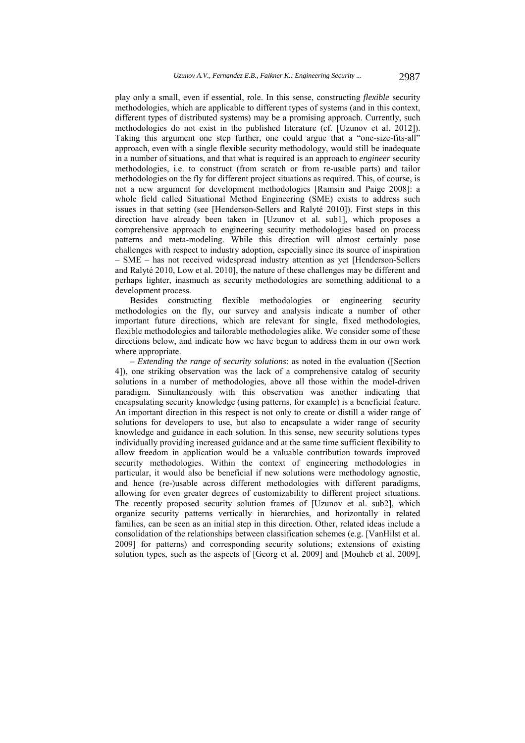play only a small, even if essential, role. In this sense, constructing *flexible* security methodologies, which are applicable to different types of systems (and in this context, different types of distributed systems) may be a promising approach. Currently, such methodologies do not exist in the published literature (cf. [Uzunov et al. 2012]). Taking this argument one step further, one could argue that a "one-size-fits-all" approach, even with a single flexible security methodology, would still be inadequate in a number of situations, and that what is required is an approach to *engineer* security methodologies, i.e. to construct (from scratch or from re-usable parts) and tailor methodologies on the fly for different project situations as required. This, of course, is not a new argument for development methodologies [Ramsin and Paige 2008]: a whole field called Situational Method Engineering (SME) exists to address such issues in that setting (see [Henderson-Sellers and Ralyté 2010]). First steps in this direction have already been taken in [Uzunov et al. sub1], which proposes a comprehensive approach to engineering security methodologies based on process patterns and meta-modeling. While this direction will almost certainly pose challenges with respect to industry adoption, especially since its source of inspiration – SME – has not received widespread industry attention as yet [Henderson-Sellers and Ralyté 2010, Low et al. 2010], the nature of these challenges may be different and perhaps lighter, inasmuch as security methodologies are something additional to a development process.

Besides constructing flexible methodologies or engineering security methodologies on the fly, our survey and analysis indicate a number of other important future directions, which are relevant for single, fixed methodologies, flexible methodologies and tailorable methodologies alike. We consider some of these directions below, and indicate how we have begun to address them in our own work where appropriate.

– *Extending the range of security solutions*: as noted in the evaluation ([Section 4]), one striking observation was the lack of a comprehensive catalog of security solutions in a number of methodologies, above all those within the model-driven paradigm. Simultaneously with this observation was another indicating that encapsulating security knowledge (using patterns, for example) is a beneficial feature. An important direction in this respect is not only to create or distill a wider range of solutions for developers to use, but also to encapsulate a wider range of security knowledge and guidance in each solution. In this sense, new security solutions types individually providing increased guidance and at the same time sufficient flexibility to allow freedom in application would be a valuable contribution towards improved security methodologies. Within the context of engineering methodologies in particular, it would also be beneficial if new solutions were methodology agnostic, and hence (re-)usable across different methodologies with different paradigms, allowing for even greater degrees of customizability to different project situations. The recently proposed security solution frames of [Uzunov et al. sub2], which organize security patterns vertically in hierarchies, and horizontally in related families, can be seen as an initial step in this direction. Other, related ideas include a consolidation of the relationships between classification schemes (e.g. [VanHilst et al. 2009] for patterns) and corresponding security solutions; extensions of existing solution types, such as the aspects of [Georg et al. 2009] and [Mouheb et al. 2009],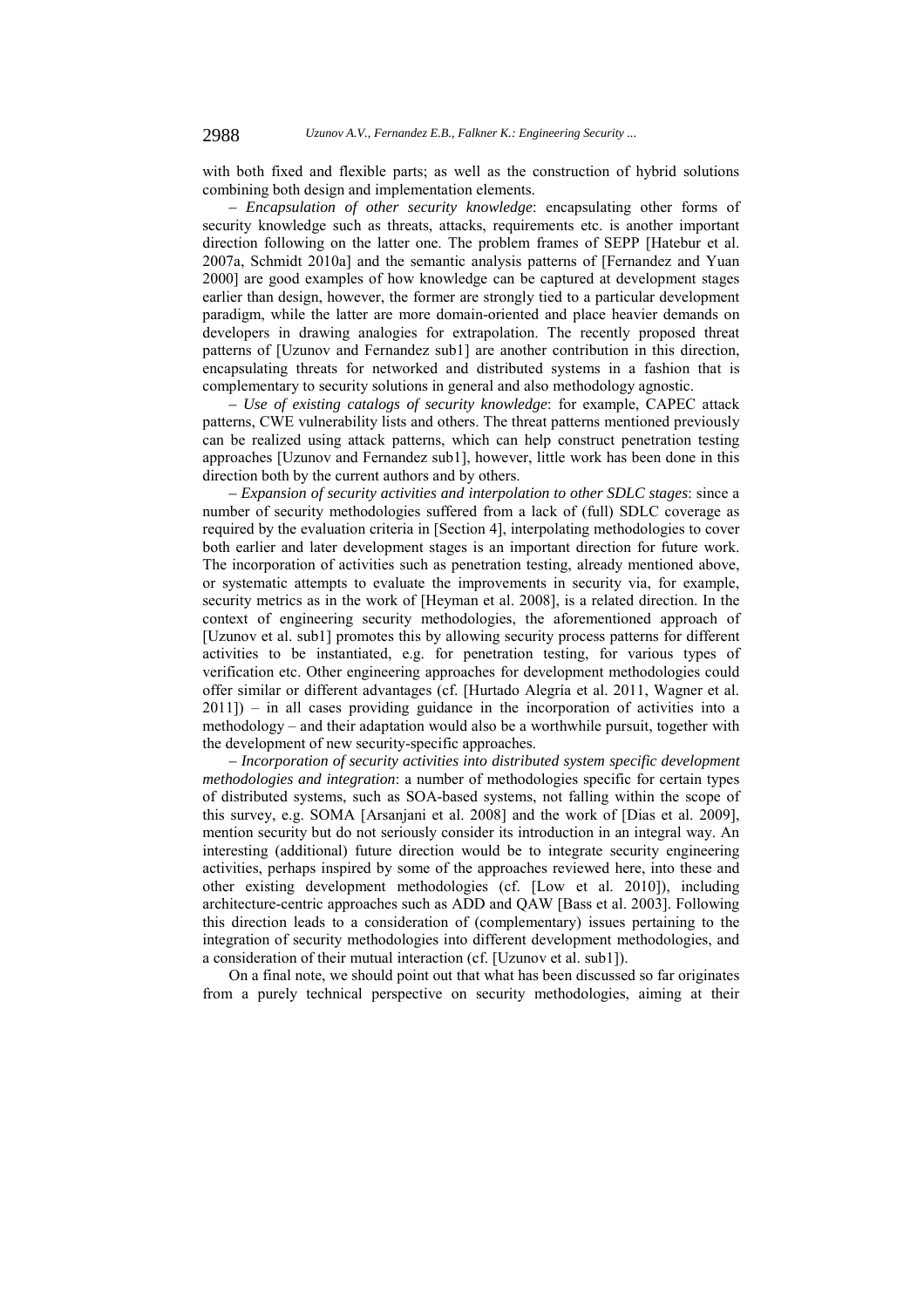with both fixed and flexible parts; as well as the construction of hybrid solutions combining both design and implementation elements.

– *Encapsulation of other security knowledge*: encapsulating other forms of security knowledge such as threats, attacks, requirements etc. is another important direction following on the latter one. The problem frames of SEPP [Hatebur et al. 2007a, Schmidt 2010a] and the semantic analysis patterns of [Fernandez and Yuan 2000] are good examples of how knowledge can be captured at development stages earlier than design, however, the former are strongly tied to a particular development paradigm, while the latter are more domain-oriented and place heavier demands on developers in drawing analogies for extrapolation. The recently proposed threat patterns of [Uzunov and Fernandez sub1] are another contribution in this direction, encapsulating threats for networked and distributed systems in a fashion that is complementary to security solutions in general and also methodology agnostic.

– *Use of existing catalogs of security knowledge*: for example, CAPEC attack patterns, CWE vulnerability lists and others. The threat patterns mentioned previously can be realized using attack patterns, which can help construct penetration testing approaches [Uzunov and Fernandez sub1], however, little work has been done in this direction both by the current authors and by others.

– *Expansion of security activities and interpolation to other SDLC stages*: since a number of security methodologies suffered from a lack of (full) SDLC coverage as required by the evaluation criteria in [Section 4], interpolating methodologies to cover both earlier and later development stages is an important direction for future work. The incorporation of activities such as penetration testing, already mentioned above, or systematic attempts to evaluate the improvements in security via, for example, security metrics as in the work of [Heyman et al. 2008], is a related direction. In the context of engineering security methodologies, the aforementioned approach of [Uzunov et al. sub1] promotes this by allowing security process patterns for different activities to be instantiated, e.g. for penetration testing, for various types of verification etc. Other engineering approaches for development methodologies could offer similar or different advantages (cf. [Hurtado Alegría et al. 2011, Wagner et al. 2011]) – in all cases providing guidance in the incorporation of activities into a methodology – and their adaptation would also be a worthwhile pursuit, together with the development of new security-specific approaches.

– *Incorporation of security activities into distributed system specific development methodologies and integration*: a number of methodologies specific for certain types of distributed systems, such as SOA-based systems, not falling within the scope of this survey, e.g. SOMA [Arsanjani et al. 2008] and the work of [Dias et al. 2009], mention security but do not seriously consider its introduction in an integral way. An interesting (additional) future direction would be to integrate security engineering activities, perhaps inspired by some of the approaches reviewed here, into these and other existing development methodologies (cf. [Low et al. 2010]), including architecture-centric approaches such as ADD and QAW [Bass et al. 2003]. Following this direction leads to a consideration of (complementary) issues pertaining to the integration of security methodologies into different development methodologies, and a consideration of their mutual interaction (cf. [Uzunov et al. sub1]).

On a final note, we should point out that what has been discussed so far originates from a purely technical perspective on security methodologies, aiming at their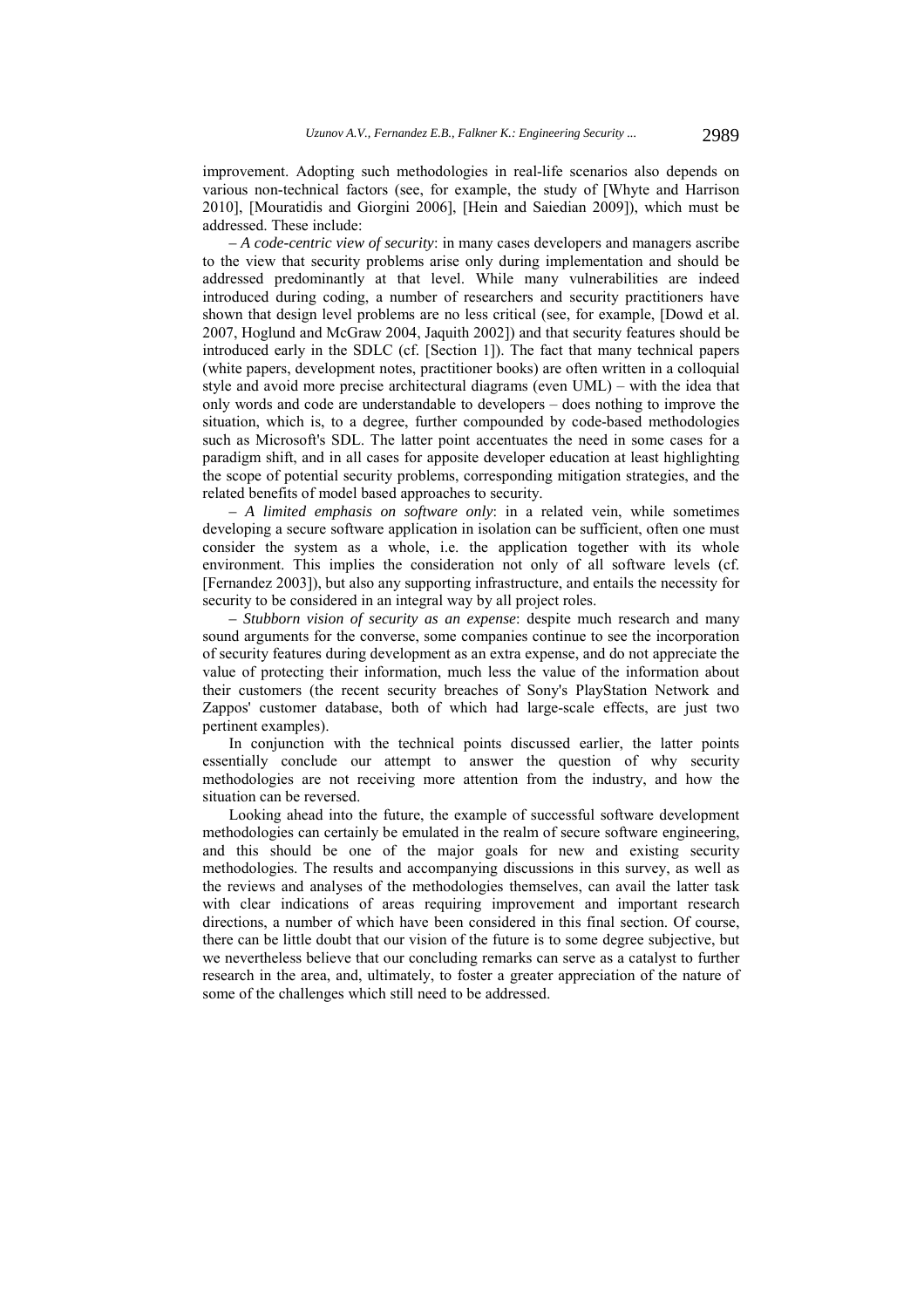improvement. Adopting such methodologies in real-life scenarios also depends on various non-technical factors (see, for example, the study of [Whyte and Harrison 2010], [Mouratidis and Giorgini 2006], [Hein and Saiedian 2009]), which must be addressed. These include:

– *A code-centric view of security*: in many cases developers and managers ascribe to the view that security problems arise only during implementation and should be addressed predominantly at that level. While many vulnerabilities are indeed introduced during coding, a number of researchers and security practitioners have shown that design level problems are no less critical (see, for example, [Dowd et al. 2007, Hoglund and McGraw 2004, Jaquith 2002]) and that security features should be introduced early in the SDLC (cf. [Section 1]). The fact that many technical papers (white papers, development notes, practitioner books) are often written in a colloquial style and avoid more precise architectural diagrams (even UML) – with the idea that only words and code are understandable to developers – does nothing to improve the situation, which is, to a degree, further compounded by code-based methodologies such as Microsoft's SDL. The latter point accentuates the need in some cases for a paradigm shift, and in all cases for apposite developer education at least highlighting the scope of potential security problems, corresponding mitigation strategies, and the related benefits of model based approaches to security.

– *A limited emphasis on software only*: in a related vein, while sometimes developing a secure software application in isolation can be sufficient, often one must consider the system as a whole, i.e. the application together with its whole environment. This implies the consideration not only of all software levels (cf. [Fernandez 2003]), but also any supporting infrastructure, and entails the necessity for security to be considered in an integral way by all project roles.

– *Stubborn vision of security as an expense*: despite much research and many sound arguments for the converse, some companies continue to see the incorporation of security features during development as an extra expense, and do not appreciate the value of protecting their information, much less the value of the information about their customers (the recent security breaches of Sony's PlayStation Network and Zappos' customer database, both of which had large-scale effects, are just two pertinent examples).

In conjunction with the technical points discussed earlier, the latter points essentially conclude our attempt to answer the question of why security methodologies are not receiving more attention from the industry, and how the situation can be reversed.

Looking ahead into the future, the example of successful software development methodologies can certainly be emulated in the realm of secure software engineering, and this should be one of the major goals for new and existing security methodologies. The results and accompanying discussions in this survey, as well as the reviews and analyses of the methodologies themselves, can avail the latter task with clear indications of areas requiring improvement and important research directions, a number of which have been considered in this final section. Of course, there can be little doubt that our vision of the future is to some degree subjective, but we nevertheless believe that our concluding remarks can serve as a catalyst to further research in the area, and, ultimately, to foster a greater appreciation of the nature of some of the challenges which still need to be addressed.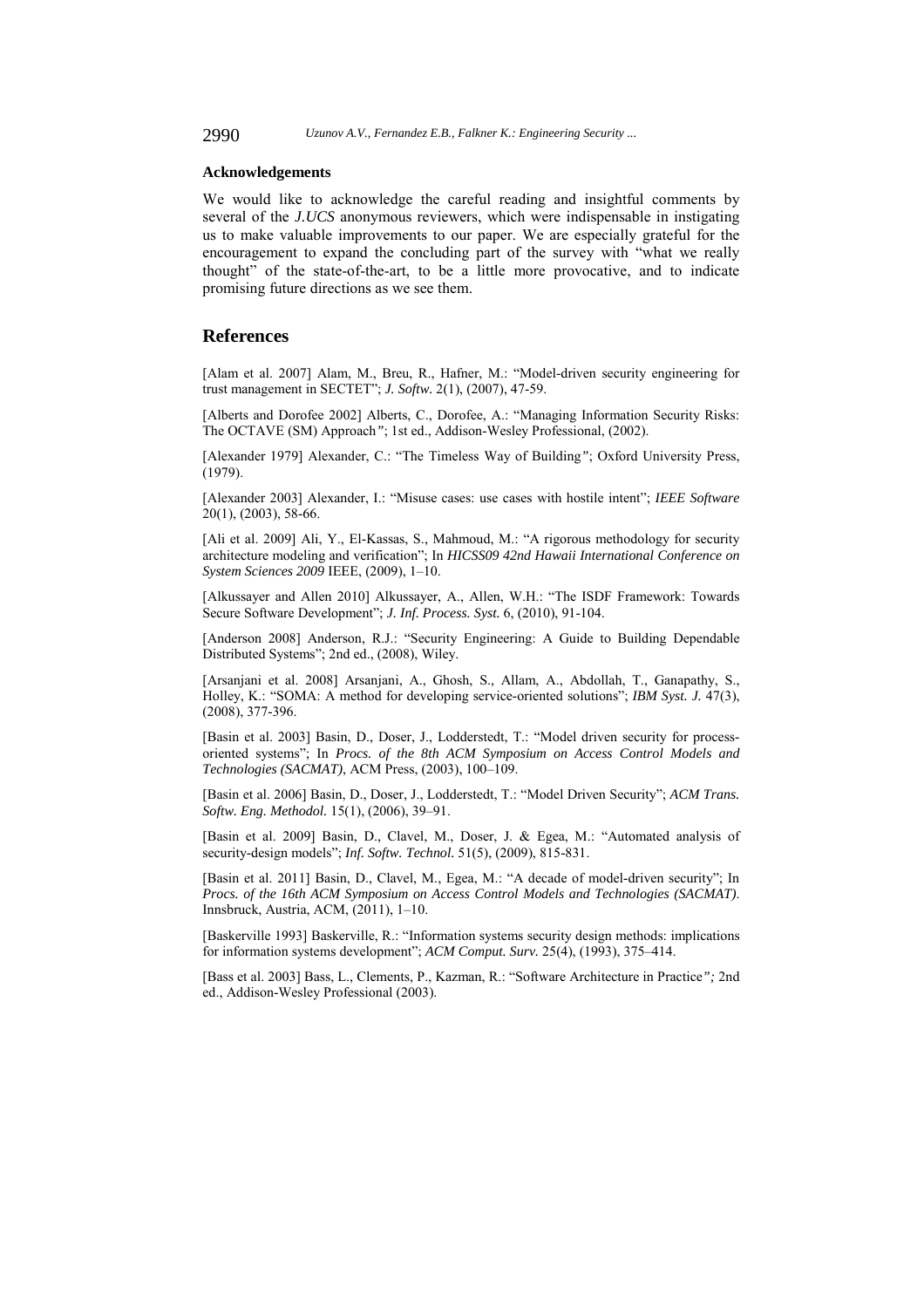### Acknowledgements

We would like to acknowledge the careful reading and insightful comments by several of the *J.UCS* anonymous reviewers, which were indispensable in instigating us to make valuable improvements to our paper. We are especially grateful for the encouragement to expand the concluding part of the survey with "what we really thought" of the state-of-the-art, to be a little more provocative, and to indicate promising future directions as we see them.

## References

[Alam et al. 2007] Alam, M., Breu, R., Hafner, M.: "Model-driven security engineering for trust management in SECTET"; *J. Softw.* 2(1), (2007), 47-59.

[Alberts and Dorofee 2002] Alberts, C., Dorofee, A.: "Managing Information Security Risks: The OCTAVE (SM) Approach"; 1st ed., Addison-Wesley Professional, (2002).

[Alexander 1979] Alexander, C.: "The Timeless Way of Building"; Oxford University Press, (1979).

[Alexander 2003] Alexander, I.: "Misuse cases: use cases with hostile intent"; *IEEE Software* 20(1), (2003), 58-66.

[Ali et al. 2009] Ali, Y., El-Kassas, S., Mahmoud, M.: "A rigorous methodology for security architecture modeling and verification"; In *HICSS09 42nd Hawaii International Conference on System Sciences 2009* IEEE, (2009), 1–10.

[Alkussayer and Allen 2010] Alkussayer, A., Allen, W.H.: "The ISDF Framework: Towards Secure Software Development"; *J. Inf. Process. Syst.* 6, (2010), 91-104.

[Anderson 2008] Anderson, R.J.: "Security Engineering: A Guide to Building Dependable Distributed Systems"; 2nd ed., (2008), Wiley.

[Arsanjani et al. 2008] Arsanjani, A., Ghosh, S., Allam, A., Abdollah, T., Ganapathy, S., Holley, K.: "SOMA: A method for developing service-oriented solutions"; *IBM Syst. J.* 47(3), (2008), 377-396.

[Basin et al. 2003] Basin, D., Doser, J., Lodderstedt, T.: "Model driven security for process-oriented systems"; In *Procs. of the 8th ACM Symposium on Access Control Models and Technologies (SACMAT)*, ACM Press, (2003), 100–109.

[Basin et al. 2006] Basin, D., Doser, J., Lodderstedt, T.: "Model Driven Security"; *ACM Trans. Softw. Eng. Methodol.* 15(1), (2006), 39–91.

[Basin et al. 2009] Basin, D., Clavel, M., Doser, J. & Egea, M.: "Automated analysis of security-design models"; *Inf. Softw. Technol.* 51(5), (2009), 815-831.

[Basin et al. 2011] Basin, D., Clavel, M., Egea, M.: "A decade of model-driven security"; In *Procs. of the 16th ACM Symposium on Access Control Models and Technologies (SACMAT)*. Innsbruck, Austria, ACM, (2011), 1–10.

[Baskerville 1993] Baskerville, R.: "Information systems security design methods: implications for information systems development"; *ACM Comput. Surv.* 25(4), (1993), 375–414.

[Bass et al. 2003] Bass, L., Clements, P., Kazman, R.: "Software Architecture in Practice"; 2nd ed., Addison-Wesley Professional (2003).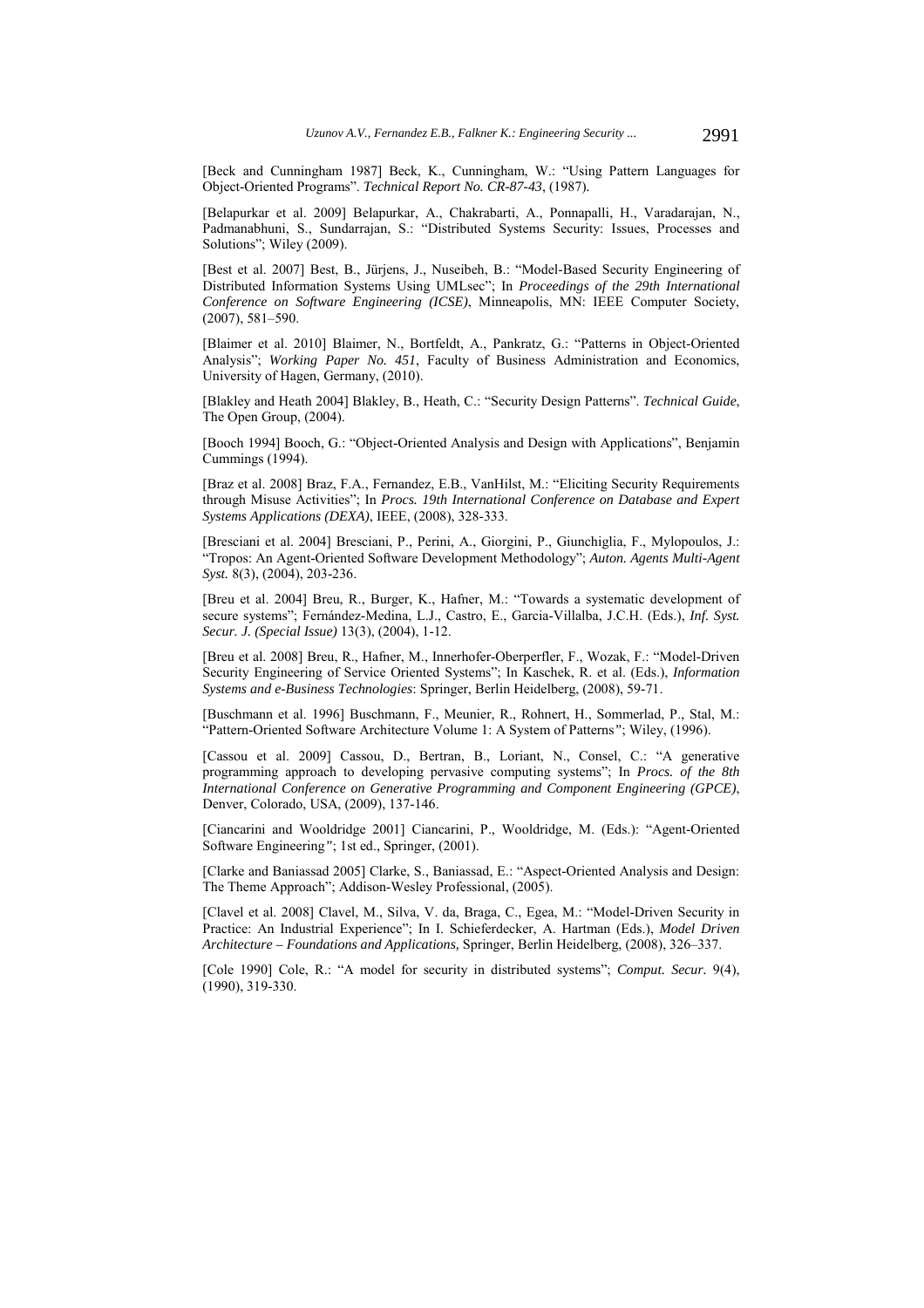[Beck and Cunningham 1987] Beck, K., Cunningham, W.: "Using Pattern Languages for Object-Oriented Programs". *Technical Report No. CR-87-43*, (1987).

[Belapurkar et al. 2009] Belapurkar, A., Chakrabarti, A., Ponnapalli, H., Varadarajan, N., Padmanabhuni, S., Sundarrajan, S.: "Distributed Systems Security: Issues, Processes and Solutions"; Wiley (2009).

[Best et al. 2007] Best, B., Jürjens, J., Nuseibeh, B.: "Model-Based Security Engineering of Distributed Information Systems Using UMLsec"; In *Proceedings of the 29th International Conference on Software Engineering (ICSE)*, Minneapolis, MN: IEEE Computer Society, (2007), 581–590.

[Blaimer et al. 2010] Blaimer, N., Bortfeldt, A., Pankratz, G.: "Patterns in Object-Oriented Analysis"; *Working Paper No. 451*, Faculty of Business Administration and Economics, University of Hagen, Germany, (2010).

[Blakley and Heath 2004] Blakley, B., Heath, C.: "Security Design Patterns". *Technical Guide*, The Open Group, (2004).

[Booch 1994] Booch, G.: "Object-Oriented Analysis and Design with Applications", Benjamin Cummings (1994).

[Braz et al. 2008] Braz, F.A., Fernandez, E.B., VanHilst, M.: "Eliciting Security Requirements through Misuse Activities"; In *Procs. 19th International Conference on Database and Expert Systems Applications (DEXA)*, IEEE, (2008), 328-333.

[Bresciani et al. 2004] Bresciani, P., Perini, A., Giorgini, P., Giunchiglia, F., Mylopoulos, J.: "Tropos: An Agent-Oriented Software Development Methodology"; *Auton. Agents Multi-Agent Syst.* 8(3), (2004), 203-236.

[Breu et al. 2004] Breu, R., Burger, K., Hafner, M.: "Towards a systematic development of secure systems"; Fernández-Medina, L.J., Castro, E., Garcia-Villalba, J.C.H. (Eds.), *Inf. Syst. Secur. J. (Special Issue)* 13(3), (2004), 1-12.

[Breu et al. 2008] Breu, R., Hafner, M., Innerhofer-Oberperfler, F., Wozak, F.: "Model-Driven Security Engineering of Service Oriented Systems"; In Kaschek, R. et al. (Eds.), *Information Systems and e-Business Technologies*: Springer, Berlin Heidelberg, (2008), 59-71.

[Buschmann et al. 1996] Buschmann, F., Meunier, R., Rohnert, H., Sommerlad, P., Stal, M.: "Pattern-Oriented Software Architecture Volume 1: A System of Patterns"; Wiley, (1996).

[Cassou et al. 2009] Cassou, D., Bertran, B., Loriant, N., Consel, C.: "A generative programming approach to developing pervasive computing systems"; In *Procs. of the 8th International Conference on Generative Programming and Component Engineering (GPCE)*, Denver, Colorado, USA, (2009), 137-146.

[Ciancarini and Wooldridge 2001] Ciancarini, P., Wooldridge, M. (Eds.): "Agent-Oriented Software Engineering"; 1st ed., Springer, (2001).

[Clarke and Baniassad 2005] Clarke, S., Baniassad, E.: "Aspect-Oriented Analysis and Design: The Theme Approach"; Addison-Wesley Professional, (2005).

[Clavel et al. 2008] Clavel, M., Silva, V. da, Braga, C., Egea, M.: "Model-Driven Security in Practice: An Industrial Experience"; In I. Schieferdecker, A. Hartman (Eds.), *Model Driven Architecture – Foundations and Applications,* Springer, Berlin Heidelberg, (2008), 326–337.

[Cole 1990] Cole, R.: "A model for security in distributed systems"; *Comput. Secur.* 9(4), (1990), 319-330.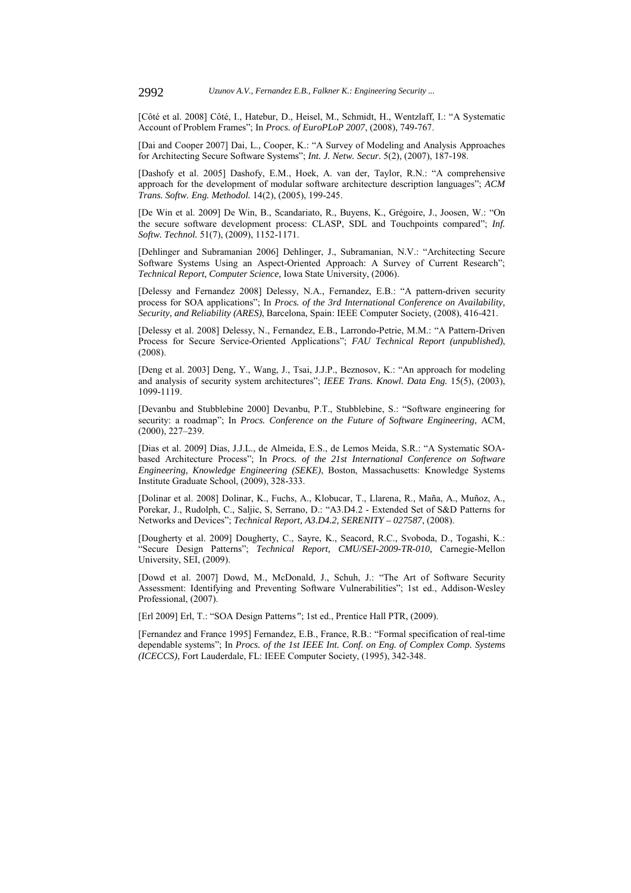[Côté et al. 2008] Côté, I., Hatebur, D., Heisel, M., Schmidt, H., Wentzlaff, I.: "A Systematic Account of Problem Frames"; In *Procs. of EuroPLoP 2007*, (2008), 749-767.

[Dai and Cooper 2007] Dai, L., Cooper, K.: "A Survey of Modeling and Analysis Approaches for Architecting Secure Software Systems"; *Int. J. Netw. Secur.* 5(2), (2007), 187-198.

[Dashofy et al. 2005] Dashofy, E.M., Hoek, A. van der, Taylor, R.N.: "A comprehensive approach for the development of modular software architecture description languages"; *ACM Trans. Softw. Eng. Methodol.* 14(2), (2005), 199-245.

[De Win et al. 2009] De Win, B., Scandariato, R., Buyens, K., Grégoire, J., Joosen, W.: "On the secure software development process: CLASP, SDL and Touchpoints compared"; *Inf. Softw. Technol.* 51(7), (2009), 1152-1171.

[Dehlinger and Subramanian 2006] Dehlinger, J., Subramanian, N.V.: "Architecting Secure Software Systems Using an Aspect-Oriented Approach: A Survey of Current Research"; *Technical Report, Computer Science,* Iowa State University, (2006).

[Delessy and Fernandez 2008] Delessy, N.A., Fernandez, E.B.: "A pattern-driven security process for SOA applications"; In *Procs. of the 3rd International Conference on Availability, Security, and Reliability (ARES)*, Barcelona, Spain: IEEE Computer Society, (2008), 416-421.

[Delessy et al. 2008] Delessy, N., Fernandez, E.B., Larrondo-Petrie, M.M.: "A Pattern-Driven Process for Secure Service-Oriented Applications"; *FAU Technical Report (unpublished)*, (2008).

[Deng et al. 2003] Deng, Y., Wang, J., Tsai, J.J.P., Beznosov, K.: "An approach for modeling and analysis of security system architectures"; *IEEE Trans. Knowl. Data Eng.* 15(5), (2003), 1099-1119.

[Devanbu and Stubblebine 2000] Devanbu, P.T., Stubblebine, S.: "Software engineering for security: a roadmap"; In *Procs. Conference on the Future of Software Engineering*, ACM, (2000), 227–239.

[Dias et al. 2009] Dias, J.J.L., de Almeida, E.S., de Lemos Meida, S.R.: "A Systematic SOA-based Architecture Process"; In *Procs. of the 21st International Conference on Software Engineering, Knowledge Engineering (SEKE)*, Boston, Massachusetts: Knowledge Systems Institute Graduate School, (2009), 328-333.

[Dolinar et al. 2008] Dolinar, K., Fuchs, A., Klobucar, T., Llarena, R., Maña, A., Muñoz, A., Porekar, J., Rudolph, C., Saljic, S, Serrano, D.: "A3.D4.2 - Extended Set of S&D Patterns for Networks and Devices"; *Technical Report, A3.D4.2, SERENITY – 027587*, (2008).

[Dougherty et al. 2009] Dougherty, C., Sayre, K., Seacord, R.C., Svoboda, D., Togashi, K.: "Secure Design Patterns"; *Technical Report, CMU/SEI-2009-TR-010,* Carnegie-Mellon University, SEI, (2009).

[Dowd et al. 2007] Dowd, M., McDonald, J., Schuh, J.: "The Art of Software Security Assessment: Identifying and Preventing Software Vulnerabilities"; 1st ed., Addison-Wesley Professional, (2007).

[Erl 2009] Erl, T.: "SOA Design Patterns"; 1st ed., Prentice Hall PTR, (2009).

[Fernandez and France 1995] Fernandez, E.B., France, R.B.: "Formal specification of real-time dependable systems"; In *Procs. of the 1st IEEE Int. Conf. on Eng. of Complex Comp. Systems (ICECCS)*, Fort Lauderdale, FL: IEEE Computer Society, (1995), 342-348.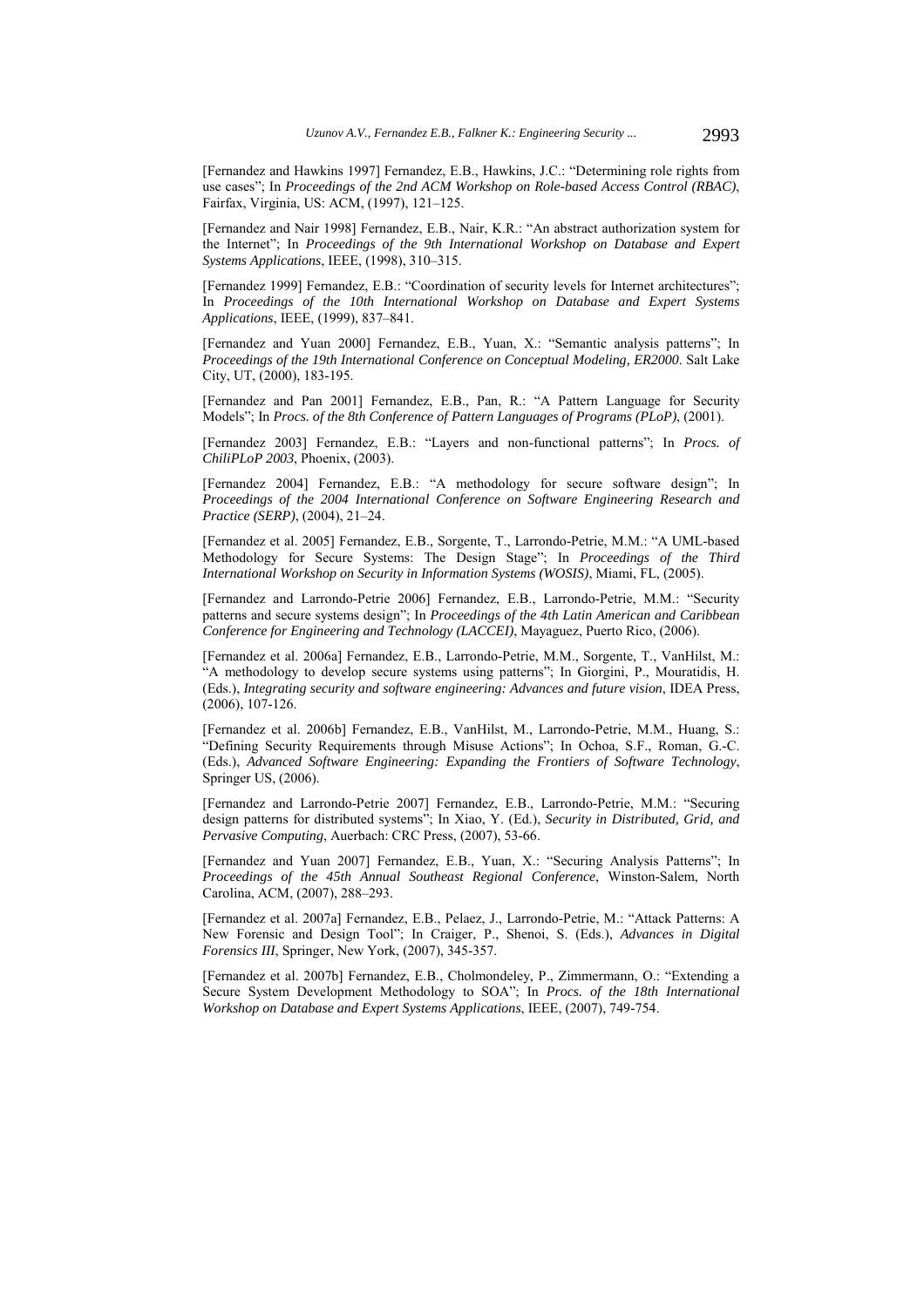[Fernandez and Hawkins 1997] Fernandez, E.B., Hawkins, J.C.: "Determining role rights from use cases"; In *Proceedings of the 2nd ACM Workshop on Role-based Access Control (RBAC)*, Fairfax, Virginia, US: ACM, (1997), 121–125.

[Fernandez and Nair 1998] Fernandez, E.B., Nair, K.R.: "An abstract authorization system for the Internet"; In *Proceedings of the 9th International Workshop on Database and Expert Systems Applications*, IEEE, (1998), 310–315.

[Fernandez 1999] Fernandez, E.B.: "Coordination of security levels for Internet architectures"; In *Proceedings of the 10th International Workshop on Database and Expert Systems Applications*, IEEE, (1999), 837–841.

[Fernandez and Yuan 2000] Fernandez, E.B., Yuan, X.: "Semantic analysis patterns"; In *Proceedings of the 19th International Conference on Conceptual Modeling, ER2000*. Salt Lake City, UT, (2000), 183-195.

[Fernandez and Pan 2001] Fernandez, E.B., Pan, R.: "A Pattern Language for Security Models"; In *Procs. of the 8th Conference of Pattern Languages of Programs (PLoP)*, (2001).

[Fernandez 2003] Fernandez, E.B.: "Layers and non-functional patterns"; In *Procs. of ChiliPLoP 2003*, Phoenix, (2003).

[Fernandez 2004] Fernandez, E.B.: "A methodology for secure software design"; In *Proceedings of the 2004 International Conference on Software Engineering Research and Practice (SERP)*, (2004), 21–24.

[Fernandez et al. 2005] Fernandez, E.B., Sorgente, T., Larrondo-Petrie, M.M.: "A UML-based Methodology for Secure Systems: The Design Stage"; In *Proceedings of the Third International Workshop on Security in Information Systems (WOSIS)*, Miami, FL, (2005).

[Fernandez and Larrondo-Petrie 2006] Fernandez, E.B., Larrondo-Petrie, M.M.: "Security patterns and secure systems design"; In *Proceedings of the 4th Latin American and Caribbean Conference for Engineering and Technology (LACCEI)*, Mayaguez, Puerto Rico, (2006).

[Fernandez et al. 2006a] Fernandez, E.B., Larrondo-Petrie, M.M., Sorgente, T., VanHilst, M.: "A methodology to develop secure systems using patterns"; In Giorgini, P., Mouratidis, H. (Eds.), *Integrating security and software engineering: Advances and future vision*, IDEA Press, (2006), 107-126.

[Fernandez et al. 2006b] Fernandez, E.B., VanHilst, M., Larrondo-Petrie, M.M., Huang, S.: "Defining Security Requirements through Misuse Actions"; In Ochoa, S.F., Roman, G.-C. (Eds.), *Advanced Software Engineering: Expanding the Frontiers of Software Technology*, Springer US, (2006).

[Fernandez and Larrondo-Petrie 2007] Fernandez, E.B., Larrondo-Petrie, M.M.: "Securing design patterns for distributed systems"; In Xiao, Y. (Ed.), *Security in Distributed, Grid, and Pervasive Computing*, Auerbach: CRC Press, (2007), 53-66.

[Fernandez and Yuan 2007] Fernandez, E.B., Yuan, X.: "Securing Analysis Patterns"; In *Proceedings of the 45th Annual Southeast Regional Conference*, Winston-Salem, North Carolina, ACM, (2007), 288–293.

[Fernandez et al. 2007a] Fernandez, E.B., Pelaez, J., Larrondo-Petrie, M.: "Attack Patterns: A New Forensic and Design Tool"; In Craiger, P., Shenoi, S. (Eds.), *Advances in Digital Forensics III*, Springer, New York, (2007), 345-357.

[Fernandez et al. 2007b] Fernandez, E.B., Cholmondeley, P., Zimmermann, O.: "Extending a Secure System Development Methodology to SOA"; In *Procs. of the 18th International Workshop on Database and Expert Systems Applications*, IEEE, (2007), 749-754.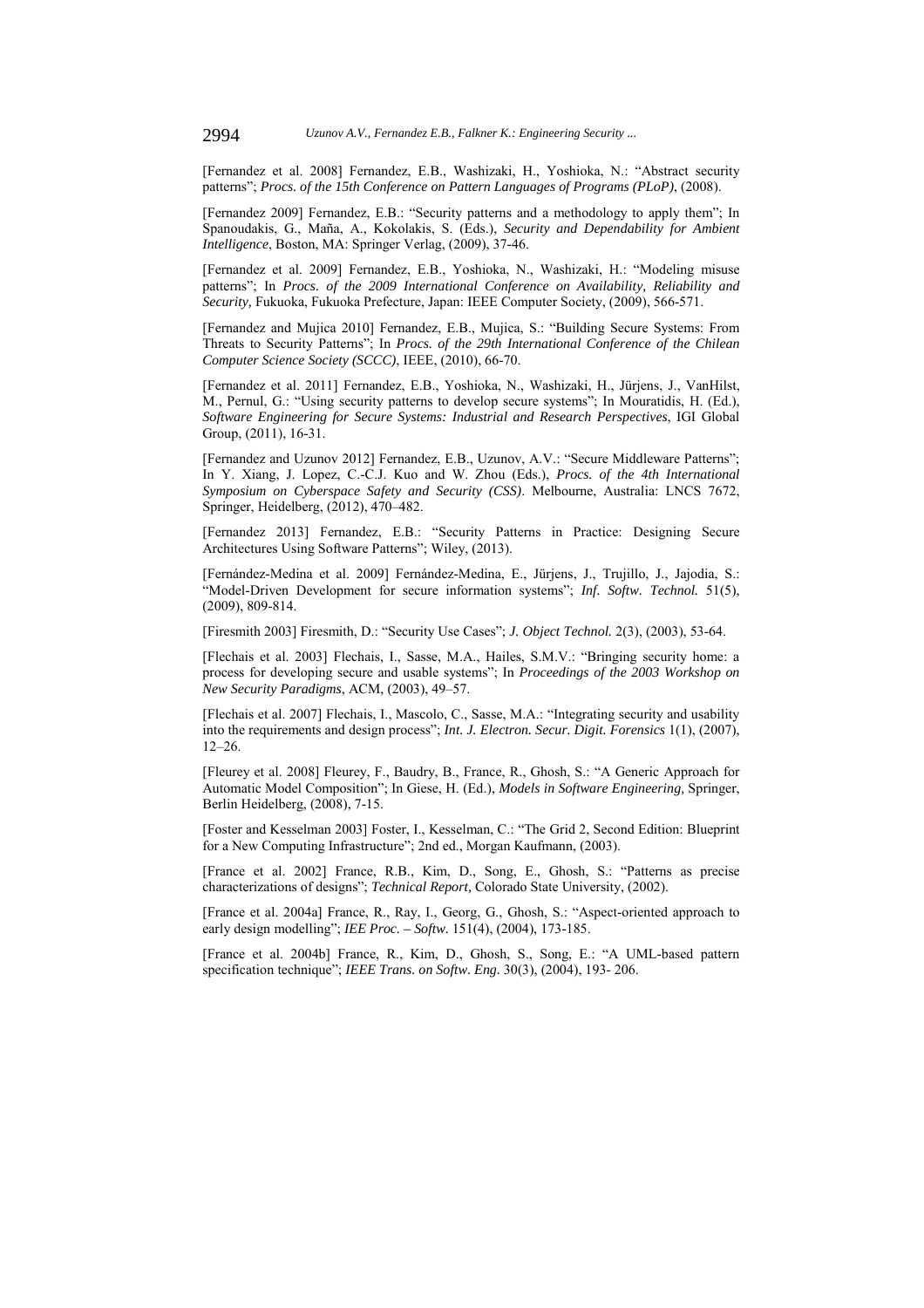[Fernandez et al. 2008] Fernandez, E.B., Washizaki, H., Yoshioka, N.: "Abstract security patterns"; *Procs. of the 15th Conference on Pattern Languages of Programs (PLoP)*, (2008).

[Fernandez 2009] Fernandez, E.B.: "Security patterns and a methodology to apply them"; In Spanoudakis, G., Maña, A., Kokolakis, S. (Eds.), *Security and Dependability for Ambient Intelligence*, Boston, MA: Springer Verlag, (2009), 37-46.

[Fernandez et al. 2009] Fernandez, E.B., Yoshioka, N., Washizaki, H.: "Modeling misuse patterns"; In *Procs. of the 2009 International Conference on Availability, Reliability and Security,* Fukuoka, Fukuoka Prefecture, Japan: IEEE Computer Society, (2009), 566-571.

[Fernandez and Mujica 2010] Fernandez, E.B., Mujica, S.: "Building Secure Systems: From Threats to Security Patterns"; In *Procs. of the 29th International Conference of the Chilean Computer Science Society (SCCC)*, IEEE, (2010), 66-70.

[Fernandez et al. 2011] Fernandez, E.B., Yoshioka, N., Washizaki, H., Jürjens, J., VanHilst, M., Pernul, G.: "Using security patterns to develop secure systems"; In Mouratidis, H. (Ed.), *Software Engineering for Secure Systems: Industrial and Research Perspectives*, IGI Global Group, (2011), 16-31.

[Fernandez and Uzunov 2012] Fernandez, E.B., Uzunov, A.V.: "Secure Middleware Patterns"; In Y. Xiang, J. Lopez, C.-C.J. Kuo and W. Zhou (Eds.), *Procs. of the 4th International Symposium on Cyberspace Safety and Security (CSS)*. Melbourne, Australia: LNCS 7672, Springer, Heidelberg, (2012), 470–482.

[Fernandez 2013] Fernandez, E.B.: "Security Patterns in Practice: Designing Secure Architectures Using Software Patterns"; Wiley, (2013).

[Fernández-Medina et al. 2009] Fernández-Medina, E., Jürjens, J., Trujillo, J., Jajodia, S.: "Model-Driven Development for secure information systems"; *Inf. Softw. Technol.* 51(5), (2009), 809-814.

[Firesmith 2003] Firesmith, D.: "Security Use Cases"; *J. Object Technol.* 2(3), (2003), 53-64.

[Flechais et al. 2003] Flechais, I., Sasse, M.A., Hailes, S.M.V.: "Bringing security home: a process for developing secure and usable systems"; In *Proceedings of the 2003 Workshop on New Security Paradigms*, ACM, (2003), 49–57.

[Flechais et al. 2007] Flechais, I., Mascolo, C., Sasse, M.A.: "Integrating security and usability into the requirements and design process"; *Int. J. Electron. Secur. Digit. Forensics* 1(1), (2007), 12–26.

[Fleurey et al. 2008] Fleurey, F., Baudry, B., France, R., Ghosh, S.: "A Generic Approach for Automatic Model Composition"; In Giese, H. (Ed.), *Models in Software Engineering*, Springer, Berlin Heidelberg, (2008), 7-15.

[Foster and Kesselman 2003] Foster, I., Kesselman, C.: "The Grid 2, Second Edition: Blueprint for a New Computing Infrastructure"; 2nd ed., Morgan Kaufmann, (2003).

[France et al. 2002] France, R.B., Kim, D., Song, E., Ghosh, S.: "Patterns as precise characterizations of designs"; *Technical Report*, Colorado State University, (2002).

[France et al. 2004a] France, R., Ray, I., Georg, G., Ghosh, S.: "Aspect-oriented approach to early design modelling"; *IEE Proc. – Softw.* 151(4), (2004), 173-185.

[France et al. 2004b] France, R., Kim, D., Ghosh, S., Song, E.: "A UML-based pattern specification technique"; *IEEE Trans. on Softw. Eng.* 30(3), (2004), 193- 206.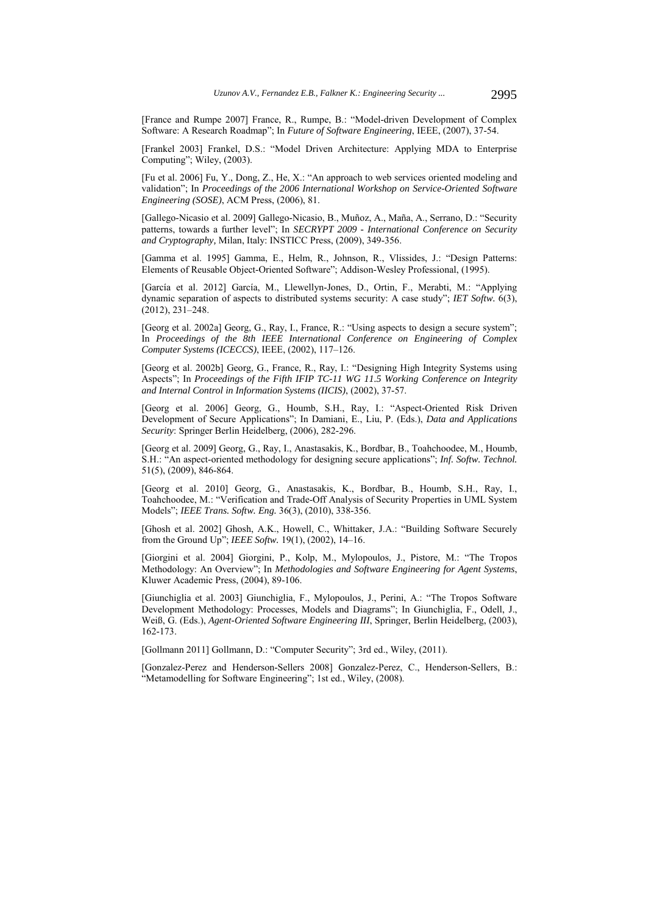[France and Rumpe 2007] France, R., Rumpe, B.: "Model-driven Development of Complex Software: A Research Roadmap"; In *Future of Software Engineering*, IEEE, (2007), 37-54.

[Frankel 2003] Frankel, D.S.: "Model Driven Architecture: Applying MDA to Enterprise Computing"; Wiley, (2003).

[Fu et al. 2006] Fu, Y., Dong, Z., He, X.: "An approach to web services oriented modeling and validation"; In *Proceedings of the 2006 International Workshop on Service-Oriented Software Engineering (SOSE)*, ACM Press, (2006), 81.

[Gallego-Nicasio et al. 2009] Gallego-Nicasio, B., Muñoz, A., Maña, A., Serrano, D.: "Security patterns, towards a further level"; In *SECRYPT 2009 - International Conference on Security and Cryptography,* Milan, Italy: INSTICC Press, (2009), 349-356.

[Gamma et al. 1995] Gamma, E., Helm, R., Johnson, R., Vlissides, J.: "Design Patterns: Elements of Reusable Object-Oriented Software"; Addison-Wesley Professional, (1995).

[García et al. 2012] García, M., Llewellyn-Jones, D., Ortin, F., Merabti, M.: "Applying dynamic separation of aspects to distributed systems security: A case study"; *IET Softw.* 6(3), (2012), 231–248.

[Georg et al. 2002a] Georg, G., Ray, I., France, R.: "Using aspects to design a secure system"; In *Proceedings of the 8th IEEE International Conference on Engineering of Complex Computer Systems (ICECCS)*, IEEE, (2002), 117–126.

[Georg et al. 2002b] Georg, G., France, R., Ray, I.: "Designing High Integrity Systems using Aspects"; In *Proceedings of the Fifth IFIP TC-11 WG 11.5 Working Conference on Integrity and Internal Control in Information Systems (IICIS)*, (2002), 37-57.

[Georg et al. 2006] Georg, G., Houmb, S.H., Ray, I.: "Aspect-Oriented Risk Driven Development of Secure Applications"; In Damiani, E., Liu, P. (Eds.), *Data and Applications Security*: Springer Berlin Heidelberg, (2006), 282-296.

[Georg et al. 2009] Georg, G., Ray, I., Anastasakis, K., Bordbar, B., Toahchoodee, M., Houmb, S.H.: "An aspect-oriented methodology for designing secure applications"; *Inf. Softw. Technol.* 51(5), (2009), 846-864.

[Georg et al. 2010] Georg, G., Anastasakis, K., Bordbar, B., Houmb, S.H., Ray, I., Toahchoodee, M.: "Verification and Trade-Off Analysis of Security Properties in UML System Models"; *IEEE Trans. Softw. Eng.* 36(3), (2010), 338-356.

[Ghosh et al. 2002] Ghosh, A.K., Howell, C., Whittaker, J.A.: "Building Software Securely from the Ground Up"; *IEEE Softw.* 19(1), (2002), 14–16.

[Giorgini et al. 2004] Giorgini, P., Kolp, M., Mylopoulos, J., Pistore, M.: "The Tropos Methodology: An Overview"; In *Methodologies and Software Engineering for Agent Systems*, Kluwer Academic Press, (2004), 89-106.

[Giunchiglia et al. 2003] Giunchiglia, F., Mylopoulos, J., Perini, A.: "The Tropos Software Development Methodology: Processes, Models and Diagrams"; In Giunchiglia, F., Odell, J., Weiß, G. (Eds.), *Agent-Oriented Software Engineering III*, Springer, Berlin Heidelberg, (2003), 162-173.

[Gollmann 2011] Gollmann, D.: "Computer Security"; 3rd ed., Wiley, (2011).

[Gonzalez-Perez and Henderson-Sellers 2008] Gonzalez-Perez, C., Henderson-Sellers, B.: "Metamodelling for Software Engineering"; 1st ed., Wiley, (2008).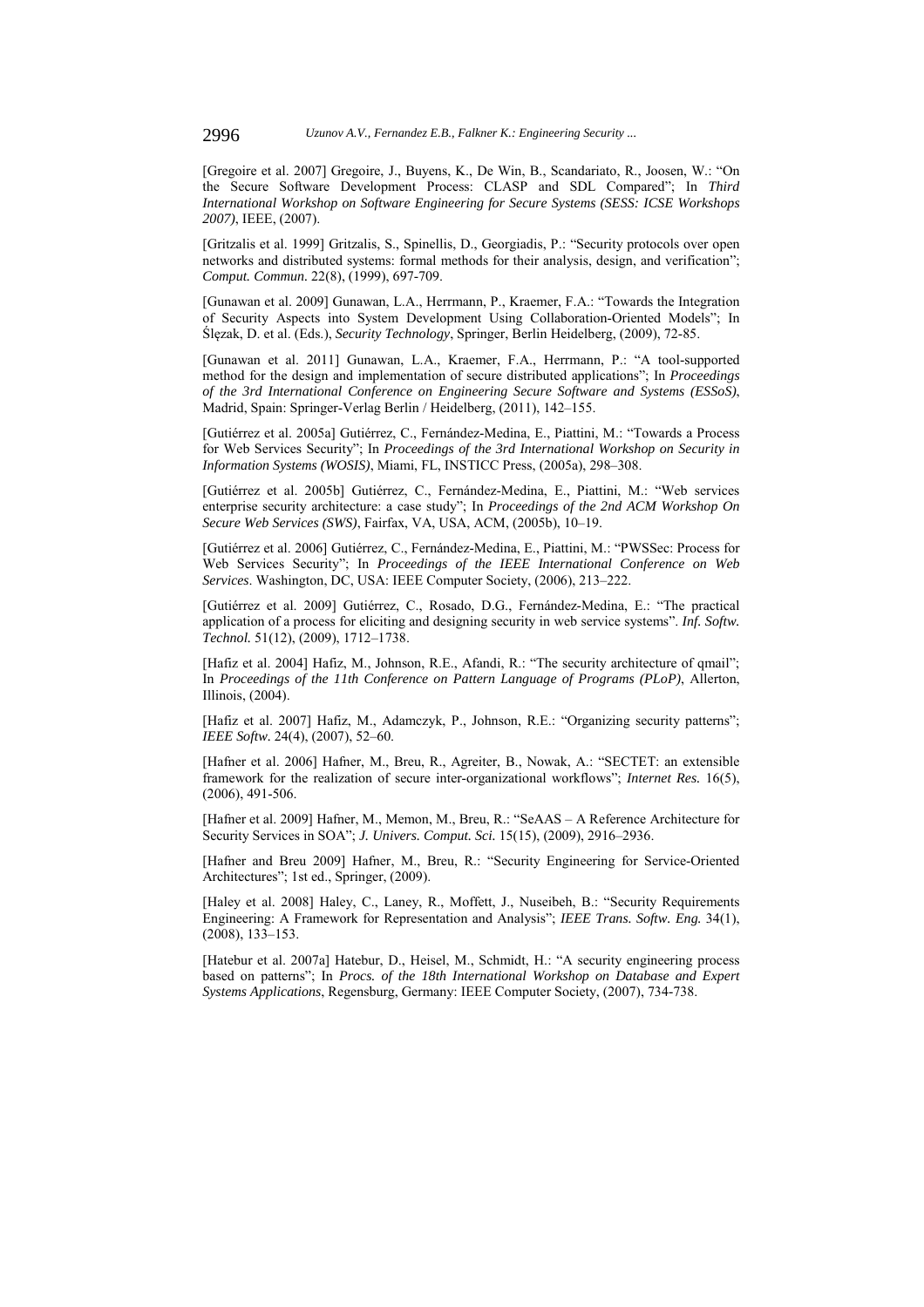[Gregoire et al. 2007] Gregoire, J., Buyens, K., De Win, B., Scandariato, R., Joosen, W.: "On the Secure Software Development Process: CLASP and SDL Compared"; In *Third International Workshop on Software Engineering for Secure Systems (SESS: ICSE Workshops 2007)*, IEEE, (2007).

[Gritzalis et al. 1999] Gritzalis, S., Spinellis, D., Georgiadis, P.: "Security protocols over open networks and distributed systems: formal methods for their analysis, design, and verification"; *Comput. Commun.* 22(8), (1999), 697-709.

[Gunawan et al. 2009] Gunawan, L.A., Herrmann, P., Kraemer, F.A.: "Towards the Integration of Security Aspects into System Development Using Collaboration-Oriented Models"; In Ślęzak, D. et al. (Eds.), *Security Technology*, Springer, Berlin Heidelberg, (2009), 72-85.

[Gunawan et al. 2011] Gunawan, L.A., Kraemer, F.A., Herrmann, P.: "A tool-supported method for the design and implementation of secure distributed applications"; In *Proceedings of the 3rd International Conference on Engineering Secure Software and Systems (ESSoS)*, Madrid, Spain: Springer-Verlag Berlin / Heidelberg, (2011), 142–155.

[Gutiérrez et al. 2005a] Gutiérrez, C., Fernández-Medina, E., Piattini, M.: "Towards a Process for Web Services Security"; In *Proceedings of the 3rd International Workshop on Security in Information Systems (WOSIS)*, Miami, FL, INSTICC Press, (2005a), 298–308.

[Gutiérrez et al. 2005b] Gutiérrez, C., Fernández-Medina, E., Piattini, M.: "Web services enterprise security architecture: a case study"; In *Proceedings of the 2nd ACM Workshop On Secure Web Services (SWS)*, Fairfax, VA, USA, ACM, (2005b), 10–19.

[Gutiérrez et al. 2006] Gutiérrez, C., Fernández-Medina, E., Piattini, M.: "PWSSec: Process for Web Services Security"; In *Proceedings of the IEEE International Conference on Web Services*. Washington, DC, USA: IEEE Computer Society, (2006), 213–222.

[Gutiérrez et al. 2009] Gutiérrez, C., Rosado, D.G., Fernández-Medina, E.: "The practical application of a process for eliciting and designing security in web service systems". *Inf. Softw. Technol.* 51(12), (2009), 1712–1738.

[Hafiz et al. 2004] Hafiz, M., Johnson, R.E., Afandi, R.: "The security architecture of qmail"; In *Proceedings of the 11th Conference on Pattern Language of Programs (PLoP)*, Allerton, Illinois, (2004).

[Hafiz et al. 2007] Hafiz, M., Adamczyk, P., Johnson, R.E.: "Organizing security patterns"; *IEEE Softw.* 24(4), (2007), 52–60.

[Hafner et al. 2006] Hafner, M., Breu, R., Agreiter, B., Nowak, A.: "SECTET: an extensible framework for the realization of secure inter-organizational workflows"; *Internet Res.* 16(5), (2006), 491-506.

[Hafner et al. 2009] Hafner, M., Memon, M., Breu, R.: "SeAAS – A Reference Architecture for Security Services in SOA"; *J. Univers. Comput. Sci.* 15(15), (2009), 2916–2936.

[Hafner and Breu 2009] Hafner, M., Breu, R.: "Security Engineering for Service-Oriented Architectures"; 1st ed., Springer, (2009).

[Haley et al. 2008] Haley, C., Laney, R., Moffett, J., Nuseibeh, B.: "Security Requirements Engineering: A Framework for Representation and Analysis"; *IEEE Trans. Softw. Eng.* 34(1), (2008), 133–153.

[Hatebur et al. 2007a] Hatebur, D., Heisel, M., Schmidt, H.: "A security engineering process based on patterns"; In *Procs. of the 18th International Workshop on Database and Expert Systems Applications*, Regensburg, Germany: IEEE Computer Society, (2007), 734-738.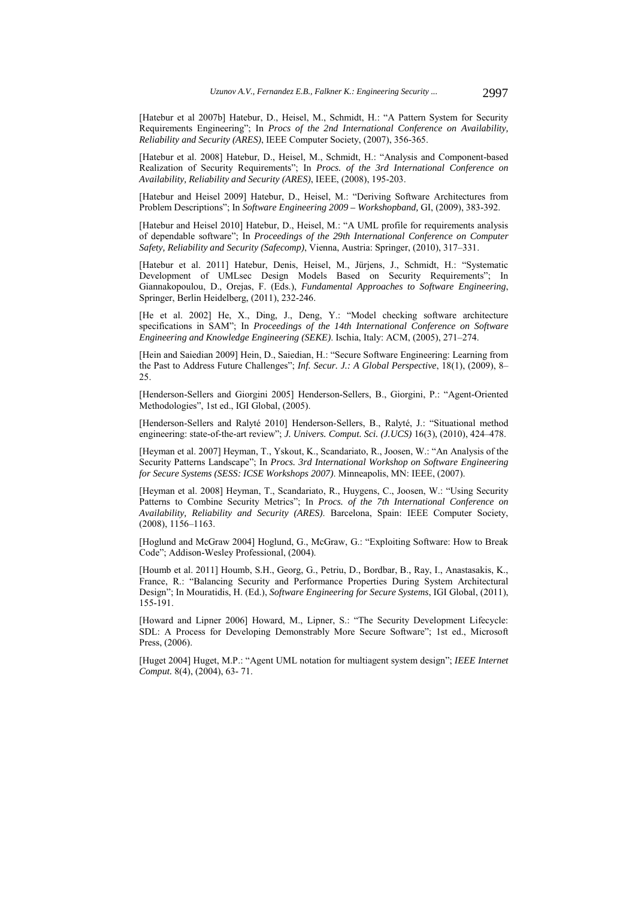[Hatebur et al 2007b] Hatebur, D., Heisel, M., Schmidt, H.: "A Pattern System for Security Requirements Engineering"; In *Procs of the 2nd International Conference on Availability, Reliability and Security (ARES)*, IEEE Computer Society, (2007), 356-365.

[Hatebur et al. 2008] Hatebur, D., Heisel, M., Schmidt, H.: "Analysis and Component-based Realization of Security Requirements"; In *Procs. of the 3rd International Conference on Availability, Reliability and Security (ARES)*, IEEE, (2008), 195-203.

[Hatebur and Heisel 2009] Hatebur, D., Heisel, M.: "Deriving Software Architectures from Problem Descriptions"; In *Software Engineering 2009 – Workshopband*, GI, (2009), 383-392.

[Hatebur and Heisel 2010] Hatebur, D., Heisel, M.: "A UML profile for requirements analysis of dependable software"; In *Proceedings of the 29th International Conference on Computer Safety, Reliability and Security (Safecomp)*, Vienna, Austria: Springer, (2010), 317–331.

[Hatebur et al. 2011] Hatebur, Denis, Heisel, M., Jürjens, J., Schmidt, H.: "Systematic Development of UMLsec Design Models Based on Security Requirements"; In Giannakopoulou, D., Orejas, F. (Eds.), *Fundamental Approaches to Software Engineering*, Springer, Berlin Heidelberg, (2011), 232-246.

[He et al. 2002] He, X., Ding, J., Deng, Y.: "Model checking software architecture specifications in SAM"; In *Proceedings of the 14th International Conference on Software Engineering and Knowledge Engineering (SEKE)*. Ischia, Italy: ACM, (2005), 271–274.

[Hein and Saiedian 2009] Hein, D., Saiedian, H.: "Secure Software Engineering: Learning from the Past to Address Future Challenges"; *Inf. Secur. J.: A Global Perspective*, 18(1), (2009), 8–25.

[Henderson-Sellers and Giorgini 2005] Henderson-Sellers, B., Giorgini, P.: "Agent-Oriented Methodologies", 1st ed., IGI Global, (2005).

[Henderson-Sellers and Ralyté 2010] Henderson-Sellers, B., Ralyté, J.: "Situational method engineering: state-of-the-art review"; *J. Univers. Comput. Sci. (J.UCS)* 16(3), (2010), 424–478.

[Heyman et al. 2007] Heyman, T., Yskout, K., Scandariato, R., Joosen, W.: "An Analysis of the Security Patterns Landscape"; In *Procs. 3rd International Workshop on Software Engineering for Secure Systems (SESS: ICSE Workshops 2007)*. Minneapolis, MN: IEEE, (2007).

[Heyman et al. 2008] Heyman, T., Scandariato, R., Huygens, C., Joosen, W.: "Using Security Patterns to Combine Security Metrics"; In *Procs. of the 7th International Conference on Availability, Reliability and Security (ARES)*. Barcelona, Spain: IEEE Computer Society, (2008), 1156–1163.

[Hoglund and McGraw 2004] Hoglund, G., McGraw, G.: "Exploiting Software: How to Break Code"; Addison-Wesley Professional, (2004).

[Houmb et al. 2011] Houmb, S.H., Georg, G., Petriu, D., Bordbar, B., Ray, I., Anastasakis, K., France, R.: "Balancing Security and Performance Properties During System Architectural Design"; In Mouratidis, H. (Ed.), *Software Engineering for Secure Systems*, IGI Global, (2011), 155-191.

[Howard and Lipner 2006] Howard, M., Lipner, S.: "The Security Development Lifecycle: SDL: A Process for Developing Demonstrably More Secure Software"; 1st ed., Microsoft Press, (2006).

[Huget 2004] Huget, M.P.: "Agent UML notation for multiagent system design"; *IEEE Internet Comput.* 8(4), (2004), 63- 71.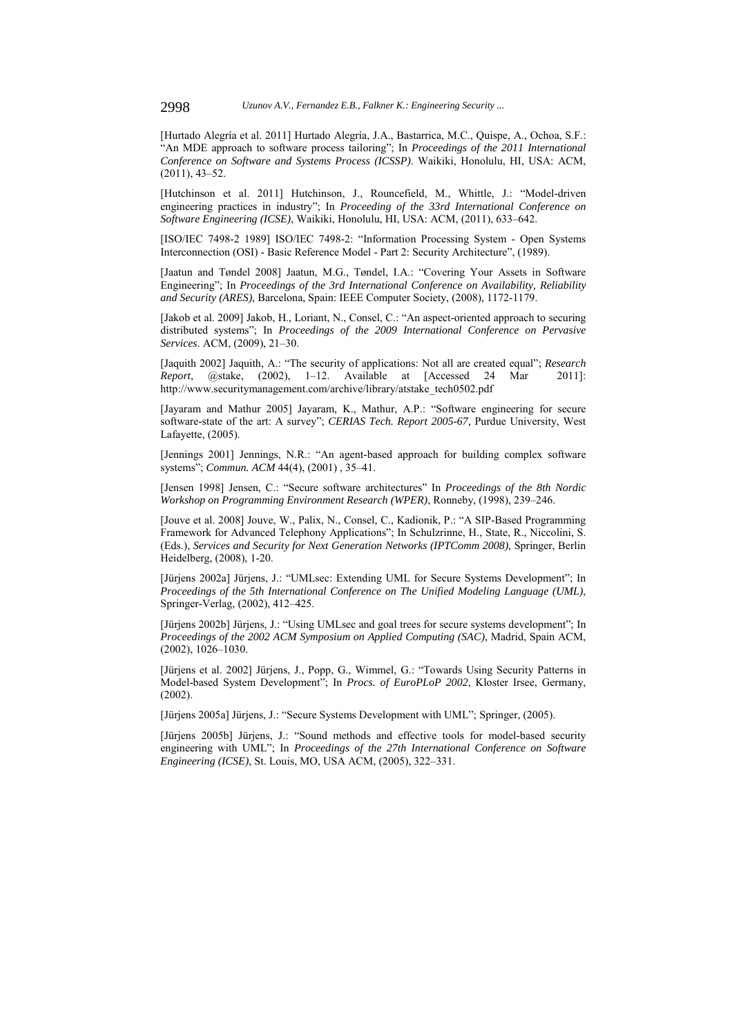[Hurtado Alegría et al. 2011] Hurtado Alegría, J.A., Bastarrica, M.C., Quispe, A., Ochoa, S.F.: "An MDE approach to software process tailoring"; In *Proceedings of the 2011 International Conference on Software and Systems Process (ICSSP)*. Waikiki, Honolulu, HI, USA: ACM, (2011), 43–52.

[Hutchinson et al. 2011] Hutchinson, J., Rouncefield, M., Whittle, J.: "Model-driven engineering practices in industry"; In *Proceeding of the 33rd International Conference on Software Engineering (ICSE)*, Waikiki, Honolulu, HI, USA: ACM, (2011), 633–642.

[ISO/IEC 7498-2 1989] ISO/IEC 7498-2: "Information Processing System - Open Systems Interconnection (OSI) - Basic Reference Model - Part 2: Security Architecture", (1989).

[Jaatun and Tøndel 2008] Jaatun, M.G., Tøndel, I.A.: "Covering Your Assets in Software Engineering"; In *Proceedings of the 3rd International Conference on Availability, Reliability and Security (ARES)*, Barcelona, Spain: IEEE Computer Society, (2008), 1172-1179.

[Jakob et al. 2009] Jakob, H., Loriant, N., Consel, C.: "An aspect-oriented approach to securing distributed systems"; In *Proceedings of the 2009 International Conference on Pervasive Services*. ACM, (2009), 21–30.

[Jaquith 2002] Jaquith, A.: "The security of applications: Not all are created equal"; *Research Report*, @stake, (2002), 1–12. Available at [Accessed 24 Mar 2011]: http://www.securitymanagement.com/archive/library/atstake_tech0502.pdf

[Jayaram and Mathur 2005] Jayaram, K., Mathur, A.P.: "Software engineering for secure software-state of the art: A survey"; *CERIAS Tech. Report 2005-67*, Purdue University, West Lafayette, (2005).

[Jennings 2001] Jennings, N.R.: "An agent-based approach for building complex software systems"; *Commun. ACM* 44(4), (2001) , 35–41.

[Jensen 1998] Jensen, C.: "Secure software architectures" In *Proceedings of the 8th Nordic Workshop on Programming Environment Research (WPER)*, Ronneby, (1998), 239–246.

[Jouve et al. 2008] Jouve, W., Palix, N., Consel, C., Kadionik, P.: "A SIP-Based Programming Framework for Advanced Telephony Applications"; In Schulzrinne, H., State, R., Niccolini, S. (Eds.), *Services and Security for Next Generation Networks (IPTComm 2008)*, Springer, Berlin Heidelberg, (2008), 1-20.

[Jürjens 2002a] Jürjens, J.: "UMLsec: Extending UML for Secure Systems Development"; In *Proceedings of the 5th International Conference on The Unified Modeling Language (UML)*, Springer-Verlag, (2002), 412–425.

[Jürjens 2002b] Jürjens, J.: "Using UMLsec and goal trees for secure systems development"; In *Proceedings of the 2002 ACM Symposium on Applied Computing (SAC)*, Madrid, Spain ACM, (2002), 1026–1030.

[Jürjens et al. 2002] Jürjens, J., Popp, G., Wimmel, G.: "Towards Using Security Patterns in Model-based System Development"; In *Procs. of EuroPLoP 2002*, Kloster Irsee, Germany, (2002).

[Jürjens 2005a] Jürjens, J.: "Secure Systems Development with UML"; Springer, (2005).

[Jürjens 2005b] Jürjens, J.: "Sound methods and effective tools for model-based security engineering with UML"; In *Proceedings of the 27th International Conference on Software Engineering (ICSE)*, St. Louis, MO, USA ACM, (2005), 322–331.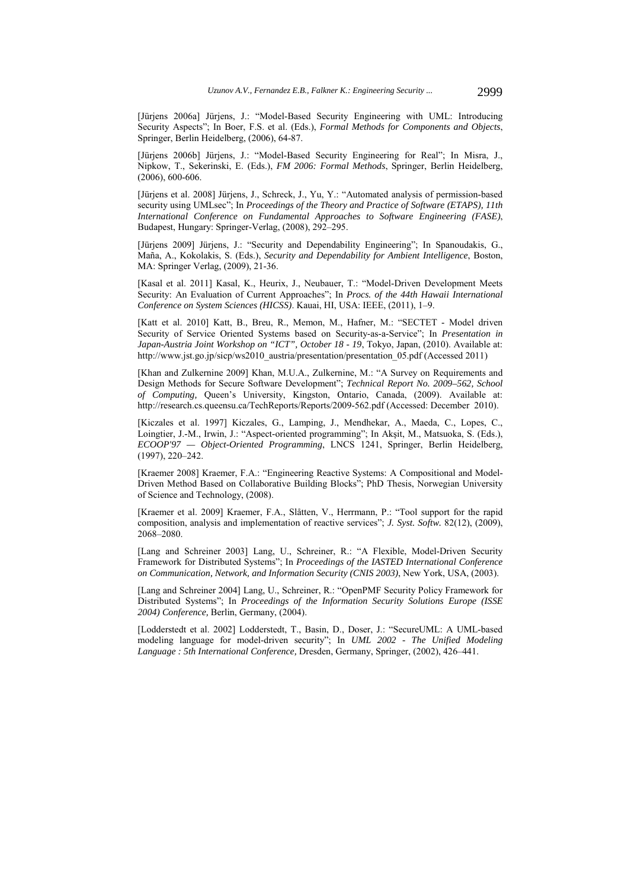[Jürjens 2006a] Jürjens, J.: "Model-Based Security Engineering with UML: Introducing Security Aspects"; In Boer, F.S. et al. (Eds.), *Formal Methods for Components and Objects*, Springer, Berlin Heidelberg, (2006), 64-87.

[Jürjens 2006b] Jürjens, J.: "Model-Based Security Engineering for Real"; In Misra, J., Nipkow, T., Sekerinski, E. (Eds.), *FM 2006: Formal Methods*, Springer, Berlin Heidelberg, (2006), 600-606.

[Jürjens et al. 2008] Jürjens, J., Schreck, J., Yu, Y.: "Automated analysis of permission-based security using UMLsec"; In *Proceedings of the Theory and Practice of Software (ETAPS), 11th International Conference on Fundamental Approaches to Software Engineering (FASE)*, Budapest, Hungary: Springer-Verlag, (2008), 292–295.

[Jürjens 2009] Jürjens, J.: "Security and Dependability Engineering"; In Spanoudakis, G., Maña, A., Kokolakis, S. (Eds.), *Security and Dependability for Ambient Intelligence*, Boston, MA: Springer Verlag, (2009), 21-36.

[Kasal et al. 2011] Kasal, K., Heurix, J., Neubauer, T.: "Model-Driven Development Meets Security: An Evaluation of Current Approaches"; In *Procs. of the 44th Hawaii International Conference on System Sciences (HICSS)*. Kauai, HI, USA: IEEE, (2011), 1–9.

[Katt et al. 2010] Katt, B., Breu, R., Memon, M., Hafner, M.: "SECTET - Model driven Security of Service Oriented Systems based on Security-as-a-Service"; In *Presentation in Japan-Austria Joint Workshop on "ICT", October 18 - 19*, Tokyo, Japan, (2010). Available at: http://www.jst.go.jp/sicp/ws2010_austria/presentation/presentation_05.pdf (Accessed 2011)

[Khan and Zulkernine 2009] Khan, M.U.A., Zulkernine, M.: "A Survey on Requirements and Design Methods for Secure Software Development"; *Technical Report No. 2009–562, School of Computing*, Queen's University, Kingston, Ontario, Canada, (2009). Available at: http://research.cs.queensu.ca/TechReports/Reports/2009-562.pdf (Accessed: December 2010).

[Kiczales et al. 1997] Kiczales, G., Lamping, J., Mendhekar, A., Maeda, C., Lopes, C., Loingtier, J.-M., Irwin, J.: "Aspect-oriented programming"; In Akşit, M., Matsuoka, S. (Eds.), *ECOOP'97 — Object-Oriented Programming*, LNCS 1241, Springer, Berlin Heidelberg, (1997), 220–242.

[Kraemer 2008] Kraemer, F.A.: "Engineering Reactive Systems: A Compositional and Model-Driven Method Based on Collaborative Building Blocks"; PhD Thesis, Norwegian University of Science and Technology, (2008).

[Kraemer et al. 2009] Kraemer, F.A., Slåtten, V., Herrmann, P.: "Tool support for the rapid composition, analysis and implementation of reactive services"; *J. Syst. Softw.* 82(12), (2009), 2068–2080.

[Lang and Schreiner 2003] Lang, U., Schreiner, R.: "A Flexible, Model-Driven Security Framework for Distributed Systems"; In *Proceedings of the IASTED International Conference on Communication, Network, and Information Security (CNIS 2003)*, New York, USA, (2003).

[Lang and Schreiner 2004] Lang, U., Schreiner, R.: "OpenPMF Security Policy Framework for Distributed Systems"; In *Proceedings of the Information Security Solutions Europe (ISSE 2004) Conference,* Berlin, Germany, (2004).

[Lodderstedt et al. 2002] Lodderstedt, T., Basin, D., Doser, J.: "SecureUML: A UML-based modeling language for model-driven security"; In *UML 2002 - The Unified Modeling Language : 5th International Conference,* Dresden, Germany, Springer, (2002), 426–441.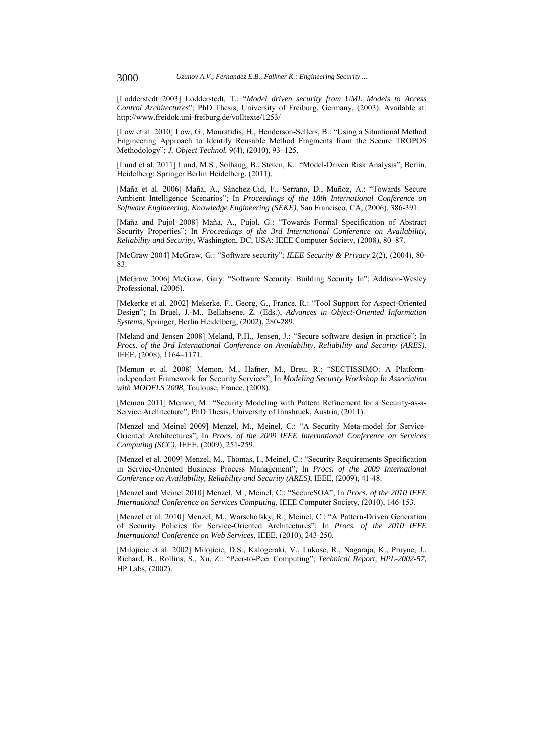[Lodderstedt 2003] Lodderstedt, T.: "*Model driven security from UML Models to Access Control Architectures*"; PhD Thesis, University of Freiburg, Germany, (2003). Available at: http://www.freidok.uni-freiburg.de/volltexte/1253/

[Low et al. 2010] Low, G., Mouratidis, H., Henderson-Sellers, B.: "Using a Situational Method Engineering Approach to Identify Reusable Method Fragments from the Secure TROPOS Methodology"; *J. Object Technol.* 9(4), (2010), 93–125.

[Lund et al. 2011] Lund, M.S., Solhaug, B., Stølen, K.: "Model-Driven Risk Analysis"; Berlin, Heidelberg: Springer Berlin Heidelberg, (2011).

[Maña et al. 2006] Maña, A., Sánchez-Cid, F., Serrano, D., Muñoz, A.: "Towards Secure Ambient Intelligence Scenarios"; In *Proceedings of the 18th International Conference on Software Engineering, Knowledge Engineering (SEKE)*, San Francisco, CA, (2006), 386-391.

[Maña and Pujol 2008] Maña, A., Pujol, G.: "Towards Formal Specification of Abstract Security Properties"; In *Proceedings of the 3rd International Conference on Availability, Reliability and Security*, Washington, DC, USA: IEEE Computer Society, (2008), 80–87.

[McGraw 2004] McGraw, G.: "Software security"; *IEEE Security & Privacy* 2(2), (2004), 80-83.

[McGraw 2006] McGraw, Gary: "Software Security: Building Security In"; Addison-Wesley Professional, (2006).

[Mekerke et al. 2002] Mekerke, F., Georg, G., France, R.: "Tool Support for Aspect-Oriented Design"; In Bruel, J.-M., Bellahsene, Z. (Eds.), *Advances in Object-Oriented Information Systems*, Springer, Berlin Heidelberg, (2002), 280-289.

[Meland and Jensen 2008] Meland, P.H., Jensen, J.: "Secure software design in practice"; In *Procs. of the 3rd International Conference on Availability, Reliability and Security (ARES)*. IEEE, (2008), 1164–1171.

[Memon et al. 2008] Memon, M., Hafner, M., Breu, R.: "SECTISSIMO: A Platform-independent Framework for Security Services"; In *Modeling Security Workshop In Association with MODELS 2008*, Toulouse, France, (2008).

[Memon 2011] Memon, M.: "Security Modeling with Pattern Refinement for a Security-as-a-Service Architecture"; PhD Thesis, University of Innsbruck, Austria, (2011).

[Menzel and Meinel 2009] Menzel, M., Meinel, C.: "A Security Meta-model for Service-Oriented Architectures"; In *Procs. of the 2009 IEEE International Conference on Services Computing (SCC)*, IEEE, (2009), 251-259.

[Menzel et al. 2009] Menzel, M., Thomas, I., Meinel, C.: "Security Requirements Specification in Service-Oriented Business Process Management"; In *Procs. of the 2009 International Conference on Availability, Reliability and Security (ARES)*, IEEE, (2009), 41-48.

[Menzel and Meinel 2010] Menzel, M., Meinel, C.: "SecureSOA"; In *Procs. of the 2010 IEEE International Conference on Services Computing*, IEEE Computer Society, (2010), 146-153.

[Menzel et al. 2010] Menzel, M., Warschofsky, R., Meinel, C.: "A Pattern-Driven Generation of Security Policies for Service-Oriented Architectures"; In *Procs. of the 2010 IEEE International Conference on Web Services*, IEEE, (2010), 243-250.

[Milojicic et al. 2002] Milojicic, D.S., Kalogeraki, V., Lukose, R., Nagaraja, K., Pruyne, J., Richard, B., Rollins, S., Xu, Z.: "Peer-to-Peer Computing"; *Technical Report, HPL-2002-57,* HP Labs, (2002).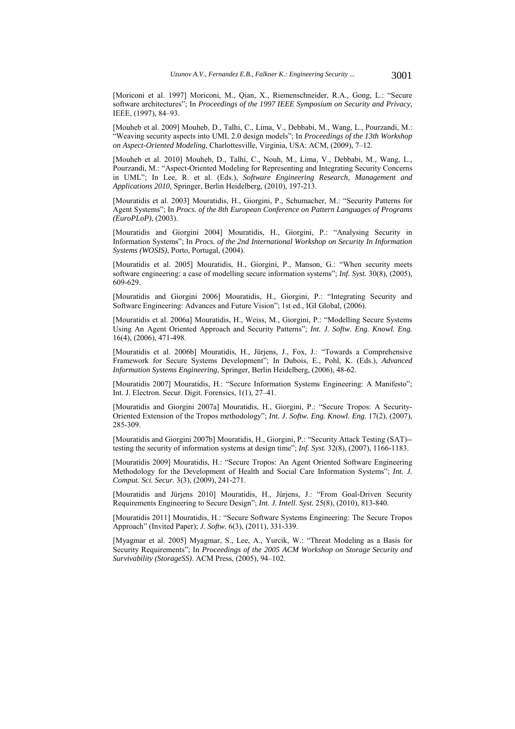[Moriconi et al. 1997] Moriconi, M., Qian, X., Riemenschneider, R.A., Gong, L.: "Secure software architectures"; In *Proceedings of the 1997 IEEE Symposium on Security and Privacy*, IEEE, (1997), 84–93.

[Mouheb et al. 2009] Mouheb, D., Talhi, C., Lima, V., Debbabi, M., Wang, L., Pourzandi, M.: "Weaving security aspects into UML 2.0 design models"; In *Proceedings of the 13th Workshop on Aspect-Oriented Modeling*, Charlottesville, Virginia, USA: ACM, (2009), 7–12.

[Mouheb et al. 2010] Mouheb, D., Talhi, C., Nouh, M., Lima, V., Debbabi, M., Wang, L., Pourzandi, M.: "Aspect-Oriented Modeling for Representing and Integrating Security Concerns in UML"; In Lee, R. et al. (Eds.), *Software Engineering Research, Management and Applications 2010*, Springer, Berlin Heidelberg, (2010), 197-213.

[Mouratidis et al. 2003] Mouratidis, H., Giorgini, P., Schumacher, M.: "Security Patterns for Agent Systems"; In *Procs. of the 8th European Conference on Pattern Languages of Programs (EuroPLoP)*, (2003).

[Mouratidis and Giorgini 2004] Mouratidis, H., Giorgini, P.: "Analysing Security in Information Systems"; In *Procs. of the 2nd International Workshop on Security In Information Systems (WOSIS)*, Porto, Portugal, (2004).

[Mouratidis et al. 2005] Mouratidis, H., Giorgini, P., Manson, G.: "When security meets software engineering: a case of modelling secure information systems"; *Inf. Syst.* 30(8), (2005), 609-629.

[Mouratidis and Giorgini 2006] Mouratidis, H., Giorgini, P.: "Integrating Security and Software Engineering: Advances and Future Vision"; 1st ed., IGI Global, (2006).

[Mouratidis et al. 2006a] Mouratidis, H., Weiss, M., Giorgini, P.: "Modelling Secure Systems Using An Agent Oriented Approach and Security Patterns"; *Int. J. Softw. Eng. Knowl. Eng.* 16(4), (2006), 471-498.

[Mouratidis et al. 2006b] Mouratidis, H., Jürjens, J., Fox, J.: "Towards a Comprehensive Framework for Secure Systems Development"; In Dubois, E., Pohl, K. (Eds.), *Advanced Information Systems Engineering*, Springer, Berlin Heidelberg, (2006), 48-62.

[Mouratidis 2007] Mouratidis, H.: "Secure Information Systems Engineering: A Manifesto"; Int. J. Electron. Secur. Digit. Forensics, 1(1), 27–41.

[Mouratidis and Giorgini 2007a] Mouratidis, H., Giorgini, P.: "Secure Tropos: A Security-Oriented Extension of the Tropos methodology"; *Int. J. Softw. Eng. Knowl. Eng.* 17(2), (2007), 285-309.

[Mouratidis and Giorgini 2007b] Mouratidis, H., Giorgini, P.: "Security Attack Testing (SAT)--testing the security of information systems at design time"; *Inf. Syst.* 32(8), (2007), 1166-1183.

[Mouratidis 2009] Mouratidis, H.: "Secure Tropos: An Agent Oriented Software Engineering Methodology for the Development of Health and Social Care Information Systems"; *Int. J. Comput. Sci. Secur.* 3(3), (2009), 241-271.

[Mouratidis and Jürjens 2010] Mouratidis, H., Jürjens, J.: "From Goal-Driven Security Requirements Engineering to Secure Design"; *Int. J. Intell. Syst.* 25(8), (2010), 813-840.

[Mouratidis 2011] Mouratidis, H.: "Secure Software Systems Engineering: The Secure Tropos Approach" (Invited Paper); *J. Softw.* 6(3), (2011), 331-339.

[Myagmar et al. 2005] Myagmar, S., Lee, A., Yurcik, W.: "Threat Modeling as a Basis for Security Requirements"; In *Proceedings of the 2005 ACM Workshop on Storage Security and Survivability (StorageSS)*. ACM Press, (2005), 94–102.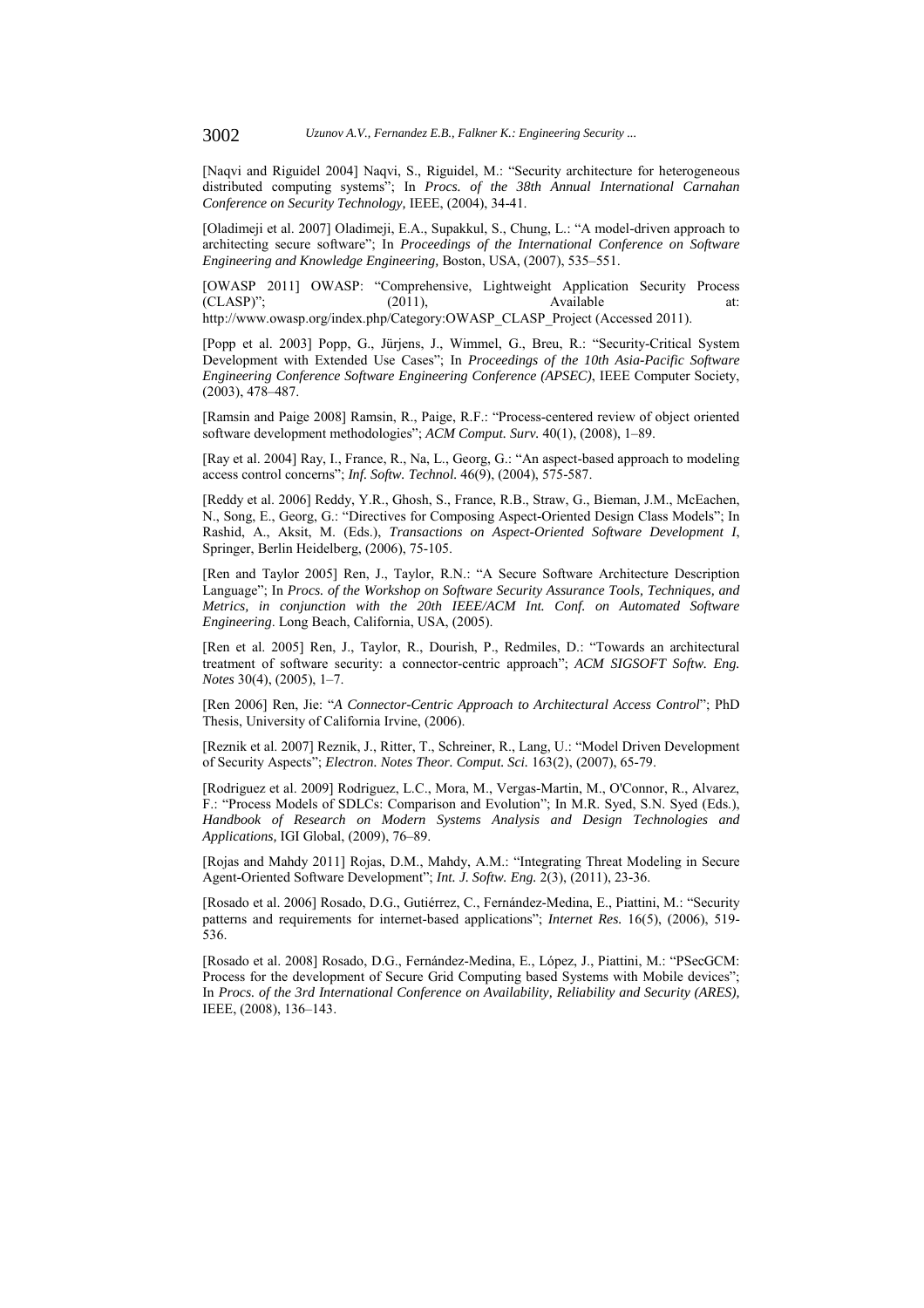[Naqvi and Riguidel 2004] Naqvi, S., Riguidel, M.: "Security architecture for heterogeneous distributed computing systems"; In *Procs. of the 38th Annual International Carnahan Conference on Security Technology,* IEEE, (2004), 34-41.

[Oladimeji et al. 2007] Oladimeji, E.A., Supakkul, S., Chung, L.: "A model-driven approach to architecting secure software"; In *Proceedings of the International Conference on Software Engineering and Knowledge Engineering,* Boston, USA, (2007), 535–551.

[OWASP 2011] OWASP: "Comprehensive, Lightweight Application Security Process (CLASP)"; (2011), Available at: http://www.owasp.org/index.php/Category:OWASP_CLASP_Project (Accessed 2011).

[Popp et al. 2003] Popp, G., Jürjens, J., Wimmel, G., Breu, R.: "Security-Critical System Development with Extended Use Cases"; In *Proceedings of the 10th Asia-Pacific Software Engineering Conference Software Engineering Conference (APSEC)*, IEEE Computer Society, (2003), 478–487.

[Ramsin and Paige 2008] Ramsin, R., Paige, R.F.: "Process-centered review of object oriented software development methodologies"; *ACM Comput. Surv.* 40(1), (2008), 1–89.

[Ray et al. 2004] Ray, I., France, R., Na, L., Georg, G.: "An aspect-based approach to modeling access control concerns"; *Inf. Softw. Technol.* 46(9), (2004), 575-587.

[Reddy et al. 2006] Reddy, Y.R., Ghosh, S., France, R.B., Straw, G., Bieman, J.M., McEachen, N., Song, E., Georg, G.: "Directives for Composing Aspect-Oriented Design Class Models"; In Rashid, A., Aksit, M. (Eds.), *Transactions on Aspect-Oriented Software Development I*, Springer, Berlin Heidelberg, (2006), 75-105.

[Ren and Taylor 2005] Ren, J., Taylor, R.N.: "A Secure Software Architecture Description Language"; In *Procs. of the Workshop on Software Security Assurance Tools, Techniques, and Metrics, in conjunction with the 20th IEEE/ACM Int. Conf. on Automated Software Engineering*. Long Beach, California, USA, (2005).

[Ren et al. 2005] Ren, J., Taylor, R., Dourish, P., Redmiles, D.: "Towards an architectural treatment of software security: a connector-centric approach"; *ACM SIGSOFT Softw. Eng. Notes* 30(4), (2005), 1–7.

[Ren 2006] Ren, Jie: "*A Connector-Centric Approach to Architectural Access Control*"; PhD Thesis, University of California Irvine, (2006).

[Reznik et al. 2007] Reznik, J., Ritter, T., Schreiner, R., Lang, U.: "Model Driven Development of Security Aspects"; *Electron. Notes Theor. Comput. Sci.* 163(2), (2007), 65-79.

[Rodriguez et al. 2009] Rodriguez, L.C., Mora, M., Vergas-Martin, M., O'Connor, R., Alvarez, F.: "Process Models of SDLCs: Comparison and Evolution"; In M.R. Syed, S.N. Syed (Eds.), *Handbook of Research on Modern Systems Analysis and Design Technologies and Applications,* IGI Global, (2009), 76–89.

[Rojas and Mahdy 2011] Rojas, D.M., Mahdy, A.M.: "Integrating Threat Modeling in Secure Agent-Oriented Software Development"; *Int. J. Softw. Eng.* 2(3), (2011), 23-36.

[Rosado et al. 2006] Rosado, D.G., Gutiérrez, C., Fernández-Medina, E., Piattini, M.: "Security patterns and requirements for internet-based applications"; *Internet Res.* 16(5), (2006), 519-536.

[Rosado et al. 2008] Rosado, D.G., Fernández-Medina, E., López, J., Piattini, M.: "PSecGCM: Process for the development of Secure Grid Computing based Systems with Mobile devices"; In *Procs. of the 3rd International Conference on Availability, Reliability and Security (ARES),* IEEE, (2008), 136–143.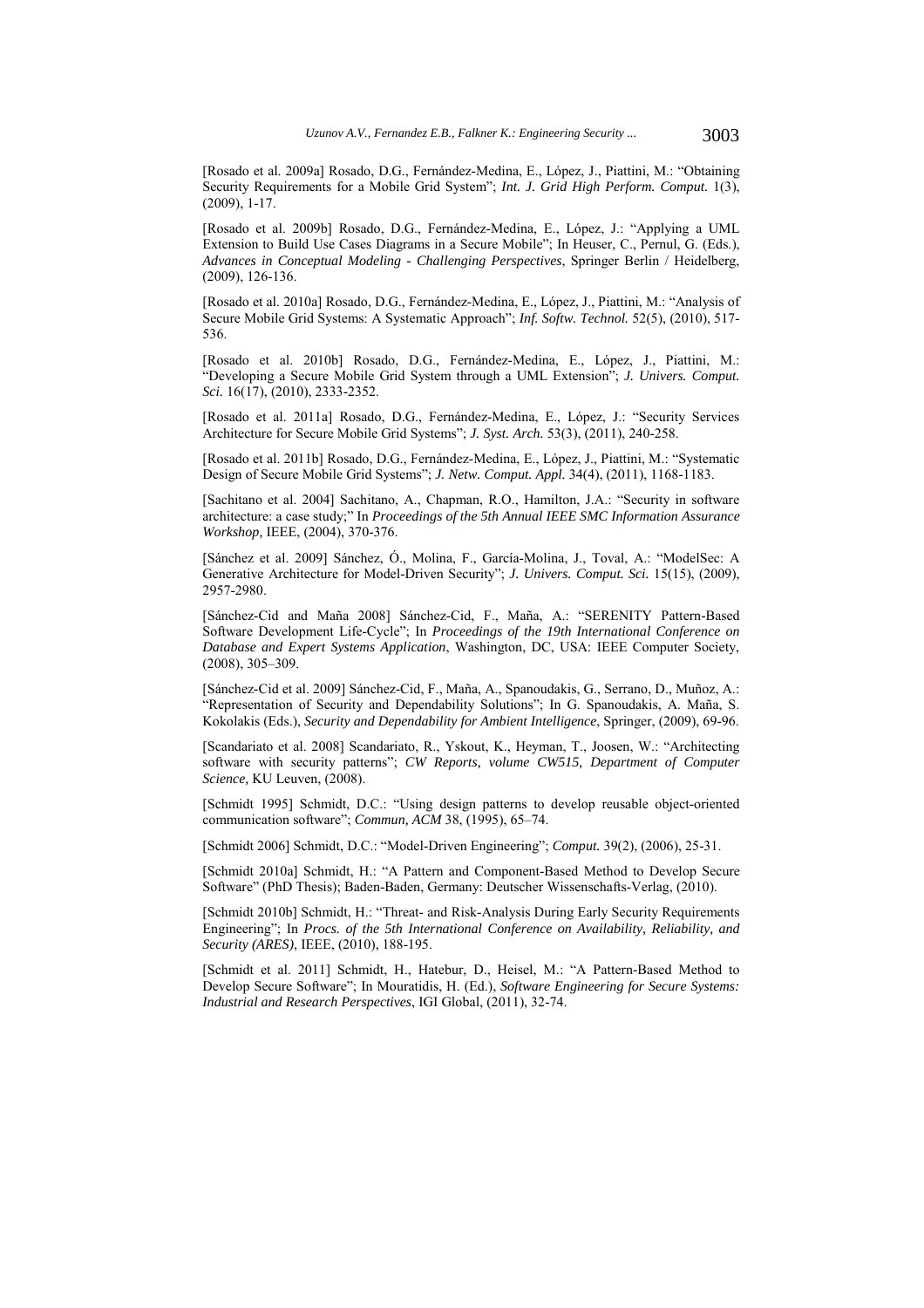[Rosado et al. 2009a] Rosado, D.G., Fernández-Medina, E., López, J., Piattini, M.: "Obtaining Security Requirements for a Mobile Grid System"; *Int. J. Grid High Perform. Comput.* 1(3), (2009), 1-17.

[Rosado et al. 2009b] Rosado, D.G., Fernández-Medina, E., López, J.: "Applying a UML Extension to Build Use Cases Diagrams in a Secure Mobile"; In Heuser, C., Pernul, G. (Eds.), *Advances in Conceptual Modeling - Challenging Perspectives*, Springer Berlin / Heidelberg, (2009), 126-136.

[Rosado et al. 2010a] Rosado, D.G., Fernández-Medina, E., López, J., Piattini, M.: "Analysis of Secure Mobile Grid Systems: A Systematic Approach"; *Inf. Softw. Technol.* 52(5), (2010), 517-536.

[Rosado et al. 2010b] Rosado, D.G., Fernández-Medina, E., López, J., Piattini, M.: "Developing a Secure Mobile Grid System through a UML Extension"; *J. Univers. Comput. Sci.* 16(17), (2010), 2333-2352.

[Rosado et al. 2011a] Rosado, D.G., Fernández-Medina, E., López, J.: "Security Services Architecture for Secure Mobile Grid Systems"; *J. Syst. Arch.* 53(3), (2011), 240-258.

[Rosado et al. 2011b] Rosado, D.G., Fernández-Medina, E., López, J., Piattini, M.: "Systematic Design of Secure Mobile Grid Systems"; *J. Netw. Comput. Appl.* 34(4), (2011), 1168-1183.

[Sachitano et al. 2004] Sachitano, A., Chapman, R.O., Hamilton, J.A.: "Security in software architecture: a case study;" In *Proceedings of the 5th Annual IEEE SMC Information Assurance Workshop*, IEEE, (2004), 370-376.

[Sánchez et al. 2009] Sánchez, Ó., Molina, F., García-Molina, J., Toval, A.: "ModelSec: A Generative Architecture for Model-Driven Security"; *J. Univers. Comput. Sci.* 15(15), (2009), 2957-2980.

[Sanchez-Cid and Maña 2008] Sanchez-Cid, F., Maña, A.: "SERENITY Pattern-Based Software Development Life-Cycle"; In *Proceedings of the 19th International Conference on Database and Expert Systems Application*, Washington, DC, USA: IEEE Computer Society, (2008), 305–309.

[Sánchez-Cid et al. 2009] Sánchez-Cid, F., Maña, A., Spanoudakis, G., Serrano, D., Muñoz, A.: "Representation of Security and Dependability Solutions"; In G. Spanoudakis, A. Maña, S. Kokolakis (Eds.), *Security and Dependability for Ambient Intelligence*, Springer, (2009), 69-96.

[Scandariato et al. 2008] Scandariato, R., Yskout, K., Heyman, T., Joosen, W.: "Architecting software with security patterns"; *CW Reports, volume CW515, Department of Computer Science,* KU Leuven, (2008).

[Schmidt 1995] Schmidt, D.C.: "Using design patterns to develop reusable object-oriented communication software"; *Commun, ACM* 38, (1995), 65–74.

[Schmidt 2006] Schmidt, D.C.: "Model-Driven Engineering"; *Comput.* 39(2), (2006), 25-31.

[Schmidt 2010a] Schmidt, H.: "A Pattern and Component-Based Method to Develop Secure Software" (PhD Thesis); Baden-Baden, Germany: Deutscher Wissenschafts-Verlag, (2010).

[Schmidt 2010b] Schmidt, H.: "Threat- and Risk-Analysis During Early Security Requirements Engineering"; In *Procs. of the 5th International Conference on Availability, Reliability, and Security (ARES)*, IEEE, (2010), 188-195.

[Schmidt et al. 2011] Schmidt, H., Hatebur, D., Heisel, M.: "A Pattern-Based Method to Develop Secure Software"; In Mouratidis, H. (Ed.), *Software Engineering for Secure Systems: Industrial and Research Perspectives*, IGI Global, (2011), 32-74.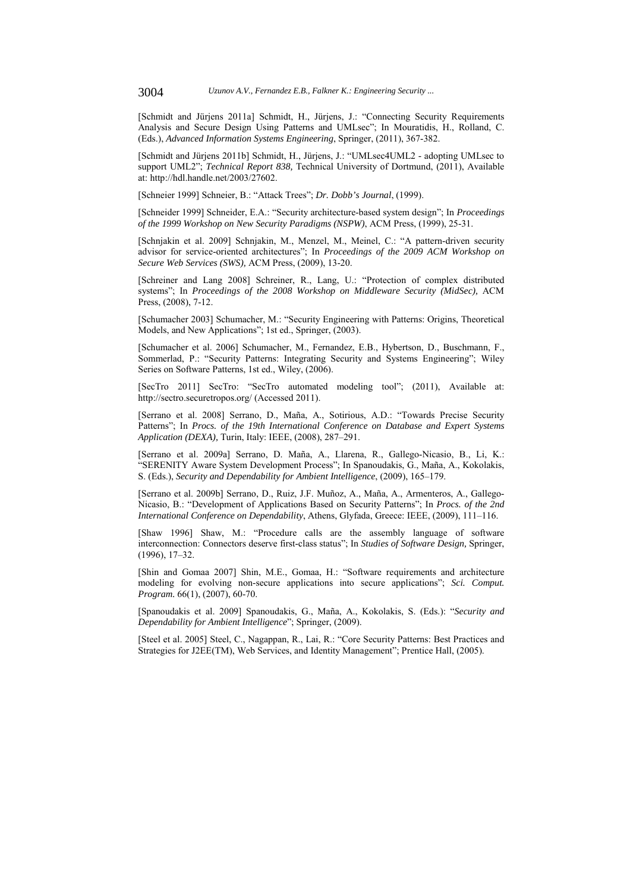[Schmidt and Jürjens 2011a] Schmidt, H., Jürjens, J.: "Connecting Security Requirements Analysis and Secure Design Using Patterns and UMLsec"; In Mouratidis, H., Rolland, C. (Eds.), *Advanced Information Systems Engineering*, Springer, (2011), 367-382.

[Schmidt and Jürjens 2011b] Schmidt, H., Jürjens, J.: "UMLsec4UML2 - adopting UMLsec to support UML2"; *Technical Report 838,* Technical University of Dortmund, (2011), Available at: http://hdl.handle.net/2003/27602.

[Schneier 1999] Schneier, B.: "Attack Trees"; *Dr. Dobb's Journal*, (1999).

[Schneider 1999] Schneider, E.A.: "Security architecture-based system design"; In *Proceedings of the 1999 Workshop on New Security Paradigms (NSPW)*, ACM Press, (1999), 25-31.

[Schnjakin et al. 2009] Schnjakin, M., Menzel, M., Meinel, C.: "A pattern-driven security advisor for service-oriented architectures"; In *Proceedings of the 2009 ACM Workshop on Secure Web Services (SWS),* ACM Press, (2009), 13-20.

[Schreiner and Lang 2008] Schreiner, R., Lang, U.: "Protection of complex distributed systems"; In *Proceedings of the 2008 Workshop on Middleware Security (MidSec),* ACM Press, (2008), 7-12.

[Schumacher 2003] Schumacher, M.: "Security Engineering with Patterns: Origins, Theoretical Models, and New Applications"; 1st ed., Springer, (2003).

[Schumacher et al. 2006] Schumacher, M., Fernandez, E.B., Hybertson, D., Buschmann, F., Sommerlad, P.: "Security Patterns: Integrating Security and Systems Engineering"; Wiley Series on Software Patterns, 1st ed., Wiley, (2006).

[SecTro 2011] SecTro: "SecTro automated modeling tool"; (2011), Available at: http://sectro.securetropos.org/ (Accessed 2011).

[Serrano et al. 2008] Serrano, D., Maña, A., Sotirious, A.D.: "Towards Precise Security Patterns"; In *Procs. of the 19th International Conference on Database and Expert Systems Application (DEXA),* Turin, Italy: IEEE, (2008), 287–291.

[Serrano et al. 2009a] Serrano, D. Maña, A., Llarena, R., Gallego-Nicasio, B., Li, K.: "SERENITY Aware System Development Process"; In Spanoudakis, G., Maña, A., Kokolakis, S. (Eds.), *Security and Dependability for Ambient Intelligence*, (2009), 165–179.

[Serrano et al. 2009b] Serrano, D., Ruiz, J.F. Muñoz, A., Maña, A., Armenteros, A., Gallego-Nicasio, B.: "Development of Applications Based on Security Patterns"; In *Procs. of the 2nd International Conference on Dependability*, Athens, Glyfada, Greece: IEEE, (2009), 111–116.

[Shaw 1996] Shaw, M.: "Procedure calls are the assembly language of software interconnection: Connectors deserve first-class status"; In *Studies of Software Design,* Springer, (1996), 17–32.

[Shin and Gomaa 2007] Shin, M.E., Gomaa, H.: "Software requirements and architecture modeling for evolving non-secure applications into secure applications"; *Sci. Comput. Program.* 66(1), (2007), 60-70.

[Spanoudakis et al. 2009] Spanoudakis, G., Maña, A., Kokolakis, S. (Eds.): "*Security and Dependability for Ambient Intelligence*"; Springer, (2009).

[Steel et al. 2005] Steel, C., Nagappan, R., Lai, R.: "Core Security Patterns: Best Practices and Strategies for J2EE(TM), Web Services, and Identity Management"; Prentice Hall, (2005).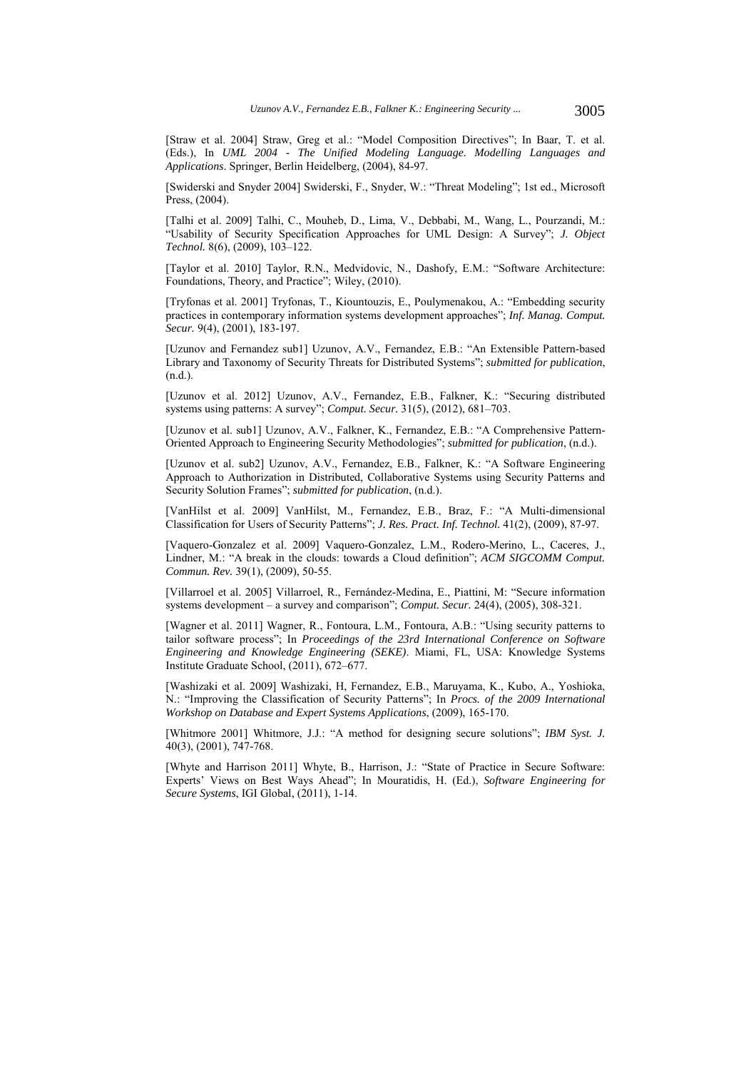[Straw et al. 2004] Straw, Greg et al.: "Model Composition Directives"; In Baar, T. et al. (Eds.), In *UML 2004 - The Unified Modeling Language. Modelling Languages and Applications*. Springer, Berlin Heidelberg, (2004), 84-97.

[Swiderski and Snyder 2004] Swiderski, F., Snyder, W.: "Threat Modeling"; 1st ed., Microsoft Press, (2004).

[Talhi et al. 2009] Talhi, C., Mouheb, D., Lima, V., Debbabi, M., Wang, L., Pourzandi, M.: "Usability of Security Specification Approaches for UML Design: A Survey"; *J. Object Technol.* 8(6), (2009), 103–122.

[Taylor et al. 2010] Taylor, R.N., Medvidovic, N., Dashofy, E.M.: "Software Architecture: Foundations, Theory, and Practice"; Wiley, (2010).

[Tryfonas et al. 2001] Tryfonas, T., Kiountouzis, E., Poulymenakou, A.: "Embedding security practices in contemporary information systems development approaches"; *Inf. Manag. Comput. Secur.* 9(4), (2001), 183-197.

[Uzunov and Fernandez sub1] Uzunov, A.V., Fernandez, E.B.: "An Extensible Pattern-based Library and Taxonomy of Security Threats for Distributed Systems"; *submitted for publication*, (n.d.).

[Uzunov et al. 2012] Uzunov, A.V., Fernandez, E.B., Falkner, K.: "Securing distributed systems using patterns: A survey"; *Comput. Secur.* 31(5), (2012), 681–703.

[Uzunov et al. sub1] Uzunov, A.V., Falkner, K., Fernandez, E.B.: "A Comprehensive Pattern-Oriented Approach to Engineering Security Methodologies"; *submitted for publication*, (n.d.).

[Uzunov et al. sub2] Uzunov, A.V., Fernandez, E.B., Falkner, K.: "A Software Engineering Approach to Authorization in Distributed, Collaborative Systems using Security Patterns and Security Solution Frames"; *submitted for publication*, (n.d.).

[VanHilst et al. 2009] VanHilst, M., Fernandez, E.B., Braz, F.: "A Multi-dimensional Classification for Users of Security Patterns"; *J. Res. Pract. Inf. Technol.* 41(2), (2009), 87-97.

[Vaquero-Gonzalez et al. 2009] Vaquero-Gonzalez, L.M., Rodero-Merino, L., Caceres, J., Lindner, M.: "A break in the clouds: towards a Cloud definition"; *ACM SIGCOMM Comput. Commun. Rev.* 39(1), (2009), 50-55.

[Villarroel et al. 2005] Villarroel, R., Fernández-Medina, E., Piattini, M: "Secure information systems development – a survey and comparison"; *Comput. Secur.* 24(4), (2005), 308-321.

[Wagner et al. 2011] Wagner, R., Fontoura, L.M., Fontoura, A.B.: "Using security patterns to tailor software process"; In *Proceedings of the 23rd International Conference on Software Engineering and Knowledge Engineering (SEKE)*. Miami, FL, USA: Knowledge Systems Institute Graduate School, (2011), 672–677.

[Washizaki et al. 2009] Washizaki, H, Fernandez, E.B., Maruyama, K., Kubo, A., Yoshioka, N.: "Improving the Classification of Security Patterns"; In *Procs. of the 2009 International Workshop on Database and Expert Systems Applications*, (2009), 165-170.

[Whitmore 2001] Whitmore, J.J.: "A method for designing secure solutions"; *IBM Syst. J.* 40(3), (2001), 747-768.

[Whyte and Harrison 2011] Whyte, B., Harrison, J.: "State of Practice in Secure Software: Experts' Views on Best Ways Ahead"; In Mouratidis, H. (Ed.), *Software Engineering for Secure Systems*, IGI Global, (2011), 1-14.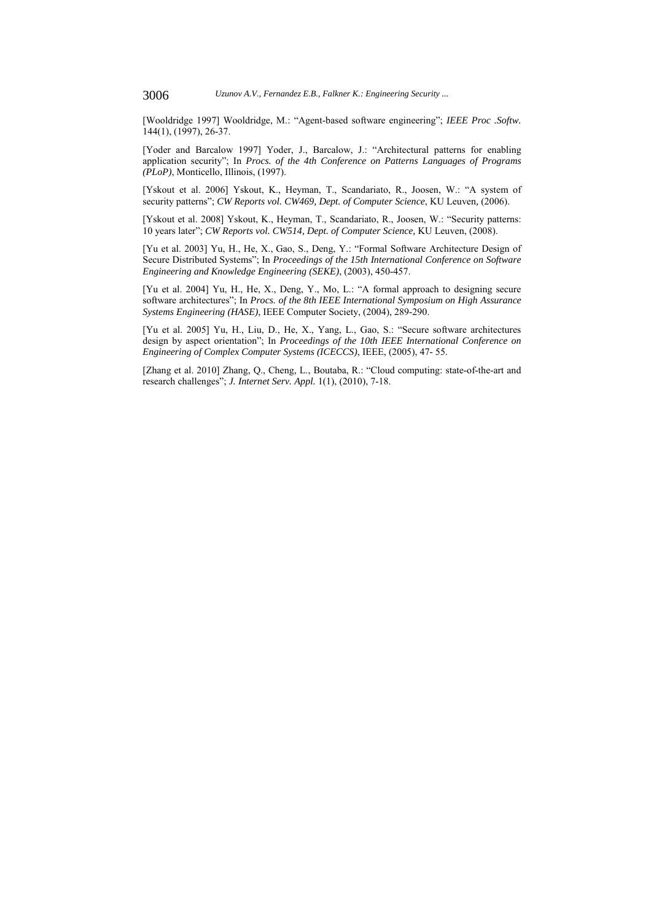[Wooldridge 1997] Wooldridge, M.: "Agent-based software engineering"; *IEEE Proc .Softw.* 144(1), (1997), 26-37.

[Yoder and Barcalow 1997] Yoder, J., Barcalow, J.: "Architectural patterns for enabling application security"; In *Procs. of the 4th Conference on Patterns Languages of Programs (PLoP)*, Monticello, Illinois, (1997).

[Yskout et al. 2006] Yskout, K., Heyman, T., Scandariato, R., Joosen, W.: "A system of security patterns"; *CW Reports vol. CW469, Dept. of Computer Science*, KU Leuven, (2006).

[Yskout et al. 2008] Yskout, K., Heyman, T., Scandariato, R., Joosen, W.: "Security patterns: 10 years later"; *CW Reports vol. CW514, Dept. of Computer Science,* KU Leuven, (2008).

[Yu et al. 2003] Yu, H., He, X., Gao, S., Deng, Y.: "Formal Software Architecture Design of Secure Distributed Systems"; In *Proceedings of the 15th International Conference on Software Engineering and Knowledge Engineering (SEKE)*, (2003), 450-457.

[Yu et al. 2004] Yu, H., He, X., Deng, Y., Mo, L.: "A formal approach to designing secure software architectures"; In *Procs. of the 8th IEEE International Symposium on High Assurance Systems Engineering (HASE)*, IEEE Computer Society, (2004), 289-290.

[Yu et al. 2005] Yu, H., Liu, D., He, X., Yang, L., Gao, S.: "Secure software architectures design by aspect orientation"; In *Proceedings of the 10th IEEE International Conference on Engineering of Complex Computer Systems (ICECCS)*, IEEE, (2005), 47- 55.

[Zhang et al. 2010] Zhang, Q., Cheng, L., Boutaba, R.: "Cloud computing: state-of-the-art and research challenges"; *J. Internet Serv. Appl.* 1(1), (2010), 7-18.